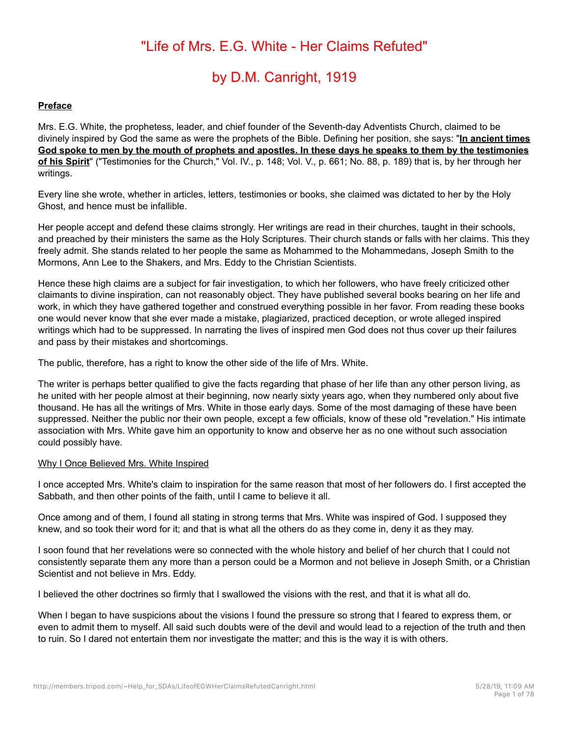# "Life of Mrs. E.G. White - Her Claims Refuted"

# by D.M. Canright, 1919

**Preface**

Mrs. E.G. White, the prophetess, leader, and chief founder of the Seventh-day Adventists Church, claimed to be divinely inspired by God the same as were the prophets of the Bible. Defining her position, she says: "**In ancient times God spoke to men by the mouth of prophets and apostles. In these days he speaks to them by the testimonies of his Spirit**" ("Testimonies for the Church," Vol. IV., p. 148; Vol. V., p. 661; No. 88, p. 189) that is, by her through her writings.

Every line she wrote, whether in articles, letters, testimonies or books, she claimed was dictated to her by the Holy Ghost, and hence must be infallible.

Her people accept and defend these claims strongly. Her writings are read in their churches, taught in their schools, and preached by their ministers the same as the Holy Scriptures. Their church stands or falls with her claims. This they freely admit. She stands related to her people the same as Mohammed to the Mohammedans, Joseph Smith to the Mormons, Ann Lee to the Shakers, and Mrs. Eddy to the Christian Scientists.

Hence these high claims are a subject for fair investigation, to which her followers, who have freely criticized other claimants to divine inspiration, can not reasonably object. They have published several books bearing on her life and work, in which they have gathered together and construed everything possible in her favor. From reading these books one would never know that she ever made a mistake, plagiarized, practiced deception, or wrote alleged inspired writings which had to be suppressed. In narrating the lives of inspired men God does not thus cover up their failures and pass by their mistakes and shortcomings.

The public, therefore, has a right to know the other side of the life of Mrs. White.

The writer is perhaps better qualified to give the facts regarding that phase of her life than any other person living, as he united with her people almost at their beginning, now nearly sixty years ago, when they numbered only about five thousand. He has all the writings of Mrs. White in those early days. Some of the most damaging of these have been suppressed. Neither the public nor their own people, except a few officials, know of these old "revelation." His intimate association with Mrs. White gave him an opportunity to know and observe her as no one without such association could possibly have.

Why I Once Believed Mrs. White Inspired

I once accepted Mrs. White's claim to inspiration for the same reason that most of her followers do. I first accepted the Sabbath, and then other points of the faith, until I came to believe it all.

Once among and of them, I found all stating in strong terms that Mrs. White was inspired of God. I supposed they knew, and so took their word for it; and that is what all the others do as they come in, deny it as they may.

I soon found that her revelations were so connected with the whole history and belief of her church that I could not consistently separate them any more than a person could be a Mormon and not believe in Joseph Smith, or a Christian Scientist and not believe in Mrs. Eddy.

I believed the other doctrines so firmly that I swallowed the visions with the rest, and that it is what all do.

When I began to have suspicions about the visions I found the pressure so strong that I feared to express them, or even to admit them to myself. All said such doubts were of the devil and would lead to a rejection of the truth and then to ruin. So I dared not entertain them nor investigate the matter; and this is the way it is with others.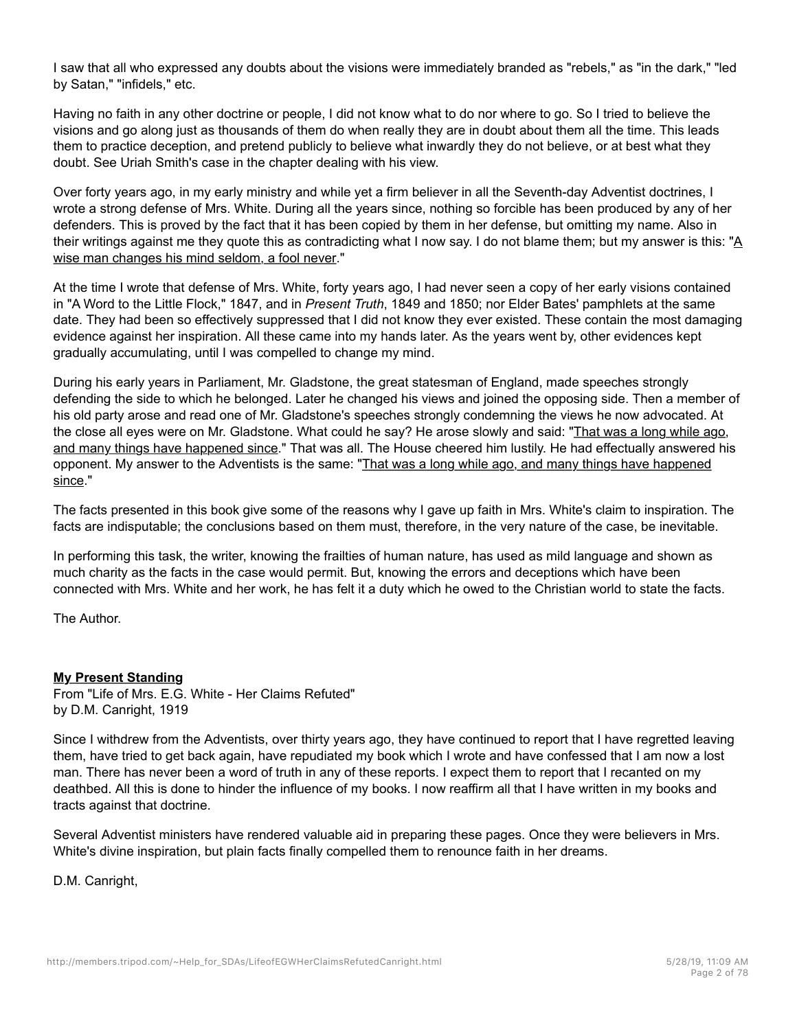I saw that all who expressed any doubts about the visions were immediately branded as "rebels," as "in the dark," "led by Satan," "infidels," etc.

Having no faith in any other doctrine or people, I did not know what to do nor where to go. So I tried to believe the visions and go along just as thousands of them do when really they are in doubt about them all the time. This leads them to practice deception, and pretend publicly to believe what inwardly they do not believe, or at best what they doubt. See Uriah Smith's case in the chapter dealing with his view.

Over forty years ago, in my early ministry and while yet a firm believer in all the Seventh-day Adventist doctrines, I wrote a strong defense of Mrs. White. During all the years since, nothing so forcible has been produced by any of her defenders. This is proved by the fact that it has been copied by them in her defense, but omitting my name. Also in their writings against me they quote this as contradicting what I now say. I do not blame them; but my answer is this: "A wise man changes his mind seldom, a fool never."

At the time I wrote that defense of Mrs. White, forty years ago, I had never seen a copy of her early visions contained in "A Word to the Little Flock," 1847, and in *Present Truth*, 1849 and 1850; nor Elder Bates' pamphlets at the same date. They had been so effectively suppressed that I did not know they ever existed. These contain the most damaging evidence against her inspiration. All these came into my hands later. As the years went by, other evidences kept gradually accumulating, until I was compelled to change my mind.

During his early years in Parliament, Mr. Gladstone, the great statesman of England, made speeches strongly defending the side to which he belonged. Later he changed his views and joined the opposing side. Then a member of his old party arose and read one of Mr. Gladstone's speeches strongly condemning the views he now advocated. At the close all eyes were on Mr. Gladstone. What could he say? He arose slowly and said: "That was a long while ago, and many things have happened since." That was all. The House cheered him lustily. He had effectually answered his opponent. My answer to the Adventists is the same: "That was a long while ago, and many things have happened since."

The facts presented in this book give some of the reasons why I gave up faith in Mrs. White's claim to inspiration. The facts are indisputable; the conclusions based on them must, therefore, in the very nature of the case, be inevitable.

In performing this task, the writer, knowing the frailties of human nature, has used as mild language and shown as much charity as the facts in the case would permit. But, knowing the errors and deceptions which have been connected with Mrs. White and her work, he has felt it a duty which he owed to the Christian world to state the facts.

The Author.

**My Present Standing**
From "Life of Mrs. E.G. White - Her Claims Refuted"
by D.M. Canright, 1919

Since I withdrew from the Adventists, over thirty years ago, they have continued to report that I have regretted leaving them, have tried to get back again, have repudiated my book which I wrote and have confessed that I am now a lost man. There has never been a word of truth in any of these reports. I expect them to report that I recanted on my deathbed. All this is done to hinder the influence of my books. I now reaffirm all that I have written in my books and tracts against that doctrine.

Several Adventist ministers have rendered valuable aid in preparing these pages. Once they were believers in Mrs. White's divine inspiration, but plain facts finally compelled them to renounce faith in her dreams.

D.M. Canright,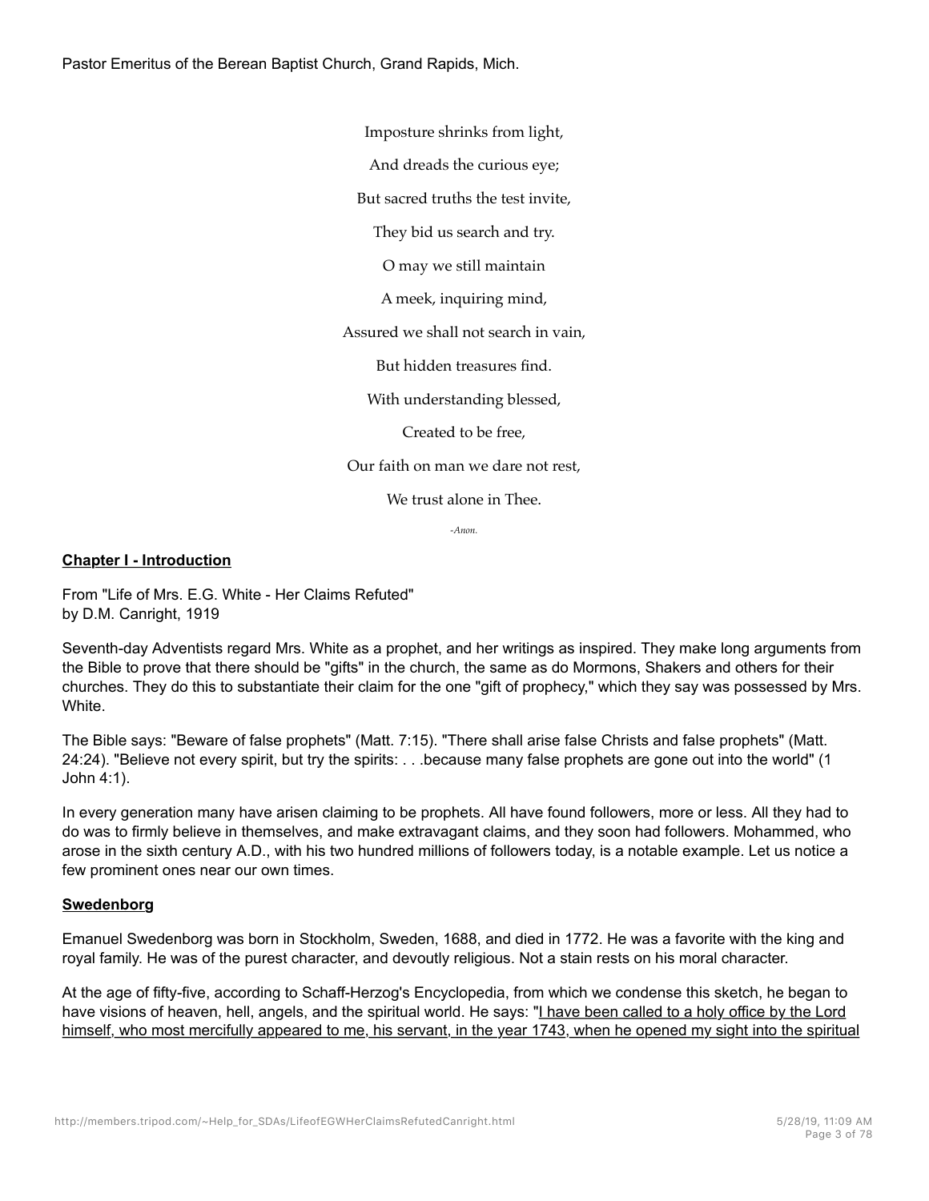Pastor Emeritus of the Berean Baptist Church, Grand Rapids, Mich.

Imposture shrinks from light,

And dreads the curious eye;

But sacred truths the test invite,

They bid us search and try.

O may we still maintain

A meek, inquiring mind,

Assured we shall not search in vain,

But hidden treasures find.

With understanding blessed,

Created to be free,

Our faith on man we dare not rest,

We trust alone in Thee.

*-Anon.*

## Chapter I - Introduction

From "Life of Mrs. E.G. White - Her Claims Refuted"
by D.M. Canright, 1919

Seventh-day Adventists regard Mrs. White as a prophet, and her writings as inspired. They make long arguments from the Bible to prove that there should be "gifts" in the church, the same as do Mormons, Shakers and others for their churches. They do this to substantiate their claim for the one "gift of prophecy," which they say was possessed by Mrs. White.

The Bible says: "Beware of false prophets" (Matt. 7:15). "There shall arise false Christs and false prophets" (Matt. 24:24). "Believe not every spirit, but try the spirits: . . .because many false prophets are gone out into the world" (1 John 4:1).

In every generation many have arisen claiming to be prophets. All have found followers, more or less. All they had to do was to firmly believe in themselves, and make extravagant claims, and they soon had followers. Mohammed, who arose in the sixth century A.D., with his two hundred millions of followers today, is a notable example. Let us notice a few prominent ones near our own times.

### Swedenborg

Emanuel Swedenborg was born in Stockholm, Sweden, 1688, and died in 1772. He was a favorite with the king and royal family. He was of the purest character, and devoutly religious. Not a stain rests on his moral character.

At the age of fifty-five, according to Schaff-Herzog's Encyclopedia, from which we condense this sketch, he began to have visions of heaven, hell, angels, and the spiritual world. He says: "I have been called to a holy office by the Lord himself, who most mercifully appeared to me, his servant, in the year 1743, when he opened my sight into the spiritual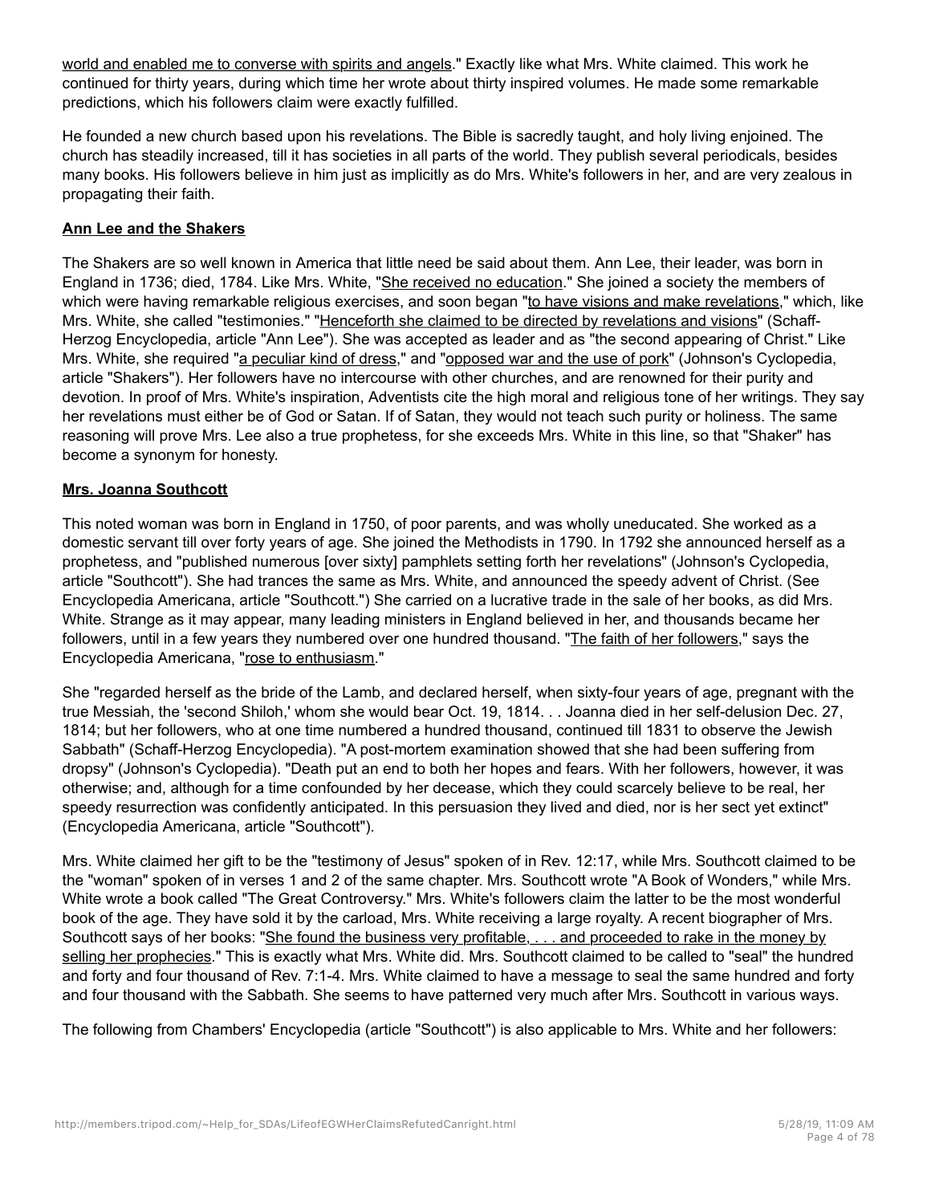world and enabled me to converse with spirits and angels." Exactly like what Mrs. White claimed. This work he continued for thirty years, during which time her wrote about thirty inspired volumes. He made some remarkable predictions, which his followers claim were exactly fulfilled.

He founded a new church based upon his revelations. The Bible is sacredly taught, and holy living enjoined. The church has steadily increased, till it has societies in all parts of the world. They publish several periodicals, besides many books. His followers believe in him just as implicitly as do Mrs. White's followers in her, and are very zealous in propagating their faith.

**Ann Lee and the Shakers**

The Shakers are so well known in America that little need be said about them. Ann Lee, their leader, was born in England in 1736; died, 1784. Like Mrs. White, "She received no education." She joined a society the members of which were having remarkable religious exercises, and soon began "to have visions and make revelations," which, like Mrs. White, she called "testimonies." "Henceforth she claimed to be directed by revelations and visions" (Schaff-Herzog Encyclopedia, article "Ann Lee"). She was accepted as leader and as "the second appearing of Christ." Like Mrs. White, she required "a peculiar kind of dress," and "opposed war and the use of pork" (Johnson's Cyclopedia, article "Shakers"). Her followers have no intercourse with other churches, and are renowned for their purity and devotion. In proof of Mrs. White's inspiration, Adventists cite the high moral and religious tone of her writings. They say her revelations must either be of God or Satan. If of Satan, they would not teach such purity or holiness. The same reasoning will prove Mrs. Lee also a true prophetess, for she exceeds Mrs. White in this line, so that "Shaker" has become a synonym for honesty.

**Mrs. Joanna Southcott**

This noted woman was born in England in 1750, of poor parents, and was wholly uneducated. She worked as a domestic servant till over forty years of age. She joined the Methodists in 1790. In 1792 she announced herself as a prophetess, and "published numerous [over sixty] pamphlets setting forth her revelations" (Johnson's Cyclopedia, article "Southcott"). She had trances the same as Mrs. White, and announced the speedy advent of Christ. (See Encyclopedia Americana, article "Southcott.") She carried on a lucrative trade in the sale of her books, as did Mrs. White. Strange as it may appear, many leading ministers in England believed in her, and thousands became her followers, until in a few years they numbered over one hundred thousand. "The faith of her followers," says the Encyclopedia Americana, "rose to enthusiasm."

She "regarded herself as the bride of the Lamb, and declared herself, when sixty-four years of age, pregnant with the true Messiah, the 'second Shiloh,' whom she would bear Oct. 19, 1814. . . Joanna died in her self-delusion Dec. 27, 1814; but her followers, who at one time numbered a hundred thousand, continued till 1831 to observe the Jewish Sabbath" (Schaff-Herzog Encyclopedia). "A post-mortem examination showed that she had been suffering from dropsy" (Johnson's Cyclopedia). "Death put an end to both her hopes and fears. With her followers, however, it was otherwise; and, although for a time confounded by her decease, which they could scarcely believe to be real, her speedy resurrection was confidently anticipated. In this persuasion they lived and died, nor is her sect yet extinct" (Encyclopedia Americana, article "Southcott").

Mrs. White claimed her gift to be the "testimony of Jesus" spoken of in Rev. 12:17, while Mrs. Southcott claimed to be the "woman" spoken of in verses 1 and 2 of the same chapter. Mrs. Southcott wrote "A Book of Wonders," while Mrs. White wrote a book called "The Great Controversy." Mrs. White's followers claim the latter to be the most wonderful book of the age. They have sold it by the carload, Mrs. White receiving a large royalty. A recent biographer of Mrs. Southcott says of her books: "She found the business very profitable, . . . and proceeded to rake in the money by selling her prophecies." This is exactly what Mrs. White did. Mrs. Southcott claimed to be called to "seal" the hundred and forty and four thousand of Rev. 7:1-4. Mrs. White claimed to have a message to seal the same hundred and forty and four thousand with the Sabbath. She seems to have patterned very much after Mrs. Southcott in various ways.

The following from Chambers' Encyclopedia (article "Southcott") is also applicable to Mrs. White and her followers: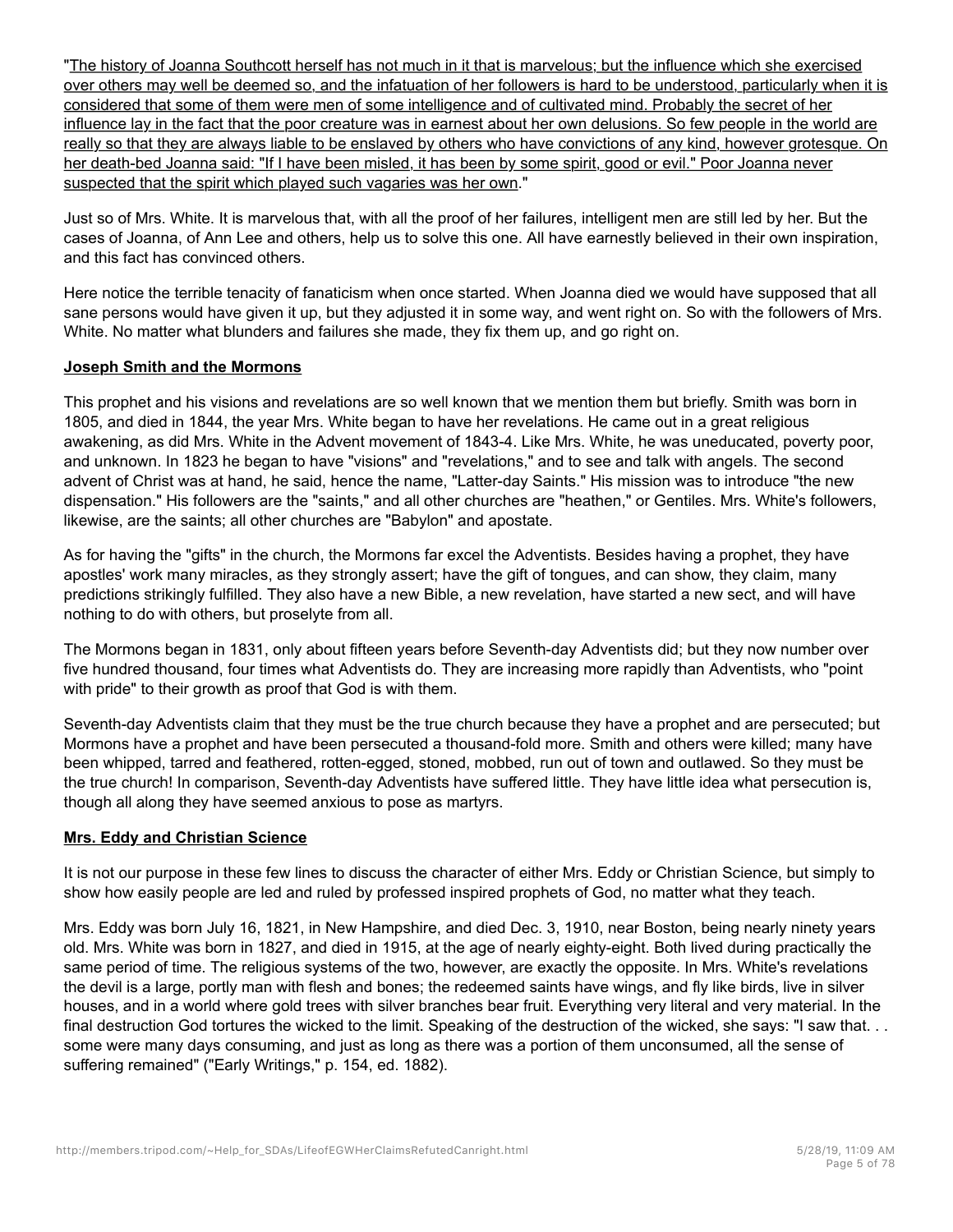"The history of Joanna Southcott herself has not much in it that is marvelous; but the influence which she exercised over others may well be deemed so, and the infatuation of her followers is hard to be understood, particularly when it is considered that some of them were men of some intelligence and of cultivated mind. Probably the secret of her influence lay in the fact that the poor creature was in earnest about her own delusions. So few people in the world are really so that they are always liable to be enslaved by others who have convictions of any kind, however grotesque. On her death-bed Joanna said: "If I have been misled, it has been by some spirit, good or evil." Poor Joanna never suspected that the spirit which played such vagaries was her own."

Just so of Mrs. White. It is marvelous that, with all the proof of her failures, intelligent men are still led by her. But the cases of Joanna, of Ann Lee and others, help us to solve this one. All have earnestly believed in their own inspiration, and this fact has convinced others.

Here notice the terrible tenacity of fanaticism when once started. When Joanna died we would have supposed that all sane persons would have given it up, but they adjusted it in some way, and went right on. So with the followers of Mrs. White. No matter what blunders and failures she made, they fix them up, and go right on.

**Joseph Smith and the Mormons**

This prophet and his visions and revelations are so well known that we mention them but briefly. Smith was born in 1805, and died in 1844, the year Mrs. White began to have her revelations. He came out in a great religious awakening, as did Mrs. White in the Advent movement of 1843-4. Like Mrs. White, he was uneducated, poverty poor, and unknown. In 1823 he began to have "visions" and "revelations," and to see and talk with angels. The second advent of Christ was at hand, he said, hence the name, "Latter-day Saints." His mission was to introduce "the new dispensation." His followers are the "saints," and all other churches are "heathen," or Gentiles. Mrs. White's followers, likewise, are the saints; all other churches are "Babylon" and apostate.

As for having the "gifts" in the church, the Mormons far excel the Adventists. Besides having a prophet, they have apostles' work many miracles, as they strongly assert; have the gift of tongues, and can show, they claim, many predictions strikingly fulfilled. They also have a new Bible, a new revelation, have started a new sect, and will have nothing to do with others, but proselyte from all.

The Mormons began in 1831, only about fifteen years before Seventh-day Adventists did; but they now number over five hundred thousand, four times what Adventists do. They are increasing more rapidly than Adventists, who "point with pride" to their growth as proof that God is with them.

Seventh-day Adventists claim that they must be the true church because they have a prophet and are persecuted; but Mormons have a prophet and have been persecuted a thousand-fold more. Smith and others were killed; many have been whipped, tarred and feathered, rotten-egged, stoned, mobbed, run out of town and outlawed. So they must be the true church! In comparison, Seventh-day Adventists have suffered little. They have little idea what persecution is, though all along they have seemed anxious to pose as martyrs.

**Mrs. Eddy and Christian Science**

It is not our purpose in these few lines to discuss the character of either Mrs. Eddy or Christian Science, but simply to show how easily people are led and ruled by professed inspired prophets of God, no matter what they teach.

Mrs. Eddy was born July 16, 1821, in New Hampshire, and died Dec. 3, 1910, near Boston, being nearly ninety years old. Mrs. White was born in 1827, and died in 1915, at the age of nearly eighty-eight. Both lived during practically the same period of time. The religious systems of the two, however, are exactly the opposite. In Mrs. White's revelations the devil is a large, portly man with flesh and bones; the redeemed saints have wings, and fly like birds, live in silver houses, and in a world where gold trees with silver branches bear fruit. Everything very literal and very material. In the final destruction God tortures the wicked to the limit. Speaking of the destruction of the wicked, she says: "I saw that. . . some were many days consuming, and just as long as there was a portion of them unconsumed, all the sense of suffering remained" ("Early Writings," p. 154, ed. 1882).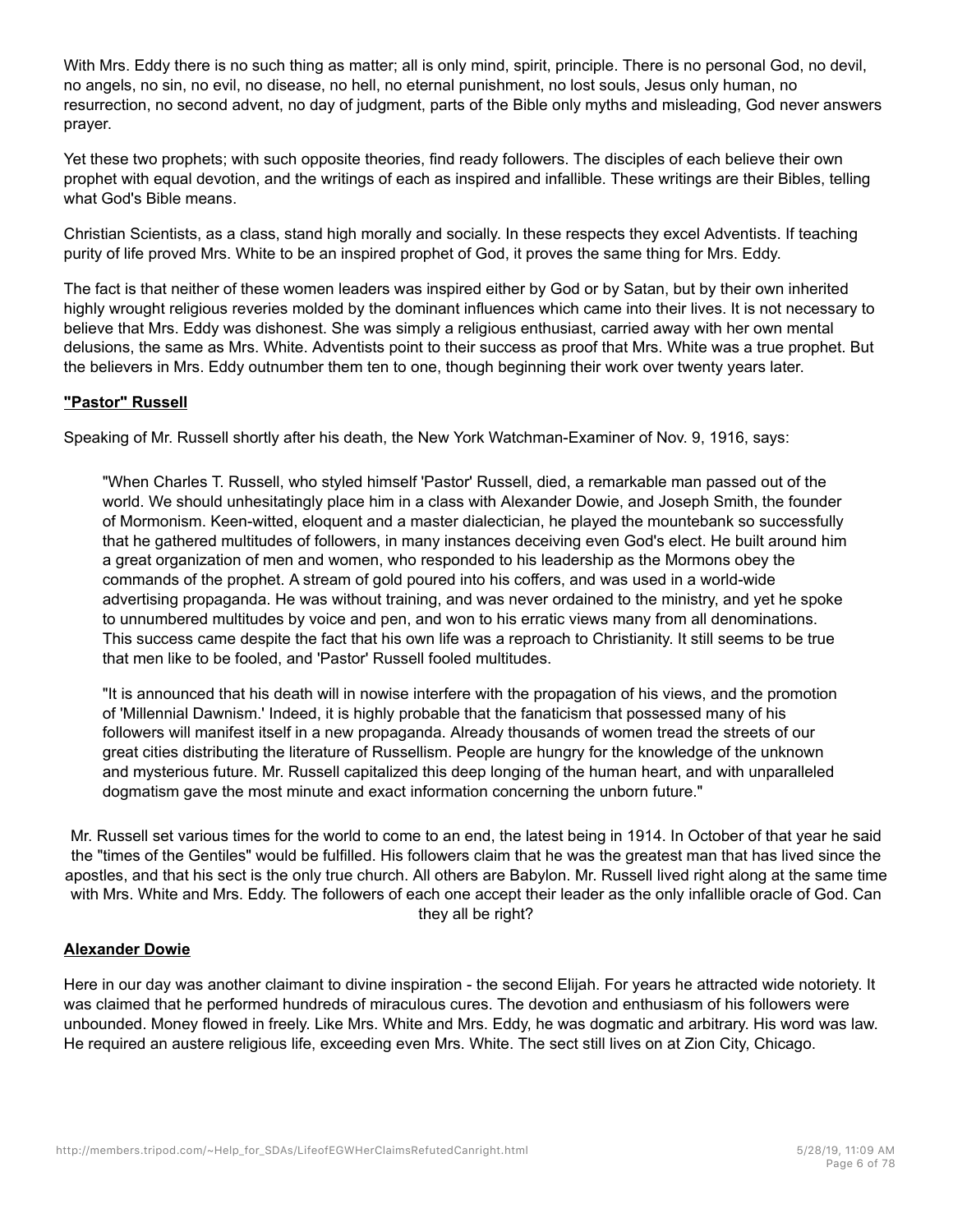With Mrs. Eddy there is no such thing as matter; all is only mind, spirit, principle. There is no personal God, no devil, no angels, no sin, no evil, no disease, no hell, no eternal punishment, no lost souls, Jesus only human, no resurrection, no second advent, no day of judgment, parts of the Bible only myths and misleading, God never answers prayer.

Yet these two prophets; with such opposite theories, find ready followers. The disciples of each believe their own prophet with equal devotion, and the writings of each as inspired and infallible. These writings are their Bibles, telling what God's Bible means.

Christian Scientists, as a class, stand high morally and socially. In these respects they excel Adventists. If teaching purity of life proved Mrs. White to be an inspired prophet of God, it proves the same thing for Mrs. Eddy.

The fact is that neither of these women leaders was inspired either by God or by Satan, but by their own inherited highly wrought religious reveries molded by the dominant influences which came into their lives. It is not necessary to believe that Mrs. Eddy was dishonest. She was simply a religious enthusiast, carried away with her own mental delusions, the same as Mrs. White. Adventists point to their success as proof that Mrs. White was a true prophet. But the believers in Mrs. Eddy outnumber them ten to one, though beginning their work over twenty years later.

### **"Pastor" Russell**

Speaking of Mr. Russell shortly after his death, the New York Watchman-Examiner of Nov. 9, 1916, says:

> "When Charles T. Russell, who styled himself 'Pastor' Russell, died, a remarkable man passed out of the world. We should unhesitatingly place him in a class with Alexander Dowie, and Joseph Smith, the founder of Mormonism. Keen-witted, eloquent and a master dialectician, he played the mountebank so successfully that he gathered multitudes of followers, in many instances deceiving even God's elect. He built around him a great organization of men and women, who responded to his leadership as the Mormons obey the commands of the prophet. A stream of gold poured into his coffers, and was used in a world-wide advertising propaganda. He was without training, and was never ordained to the ministry, and yet he spoke to unnumbered multitudes by voice and pen, and won to his erratic views many from all denominations. This success came despite the fact that his own life was a reproach to Christianity. It still seems to be true that men like to be fooled, and 'Pastor' Russell fooled multitudes.
>
> "It is announced that his death will in nowise interfere with the propagation of his views, and the promotion of 'Millennial Dawnism.' Indeed, it is highly probable that the fanaticism that possessed many of his followers will manifest itself in a new propaganda. Already thousands of women tread the streets of our great cities distributing the literature of Russellism. People are hungry for the knowledge of the unknown and mysterious future. Mr. Russell capitalized this deep longing of the human heart, and with unparalleled dogmatism gave the most minute and exact information concerning the unborn future."

Mr. Russell set various times for the world to come to an end, the latest being in 1914. In October of that year he said the "times of the Gentiles" would be fulfilled. His followers claim that he was the greatest man that has lived since the apostles, and that his sect is the only true church. All others are Babylon. Mr. Russell lived right along at the same time with Mrs. White and Mrs. Eddy. The followers of each one accept their leader as the only infallible oracle of God. Can they all be right?

### **Alexander Dowie**

Here in our day was another claimant to divine inspiration - the second Elijah. For years he attracted wide notoriety. It was claimed that he performed hundreds of miraculous cures. The devotion and enthusiasm of his followers were unbounded. Money flowed in freely. Like Mrs. White and Mrs. Eddy, he was dogmatic and arbitrary. His word was law. He required an austere religious life, exceeding even Mrs. White. The sect still lives on at Zion City, Chicago.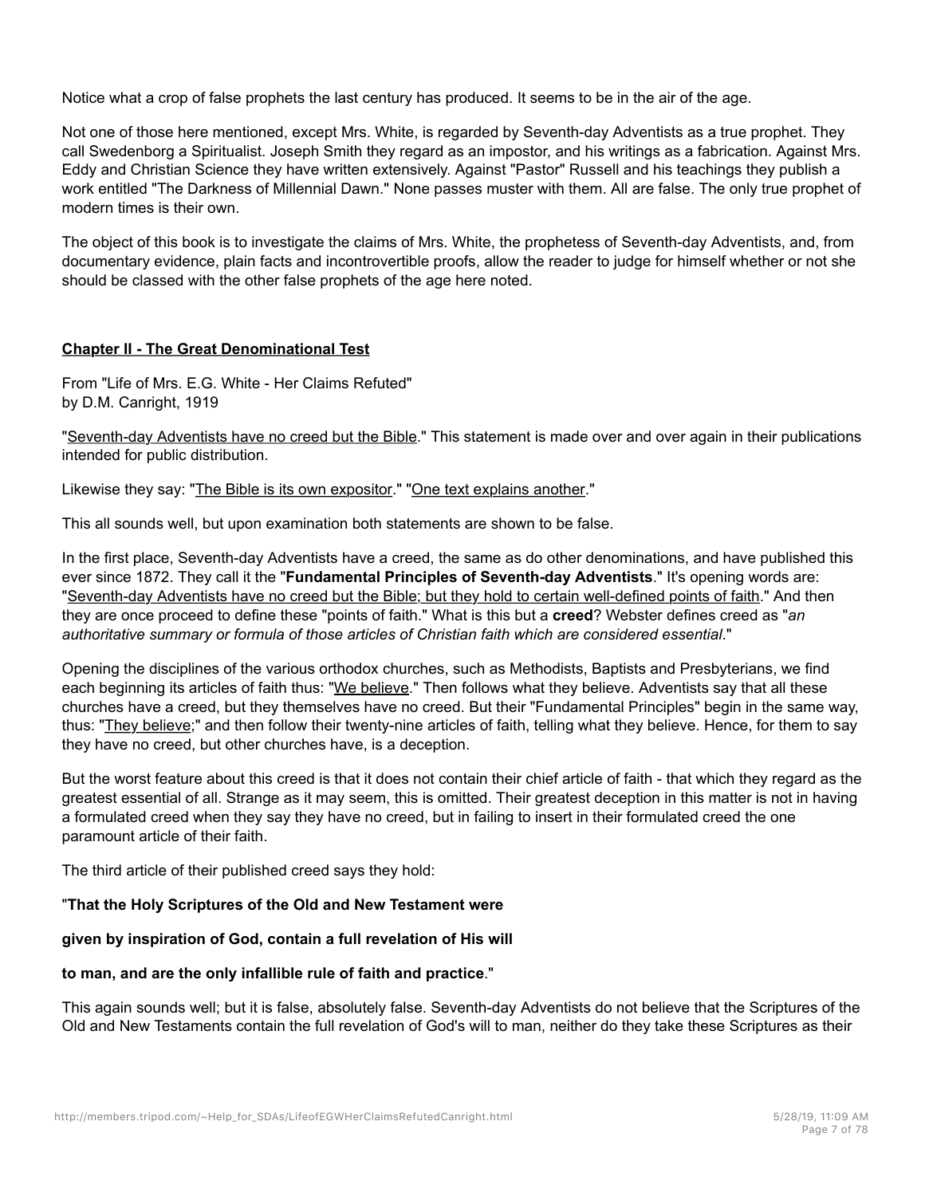Notice what a crop of false prophets the last century has produced. It seems to be in the air of the age.

Not one of those here mentioned, except Mrs. White, is regarded by Seventh-day Adventists as a true prophet. They call Swedenborg a Spiritualist. Joseph Smith they regard as an impostor, and his writings as a fabrication. Against Mrs. Eddy and Christian Science they have written extensively. Against "Pastor" Russell and his teachings they publish a work entitled "The Darkness of Millennial Dawn." None passes muster with them. All are false. The only true prophet of modern times is their own.

The object of this book is to investigate the claims of Mrs. White, the prophetess of Seventh-day Adventists, and, from documentary evidence, plain facts and incontrovertible proofs, allow the reader to judge for himself whether or not she should be classed with the other false prophets of the age here noted.

## Chapter II - The Great Denominational Test

From "Life of Mrs. E.G. White - Her Claims Refuted"
by D.M. Canright, 1919

"Seventh-day Adventists have no creed but the Bible." This statement is made over and over again in their publications intended for public distribution.

Likewise they say: "The Bible is its own expositor." "One text explains another."

This all sounds well, but upon examination both statements are shown to be false.

In the first place, Seventh-day Adventists have a creed, the same as do other denominations, and have published this ever since 1872. They call it the "**Fundamental Principles of Seventh-day Adventists**." It's opening words are: "Seventh-day Adventists have no creed but the Bible; but they hold to certain well-defined points of faith." And then they are once proceed to define these "points of faith." What is this but a **creed**? Webster defines creed as "*an authoritative summary or formula of those articles of Christian faith which are considered essential*."

Opening the disciplines of the various orthodox churches, such as Methodists, Baptists and Presbyterians, we find each beginning its articles of faith thus: "We believe." Then follows what they believe. Adventists say that all these churches have a creed, but they themselves have no creed. But their "Fundamental Principles" begin in the same way, thus: "They believe;" and then follow their twenty-nine articles of faith, telling what they believe. Hence, for them to say they have no creed, but other churches have, is a deception.

But the worst feature about this creed is that it does not contain their chief article of faith - that which they regard as the greatest essential of all. Strange as it may seem, this is omitted. Their greatest deception in this matter is not in having a formulated creed when they say they have no creed, but in failing to insert in their formulated creed the one paramount article of their faith.

The third article of their published creed says they hold:

"**That the Holy Scriptures of the Old and New Testament were**

**given by inspiration of God, contain a full revelation of His will**

**to man, and are the only infallible rule of faith and practice**."

This again sounds well; but it is false, absolutely false. Seventh-day Adventists do not believe that the Scriptures of the Old and New Testaments contain the full revelation of God's will to man, neither do they take these Scriptures as their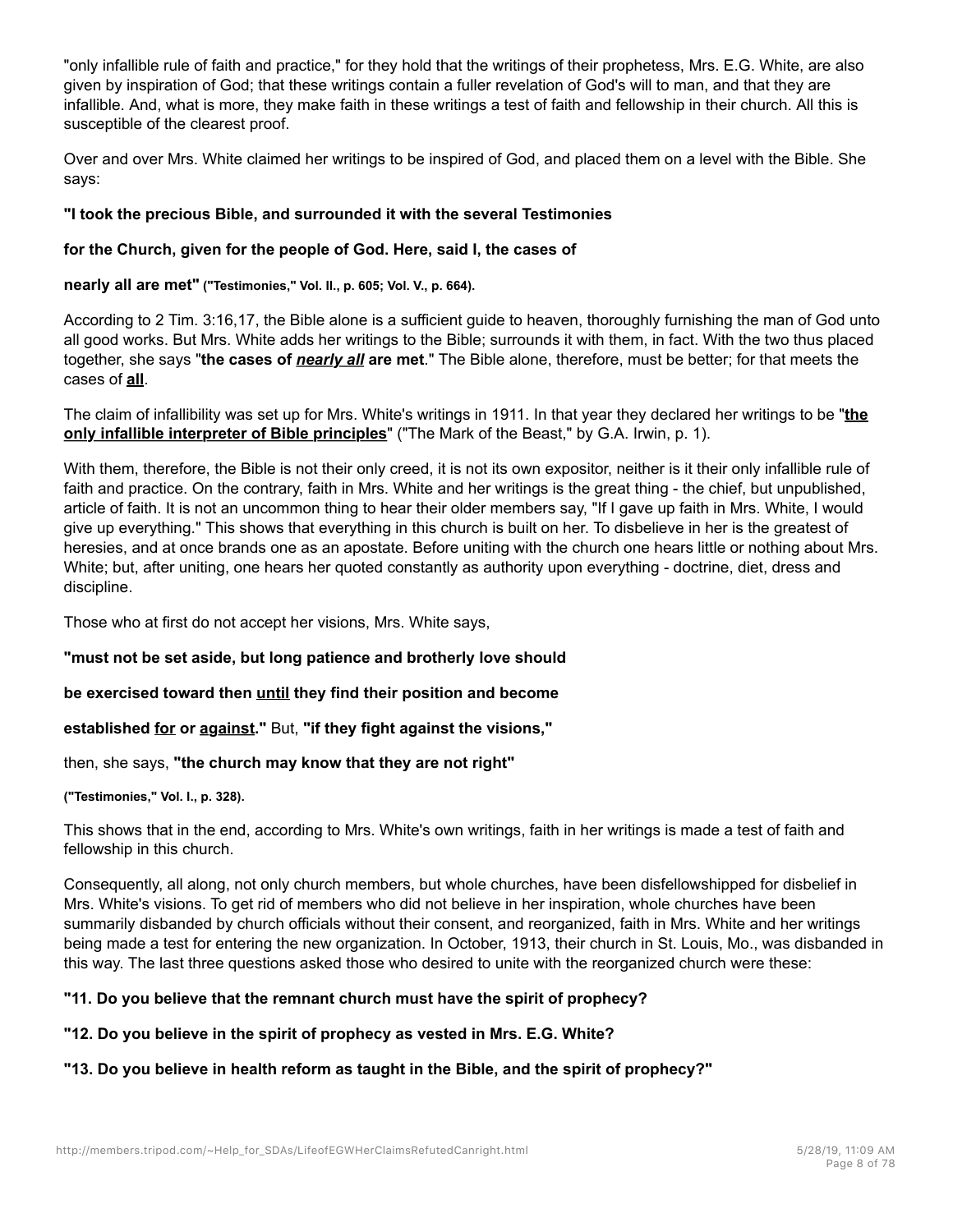"only infallible rule of faith and practice," for they hold that the writings of their prophetess, Mrs. E.G. White, are also given by inspiration of God; that these writings contain a fuller revelation of God's will to man, and that they are infallible. And, what is more, they make faith in these writings a test of faith and fellowship in their church. All this is susceptible of the clearest proof.

Over and over Mrs. White claimed her writings to be inspired of God, and placed them on a level with the Bible. She says:

**"I took the precious Bible, and surrounded it with the several Testimonies**

**for the Church, given for the people of God. Here, said I, the cases of**

**nearly all are met" ("Testimonies," Vol. II., p. 605; Vol. V., p. 664).**

According to 2 Tim. 3:16,17, the Bible alone is a sufficient guide to heaven, thoroughly furnishing the man of God unto all good works. But Mrs. White adds her writings to the Bible; surrounds it with them, in fact. With the two thus placed together, she says "**the cases of <u>*nearly all*</u> are met**." The Bible alone, therefore, must be better; for that meets the cases of <u>**all**</u>.

The claim of infallibility was set up for Mrs. White's writings in 1911. In that year they declared her writings to be "<u>**the only infallible interpreter of Bible principles**</u>" ("The Mark of the Beast," by G.A. Irwin, p. 1).

With them, therefore, the Bible is not their only creed, it is not its own expositor, neither is it their only infallible rule of faith and practice. On the contrary, faith in Mrs. White and her writings is the great thing - the chief, but unpublished, article of faith. It is not an uncommon thing to hear their older members say, "If I gave up faith in Mrs. White, I would give up everything." This shows that everything in this church is built on her. To disbelieve in her is the greatest of heresies, and at once brands one as an apostate. Before uniting with the church one hears little or nothing about Mrs. White; but, after uniting, one hears her quoted constantly as authority upon everything - doctrine, diet, dress and discipline.

Those who at first do not accept her visions, Mrs. White says,

**"must not be set aside, but long patience and brotherly love should**

**be exercised toward then <u>until</u> they find their position and become**

**established <u>for</u> or <u>against</u>."** But, **"if they fight against the visions,"**

then, she says, **"the church may know that they are not right"**

**("Testimonies," Vol. I., p. 328).**

This shows that in the end, according to Mrs. White's own writings, faith in her writings is made a test of faith and fellowship in this church.

Consequently, all along, not only church members, but whole churches, have been disfellowshipped for disbelief in Mrs. White's visions. To get rid of members who did not believe in her inspiration, whole churches have been summarily disbanded by church officials without their consent, and reorganized, faith in Mrs. White and her writings being made a test for entering the new organization. In October, 1913, their church in St. Louis, Mo., was disbanded in this way. The last three questions asked those who desired to unite with the reorganized church were these:

**"11. Do you believe that the remnant church must have the spirit of prophecy?**

**"12. Do you believe in the spirit of prophecy as vested in Mrs. E.G. White?**

**"13. Do you believe in health reform as taught in the Bible, and the spirit of prophecy?"**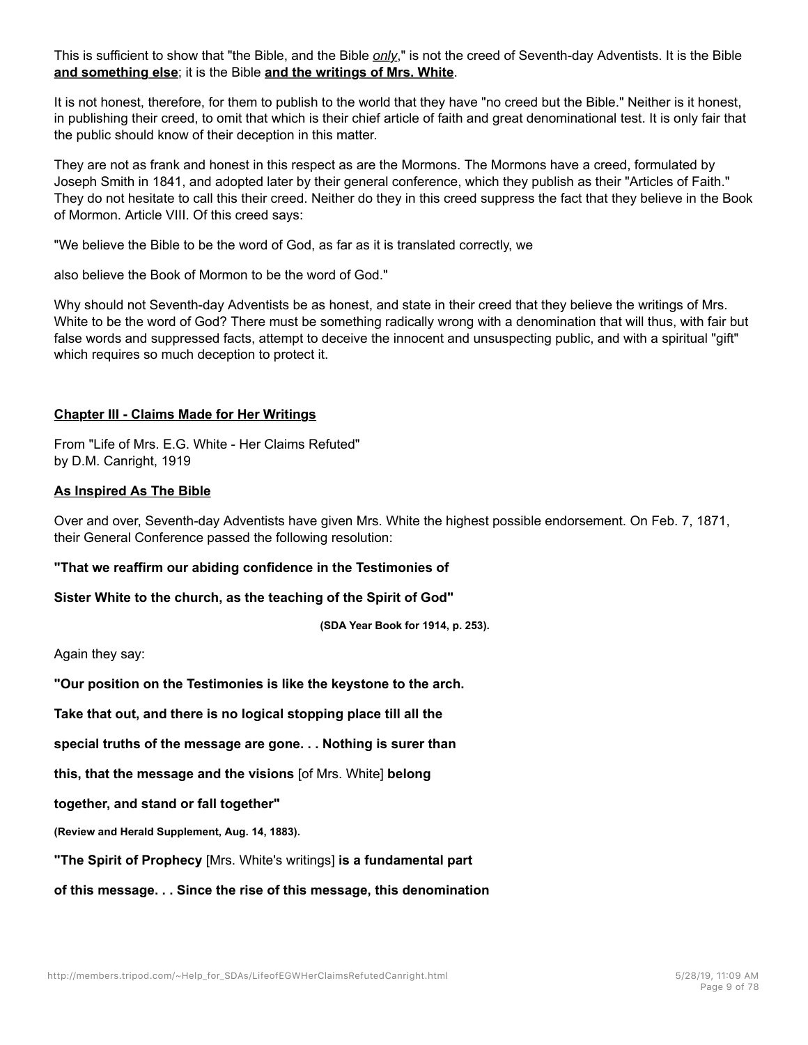This is sufficient to show that "the Bible, and the Bible *only*," is not the creed of Seventh-day Adventists. It is the Bible **and something else**; it is the Bible **and the writings of Mrs. White**.

It is not honest, therefore, for them to publish to the world that they have "no creed but the Bible." Neither is it honest, in publishing their creed, to omit that which is their chief article of faith and great denominational test. It is only fair that the public should know of their deception in this matter.

They are not as frank and honest in this respect as are the Mormons. The Mormons have a creed, formulated by Joseph Smith in 1841, and adopted later by their general conference, which they publish as their "Articles of Faith." They do not hesitate to call this their creed. Neither do they in this creed suppress the fact that they believe in the Book of Mormon. Article VIII. Of this creed says:

"We believe the Bible to be the word of God, as far as it is translated correctly, we

also believe the Book of Mormon to be the word of God."

Why should not Seventh-day Adventists be as honest, and state in their creed that they believe the writings of Mrs. White to be the word of God? There must be something radically wrong with a denomination that will thus, with fair but false words and suppressed facts, attempt to deceive the innocent and unsuspecting public, and with a spiritual "gift" which requires so much deception to protect it.

## Chapter III - Claims Made for Her Writings

From "Life of Mrs. E.G. White - Her Claims Refuted"
by D.M. Canright, 1919

### As Inspired As The Bible

Over and over, Seventh-day Adventists have given Mrs. White the highest possible endorsement. On Feb. 7, 1871, their General Conference passed the following resolution:

**"That we reaffirm our abiding confidence in the Testimonies of**

**Sister White to the church, as the teaching of the Spirit of God"**

**(SDA Year Book for 1914, p. 253).**

Again they say:

**"Our position on the Testimonies is like the keystone to the arch.**

**Take that out, and there is no logical stopping place till all the**

**special truths of the message are gone. . . Nothing is surer than**

**this, that the message and the visions** [of Mrs. White] **belong**

**together, and stand or fall together"**

**(Review and Herald Supplement, Aug. 14, 1883).**

**"The Spirit of Prophecy** [Mrs. White's writings] **is a fundamental part**

**of this message. . . Since the rise of this message, this denomination**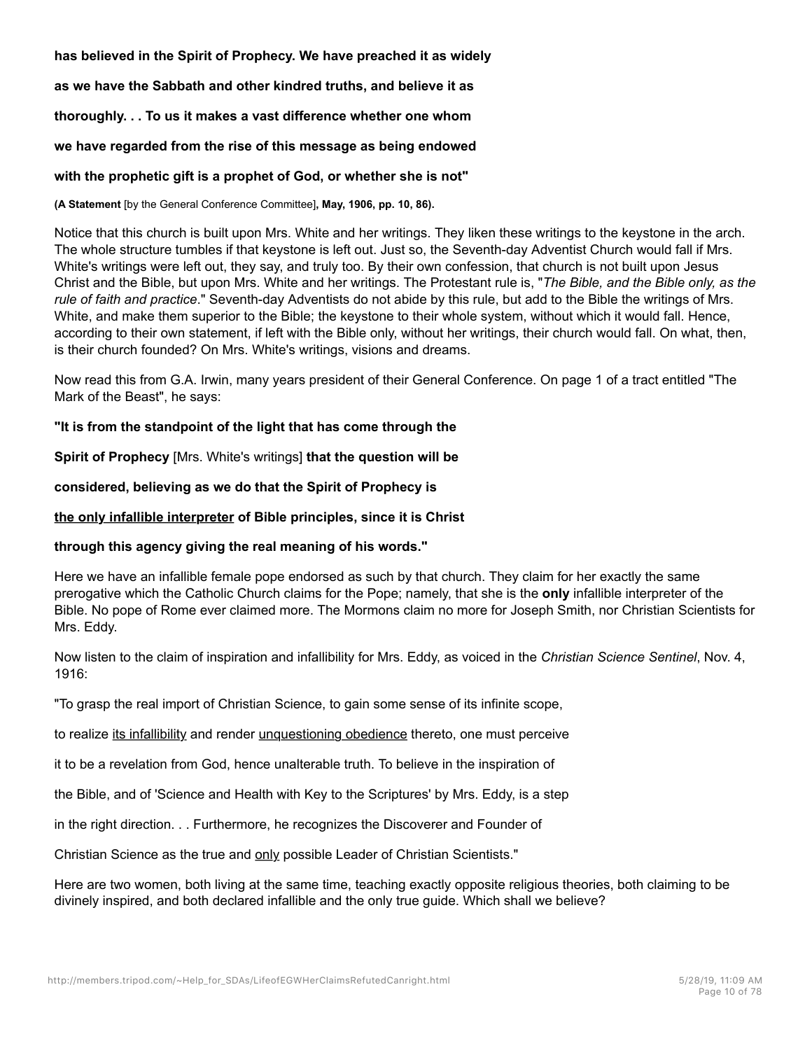**has believed in the Spirit of Prophecy. We have preached it as widely as we have the Sabbath and other kindred truths, and believe it as thoroughly. . . To us it makes a vast difference whether one whom we have regarded from the rise of this message as being endowed with the prophetic gift is a prophet of God, or whether she is not"**

**(A Statement** [by the General Conference Committee]**, May, 1906, pp. 10, 86).**

Notice that this church is built upon Mrs. White and her writings. They liken these writings to the keystone in the arch. The whole structure tumbles if that keystone is left out. Just so, the Seventh-day Adventist Church would fall if Mrs. White's writings were left out, they say, and truly too. By their own confession, that church is not built upon Jesus Christ and the Bible, but upon Mrs. White and her writings. The Protestant rule is, "*The Bible, and the Bible only, as the rule of faith and practice*." Seventh-day Adventists do not abide by this rule, but add to the Bible the writings of Mrs. White, and make them superior to the Bible; the keystone to their whole system, without which it would fall. Hence, according to their own statement, if left with the Bible only, without her writings, their church would fall. On what, then, is their church founded? On Mrs. White's writings, visions and dreams.

Now read this from G.A. Irwin, many years president of their General Conference. On page 1 of a tract entitled "The Mark of the Beast", he says:

**"It is from the standpoint of the light that has come through the Spirit of Prophecy** [Mrs. White's writings] **that the question will be considered, believing as we do that the Spirit of Prophecy is <u>the only infallible interpreter</u> of Bible principles, since it is Christ through this agency giving the real meaning of his words."**

Here we have an infallible female pope endorsed as such by that church. They claim for her exactly the same prerogative which the Catholic Church claims for the Pope; namely, that she is the **only** infallible interpreter of the Bible. No pope of Rome ever claimed more. The Mormons claim no more for Joseph Smith, nor Christian Scientists for Mrs. Eddy.

Now listen to the claim of inspiration and infallibility for Mrs. Eddy, as voiced in the *Christian Science Sentinel*, Nov. 4, 1916:

"To grasp the real import of Christian Science, to gain some sense of its infinite scope, to realize <u>its infallibility</u> and render <u>unquestioning obedience</u> thereto, one must perceive it to be a revelation from God, hence unalterable truth. To believe in the inspiration of the Bible, and of 'Science and Health with Key to the Scriptures' by Mrs. Eddy, is a step in the right direction. . . Furthermore, he recognizes the Discoverer and Founder of Christian Science as the true and <u>only</u> possible Leader of Christian Scientists."

Here are two women, both living at the same time, teaching exactly opposite religious theories, both claiming to be divinely inspired, and both declared infallible and the only true guide. Which shall we believe?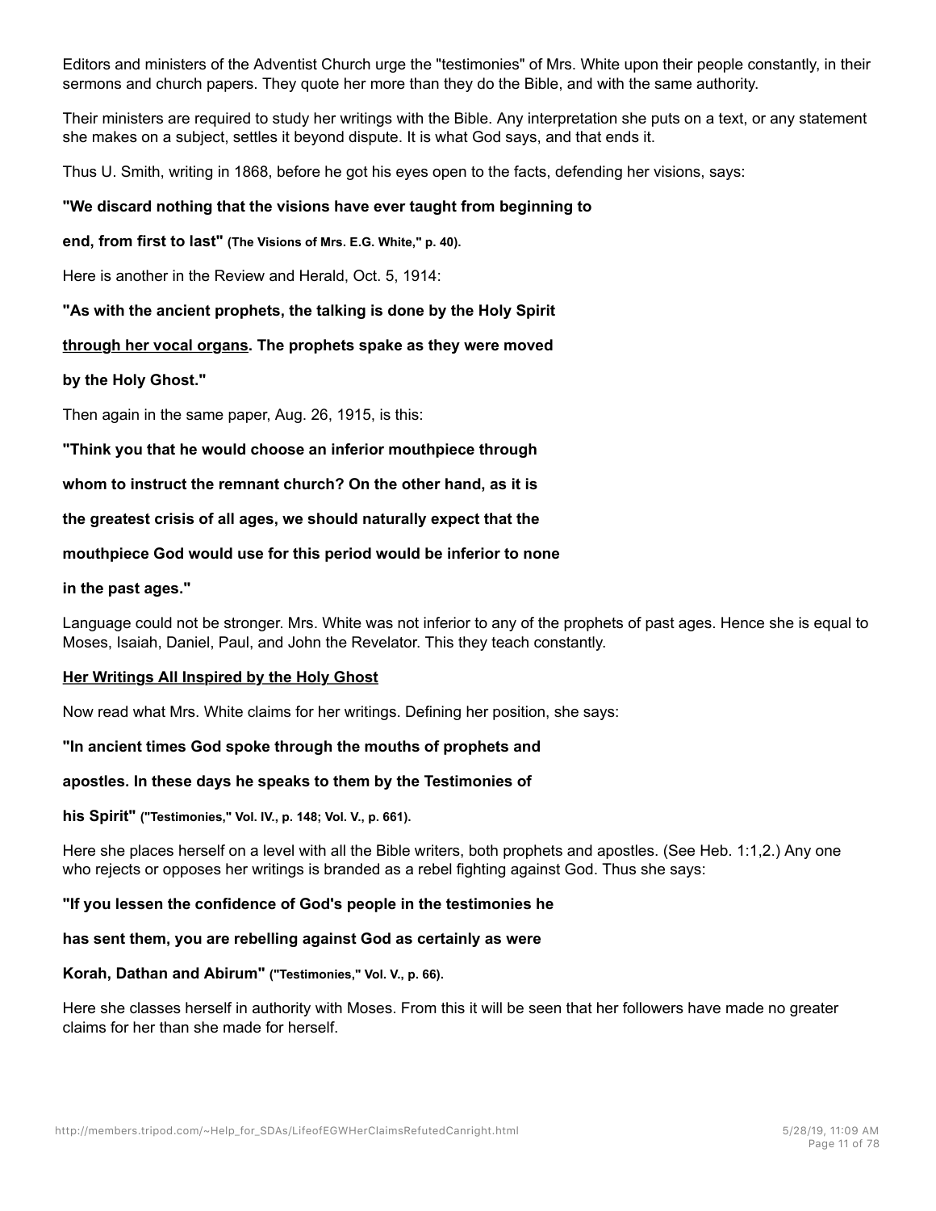Editors and ministers of the Adventist Church urge the "testimonies" of Mrs. White upon their people constantly, in their sermons and church papers. They quote her more than they do the Bible, and with the same authority.

Their ministers are required to study her writings with the Bible. Any interpretation she puts on a text, or any statement she makes on a subject, settles it beyond dispute. It is what God says, and that ends it.

Thus U. Smith, writing in 1868, before he got his eyes open to the facts, defending her visions, says:

**"We discard nothing that the visions have ever taught from beginning to end, from first to last" (The Visions of Mrs. E.G. White," p. 40).**

Here is another in the Review and Herald, Oct. 5, 1914:

**"As with the ancient prophets, the talking is done by the Holy Spirit <u>through her vocal organs</u>. The prophets spake as they were moved by the Holy Ghost."**

Then again in the same paper, Aug. 26, 1915, is this:

**"Think you that he would choose an inferior mouthpiece through whom to instruct the remnant church? On the other hand, as it is the greatest crisis of all ages, we should naturally expect that the mouthpiece God would use for this period would be inferior to none in the past ages."**

Language could not be stronger. Mrs. White was not inferior to any of the prophets of past ages. Hence she is equal to Moses, Isaiah, Daniel, Paul, and John the Revelator. This they teach constantly.

**<u>Her Writings All Inspired by the Holy Ghost</u>**

Now read what Mrs. White claims for her writings. Defining her position, she says:

**"In ancient times God spoke through the mouths of prophets and apostles. In these days he speaks to them by the Testimonies of his Spirit" ("Testimonies," Vol. IV., p. 148; Vol. V., p. 661).**

Here she places herself on a level with all the Bible writers, both prophets and apostles. (See Heb. 1:1,2.) Any one who rejects or opposes her writings is branded as a rebel fighting against God. Thus she says:

**"If you lessen the confidence of God's people in the testimonies he has sent them, you are rebelling against God as certainly as were Korah, Dathan and Abirum" ("Testimonies," Vol. V., p. 66).**

Here she classes herself in authority with Moses. From this it will be seen that her followers have made no greater claims for her than she made for herself.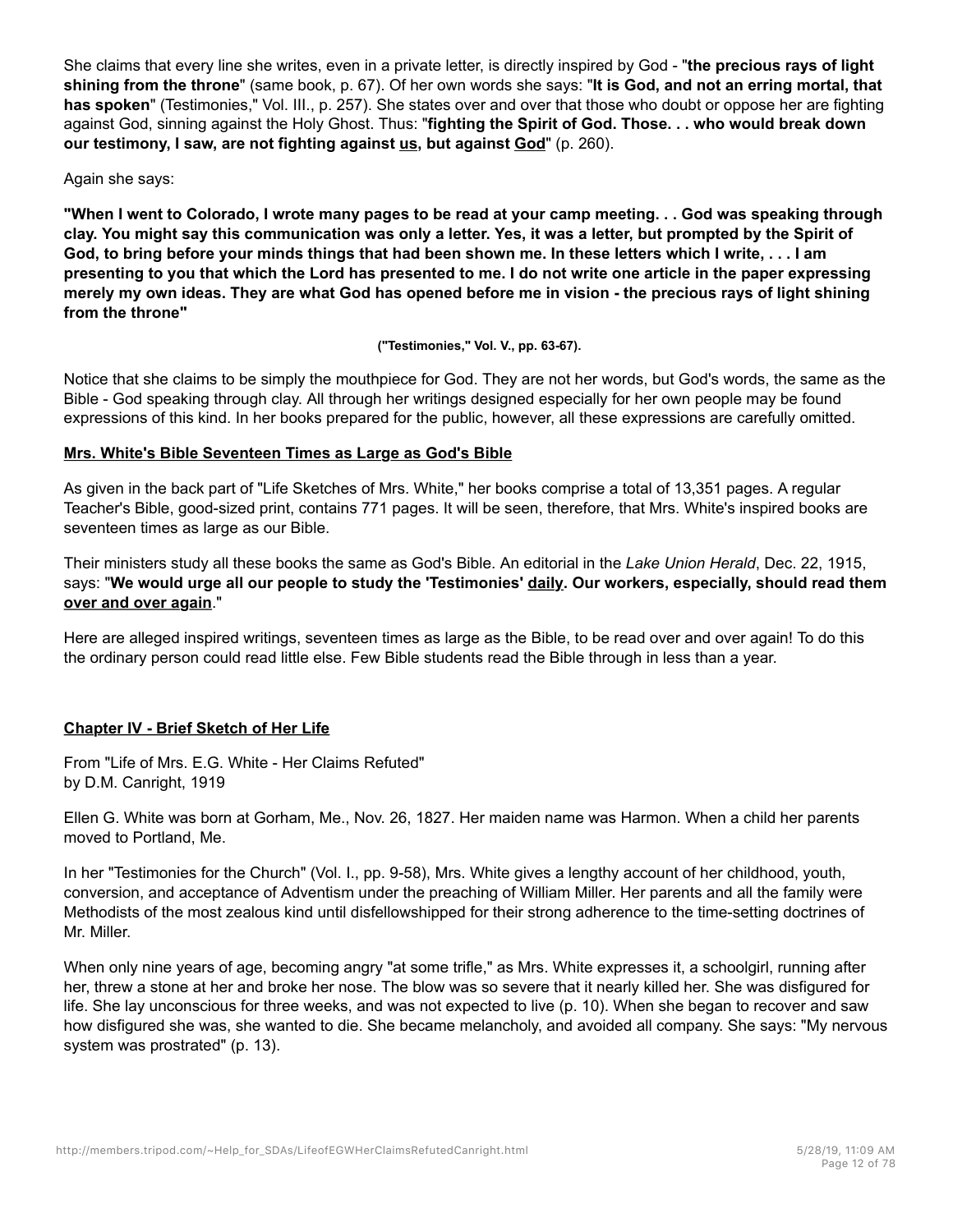She claims that every line she writes, even in a private letter, is directly inspired by God - "**the precious rays of light shining from the throne**" (same book, p. 67). Of her own words she says: "**It is God, and not an erring mortal, that has spoken**" (Testimonies," Vol. III., p. 257). She states over and over that those who doubt or oppose her are fighting against God, sinning against the Holy Ghost. Thus: "**fighting the Spirit of God. Those. . . who would break down our testimony, I saw, are not fighting against <u>us</u>, but against <u>God</u>**" (p. 260).

Again she says:

**"When I went to Colorado, I wrote many pages to be read at your camp meeting. . . God was speaking through clay. You might say this communication was only a letter. Yes, it was a letter, but prompted by the Spirit of God, to bring before your minds things that had been shown me. In these letters which I write, . . . I am presenting to you that which the Lord has presented to me. I do not write one article in the paper expressing merely my own ideas. They are what God has opened before me in vision - the precious rays of light shining from the throne"**

**("Testimonies," Vol. V., pp. 63-67).**

Notice that she claims to be simply the mouthpiece for God. They are not her words, but God's words, the same as the Bible - God speaking through clay. All through her writings designed especially for her own people may be found expressions of this kind. In her books prepared for the public, however, all these expressions are carefully omitted.

**<u>Mrs. White's Bible Seventeen Times as Large as God's Bible</u>**

As given in the back part of "Life Sketches of Mrs. White," her books comprise a total of 13,351 pages. A regular Teacher's Bible, good-sized print, contains 771 pages. It will be seen, therefore, that Mrs. White's inspired books are seventeen times as large as our Bible.

Their ministers study all these books the same as God's Bible. An editorial in the *Lake Union Herald*, Dec. 22, 1915, says: "**We would urge all our people to study the 'Testimonies' <u>daily</u>. Our workers, especially, should read them <u>over and over again</u>**."

Here are alleged inspired writings, seventeen times as large as the Bible, to be read over and over again! To do this the ordinary person could read little else. Few Bible students read the Bible through in less than a year.

**<u>Chapter IV - Brief Sketch of Her Life</u>**

From "Life of Mrs. E.G. White - Her Claims Refuted"
by D.M. Canright, 1919

Ellen G. White was born at Gorham, Me., Nov. 26, 1827. Her maiden name was Harmon. When a child her parents moved to Portland, Me.

In her "Testimonies for the Church" (Vol. I., pp. 9-58), Mrs. White gives a lengthy account of her childhood, youth, conversion, and acceptance of Adventism under the preaching of William Miller. Her parents and all the family were Methodists of the most zealous kind until disfellowshipped for their strong adherence to the time-setting doctrines of Mr. Miller.

When only nine years of age, becoming angry "at some trifle," as Mrs. White expresses it, a schoolgirl, running after her, threw a stone at her and broke her nose. The blow was so severe that it nearly killed her. She was disfigured for life. She lay unconscious for three weeks, and was not expected to live (p. 10). When she began to recover and saw how disfigured she was, she wanted to die. She became melancholy, and avoided all company. She says: "My nervous system was prostrated" (p. 13).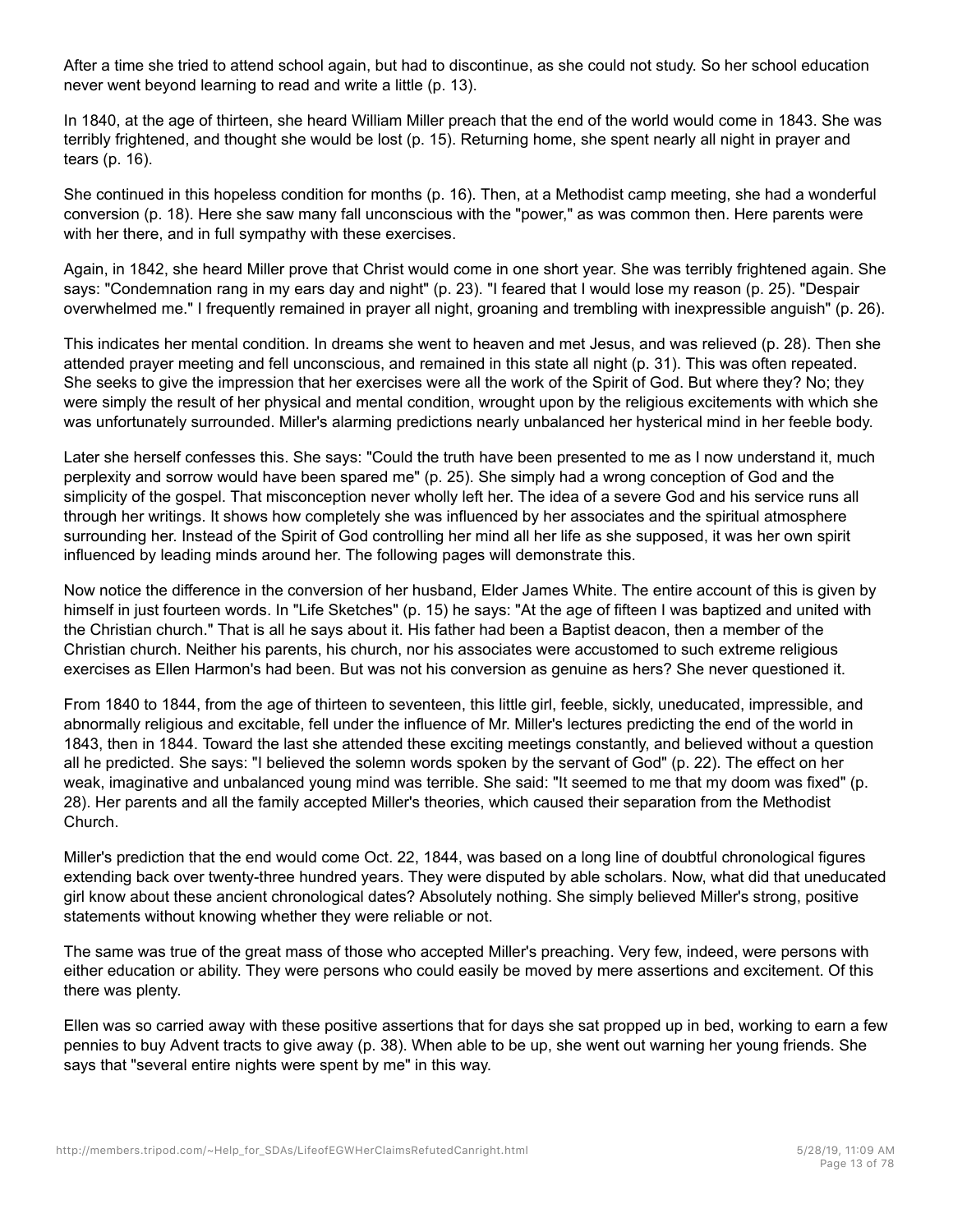After a time she tried to attend school again, but had to discontinue, as she could not study. So her school education never went beyond learning to read and write a little (p. 13).

In 1840, at the age of thirteen, she heard William Miller preach that the end of the world would come in 1843. She was terribly frightened, and thought she would be lost (p. 15). Returning home, she spent nearly all night in prayer and tears (p. 16).

She continued in this hopeless condition for months (p. 16). Then, at a Methodist camp meeting, she had a wonderful conversion (p. 18). Here she saw many fall unconscious with the "power," as was common then. Here parents were with her there, and in full sympathy with these exercises.

Again, in 1842, she heard Miller prove that Christ would come in one short year. She was terribly frightened again. She says: "Condemnation rang in my ears day and night" (p. 23). "I feared that I would lose my reason (p. 25). "Despair overwhelmed me." I frequently remained in prayer all night, groaning and trembling with inexpressible anguish" (p. 26).

This indicates her mental condition. In dreams she went to heaven and met Jesus, and was relieved (p. 28). Then she attended prayer meeting and fell unconscious, and remained in this state all night (p. 31). This was often repeated. She seeks to give the impression that her exercises were all the work of the Spirit of God. But where they? No; they were simply the result of her physical and mental condition, wrought upon by the religious excitements with which she was unfortunately surrounded. Miller's alarming predictions nearly unbalanced her hysterical mind in her feeble body.

Later she herself confesses this. She says: "Could the truth have been presented to me as I now understand it, much perplexity and sorrow would have been spared me" (p. 25). She simply had a wrong conception of God and the simplicity of the gospel. That misconception never wholly left her. The idea of a severe God and his service runs all through her writings. It shows how completely she was influenced by her associates and the spiritual atmosphere surrounding her. Instead of the Spirit of God controlling her mind all her life as she supposed, it was her own spirit influenced by leading minds around her. The following pages will demonstrate this.

Now notice the difference in the conversion of her husband, Elder James White. The entire account of this is given by himself in just fourteen words. In "Life Sketches" (p. 15) he says: "At the age of fifteen I was baptized and united with the Christian church." That is all he says about it. His father had been a Baptist deacon, then a member of the Christian church. Neither his parents, his church, nor his associates were accustomed to such extreme religious exercises as Ellen Harmon's had been. But was not his conversion as genuine as hers? She never questioned it.

From 1840 to 1844, from the age of thirteen to seventeen, this little girl, feeble, sickly, uneducated, impressible, and abnormally religious and excitable, fell under the influence of Mr. Miller's lectures predicting the end of the world in 1843, then in 1844. Toward the last she attended these exciting meetings constantly, and believed without a question all he predicted. She says: "I believed the solemn words spoken by the servant of God" (p. 22). The effect on her weak, imaginative and unbalanced young mind was terrible. She said: "It seemed to me that my doom was fixed" (p. 28). Her parents and all the family accepted Miller's theories, which caused their separation from the Methodist Church.

Miller's prediction that the end would come Oct. 22, 1844, was based on a long line of doubtful chronological figures extending back over twenty-three hundred years. They were disputed by able scholars. Now, what did that uneducated girl know about these ancient chronological dates? Absolutely nothing. She simply believed Miller's strong, positive statements without knowing whether they were reliable or not.

The same was true of the great mass of those who accepted Miller's preaching. Very few, indeed, were persons with either education or ability. They were persons who could easily be moved by mere assertions and excitement. Of this there was plenty.

Ellen was so carried away with these positive assertions that for days she sat propped up in bed, working to earn a few pennies to buy Advent tracts to give away (p. 38). When able to be up, she went out warning her young friends. She says that "several entire nights were spent by me" in this way.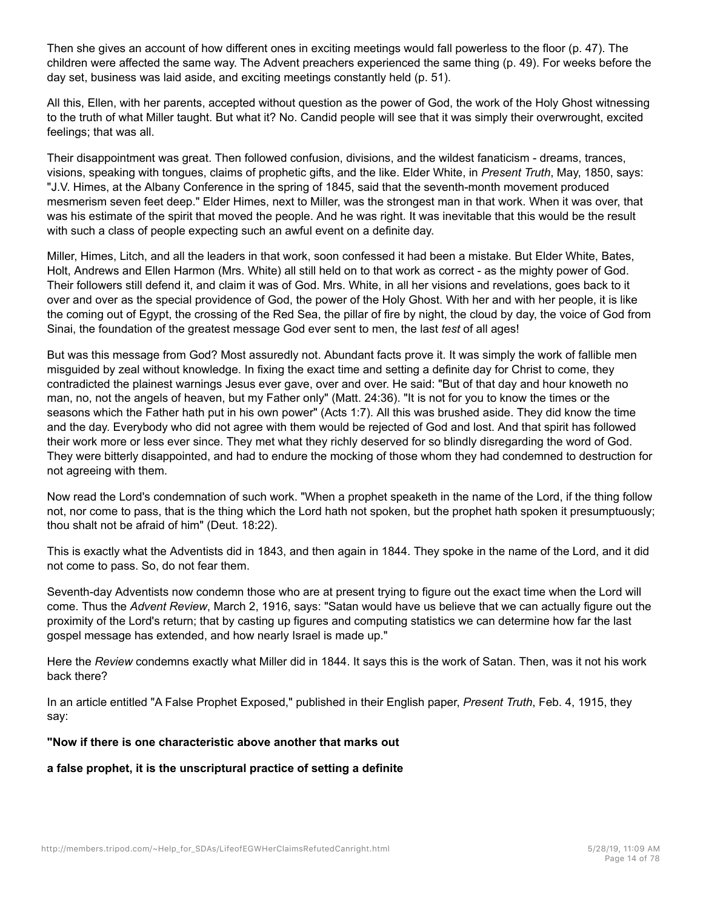Then she gives an account of how different ones in exciting meetings would fall powerless to the floor (p. 47). The children were affected the same way. The Advent preachers experienced the same thing (p. 49). For weeks before the day set, business was laid aside, and exciting meetings constantly held (p. 51).

All this, Ellen, with her parents, accepted without question as the power of God, the work of the Holy Ghost witnessing to the truth of what Miller taught. But what it? No. Candid people will see that it was simply their overwrought, excited feelings; that was all.

Their disappointment was great. Then followed confusion, divisions, and the wildest fanaticism - dreams, trances, visions, speaking with tongues, claims of prophetic gifts, and the like. Elder White, in *Present Truth*, May, 1850, says: "J.V. Himes, at the Albany Conference in the spring of 1845, said that the seventh-month movement produced mesmerism seven feet deep." Elder Himes, next to Miller, was the strongest man in that work. When it was over, that was his estimate of the spirit that moved the people. And he was right. It was inevitable that this would be the result with such a class of people expecting such an awful event on a definite day.

Miller, Himes, Litch, and all the leaders in that work, soon confessed it had been a mistake. But Elder White, Bates, Holt, Andrews and Ellen Harmon (Mrs. White) all still held on to that work as correct - as the mighty power of God. Their followers still defend it, and claim it was of God. Mrs. White, in all her visions and revelations, goes back to it over and over as the special providence of God, the power of the Holy Ghost. With her and with her people, it is like the coming out of Egypt, the crossing of the Red Sea, the pillar of fire by night, the cloud by day, the voice of God from Sinai, the foundation of the greatest message God ever sent to men, the last *test* of all ages!

But was this message from God? Most assuredly not. Abundant facts prove it. It was simply the work of fallible men misguided by zeal without knowledge. In fixing the exact time and setting a definite day for Christ to come, they contradicted the plainest warnings Jesus ever gave, over and over. He said: "But of that day and hour knoweth no man, no, not the angels of heaven, but my Father only" (Matt. 24:36). "It is not for you to know the times or the seasons which the Father hath put in his own power" (Acts 1:7). All this was brushed aside. They did know the time and the day. Everybody who did not agree with them would be rejected of God and lost. And that spirit has followed their work more or less ever since. They met what they richly deserved for so blindly disregarding the word of God. They were bitterly disappointed, and had to endure the mocking of those whom they had condemned to destruction for not agreeing with them.

Now read the Lord's condemnation of such work. "When a prophet speaketh in the name of the Lord, if the thing follow not, nor come to pass, that is the thing which the Lord hath not spoken, but the prophet hath spoken it presumptuously; thou shalt not be afraid of him" (Deut. 18:22).

This is exactly what the Adventists did in 1843, and then again in 1844. They spoke in the name of the Lord, and it did not come to pass. So, do not fear them.

Seventh-day Adventists now condemn those who are at present trying to figure out the exact time when the Lord will come. Thus the *Advent Review*, March 2, 1916, says: "Satan would have us believe that we can actually figure out the proximity of the Lord's return; that by casting up figures and computing statistics we can determine how far the last gospel message has extended, and how nearly Israel is made up."

Here the *Review* condemns exactly what Miller did in 1844. It says this is the work of Satan. Then, was it not his work back there?

In an article entitled "A False Prophet Exposed," published in their English paper, *Present Truth*, Feb. 4, 1915, they say:

**"Now if there is one characteristic above another that marks out**

**a false prophet, it is the unscriptural practice of setting a definite**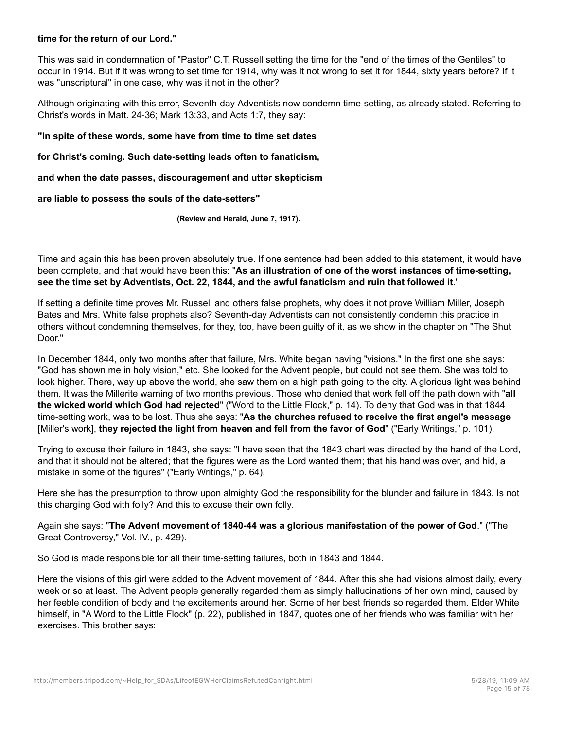**time for the return of our Lord."**

This was said in condemnation of "Pastor" C.T. Russell setting the time for the "end of the times of the Gentiles" to occur in 1914. But if it was wrong to set time for 1914, why was it not wrong to set it for 1844, sixty years before? If it was "unscriptural" in one case, why was it not in the other?

Although originating with this error, Seventh-day Adventists now condemn time-setting, as already stated. Referring to Christ's words in Matt. 24-36; Mark 13:33, and Acts 1:7, they say:

**"In spite of these words, some have from time to time set dates**

**for Christ's coming. Such date-setting leads often to fanaticism,**

**and when the date passes, discouragement and utter skepticism**

**are liable to possess the souls of the date-setters"**

**(Review and Herald, June 7, 1917).**

Time and again this has been proven absolutely true. If one sentence had been added to this statement, it would have been complete, and that would have been this: "**As an illustration of one of the worst instances of time-setting, see the time set by Adventists, Oct. 22, 1844, and the awful fanaticism and ruin that followed it**."

If setting a definite time proves Mr. Russell and others false prophets, why does it not prove William Miller, Joseph Bates and Mrs. White false prophets also? Seventh-day Adventists can not consistently condemn this practice in others without condemning themselves, for they, too, have been guilty of it, as we show in the chapter on "The Shut Door."

In December 1844, only two months after that failure, Mrs. White began having "visions." In the first one she says: "God has shown me in holy vision," etc. She looked for the Advent people, but could not see them. She was told to look higher. There, way up above the world, she saw them on a high path going to the city. A glorious light was behind them. It was the Millerite warning of two months previous. Those who denied that work fell off the path down with "**all the wicked world which God had rejected**" ("Word to the Little Flock," p. 14). To deny that God was in that 1844 time-setting work, was to be lost. Thus she says: "**As the churches refused to receive the first angel's message** [Miller's work], **they rejected the light from heaven and fell from the favor of God**" ("Early Writings," p. 101).

Trying to excuse their failure in 1843, she says: "I have seen that the 1843 chart was directed by the hand of the Lord, and that it should not be altered; that the figures were as the Lord wanted them; that his hand was over, and hid, a mistake in some of the figures" ("Early Writings," p. 64).

Here she has the presumption to throw upon almighty God the responsibility for the blunder and failure in 1843. Is not this charging God with folly? And this to excuse their own folly.

Again she says: "**The Advent movement of 1840-44 was a glorious manifestation of the power of God**." ("The Great Controversy," Vol. IV., p. 429).

So God is made responsible for all their time-setting failures, both in 1843 and 1844.

Here the visions of this girl were added to the Advent movement of 1844. After this she had visions almost daily, every week or so at least. The Advent people generally regarded them as simply hallucinations of her own mind, caused by her feeble condition of body and the excitements around her. Some of her best friends so regarded them. Elder White himself, in "A Word to the Little Flock" (p. 22), published in 1847, quotes one of her friends who was familiar with her exercises. This brother says: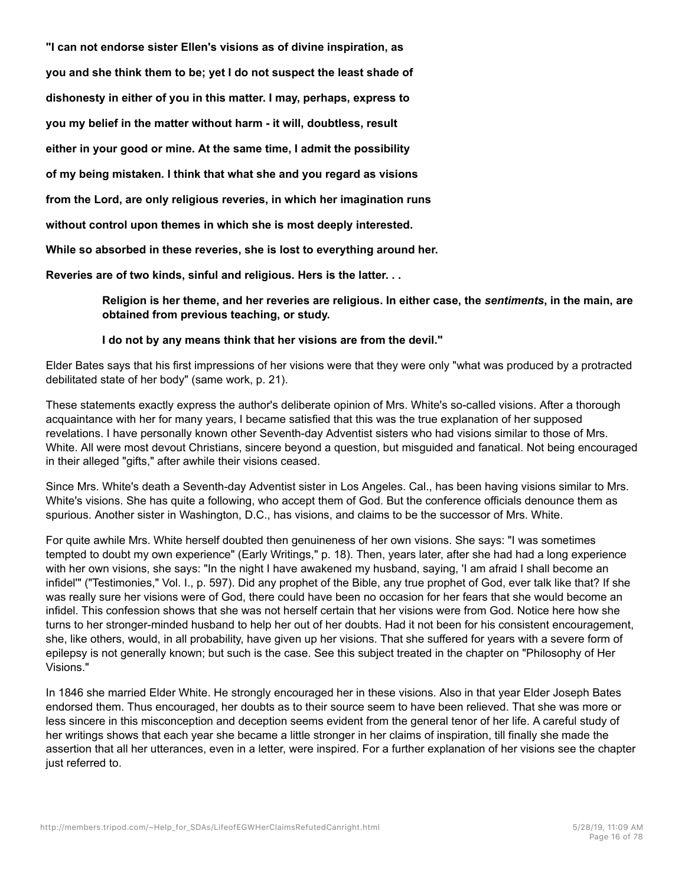**"I can not endorse sister Ellen's visions as of divine inspiration, as you and she think them to be; yet I do not suspect the least shade of dishonesty in either of you in this matter. I may, perhaps, express to you my belief in the matter without harm - it will, doubtless, result either in your good or mine. At the same time, I admit the possibility of my being mistaken. I think that what she and you regard as visions from the Lord, are only religious reveries, in which her imagination runs without control upon themes in which she is most deeply interested. While so absorbed in these reveries, she is lost to everything around her. Reveries are of two kinds, sinful and religious. Hers is the latter. . .**

> **Religion is her theme, and her reveries are religious. In either case, the *sentiments*, in the main, are obtained from previous teaching, or study.**
>
> **I do not by any means think that her visions are from the devil."**

Elder Bates says that his first impressions of her visions were that they were only "what was produced by a protracted debilitated state of her body" (same work, p. 21).

These statements exactly express the author's deliberate opinion of Mrs. White's so-called visions. After a thorough acquaintance with her for many years, I became satisfied that this was the true explanation of her supposed revelations. I have personally known other Seventh-day Adventist sisters who had visions similar to those of Mrs. White. All were most devout Christians, sincere beyond a question, but misguided and fanatical. Not being encouraged in their alleged "gifts," after awhile their visions ceased.

Since Mrs. White's death a Seventh-day Adventist sister in Los Angeles. Cal., has been having visions similar to Mrs. White's visions. She has quite a following, who accept them of God. But the conference officials denounce them as spurious. Another sister in Washington, D.C., has visions, and claims to be the successor of Mrs. White.

For quite awhile Mrs. White herself doubted then genuineness of her own visions. She says: "I was sometimes tempted to doubt my own experience" (Early Writings," p. 18). Then, years later, after she had had a long experience with her own visions, she says: "In the night I have awakened my husband, saying, 'I am afraid I shall become an infidel'" ("Testimonies," Vol. I., p. 597). Did any prophet of the Bible, any true prophet of God, ever talk like that? If she was really sure her visions were of God, there could have been no occasion for her fears that she would become an infidel. This confession shows that she was not herself certain that her visions were from God. Notice here how she turns to her stronger-minded husband to help her out of her doubts. Had it not been for his consistent encouragement, she, like others, would, in all probability, have given up her visions. That she suffered for years with a severe form of epilepsy is not generally known; but such is the case. See this subject treated in the chapter on "Philosophy of Her Visions."

In 1846 she married Elder White. He strongly encouraged her in these visions. Also in that year Elder Joseph Bates endorsed them. Thus encouraged, her doubts as to their source seem to have been relieved. That she was more or less sincere in this misconception and deception seems evident from the general tenor of her life. A careful study of her writings shows that each year she became a little stronger in her claims of inspiration, till finally she made the assertion that all her utterances, even in a letter, were inspired. For a further explanation of her visions see the chapter just referred to.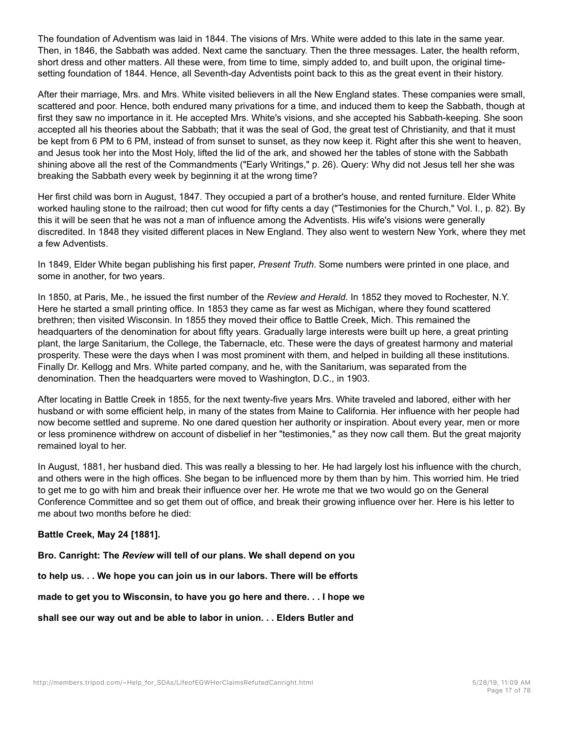The foundation of Adventism was laid in 1844. The visions of Mrs. White were added to this late in the same year. Then, in 1846, the Sabbath was added. Next came the sanctuary. Then the three messages. Later, the health reform, short dress and other matters. All these were, from time to time, simply added to, and built upon, the original time-setting foundation of 1844. Hence, all Seventh-day Adventists point back to this as the great event in their history.

After their marriage, Mrs. and Mrs. White visited believers in all the New England states. These companies were small, scattered and poor. Hence, both endured many privations for a time, and induced them to keep the Sabbath, though at first they saw no importance in it. He accepted Mrs. White's visions, and she accepted his Sabbath-keeping. She soon accepted all his theories about the Sabbath; that it was the seal of God, the great test of Christianity, and that it must be kept from 6 PM to 6 PM, instead of from sunset to sunset, as they now keep it. Right after this she went to heaven, and Jesus took her into the Most Holy, lifted the lid of the ark, and showed her the tables of stone with the Sabbath shining above all the rest of the Commandments ("Early Writings," p. 26). Query: Why did not Jesus tell her she was breaking the Sabbath every week by beginning it at the wrong time?

Her first child was born in August, 1847. They occupied a part of a brother's house, and rented furniture. Elder White worked hauling stone to the railroad; then cut wood for fifty cents a day ("Testimonies for the Church," Vol. I., p. 82). By this it will be seen that he was not a man of influence among the Adventists. His wife's visions were generally discredited. In 1848 they visited different places in New England. They also went to western New York, where they met a few Adventists.

In 1849, Elder White began publishing his first paper, *Present Truth*. Some numbers were printed in one place, and some in another, for two years.

In 1850, at Paris, Me., he issued the first number of the *Review and Herald*. In 1852 they moved to Rochester, N.Y. Here he started a small printing office. In 1853 they came as far west as Michigan, where they found scattered brethren; then visited Wisconsin. In 1855 they moved their office to Battle Creek, Mich. This remained the headquarters of the denomination for about fifty years. Gradually large interests were built up here, a great printing plant, the large Sanitarium, the College, the Tabernacle, etc. These were the days of greatest harmony and material prosperity. These were the days when I was most prominent with them, and helped in building all these institutions. Finally Dr. Kellogg and Mrs. White parted company, and he, with the Sanitarium, was separated from the denomination. Then the headquarters were moved to Washington, D.C., in 1903.

After locating in Battle Creek in 1855, for the next twenty-five years Mrs. White traveled and labored, either with her husband or with some efficient help, in many of the states from Maine to California. Her influence with her people had now become settled and supreme. No one dared question her authority or inspiration. About every year, men or more or less prominence withdrew on account of disbelief in her "testimonies," as they now call them. But the great majority remained loyal to her.

In August, 1881, her husband died. This was really a blessing to her. He had largely lost his influence with the church, and others were in the high offices. She began to be influenced more by them than by him. This worried him. He tried to get me to go with him and break their influence over her. He wrote me that we two would go on the General Conference Committee and so get them out of office, and break their growing influence over her. Here is his letter to me about two months before he died:

**Battle Creek, May 24 [1881].**

**Bro. Canright: The *Review* will tell of our plans. We shall depend on you**

**to help us. . . We hope you can join us in our labors. There will be efforts**

**made to get you to Wisconsin, to have you go here and there. . . I hope we**

**shall see our way out and be able to labor in union. . . Elders Butler and**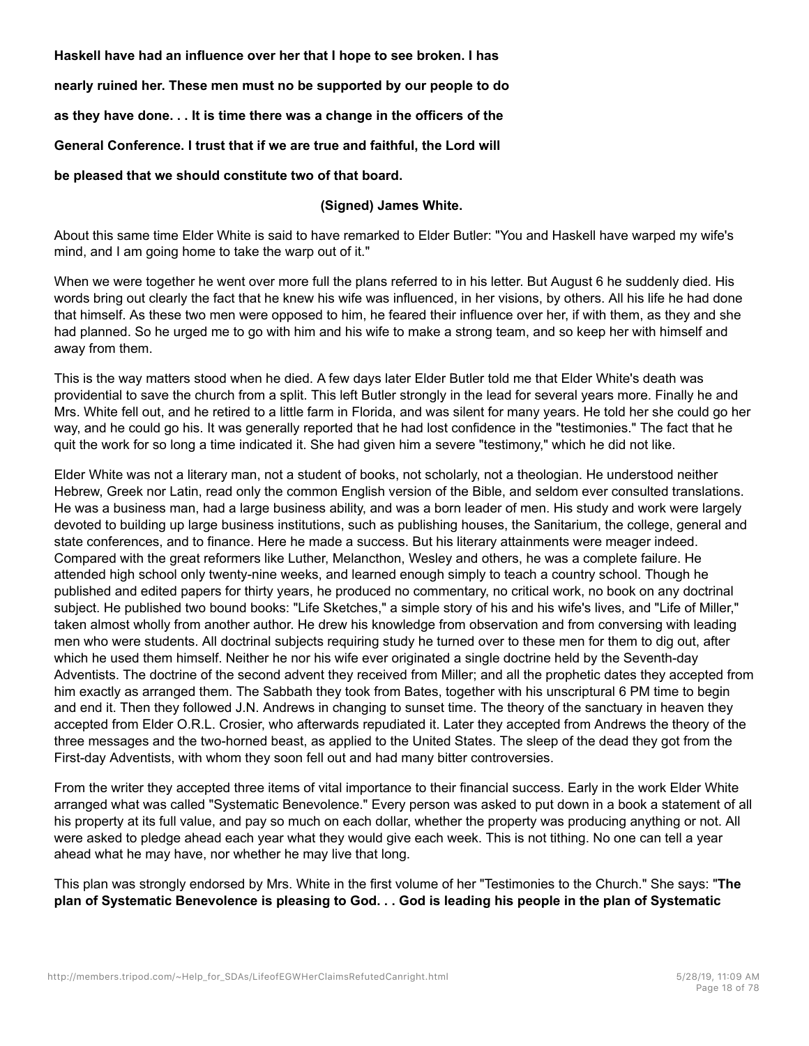**Haskell have had an influence over her that I hope to see broken. I has nearly ruined her. These men must no be supported by our people to do as they have done. . . It is time there was a change in the officers of the General Conference. I trust that if we are true and faithful, the Lord will be pleased that we should constitute two of that board.**

**(Signed) James White.**

About this same time Elder White is said to have remarked to Elder Butler: "You and Haskell have warped my wife's mind, and I am going home to take the warp out of it."

When we were together he went over more full the plans referred to in his letter. But August 6 he suddenly died. His words bring out clearly the fact that he knew his wife was influenced, in her visions, by others. All his life he had done that himself. As these two men were opposed to him, he feared their influence over her, if with them, as they and she had planned. So he urged me to go with him and his wife to make a strong team, and so keep her with himself and away from them.

This is the way matters stood when he died. A few days later Elder Butler told me that Elder White's death was providential to save the church from a split. This left Butler strongly in the lead for several years more. Finally he and Mrs. White fell out, and he retired to a little farm in Florida, and was silent for many years. He told her she could go her way, and he could go his. It was generally reported that he had lost confidence in the "testimonies." The fact that he quit the work for so long a time indicated it. She had given him a severe "testimony," which he did not like.

Elder White was not a literary man, not a student of books, not scholarly, not a theologian. He understood neither Hebrew, Greek nor Latin, read only the common English version of the Bible, and seldom ever consulted translations. He was a business man, had a large business ability, and was a born leader of men. His study and work were largely devoted to building up large business institutions, such as publishing houses, the Sanitarium, the college, general and state conferences, and to finance. Here he made a success. But his literary attainments were meager indeed. Compared with the great reformers like Luther, Melancthon, Wesley and others, he was a complete failure. He attended high school only twenty-nine weeks, and learned enough simply to teach a country school. Though he published and edited papers for thirty years, he produced no commentary, no critical work, no book on any doctrinal subject. He published two bound books: "Life Sketches," a simple story of his and his wife's lives, and "Life of Miller," taken almost wholly from another author. He drew his knowledge from observation and from conversing with leading men who were students. All doctrinal subjects requiring study he turned over to these men for them to dig out, after which he used them himself. Neither he nor his wife ever originated a single doctrine held by the Seventh-day Adventists. The doctrine of the second advent they received from Miller; and all the prophetic dates they accepted from him exactly as arranged them. The Sabbath they took from Bates, together with his unscriptural 6 PM time to begin and end it. Then they followed J.N. Andrews in changing to sunset time. The theory of the sanctuary in heaven they accepted from Elder O.R.L. Crosier, who afterwards repudiated it. Later they accepted from Andrews the theory of the three messages and the two-horned beast, as applied to the United States. The sleep of the dead they got from the First-day Adventists, with whom they soon fell out and had many bitter controversies.

From the writer they accepted three items of vital importance to their financial success. Early in the work Elder White arranged what was called "Systematic Benevolence." Every person was asked to put down in a book a statement of all his property at its full value, and pay so much on each dollar, whether the property was producing anything or not. All were asked to pledge ahead each year what they would give each week. This is not tithing. No one can tell a year ahead what he may have, nor whether he may live that long.

This plan was strongly endorsed by Mrs. White in the first volume of her "Testimonies to the Church." She says: "**The plan of Systematic Benevolence is pleasing to God. . . God is leading his people in the plan of Systematic**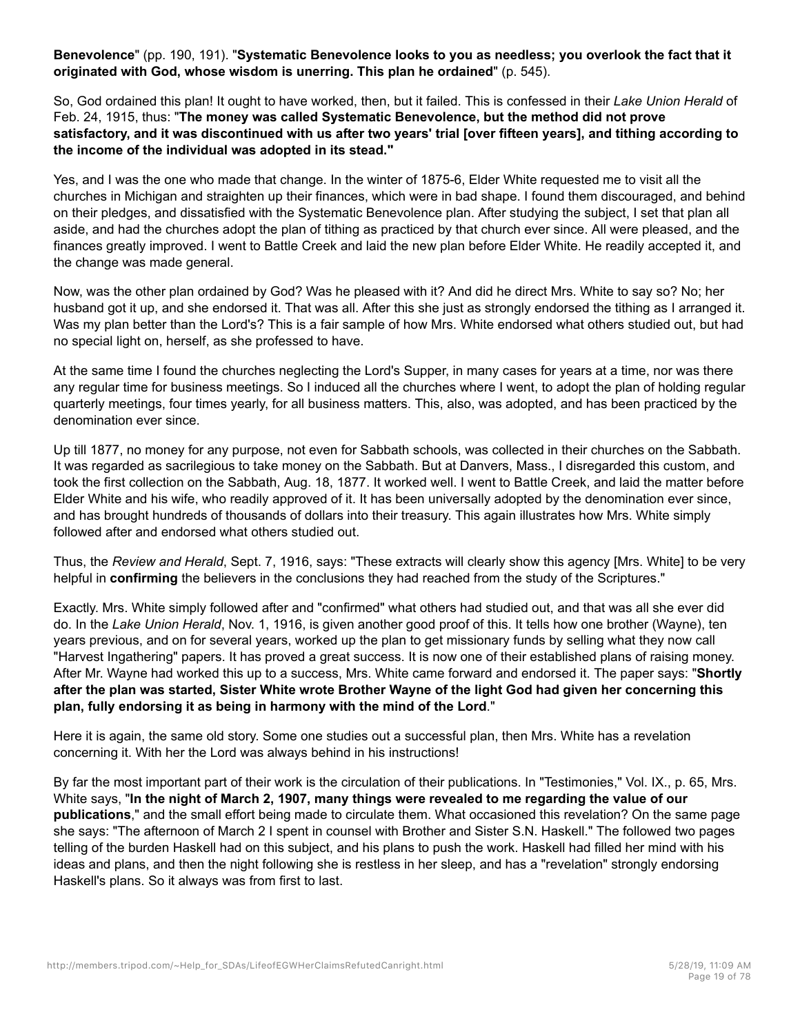**Benevolence**" (pp. 190, 191). "**Systematic Benevolence looks to you as needless; you overlook the fact that it originated with God, whose wisdom is unerring. This plan he ordained**" (p. 545).

So, God ordained this plan! It ought to have worked, then, but it failed. This is confessed in their *Lake Union Herald* of Feb. 24, 1915, thus: "**The money was called Systematic Benevolence, but the method did not prove satisfactory, and it was discontinued with us after two years' trial [over fifteen years], and tithing according to the income of the individual was adopted in its stead."**

Yes, and I was the one who made that change. In the winter of 1875-6, Elder White requested me to visit all the churches in Michigan and straighten up their finances, which were in bad shape. I found them discouraged, and behind on their pledges, and dissatisfied with the Systematic Benevolence plan. After studying the subject, I set that plan all aside, and had the churches adopt the plan of tithing as practiced by that church ever since. All were pleased, and the finances greatly improved. I went to Battle Creek and laid the new plan before Elder White. He readily accepted it, and the change was made general.

Now, was the other plan ordained by God? Was he pleased with it? And did he direct Mrs. White to say so? No; her husband got it up, and she endorsed it. That was all. After this she just as strongly endorsed the tithing as I arranged it. Was my plan better than the Lord's? This is a fair sample of how Mrs. White endorsed what others studied out, but had no special light on, herself, as she professed to have.

At the same time I found the churches neglecting the Lord's Supper, in many cases for years at a time, nor was there any regular time for business meetings. So I induced all the churches where I went, to adopt the plan of holding regular quarterly meetings, four times yearly, for all business matters. This, also, was adopted, and has been practiced by the denomination ever since.

Up till 1877, no money for any purpose, not even for Sabbath schools, was collected in their churches on the Sabbath. It was regarded as sacrilegious to take money on the Sabbath. But at Danvers, Mass., I disregarded this custom, and took the first collection on the Sabbath, Aug. 18, 1877. It worked well. I went to Battle Creek, and laid the matter before Elder White and his wife, who readily approved of it. It has been universally adopted by the denomination ever since, and has brought hundreds of thousands of dollars into their treasury. This again illustrates how Mrs. White simply followed after and endorsed what others studied out.

Thus, the *Review and Herald*, Sept. 7, 1916, says: "These extracts will clearly show this agency [Mrs. White] to be very helpful in **confirming** the believers in the conclusions they had reached from the study of the Scriptures."

Exactly. Mrs. White simply followed after and "confirmed" what others had studied out, and that was all she ever did do. In the *Lake Union Herald*, Nov. 1, 1916, is given another good proof of this. It tells how one brother (Wayne), ten years previous, and on for several years, worked up the plan to get missionary funds by selling what they now call "Harvest Ingathering" papers. It has proved a great success. It is now one of their established plans of raising money. After Mr. Wayne had worked this up to a success, Mrs. White came forward and endorsed it. The paper says: "**Shortly after the plan was started, Sister White wrote Brother Wayne of the light God had given her concerning this plan, fully endorsing it as being in harmony with the mind of the Lord**."

Here it is again, the same old story. Some one studies out a successful plan, then Mrs. White has a revelation concerning it. With her the Lord was always behind in his instructions!

By far the most important part of their work is the circulation of their publications. In "Testimonies," Vol. IX., p. 65, Mrs. White says, "**In the night of March 2, 1907, many things were revealed to me regarding the value of our publications**," and the small effort being made to circulate them. What occasioned this revelation? On the same page she says: "The afternoon of March 2 I spent in counsel with Brother and Sister S.N. Haskell." The followed two pages telling of the burden Haskell had on this subject, and his plans to push the work. Haskell had filled her mind with his ideas and plans, and then the night following she is restless in her sleep, and has a "revelation" strongly endorsing Haskell's plans. So it always was from first to last.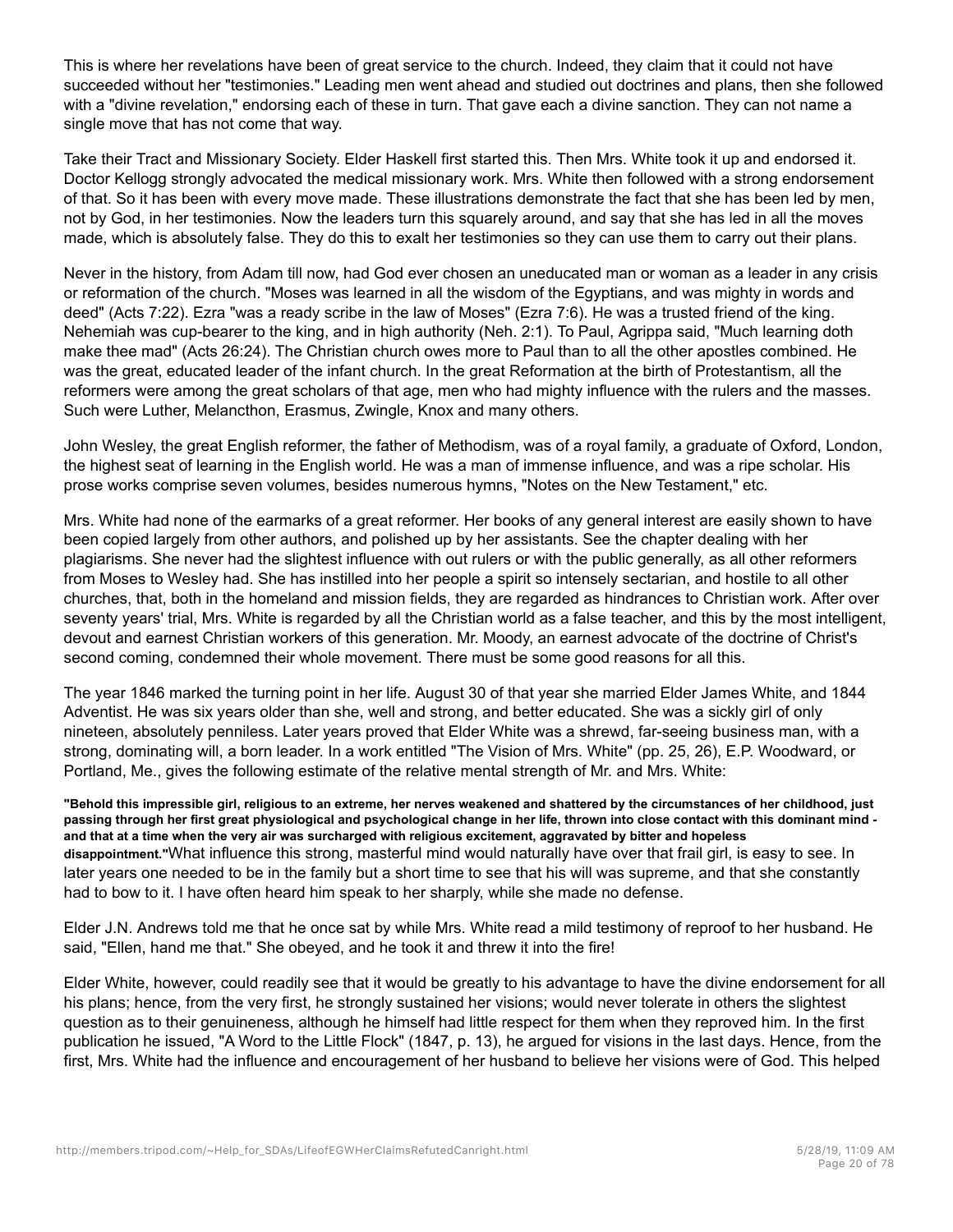This is where her revelations have been of great service to the church. Indeed, they claim that it could not have succeeded without her "testimonies." Leading men went ahead and studied out doctrines and plans, then she followed with a "divine revelation," endorsing each of these in turn. That gave each a divine sanction. They can not name a single move that has not come that way.

Take their Tract and Missionary Society. Elder Haskell first started this. Then Mrs. White took it up and endorsed it. Doctor Kellogg strongly advocated the medical missionary work. Mrs. White then followed with a strong endorsement of that. So it has been with every move made. These illustrations demonstrate the fact that she has been led by men, not by God, in her testimonies. Now the leaders turn this squarely around, and say that she has led in all the moves made, which is absolutely false. They do this to exalt her testimonies so they can use them to carry out their plans.

Never in the history, from Adam till now, had God ever chosen an uneducated man or woman as a leader in any crisis or reformation of the church. "Moses was learned in all the wisdom of the Egyptians, and was mighty in words and deed" (Acts 7:22). Ezra "was a ready scribe in the law of Moses" (Ezra 7:6). He was a trusted friend of the king. Nehemiah was cup-bearer to the king, and in high authority (Neh. 2:1). To Paul, Agrippa said, "Much learning doth make thee mad" (Acts 26:24). The Christian church owes more to Paul than to all the other apostles combined. He was the great, educated leader of the infant church. In the great Reformation at the birth of Protestantism, all the reformers were among the great scholars of that age, men who had mighty influence with the rulers and the masses. Such were Luther, Melancthon, Erasmus, Zwingle, Knox and many others.

John Wesley, the great English reformer, the father of Methodism, was of a royal family, a graduate of Oxford, London, the highest seat of learning in the English world. He was a man of immense influence, and was a ripe scholar. His prose works comprise seven volumes, besides numerous hymns, "Notes on the New Testament," etc.

Mrs. White had none of the earmarks of a great reformer. Her books of any general interest are easily shown to have been copied largely from other authors, and polished up by her assistants. See the chapter dealing with her plagiarisms. She never had the slightest influence with out rulers or with the public generally, as all other reformers from Moses to Wesley had. She has instilled into her people a spirit so intensely sectarian, and hostile to all other churches, that, both in the homeland and mission fields, they are regarded as hindrances to Christian work. After over seventy years' trial, Mrs. White is regarded by all the Christian world as a false teacher, and this by the most intelligent, devout and earnest Christian workers of this generation. Mr. Moody, an earnest advocate of the doctrine of Christ's second coming, condemned their whole movement. There must be some good reasons for all this.

The year 1846 marked the turning point in her life. August 30 of that year she married Elder James White, and 1844 Adventist. He was six years older than she, well and strong, and better educated. She was a sickly girl of only nineteen, absolutely penniless. Later years proved that Elder White was a shrewd, far-seeing business man, with a strong, dominating will, a born leader. In a work entitled "The Vision of Mrs. White" (pp. 25, 26), E.P. Woodward, or Portland, Me., gives the following estimate of the relative mental strength of Mr. and Mrs. White:

**"Behold this impressible girl, religious to an extreme, her nerves weakened and shattered by the circumstances of her childhood, just passing through her first great physiological and psychological change in her life, thrown into close contact with this dominant mind - and that at a time when the very air was surcharged with religious excitement, aggravated by bitter and hopeless disappointment."** What influence this strong, masterful mind would naturally have over that frail girl, is easy to see. In later years one needed to be in the family but a short time to see that his will was supreme, and that she constantly had to bow to it. I have often heard him speak to her sharply, while she made no defense.

Elder J.N. Andrews told me that he once sat by while Mrs. White read a mild testimony of reproof to her husband. He said, "Ellen, hand me that." She obeyed, and he took it and threw it into the fire!

Elder White, however, could readily see that it would be greatly to his advantage to have the divine endorsement for all his plans; hence, from the very first, he strongly sustained her visions; would never tolerate in others the slightest question as to their genuineness, although he himself had little respect for them when they reproved him. In the first publication he issued, "A Word to the Little Flock" (1847, p. 13), he argued for visions in the last days. Hence, from the first, Mrs. White had the influence and encouragement of her husband to believe her visions were of God. This helped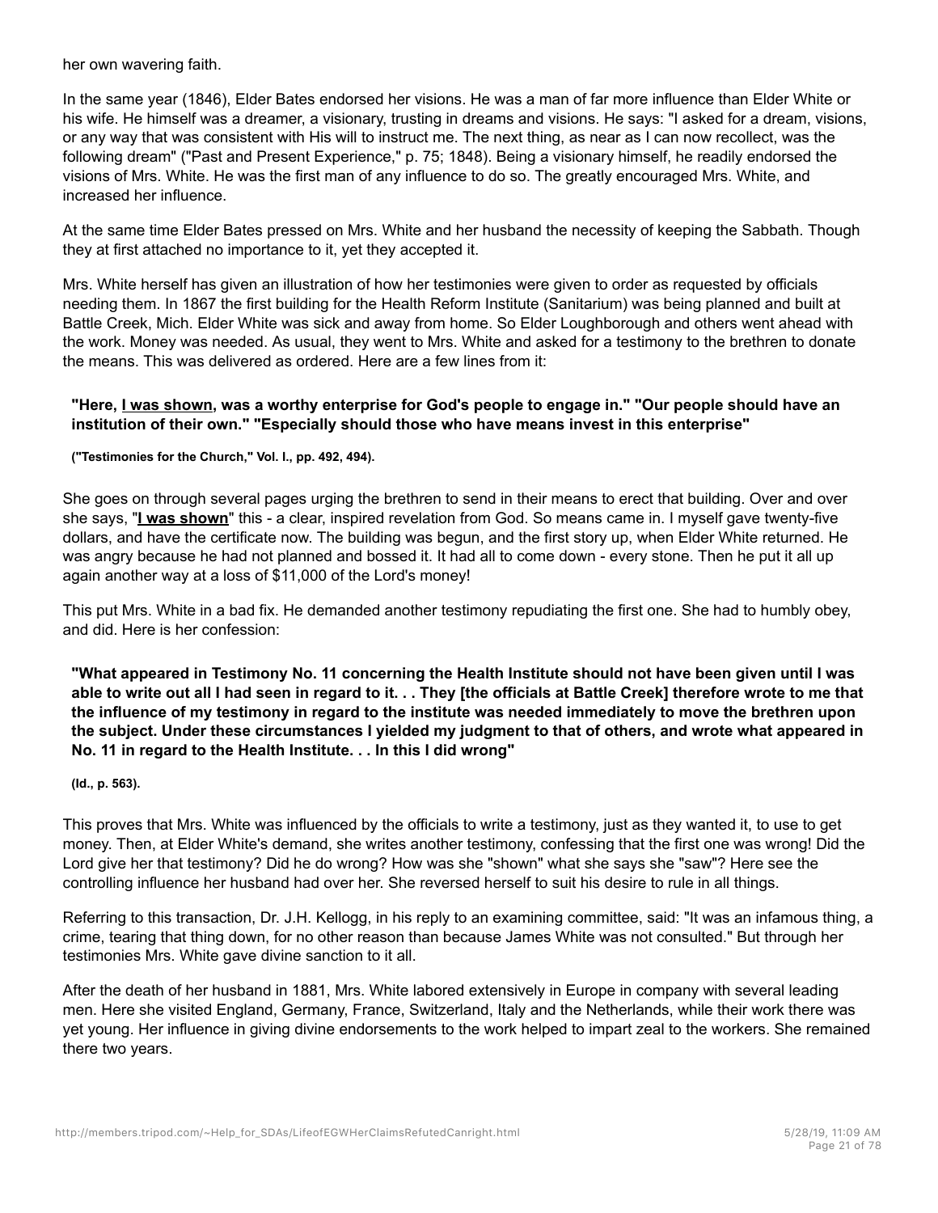her own wavering faith.

In the same year (1846), Elder Bates endorsed her visions. He was a man of far more influence than Elder White or his wife. He himself was a dreamer, a visionary, trusting in dreams and visions. He says: "I asked for a dream, visions, or any way that was consistent with His will to instruct me. The next thing, as near as I can now recollect, was the following dream" ("Past and Present Experience," p. 75; 1848). Being a visionary himself, he readily endorsed the visions of Mrs. White. He was the first man of any influence to do so. The greatly encouraged Mrs. White, and increased her influence.

At the same time Elder Bates pressed on Mrs. White and her husband the necessity of keeping the Sabbath. Though they at first attached no importance to it, yet they accepted it.

Mrs. White herself has given an illustration of how her testimonies were given to order as requested by officials needing them. In 1867 the first building for the Health Reform Institute (Sanitarium) was being planned and built at Battle Creek, Mich. Elder White was sick and away from home. So Elder Loughborough and others went ahead with the work. Money was needed. As usual, they went to Mrs. White and asked for a testimony to the brethren to donate the means. This was delivered as ordered. Here are a few lines from it:

> **"Here, <u>I was shown</u>, was a worthy enterprise for God's people to engage in." "Our people should have an institution of their own." "Especially should those who have means invest in this enterprise"**
>
> **("Testimonies for the Church," Vol. I., pp. 492, 494).**

She goes on through several pages urging the brethren to send in their means to erect that building. Over and over she says, "**<u>I was shown</u>**" this - a clear, inspired revelation from God. So means came in. I myself gave twenty-five dollars, and have the certificate now. The building was begun, and the first story up, when Elder White returned. He was angry because he had not planned and bossed it. It had all to come down - every stone. Then he put it all up again another way at a loss of $11,000 of the Lord's money!

This put Mrs. White in a bad fix. He demanded another testimony repudiating the first one. She had to humbly obey, and did. Here is her confession:

> **"What appeared in Testimony No. 11 concerning the Health Institute should not have been given until I was able to write out all I had seen in regard to it. . . They [the officials at Battle Creek] therefore wrote to me that the influence of my testimony in regard to the institute was needed immediately to move the brethren upon the subject. Under these circumstances I yielded my judgment to that of others, and wrote what appeared in No. 11 in regard to the Health Institute. . . In this I did wrong"**
>
> **(Id., p. 563).**

This proves that Mrs. White was influenced by the officials to write a testimony, just as they wanted it, to use to get money. Then, at Elder White's demand, she writes another testimony, confessing that the first one was wrong! Did the Lord give her that testimony? Did he do wrong? How was she "shown" what she says she "saw"? Here see the controlling influence her husband had over her. She reversed herself to suit his desire to rule in all things.

Referring to this transaction, Dr. J.H. Kellogg, in his reply to an examining committee, said: "It was an infamous thing, a crime, tearing that thing down, for no other reason than because James White was not consulted." But through her testimonies Mrs. White gave divine sanction to it all.

After the death of her husband in 1881, Mrs. White labored extensively in Europe in company with several leading men. Here she visited England, Germany, France, Switzerland, Italy and the Netherlands, while their work there was yet young. Her influence in giving divine endorsements to the work helped to impart zeal to the workers. She remained there two years.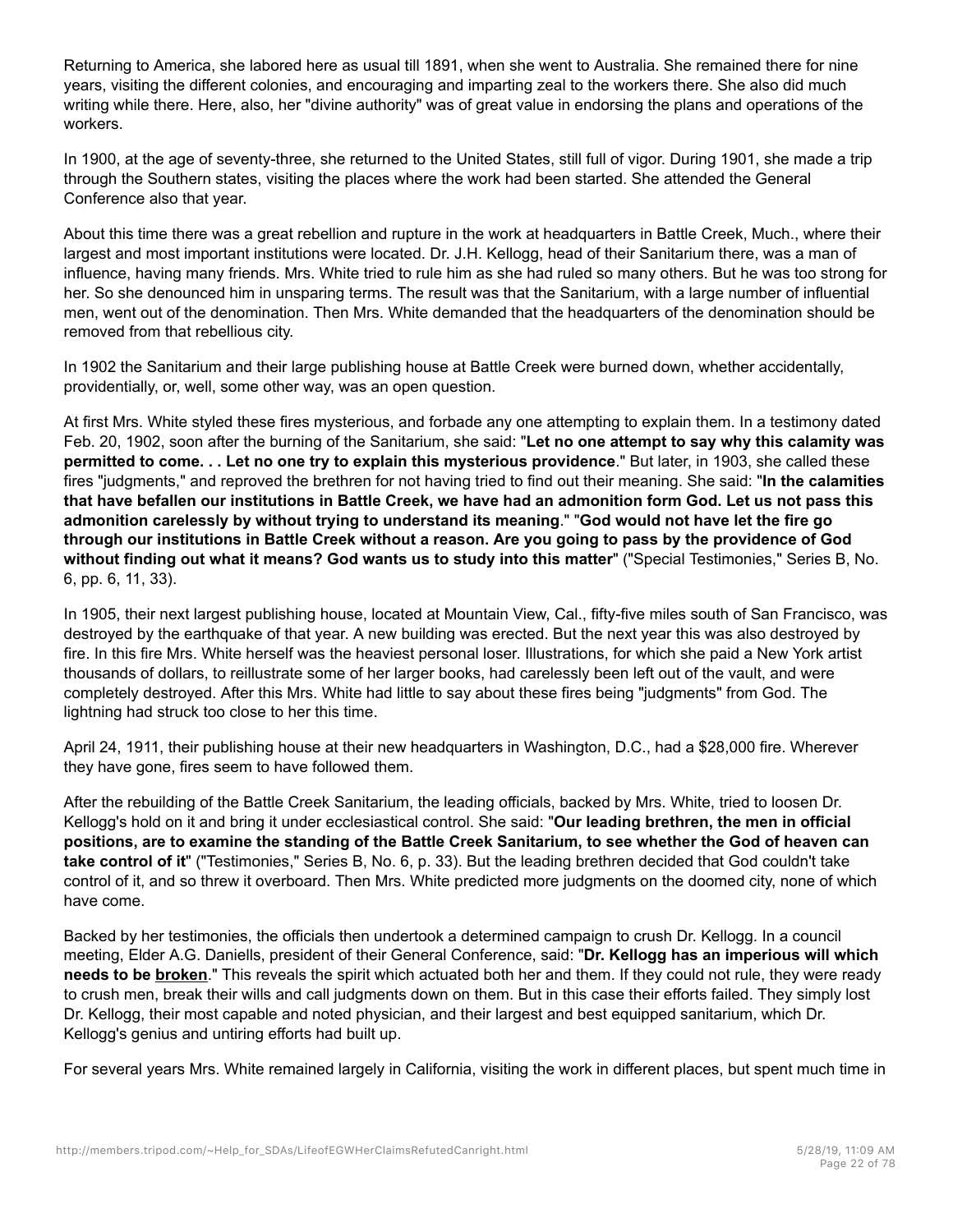Returning to America, she labored here as usual till 1891, when she went to Australia. She remained there for nine years, visiting the different colonies, and encouraging and imparting zeal to the workers there. She also did much writing while there. Here, also, her "divine authority" was of great value in endorsing the plans and operations of the workers.

In 1900, at the age of seventy-three, she returned to the United States, still full of vigor. During 1901, she made a trip through the Southern states, visiting the places where the work had been started. She attended the General Conference also that year.

About this time there was a great rebellion and rupture in the work at headquarters in Battle Creek, Much., where their largest and most important institutions were located. Dr. J.H. Kellogg, head of their Sanitarium there, was a man of influence, having many friends. Mrs. White tried to rule him as she had ruled so many others. But he was too strong for her. So she denounced him in unsparing terms. The result was that the Sanitarium, with a large number of influential men, went out of the denomination. Then Mrs. White demanded that the headquarters of the denomination should be removed from that rebellious city.

In 1902 the Sanitarium and their large publishing house at Battle Creek were burned down, whether accidentally, providentially, or, well, some other way, was an open question.

At first Mrs. White styled these fires mysterious, and forbade any one attempting to explain them. In a testimony dated Feb. 20, 1902, soon after the burning of the Sanitarium, she said: "**Let no one attempt to say why this calamity was permitted to come. . . Let no one try to explain this mysterious providence**." But later, in 1903, she called these fires "judgments," and reproved the brethren for not having tried to find out their meaning. She said: "**In the calamities that have befallen our institutions in Battle Creek, we have had an admonition form God. Let us not pass this admonition carelessly by without trying to understand its meaning**." "**God would not have let the fire go through our institutions in Battle Creek without a reason. Are you going to pass by the providence of God without finding out what it means? God wants us to study into this matter**" ("Special Testimonies," Series B, No. 6, pp. 6, 11, 33).

In 1905, their next largest publishing house, located at Mountain View, Cal., fifty-five miles south of San Francisco, was destroyed by the earthquake of that year. A new building was erected. But the next year this was also destroyed by fire. In this fire Mrs. White herself was the heaviest personal loser. Illustrations, for which she paid a New York artist thousands of dollars, to reillustrate some of her larger books, had carelessly been left out of the vault, and were completely destroyed. After this Mrs. White had little to say about these fires being "judgments" from God. The lightning had struck too close to her this time.

April 24, 1911, their publishing house at their new headquarters in Washington, D.C., had a $28,000 fire. Wherever they have gone, fires seem to have followed them.

After the rebuilding of the Battle Creek Sanitarium, the leading officials, backed by Mrs. White, tried to loosen Dr. Kellogg's hold on it and bring it under ecclesiastical control. She said: "**Our leading brethren, the men in official positions, are to examine the standing of the Battle Creek Sanitarium, to see whether the God of heaven can take control of it**" ("Testimonies," Series B, No. 6, p. 33). But the leading brethren decided that God couldn't take control of it, and so threw it overboard. Then Mrs. White predicted more judgments on the doomed city, none of which have come.

Backed by her testimonies, the officials then undertook a determined campaign to crush Dr. Kellogg. In a council meeting, Elder A.G. Daniells, president of their General Conference, said: "**Dr. Kellogg has an imperious will which needs to be broken**." This reveals the spirit which actuated both her and them. If they could not rule, they were ready to crush men, break their wills and call judgments down on them. But in this case their efforts failed. They simply lost Dr. Kellogg, their most capable and noted physician, and their largest and best equipped sanitarium, which Dr. Kellogg's genius and untiring efforts had built up.

For several years Mrs. White remained largely in California, visiting the work in different places, but spent much time in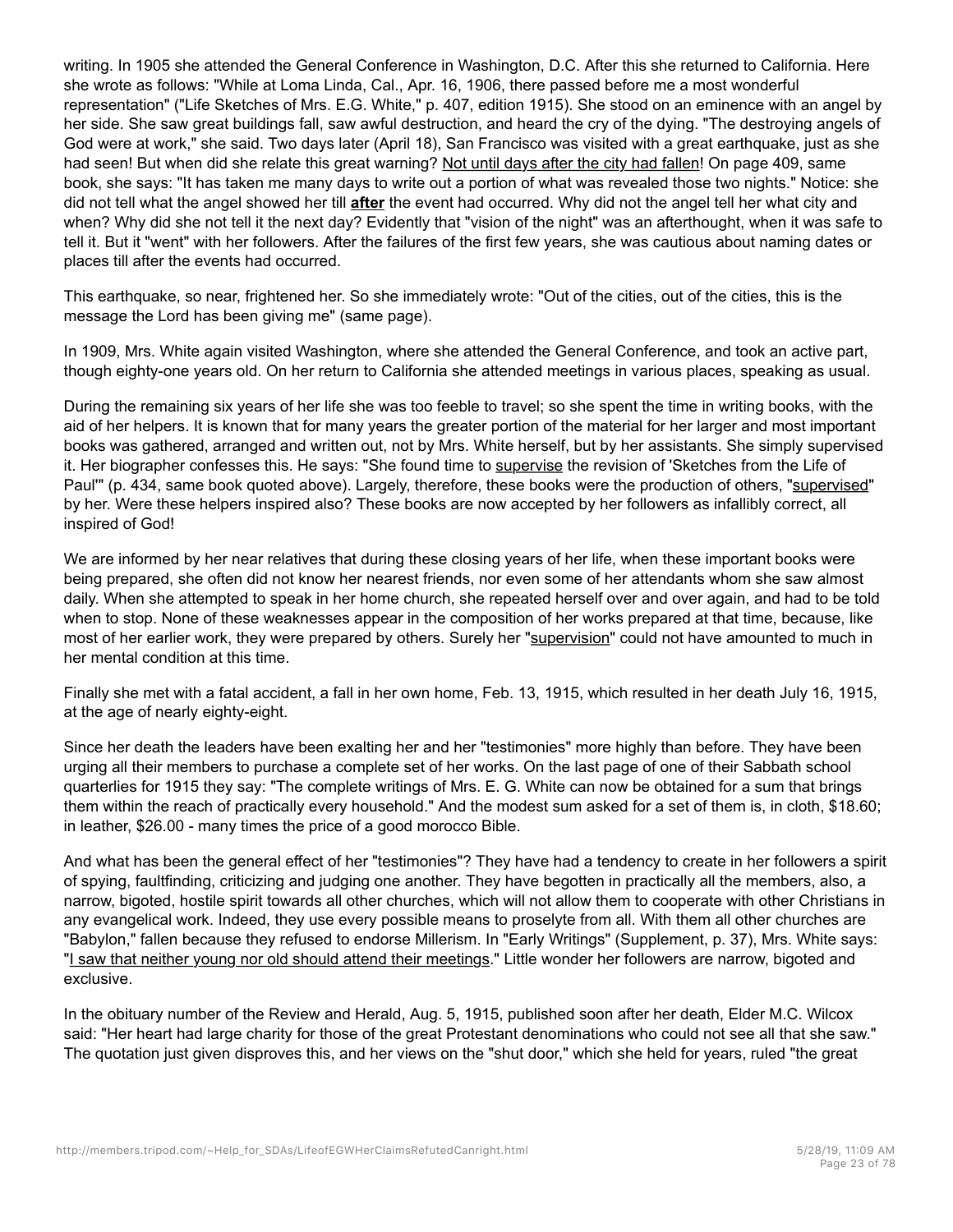writing. In 1905 she attended the General Conference in Washington, D.C. After this she returned to California. Here she wrote as follows: "While at Loma Linda, Cal., Apr. 16, 1906, there passed before me a most wonderful representation" ("Life Sketches of Mrs. E.G. White," p. 407, edition 1915). She stood on an eminence with an angel by her side. She saw great buildings fall, saw awful destruction, and heard the cry of the dying. "The destroying angels of God were at work," she said. Two days later (April 18), San Francisco was visited with a great earthquake, just as she had seen! But when did she relate this great warning? Not until days after the city had fallen! On page 409, same book, she says: "It has taken me many days to write out a portion of what was revealed those two nights." Notice: she did not tell what the angel showed her till **after** the event had occurred. Why did not the angel tell her what city and when? Why did she not tell it the next day? Evidently that "vision of the night" was an afterthought, when it was safe to tell it. But it "went" with her followers. After the failures of the first few years, she was cautious about naming dates or places till after the events had occurred.

This earthquake, so near, frightened her. So she immediately wrote: "Out of the cities, out of the cities, this is the message the Lord has been giving me" (same page).

In 1909, Mrs. White again visited Washington, where she attended the General Conference, and took an active part, though eighty-one years old. On her return to California she attended meetings in various places, speaking as usual.

During the remaining six years of her life she was too feeble to travel; so she spent the time in writing books, with the aid of her helpers. It is known that for many years the greater portion of the material for her larger and most important books was gathered, arranged and written out, not by Mrs. White herself, but by her assistants. She simply supervised it. Her biographer confesses this. He says: "She found time to supervise the revision of 'Sketches from the Life of Paul'" (p. 434, same book quoted above). Largely, therefore, these books were the production of others, "supervised" by her. Were these helpers inspired also? These books are now accepted by her followers as infallibly correct, all inspired of God!

We are informed by her near relatives that during these closing years of her life, when these important books were being prepared, she often did not know her nearest friends, nor even some of her attendants whom she saw almost daily. When she attempted to speak in her home church, she repeated herself over and over again, and had to be told when to stop. None of these weaknesses appear in the composition of her works prepared at that time, because, like most of her earlier work, they were prepared by others. Surely her "supervision" could not have amounted to much in her mental condition at this time.

Finally she met with a fatal accident, a fall in her own home, Feb. 13, 1915, which resulted in her death July 16, 1915, at the age of nearly eighty-eight.

Since her death the leaders have been exalting her and her "testimonies" more highly than before. They have been urging all their members to purchase a complete set of her works. On the last page of one of their Sabbath school quarterlies for 1915 they say: "The complete writings of Mrs. E. G. White can now be obtained for a sum that brings them within the reach of practically every household." And the modest sum asked for a set of them is, in cloth, $18.60; in leather, $26.00 - many times the price of a good morocco Bible.

And what has been the general effect of her "testimonies"? They have had a tendency to create in her followers a spirit of spying, faultfinding, criticizing and judging one another. They have begotten in practically all the members, also, a narrow, bigoted, hostile spirit towards all other churches, which will not allow them to cooperate with other Christians in any evangelical work. Indeed, they use every possible means to proselyte from all. With them all other churches are "Babylon," fallen because they refused to endorse Millerism. In "Early Writings" (Supplement, p. 37), Mrs. White says: "I saw that neither young nor old should attend their meetings." Little wonder her followers are narrow, bigoted and exclusive.

In the obituary number of the Review and Herald, Aug. 5, 1915, published soon after her death, Elder M.C. Wilcox said: "Her heart had large charity for those of the great Protestant denominations who could not see all that she saw." The quotation just given disproves this, and her views on the "shut door," which she held for years, ruled "the great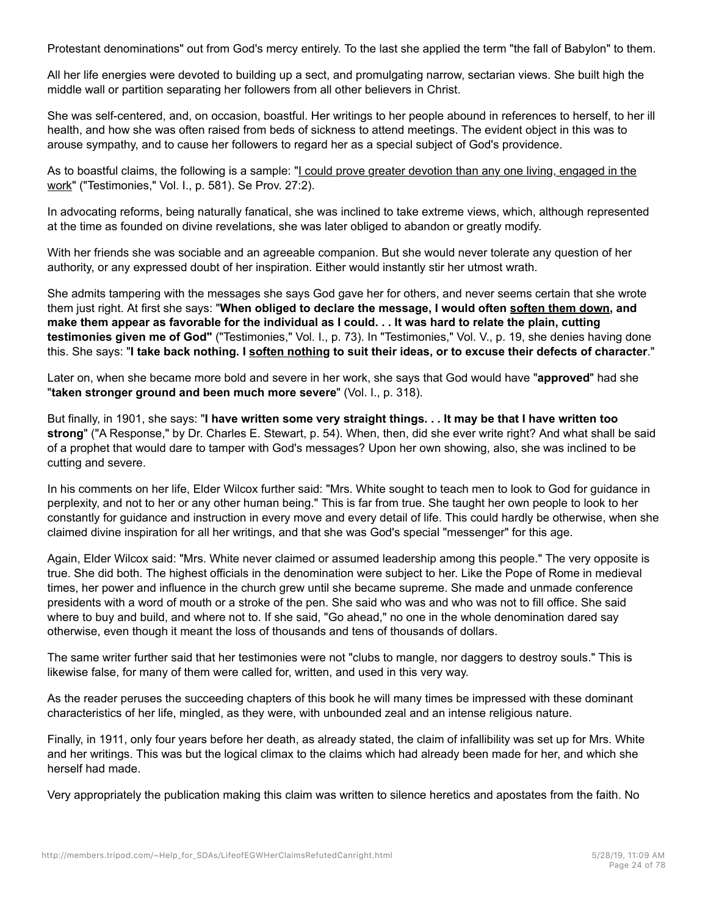Protestant denominations" out from God's mercy entirely. To the last she applied the term "the fall of Babylon" to them.

All her life energies were devoted to building up a sect, and promulgating narrow, sectarian views. She built high the middle wall or partition separating her followers from all other believers in Christ.

She was self-centered, and, on occasion, boastful. Her writings to her people abound in references to herself, to her ill health, and how she was often raised from beds of sickness to attend meetings. The evident object in this was to arouse sympathy, and to cause her followers to regard her as a special subject of God's providence.

As to boastful claims, the following is a sample: "I could prove greater devotion than any one living, engaged in the work" ("Testimonies," Vol. I., p. 581). Se Prov. 27:2).

In advocating reforms, being naturally fanatical, she was inclined to take extreme views, which, although represented at the time as founded on divine revelations, she was later obliged to abandon or greatly modify.

With her friends she was sociable and an agreeable companion. But she would never tolerate any question of her authority, or any expressed doubt of her inspiration. Either would instantly stir her utmost wrath.

She admits tampering with the messages she says God gave her for others, and never seems certain that she wrote them just right. At first she says: "**When obliged to declare the message, I would often soften them down, and make them appear as favorable for the individual as I could. . . It was hard to relate the plain, cutting testimonies given me of God"** ("Testimonies," Vol. I., p. 73). In "Testimonies," Vol. V., p. 19, she denies having done this. She says: "**I take back nothing. I soften nothing to suit their ideas, or to excuse their defects of character**."

Later on, when she became more bold and severe in her work, she says that God would have "**approved**" had she "**taken stronger ground and been much more severe**" (Vol. I., p. 318).

But finally, in 1901, she says: "**I have written some very straight things. . . It may be that I have written too strong**" ("A Response," by Dr. Charles E. Stewart, p. 54). When, then, did she ever write right? And what shall be said of a prophet that would dare to tamper with God's messages? Upon her own showing, also, she was inclined to be cutting and severe.

In his comments on her life, Elder Wilcox further said: "Mrs. White sought to teach men to look to God for guidance in perplexity, and not to her or any other human being." This is far from true. She taught her own people to look to her constantly for guidance and instruction in every move and every detail of life. This could hardly be otherwise, when she claimed divine inspiration for all her writings, and that she was God's special "messenger" for this age.

Again, Elder Wilcox said: "Mrs. White never claimed or assumed leadership among this people." The very opposite is true. She did both. The highest officials in the denomination were subject to her. Like the Pope of Rome in medieval times, her power and influence in the church grew until she became supreme. She made and unmade conference presidents with a word of mouth or a stroke of the pen. She said who was and who was not to fill office. She said where to buy and build, and where not to. If she said, "Go ahead," no one in the whole denomination dared say otherwise, even though it meant the loss of thousands and tens of thousands of dollars.

The same writer further said that her testimonies were not "clubs to mangle, nor daggers to destroy souls." This is likewise false, for many of them were called for, written, and used in this very way.

As the reader peruses the succeeding chapters of this book he will many times be impressed with these dominant characteristics of her life, mingled, as they were, with unbounded zeal and an intense religious nature.

Finally, in 1911, only four years before her death, as already stated, the claim of infallibility was set up for Mrs. White and her writings. This was but the logical climax to the claims which had already been made for her, and which she herself had made.

Very appropriately the publication making this claim was written to silence heretics and apostates from the faith. No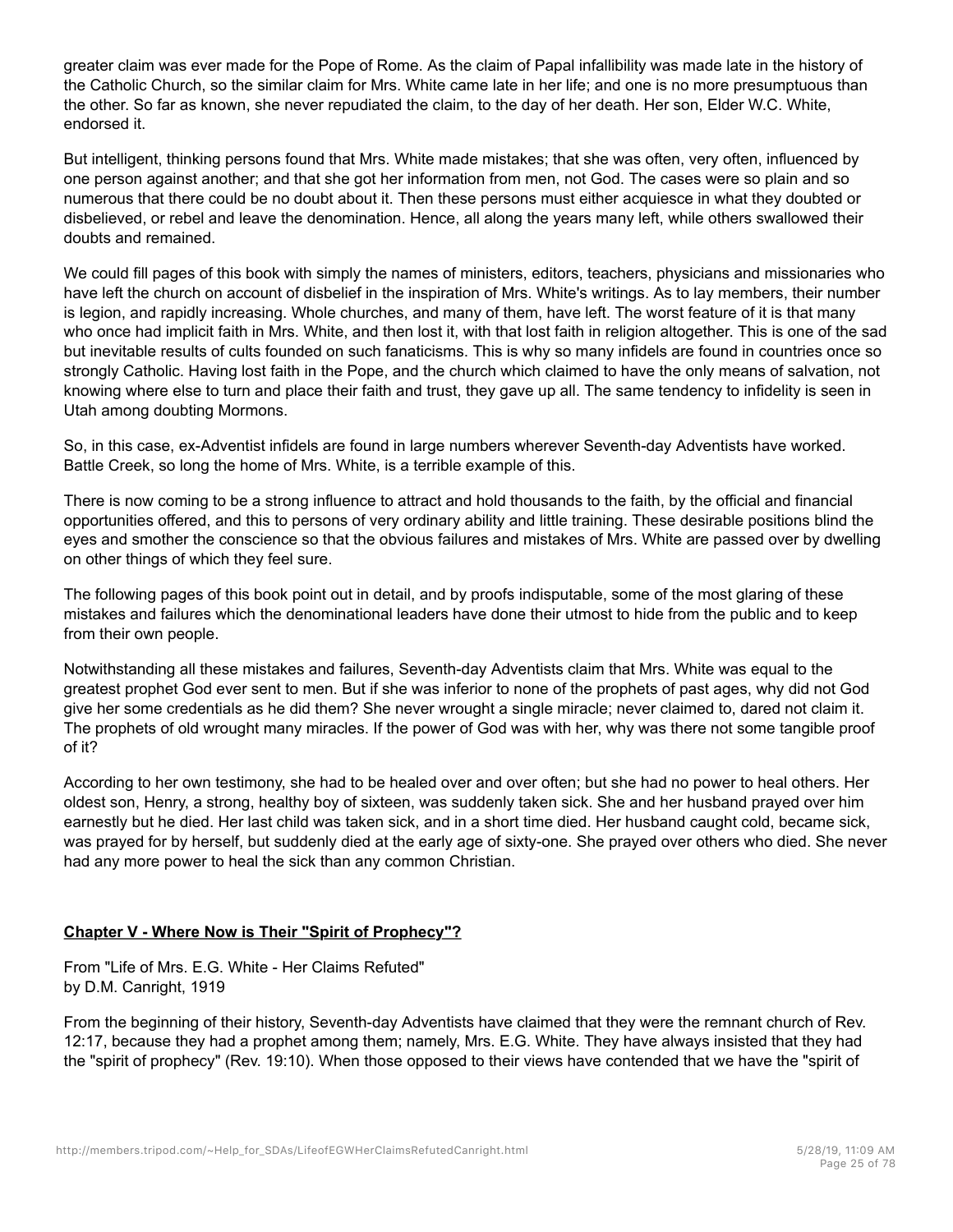greater claim was ever made for the Pope of Rome. As the claim of Papal infallibility was made late in the history of the Catholic Church, so the similar claim for Mrs. White came late in her life; and one is no more presumptuous than the other. So far as known, she never repudiated the claim, to the day of her death. Her son, Elder W.C. White, endorsed it.

But intelligent, thinking persons found that Mrs. White made mistakes; that she was often, very often, influenced by one person against another; and that she got her information from men, not God. The cases were so plain and so numerous that there could be no doubt about it. Then these persons must either acquiesce in what they doubted or disbelieved, or rebel and leave the denomination. Hence, all along the years many left, while others swallowed their doubts and remained.

We could fill pages of this book with simply the names of ministers, editors, teachers, physicians and missionaries who have left the church on account of disbelief in the inspiration of Mrs. White's writings. As to lay members, their number is legion, and rapidly increasing. Whole churches, and many of them, have left. The worst feature of it is that many who once had implicit faith in Mrs. White, and then lost it, with that lost faith in religion altogether. This is one of the sad but inevitable results of cults founded on such fanaticisms. This is why so many infidels are found in countries once so strongly Catholic. Having lost faith in the Pope, and the church which claimed to have the only means of salvation, not knowing where else to turn and place their faith and trust, they gave up all. The same tendency to infidelity is seen in Utah among doubting Mormons.

So, in this case, ex-Adventist infidels are found in large numbers wherever Seventh-day Adventists have worked. Battle Creek, so long the home of Mrs. White, is a terrible example of this.

There is now coming to be a strong influence to attract and hold thousands to the faith, by the official and financial opportunities offered, and this to persons of very ordinary ability and little training. These desirable positions blind the eyes and smother the conscience so that the obvious failures and mistakes of Mrs. White are passed over by dwelling on other things of which they feel sure.

The following pages of this book point out in detail, and by proofs indisputable, some of the most glaring of these mistakes and failures which the denominational leaders have done their utmost to hide from the public and to keep from their own people.

Notwithstanding all these mistakes and failures, Seventh-day Adventists claim that Mrs. White was equal to the greatest prophet God ever sent to men. But if she was inferior to none of the prophets of past ages, why did not God give her some credentials as he did them? She never wrought a single miracle; never claimed to, dared not claim it. The prophets of old wrought many miracles. If the power of God was with her, why was there not some tangible proof of it?

According to her own testimony, she had to be healed over and over often; but she had no power to heal others. Her oldest son, Henry, a strong, healthy boy of sixteen, was suddenly taken sick. She and her husband prayed over him earnestly but he died. Her last child was taken sick, and in a short time died. Her husband caught cold, became sick, was prayed for by herself, but suddenly died at the early age of sixty-one. She prayed over others who died. She never had any more power to heal the sick than any common Christian.

## Chapter V - Where Now is Their "Spirit of Prophecy"?

From "Life of Mrs. E.G. White - Her Claims Refuted"
by D.M. Canright, 1919

From the beginning of their history, Seventh-day Adventists have claimed that they were the remnant church of Rev. 12:17, because they had a prophet among them; namely, Mrs. E.G. White. They have always insisted that they had the "spirit of prophecy" (Rev. 19:10). When those opposed to their views have contended that we have the "spirit of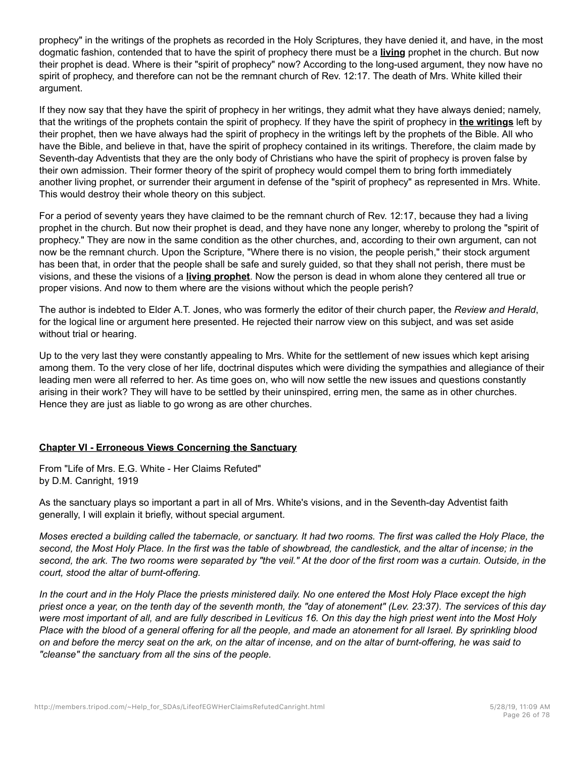prophecy" in the writings of the prophets as recorded in the Holy Scriptures, they have denied it, and have, in the most dogmatic fashion, contended that to have the spirit of prophecy there must be a **living** prophet in the church. But now their prophet is dead. Where is their "spirit of prophecy" now? According to the long-used argument, they now have no spirit of prophecy, and therefore can not be the remnant church of Rev. 12:17. The death of Mrs. White killed their argument.

If they now say that they have the spirit of prophecy in her writings, they admit what they have always denied; namely, that the writings of the prophets contain the spirit of prophecy. If they have the spirit of prophecy in **the writings** left by their prophet, then we have always had the spirit of prophecy in the writings left by the prophets of the Bible. All who have the Bible, and believe in that, have the spirit of prophecy contained in its writings. Therefore, the claim made by Seventh-day Adventists that they are the only body of Christians who have the spirit of prophecy is proven false by their own admission. Their former theory of the spirit of prophecy would compel them to bring forth immediately another living prophet, or surrender their argument in defense of the "spirit of prophecy" as represented in Mrs. White. This would destroy their whole theory on this subject.

For a period of seventy years they have claimed to be the remnant church of Rev. 12:17, because they had a living prophet in the church. But now their prophet is dead, and they have none any longer, whereby to prolong the "spirit of prophecy." They are now in the same condition as the other churches, and, according to their own argument, can not now be the remnant church. Upon the Scripture, "Where there is no vision, the people perish," their stock argument has been that, in order that the people shall be safe and surely guided, so that they shall not perish, there must be visions, and these the visions of a **living prophet**. Now the person is dead in whom alone they centered all true or proper visions. And now to them where are the visions without which the people perish?

The author is indebted to Elder A.T. Jones, who was formerly the editor of their church paper, the *Review and Herald*, for the logical line or argument here presented. He rejected their narrow view on this subject, and was set aside without trial or hearing.

Up to the very last they were constantly appealing to Mrs. White for the settlement of new issues which kept arising among them. To the very close of her life, doctrinal disputes which were dividing the sympathies and allegiance of their leading men were all referred to her. As time goes on, who will now settle the new issues and questions constantly arising in their work? They will have to be settled by their uninspired, erring men, the same as in other churches. Hence they are just as liable to go wrong as are other churches.

## Chapter VI - Erroneous Views Concerning the Sanctuary

From "Life of Mrs. E.G. White - Her Claims Refuted"
by D.M. Canright, 1919

As the sanctuary plays so important a part in all of Mrs. White's visions, and in the Seventh-day Adventist faith generally, I will explain it briefly, without special argument.

*Moses erected a building called the tabernacle, or sanctuary. It had two rooms. The first was called the Holy Place, the second, the Most Holy Place. In the first was the table of showbread, the candlestick, and the altar of incense; in the second, the ark. The two rooms were separated by "the veil." At the door of the first room was a curtain. Outside, in the court, stood the altar of burnt-offering.*

*In the court and in the Holy Place the priests ministered daily. No one entered the Most Holy Place except the high priest once a year, on the tenth day of the seventh month, the "day of atonement" (Lev. 23:37). The services of this day were most important of all, and are fully described in Leviticus 16. On this day the high priest went into the Most Holy Place with the blood of a general offering for all the people, and made an atonement for all Israel. By sprinkling blood on and before the mercy seat on the ark, on the altar of incense, and on the altar of burnt-offering, he was said to "cleanse" the sanctuary from all the sins of the people.*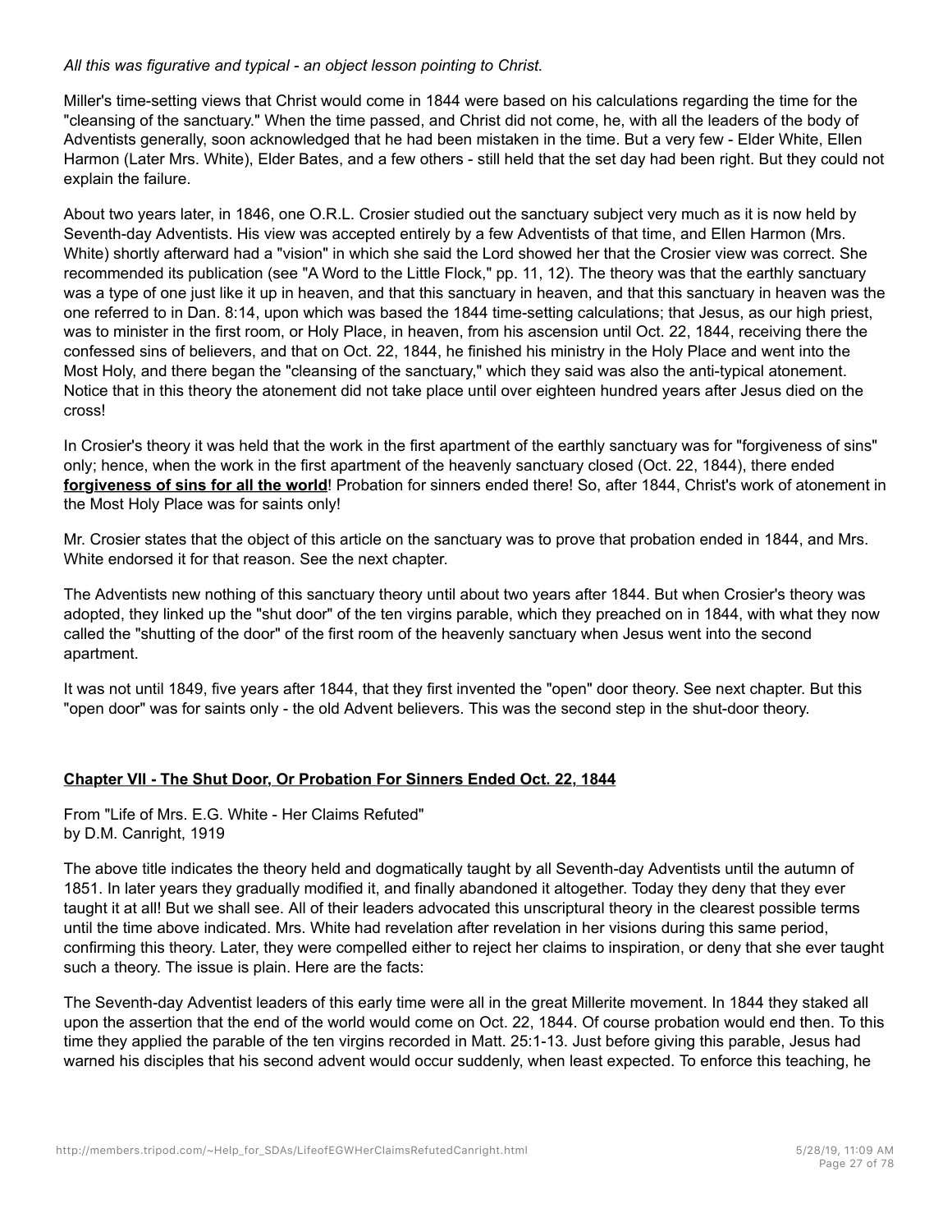*All this was figurative and typical - an object lesson pointing to Christ.*

Miller's time-setting views that Christ would come in 1844 were based on his calculations regarding the time for the "cleansing of the sanctuary." When the time passed, and Christ did not come, he, with all the leaders of the body of Adventists generally, soon acknowledged that he had been mistaken in the time. But a very few - Elder White, Ellen Harmon (Later Mrs. White), Elder Bates, and a few others - still held that the set day had been right. But they could not explain the failure.

About two years later, in 1846, one O.R.L. Crosier studied out the sanctuary subject very much as it is now held by Seventh-day Adventists. His view was accepted entirely by a few Adventists of that time, and Ellen Harmon (Mrs. White) shortly afterward had a "vision" in which she said the Lord showed her that the Crosier view was correct. She recommended its publication (see "A Word to the Little Flock," pp. 11, 12). The theory was that the earthly sanctuary was a type of one just like it up in heaven, and that this sanctuary in heaven, and that this sanctuary in heaven was the one referred to in Dan. 8:14, upon which was based the 1844 time-setting calculations; that Jesus, as our high priest, was to minister in the first room, or Holy Place, in heaven, from his ascension until Oct. 22, 1844, receiving there the confessed sins of believers, and that on Oct. 22, 1844, he finished his ministry in the Holy Place and went into the Most Holy, and there began the "cleansing of the sanctuary," which they said was also the anti-typical atonement. Notice that in this theory the atonement did not take place until over eighteen hundred years after Jesus died on the cross!

In Crosier's theory it was held that the work in the first apartment of the earthly sanctuary was for "forgiveness of sins" only; hence, when the work in the first apartment of the heavenly sanctuary closed (Oct. 22, 1844), there ended **forgiveness of sins for all the world**! Probation for sinners ended there! So, after 1844, Christ's work of atonement in the Most Holy Place was for saints only!

Mr. Crosier states that the object of this article on the sanctuary was to prove that probation ended in 1844, and Mrs. White endorsed it for that reason. See the next chapter.

The Adventists new nothing of this sanctuary theory until about two years after 1844. But when Crosier's theory was adopted, they linked up the "shut door" of the ten virgins parable, which they preached on in 1844, with what they now called the "shutting of the door" of the first room of the heavenly sanctuary when Jesus went into the second apartment.

It was not until 1849, five years after 1844, that they first invented the "open" door theory. See next chapter. But this "open door" was for saints only - the old Advent believers. This was the second step in the shut-door theory.

## Chapter VII - The Shut Door, Or Probation For Sinners Ended Oct. 22, 1844

From "Life of Mrs. E.G. White - Her Claims Refuted"
by D.M. Canright, 1919

The above title indicates the theory held and dogmatically taught by all Seventh-day Adventists until the autumn of 1851. In later years they gradually modified it, and finally abandoned it altogether. Today they deny that they ever taught it at all! But we shall see. All of their leaders advocated this unscriptural theory in the clearest possible terms until the time above indicated. Mrs. White had revelation after revelation in her visions during this same period, confirming this theory. Later, they were compelled either to reject her claims to inspiration, or deny that she ever taught such a theory. The issue is plain. Here are the facts:

The Seventh-day Adventist leaders of this early time were all in the great Millerite movement. In 1844 they staked all upon the assertion that the end of the world would come on Oct. 22, 1844. Of course probation would end then. To this time they applied the parable of the ten virgins recorded in Matt. 25:1-13. Just before giving this parable, Jesus had warned his disciples that his second advent would occur suddenly, when least expected. To enforce this teaching, he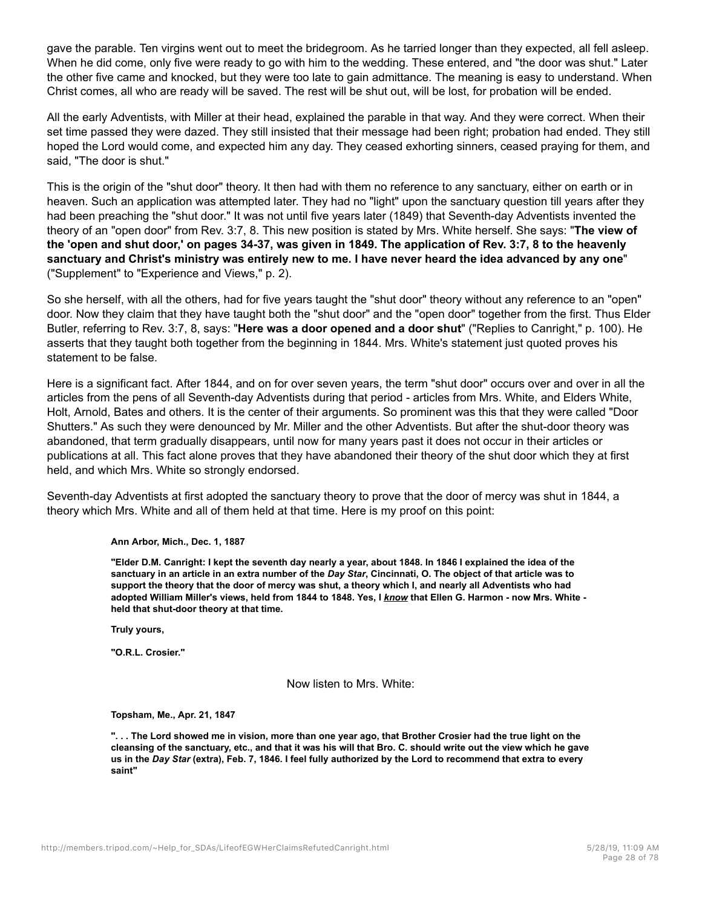gave the parable. Ten virgins went out to meet the bridegroom. As he tarried longer than they expected, all fell asleep. When he did come, only five were ready to go with him to the wedding. These entered, and "the door was shut." Later the other five came and knocked, but they were too late to gain admittance. The meaning is easy to understand. When Christ comes, all who are ready will be saved. The rest will be shut out, will be lost, for probation will be ended.

All the early Adventists, with Miller at their head, explained the parable in that way. And they were correct. When their set time passed they were dazed. They still insisted that their message had been right; probation had ended. They still hoped the Lord would come, and expected him any day. They ceased exhorting sinners, ceased praying for them, and said, "The door is shut."

This is the origin of the "shut door" theory. It then had with them no reference to any sanctuary, either on earth or in heaven. Such an application was attempted later. They had no "light" upon the sanctuary question till years after they had been preaching the "shut door." It was not until five years later (1849) that Seventh-day Adventists invented the theory of an "open door" from Rev. 3:7, 8. This new position is stated by Mrs. White herself. She says: "**The view of the 'open and shut door,' on pages 34-37, was given in 1849. The application of Rev. 3:7, 8 to the heavenly sanctuary and Christ's ministry was entirely new to me. I have never heard the idea advanced by any one**" ("Supplement" to "Experience and Views," p. 2).

So she herself, with all the others, had for five years taught the "shut door" theory without any reference to an "open" door. Now they claim that they have taught both the "shut door" and the "open door" together from the first. Thus Elder Butler, referring to Rev. 3:7, 8, says: "**Here was a door opened and a door shut**" ("Replies to Canright," p. 100). He asserts that they taught both together from the beginning in 1844. Mrs. White's statement just quoted proves his statement to be false.

Here is a significant fact. After 1844, and on for over seven years, the term "shut door" occurs over and over in all the articles from the pens of all Seventh-day Adventists during that period - articles from Mrs. White, and Elders White, Holt, Arnold, Bates and others. It is the center of their arguments. So prominent was this that they were called "Door Shutters." As such they were denounced by Mr. Miller and the other Adventists. But after the shut-door theory was abandoned, that term gradually disappears, until now for many years past it does not occur in their articles or publications at all. This fact alone proves that they have abandoned their theory of the shut door which they at first held, and which Mrs. White so strongly endorsed.

Seventh-day Adventists at first adopted the sanctuary theory to prove that the door of mercy was shut in 1844, a theory which Mrs. White and all of them held at that time. Here is my proof on this point:

> **Ann Arbor, Mich., Dec. 1, 1887**
>
> **"Elder D.M. Canright: I kept the seventh day nearly a year, about 1848. In 1846 I explained the idea of the sanctuary in an article in an extra number of the *Day Star*, Cincinnati, O. The object of that article was to support the theory that the door of mercy was shut, a theory which I, and nearly all Adventists who had adopted William Miller's views, held from 1844 to 1848. Yes, I *know* that Ellen G. Harmon - now Mrs. White - held that shut-door theory at that time.**
>
> **Truly yours,**
>
> **"O.R.L. Crosier."**

Now listen to Mrs. White:

> **Topsham, Me., Apr. 21, 1847**
>
> **". . . The Lord showed me in vision, more than one year ago, that Brother Crosier had the true light on the cleansing of the sanctuary, etc., and that it was his will that Bro. C. should write out the view which he gave us in the *Day Star* (extra), Feb. 7, 1846. I feel fully authorized by the Lord to recommend that extra to every saint"**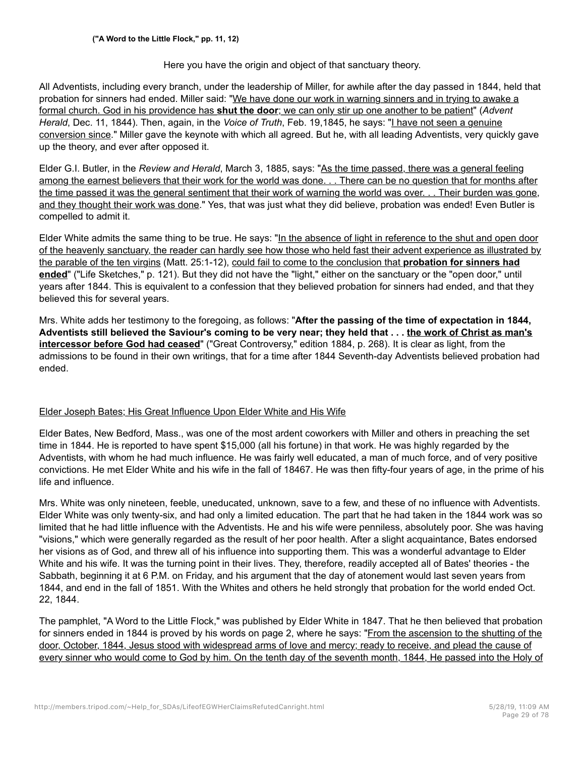**("A Word to the Little Flock," pp. 11, 12)**

Here you have the origin and object of that sanctuary theory.

All Adventists, including every branch, under the leadership of Miller, for awhile after the day passed in 1844, held that probation for sinners had ended. Miller said: "We have done our work in warning sinners and in trying to awake a formal church. God in his providence has **shut the door**; we can only stir up one another to be patient" (*Advent Herald*, Dec. 11, 1844). Then, again, in the *Voice of Truth*, Feb. 19,1845, he says: "I have not seen a genuine conversion since." Miller gave the keynote with which all agreed. But he, with all leading Adventists, very quickly gave up the theory, and ever after opposed it.

Elder G.I. Butler, in the *Review and Herald*, March 3, 1885, says: "As the time passed, there was a general feeling among the earnest believers that their work for the world was done. . . There can be no question that for months after the time passed it was the general sentiment that their work of warning the world was over. . . Their burden was gone, and they thought their work was done." Yes, that was just what they did believe, probation was ended! Even Butler is compelled to admit it.

Elder White admits the same thing to be true. He says: "In the absence of light in reference to the shut and open door of the heavenly sanctuary, the reader can hardly see how those who held fast their advent experience as illustrated by the parable of the ten virgins (Matt. 25:1-12), could fail to come to the conclusion that **probation for sinners had ended**" ("Life Sketches," p. 121). But they did not have the "light," either on the sanctuary or the "open door," until years after 1844. This is equivalent to a confession that they believed probation for sinners had ended, and that they believed this for several years.

Mrs. White adds her testimony to the foregoing, as follows: "**After the passing of the time of expectation in 1844, Adventists still believed the Saviour's coming to be very near; they held that . . . the work of Christ as man's intercessor before God had ceased**" ("Great Controversy," edition 1884, p. 268). It is clear as light, from the admissions to be found in their own writings, that for a time after 1844 Seventh-day Adventists believed probation had ended.

Elder Joseph Bates; His Great Influence Upon Elder White and His Wife

Elder Bates, New Bedford, Mass., was one of the most ardent coworkers with Miller and others in preaching the set time in 1844. He is reported to have spent $15,000 (all his fortune) in that work. He was highly regarded by the Adventists, with whom he had much influence. He was fairly well educated, a man of much force, and of very positive convictions. He met Elder White and his wife in the fall of 18467. He was then fifty-four years of age, in the prime of his life and influence.

Mrs. White was only nineteen, feeble, uneducated, unknown, save to a few, and these of no influence with Adventists. Elder White was only twenty-six, and had only a limited education. The part that he had taken in the 1844 work was so limited that he had little influence with the Adventists. He and his wife were penniless, absolutely poor. She was having "visions," which were generally regarded as the result of her poor health. After a slight acquaintance, Bates endorsed her visions as of God, and threw all of his influence into supporting them. This was a wonderful advantage to Elder White and his wife. It was the turning point in their lives. They, therefore, readily accepted all of Bates' theories - the Sabbath, beginning it at 6 P.M. on Friday, and his argument that the day of atonement would last seven years from 1844, and end in the fall of 1851. With the Whites and others he held strongly that probation for the world ended Oct. 22, 1844.

The pamphlet, "A Word to the Little Flock," was published by Elder White in 1847. That he then believed that probation for sinners ended in 1844 is proved by his words on page 2, where he says: "From the ascension to the shutting of the door, October, 1844, Jesus stood with widespread arms of love and mercy; ready to receive, and plead the cause of every sinner who would come to God by him. On the tenth day of the seventh month, 1844, He passed into the Holy of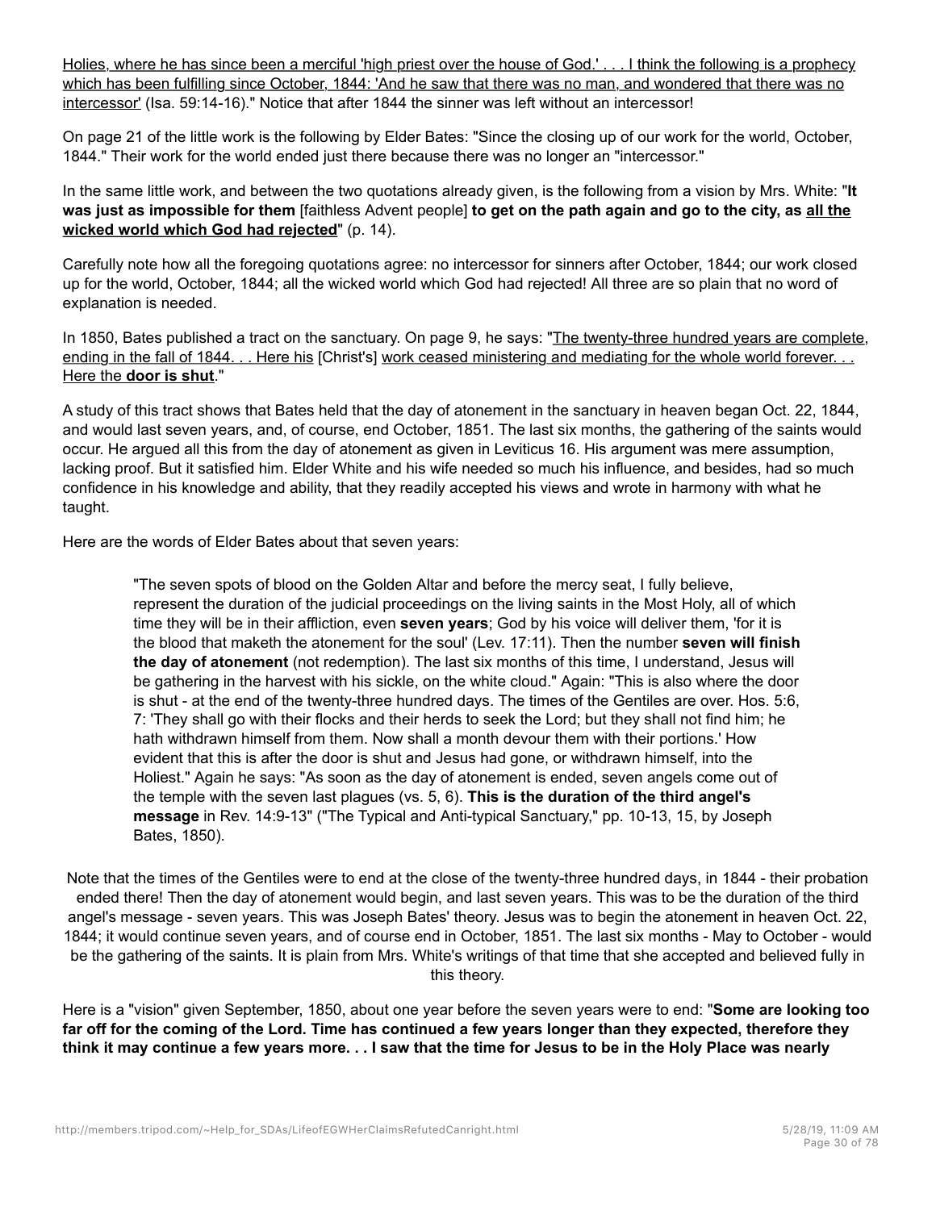Holies, where he has since been a merciful 'high priest over the house of God.' . . . I think the following is a prophecy which has been fulfilling since October, 1844: 'And he saw that there was no man, and wondered that there was no intercessor' (Isa. 59:14-16)." Notice that after 1844 the sinner was left without an intercessor!

On page 21 of the little work is the following by Elder Bates: "Since the closing up of our work for the world, October, 1844." Their work for the world ended just there because there was no longer an "intercessor."

In the same little work, and between the two quotations already given, is the following from a vision by Mrs. White: "**It was just as impossible for them** [faithless Advent people] **to get on the path again and go to the city, as all the wicked world which God had rejected**" (p. 14).

Carefully note how all the foregoing quotations agree: no intercessor for sinners after October, 1844; our work closed up for the world, October, 1844; all the wicked world which God had rejected! All three are so plain that no word of explanation is needed.

In 1850, Bates published a tract on the sanctuary. On page 9, he says: "The twenty-three hundred years are complete, ending in the fall of 1844. . . Here his [Christ's] work ceased ministering and mediating for the whole world forever. . . Here the **door is shut**."

A study of this tract shows that Bates held that the day of atonement in the sanctuary in heaven began Oct. 22, 1844, and would last seven years, and, of course, end October, 1851. The last six months, the gathering of the saints would occur. He argued all this from the day of atonement as given in Leviticus 16. His argument was mere assumption, lacking proof. But it satisfied him. Elder White and his wife needed so much his influence, and besides, had so much confidence in his knowledge and ability, that they readily accepted his views and wrote in harmony with what he taught.

Here are the words of Elder Bates about that seven years:

> "The seven spots of blood on the Golden Altar and before the mercy seat, I fully believe, represent the duration of the judicial proceedings on the living saints in the Most Holy, all of which time they will be in their affliction, even **seven years**; God by his voice will deliver them, 'for it is the blood that maketh the atonement for the soul' (Lev. 17:11). Then the number **seven will finish the day of atonement** (not redemption). The last six months of this time, I understand, Jesus will be gathering in the harvest with his sickle, on the white cloud." Again: "This is also where the door is shut - at the end of the twenty-three hundred days. The times of the Gentiles are over. Hos. 5:6, 7: 'They shall go with their flocks and their herds to seek the Lord; but they shall not find him; he hath withdrawn himself from them. Now shall a month devour them with their portions.' How evident that this is after the door is shut and Jesus had gone, or withdrawn himself, into the Holiest." Again he says: "As soon as the day of atonement is ended, seven angels come out of the temple with the seven last plagues (vs. 5, 6). **This is the duration of the third angel's message** in Rev. 14:9-13" ("The Typical and Anti-typical Sanctuary," pp. 10-13, 15, by Joseph Bates, 1850).

Note that the times of the Gentiles were to end at the close of the twenty-three hundred days, in 1844 - their probation ended there! Then the day of atonement would begin, and last seven years. This was to be the duration of the third angel's message - seven years. This was Joseph Bates' theory. Jesus was to begin the atonement in heaven Oct. 22, 1844; it would continue seven years, and of course end in October, 1851. The last six months - May to October - would be the gathering of the saints. It is plain from Mrs. White's writings of that time that she accepted and believed fully in this theory.

Here is a "vision" given September, 1850, about one year before the seven years were to end: "**Some are looking too far off for the coming of the Lord. Time has continued a few years longer than they expected, therefore they think it may continue a few years more. . . I saw that the time for Jesus to be in the Holy Place was nearly**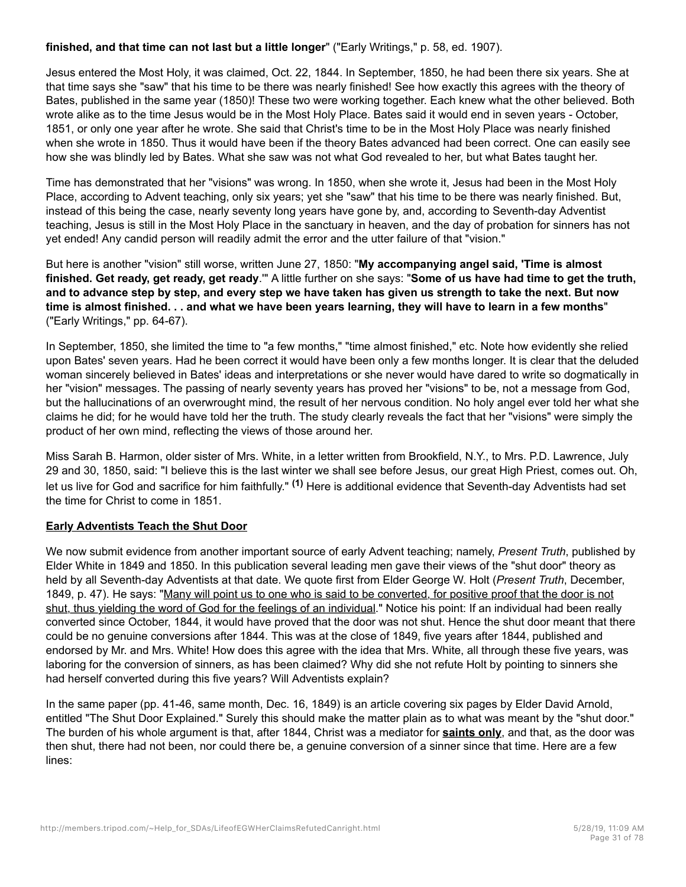**finished, and that time can not last but a little longer**" ("Early Writings," p. 58, ed. 1907).

Jesus entered the Most Holy, it was claimed, Oct. 22, 1844. In September, 1850, he had been there six years. She at that time says she "saw" that his time to be there was nearly finished! See how exactly this agrees with the theory of Bates, published in the same year (1850)! These two were working together. Each knew what the other believed. Both wrote alike as to the time Jesus would be in the Most Holy Place. Bates said it would end in seven years - October, 1851, or only one year after he wrote. She said that Christ's time to be in the Most Holy Place was nearly finished when she wrote in 1850. Thus it would have been if the theory Bates advanced had been correct. One can easily see how she was blindly led by Bates. What she saw was not what God revealed to her, but what Bates taught her.

Time has demonstrated that her "visions" was wrong. In 1850, when she wrote it, Jesus had been in the Most Holy Place, according to Advent teaching, only six years; yet she "saw" that his time to be there was nearly finished. But, instead of this being the case, nearly seventy long years have gone by, and, according to Seventh-day Adventist teaching, Jesus is still in the Most Holy Place in the sanctuary in heaven, and the day of probation for sinners has not yet ended! Any candid person will readily admit the error and the utter failure of that "vision."

But here is another "vision" still worse, written June 27, 1850: "**My accompanying angel said, 'Time is almost finished. Get ready, get ready, get ready**.'" A little further on she says: "**Some of us have had time to get the truth, and to advance step by step, and every step we have taken has given us strength to take the next. But now time is almost finished. . . and what we have been years learning, they will have to learn in a few months**" ("Early Writings," pp. 64-67).

In September, 1850, she limited the time to "a few months," "time almost finished," etc. Note how evidently she relied upon Bates' seven years. Had he been correct it would have been only a few months longer. It is clear that the deluded woman sincerely believed in Bates' ideas and interpretations or she never would have dared to write so dogmatically in her "vision" messages. The passing of nearly seventy years has proved her "visions" to be, not a message from God, but the hallucinations of an overwrought mind, the result of her nervous condition. No holy angel ever told her what she claims he did; for he would have told her the truth. The study clearly reveals the fact that her "visions" were simply the product of her own mind, reflecting the views of those around her.

Miss Sarah B. Harmon, older sister of Mrs. White, in a letter written from Brookfield, N.Y., to Mrs. P.D. Lawrence, July 29 and 30, 1850, said: "I believe this is the last winter we shall see before Jesus, our great High Priest, comes out. Oh, let us live for God and sacrifice for him faithfully." **(1)** Here is additional evidence that Seventh-day Adventists had set the time for Christ to come in 1851.

## Early Adventists Teach the Shut Door

We now submit evidence from another important source of early Advent teaching; namely, *Present Truth*, published by Elder White in 1849 and 1850. In this publication several leading men gave their views of the "shut door" theory as held by all Seventh-day Adventists at that date. We quote first from Elder George W. Holt (*Present Truth*, December, 1849, p. 47). He says: "Many will point us to one who is said to be converted, for positive proof that the door is not shut, thus yielding the word of God for the feelings of an individual." Notice his point: If an individual had been really converted since October, 1844, it would have proved that the door was not shut. Hence the shut door meant that there could be no genuine conversions after 1844. This was at the close of 1849, five years after 1844, published and endorsed by Mr. and Mrs. White! How does this agree with the idea that Mrs. White, all through these five years, was laboring for the conversion of sinners, as has been claimed? Why did she not refute Holt by pointing to sinners she had herself converted during this five years? Will Adventists explain?

In the same paper (pp. 41-46, same month, Dec. 16, 1849) is an article covering six pages by Elder David Arnold, entitled "The Shut Door Explained." Surely this should make the matter plain as to what was meant by the "shut door." The burden of his whole argument is that, after 1844, Christ was a mediator for **saints only**, and that, as the door was then shut, there had not been, nor could there be, a genuine conversion of a sinner since that time. Here are a few lines: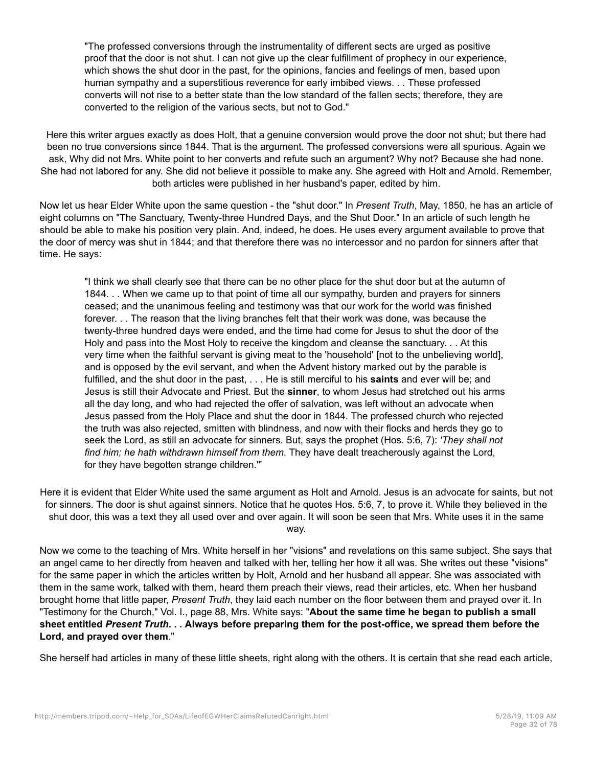> "The professed conversions through the instrumentality of different sects are urged as positive proof that the door is not shut. I can not give up the clear fulfillment of prophecy in our experience, which shows the shut door in the past, for the opinions, fancies and feelings of men, based upon human sympathy and a superstitious reverence for early imbibed views. . . These professed converts will not rise to a better state than the low standard of the fallen sects; therefore, they are converted to the religion of the various sects, but not to God."

Here this writer argues exactly as does Holt, that a genuine conversion would prove the door not shut; but there had been no true conversions since 1844. That is the argument. The professed conversions were all spurious. Again we ask, Why did not Mrs. White point to her converts and refute such an argument? Why not? Because she had none. She had not labored for any. She did not believe it possible to make any. She agreed with Holt and Arnold. Remember, both articles were published in her husband's paper, edited by him.

Now let us hear Elder White upon the same question - the "shut door." In *Present Truth*, May, 1850, he has an article of eight columns on "The Sanctuary, Twenty-three Hundred Days, and the Shut Door." In an article of such length he should be able to make his position very plain. And, indeed, he does. He uses every argument available to prove that the door of mercy was shut in 1844; and that therefore there was no intercessor and no pardon for sinners after that time. He says:

> "I think we shall clearly see that there can be no other place for the shut door but at the autumn of 1844. . . When we came up to that point of time all our sympathy, burden and prayers for sinners ceased; and the unanimous feeling and testimony was that our work for the world was finished forever. . . The reason that the living branches felt that their work was done, was because the twenty-three hundred days were ended, and the time had come for Jesus to shut the door of the Holy and pass into the Most Holy to receive the kingdom and cleanse the sanctuary. . . At this very time when the faithful servant is giving meat to the 'household' [not to the unbelieving world], and is opposed by the evil servant, and when the Advent history marked out by the parable is fulfilled, and the shut door in the past, . . . He is still merciful to his **saints** and ever will be; and Jesus is still their Advocate and Priest. But the **sinner**, to whom Jesus had stretched out his arms all the day long, and who had rejected the offer of salvation, was left without an advocate when Jesus passed from the Holy Place and shut the door in 1844. The professed church who rejected the truth was also rejected, smitten with blindness, and now with their flocks and herds they go to seek the Lord, as still an advocate for sinners. But, says the prophet (Hos. 5:6, 7): *'They shall not find him; he hath withdrawn himself from them*. They have dealt treacherously against the Lord, for they have begotten strange children.'"

Here it is evident that Elder White used the same argument as Holt and Arnold. Jesus is an advocate for saints, but not for sinners. The door is shut against sinners. Notice that he quotes Hos. 5:6, 7, to prove it. While they believed in the shut door, this was a text they all used over and over again. It will soon be seen that Mrs. White uses it in the same way.

Now we come to the teaching of Mrs. White herself in her "visions" and revelations on this same subject. She says that an angel came to her directly from heaven and talked with her, telling her how it all was. She writes out these "visions" for the same paper in which the articles written by Holt, Arnold and her husband all appear. She was associated with them in the same work, talked with them, heard them preach their views, read their articles, etc. When her husband brought home that little paper, *Present Truth*, they laid each number on the floor between them and prayed over it. In "Testimony for the Church," Vol. I., page 88, Mrs. White says: "**About the same time he began to publish a small sheet entitled *Present Truth*. . . Always before preparing them for the post-office, we spread them before the Lord, and prayed over them**."

She herself had articles in many of these little sheets, right along with the others. It is certain that she read each article,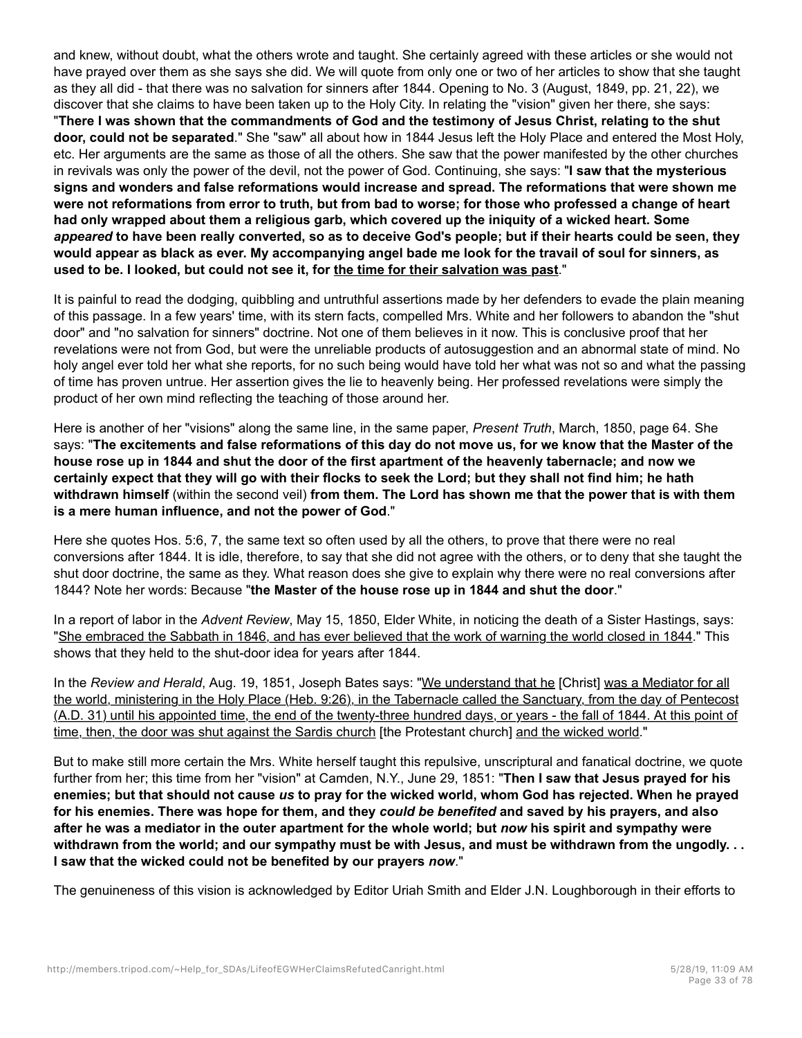and knew, without doubt, what the others wrote and taught. She certainly agreed with these articles or she would not have prayed over them as she says she did. We will quote from only one or two of her articles to show that she taught as they all did - that there was no salvation for sinners after 1844. Opening to No. 3 (August, 1849, pp. 21, 22), we discover that she claims to have been taken up to the Holy City. In relating the "vision" given her there, she says: "**There I was shown that the commandments of God and the testimony of Jesus Christ, relating to the shut door, could not be separated**." She "saw" all about how in 1844 Jesus left the Holy Place and entered the Most Holy, etc. Her arguments are the same as those of all the others. She saw that the power manifested by the other churches in revivals was only the power of the devil, not the power of God. Continuing, she says: "**I saw that the mysterious signs and wonders and false reformations would increase and spread. The reformations that were shown me were not reformations from error to truth, but from bad to worse; for those who professed a change of heart had only wrapped about them a religious garb, which covered up the iniquity of a wicked heart. Some *appeared* to have been really converted, so as to deceive God's people; but if their hearts could be seen, they would appear as black as ever. My accompanying angel bade me look for the travail of soul for sinners, as used to be. I looked, but could not see it, for <u>the time for their salvation was past</u>**."

It is painful to read the dodging, quibbling and untruthful assertions made by her defenders to evade the plain meaning of this passage. In a few years' time, with its stern facts, compelled Mrs. White and her followers to abandon the "shut door" and "no salvation for sinners" doctrine. Not one of them believes in it now. This is conclusive proof that her revelations were not from God, but were the unreliable products of autosuggestion and an abnormal state of mind. No holy angel ever told her what she reports, for no such being would have told her what was not so and what the passing of time has proven untrue. Her assertion gives the lie to heavenly being. Her professed revelations were simply the product of her own mind reflecting the teaching of those around her.

Here is another of her "visions" along the same line, in the same paper, *Present Truth*, March, 1850, page 64. She says: "**The excitements and false reformations of this day do not move us, for we know that the Master of the house rose up in 1844 and shut the door of the first apartment of the heavenly tabernacle; and now we certainly expect that they will go with their flocks to seek the Lord; but they shall not find him; he hath withdrawn himself** (within the second veil) **from them. The Lord has shown me that the power that is with them is a mere human influence, and not the power of God**."

Here she quotes Hos. 5:6, 7, the same text so often used by all the others, to prove that there were no real conversions after 1844. It is idle, therefore, to say that she did not agree with the others, or to deny that she taught the shut door doctrine, the same as they. What reason does she give to explain why there were no real conversions after 1844? Note her words: Because "**the Master of the house rose up in 1844 and shut the door**."

In a report of labor in the *Advent Review*, May 15, 1850, Elder White, in noticing the death of a Sister Hastings, says: "<u>She embraced the Sabbath in 1846, and has ever believed that the work of warning the world closed in 1844</u>." This shows that they held to the shut-door idea for years after 1844.

In the *Review and Herald*, Aug. 19, 1851, Joseph Bates says: "<u>We understand that he</u> [Christ] <u>was a Mediator for all the world, ministering in the Holy Place (Heb. 9:26), in the Tabernacle called the Sanctuary, from the day of Pentecost (A.D. 31) until his appointed time, the end of the twenty-three hundred days, or years - the fall of 1844. At this point of time, then, the door was shut against the Sardis church</u> [the Protestant church] <u>and the wicked world</u>."

But to make still more certain the Mrs. White herself taught this repulsive, unscriptural and fanatical doctrine, we quote further from her; this time from her "vision" at Camden, N.Y., June 29, 1851: "**Then I saw that Jesus prayed for his enemies; but that should not cause *us* to pray for the wicked world, whom God has rejected. When he prayed for his enemies. There was hope for them, and they *could be benefited* and saved by his prayers, and also after he was a mediator in the outer apartment for the whole world; but *now* his spirit and sympathy were withdrawn from the world; and our sympathy must be with Jesus, and must be withdrawn from the ungodly. . . I saw that the wicked could not be benefited by our prayers *now***."

The genuineness of this vision is acknowledged by Editor Uriah Smith and Elder J.N. Loughborough in their efforts to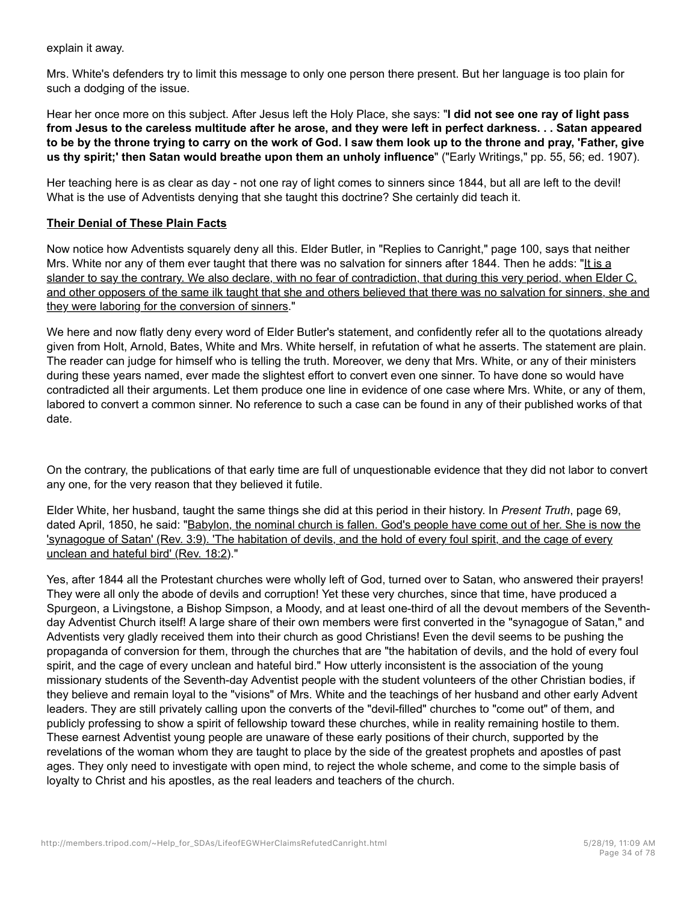explain it away.

Mrs. White's defenders try to limit this message to only one person there present. But her language is too plain for such a dodging of the issue.

Hear her once more on this subject. After Jesus left the Holy Place, she says: "**I did not see one ray of light pass from Jesus to the careless multitude after he arose, and they were left in perfect darkness. . . Satan appeared to be by the throne trying to carry on the work of God. I saw them look up to the throne and pray, 'Father, give us thy spirit;' then Satan would breathe upon them an unholy influence**" ("Early Writings," pp. 55, 56; ed. 1907).

Her teaching here is as clear as day - not one ray of light comes to sinners since 1844, but all are left to the devil! What is the use of Adventists denying that she taught this doctrine? She certainly did teach it.

**Their Denial of These Plain Facts**

Now notice how Adventists squarely deny all this. Elder Butler, in "Replies to Canright," page 100, says that neither Mrs. White nor any of them ever taught that there was no salvation for sinners after 1844. Then he adds: "<u>It is a slander to say the contrary. We also declare, with no fear of contradiction, that during this very period, when Elder C. and other opposers of the same ilk taught that she and others believed that there was no salvation for sinners, she and they were laboring for the conversion of sinners</u>."

We here and now flatly deny every word of Elder Butler's statement, and confidently refer all to the quotations already given from Holt, Arnold, Bates, White and Mrs. White herself, in refutation of what he asserts. The statement are plain. The reader can judge for himself who is telling the truth. Moreover, we deny that Mrs. White, or any of their ministers during these years named, ever made the slightest effort to convert even one sinner. To have done so would have contradicted all their arguments. Let them produce one line in evidence of one case where Mrs. White, or any of them, labored to convert a common sinner. No reference to such a case can be found in any of their published works of that date.

On the contrary, the publications of that early time are full of unquestionable evidence that they did not labor to convert any one, for the very reason that they believed it futile.

Elder White, her husband, taught the same things she did at this period in their history. In *Present Truth*, page 69, dated April, 1850, he said: "<u>Babylon, the nominal church is fallen. God's people have come out of her. She is now the 'synagogue of Satan' (Rev. 3:9). 'The habitation of devils, and the hold of every foul spirit, and the cage of every unclean and hateful bird' (Rev. 18:2)</u>."

Yes, after 1844 all the Protestant churches were wholly left of God, turned over to Satan, who answered their prayers! They were all only the abode of devils and corruption! Yet these very churches, since that time, have produced a Spurgeon, a Livingstone, a Bishop Simpson, a Moody, and at least one-third of all the devout members of the Seventh-day Adventist Church itself! A large share of their own members were first converted in the "synagogue of Satan," and Adventists very gladly received them into their church as good Christians! Even the devil seems to be pushing the propaganda of conversion for them, through the churches that are "the habitation of devils, and the hold of every foul spirit, and the cage of every unclean and hateful bird." How utterly inconsistent is the association of the young missionary students of the Seventh-day Adventist people with the student volunteers of the other Christian bodies, if they believe and remain loyal to the "visions" of Mrs. White and the teachings of her husband and other early Advent leaders. They are still privately calling upon the converts of the "devil-filled" churches to "come out" of them, and publicly professing to show a spirit of fellowship toward these churches, while in reality remaining hostile to them. These earnest Adventist young people are unaware of these early positions of their church, supported by the revelations of the woman whom they are taught to place by the side of the greatest prophets and apostles of past ages. They only need to investigate with open mind, to reject the whole scheme, and come to the simple basis of loyalty to Christ and his apostles, as the real leaders and teachers of the church.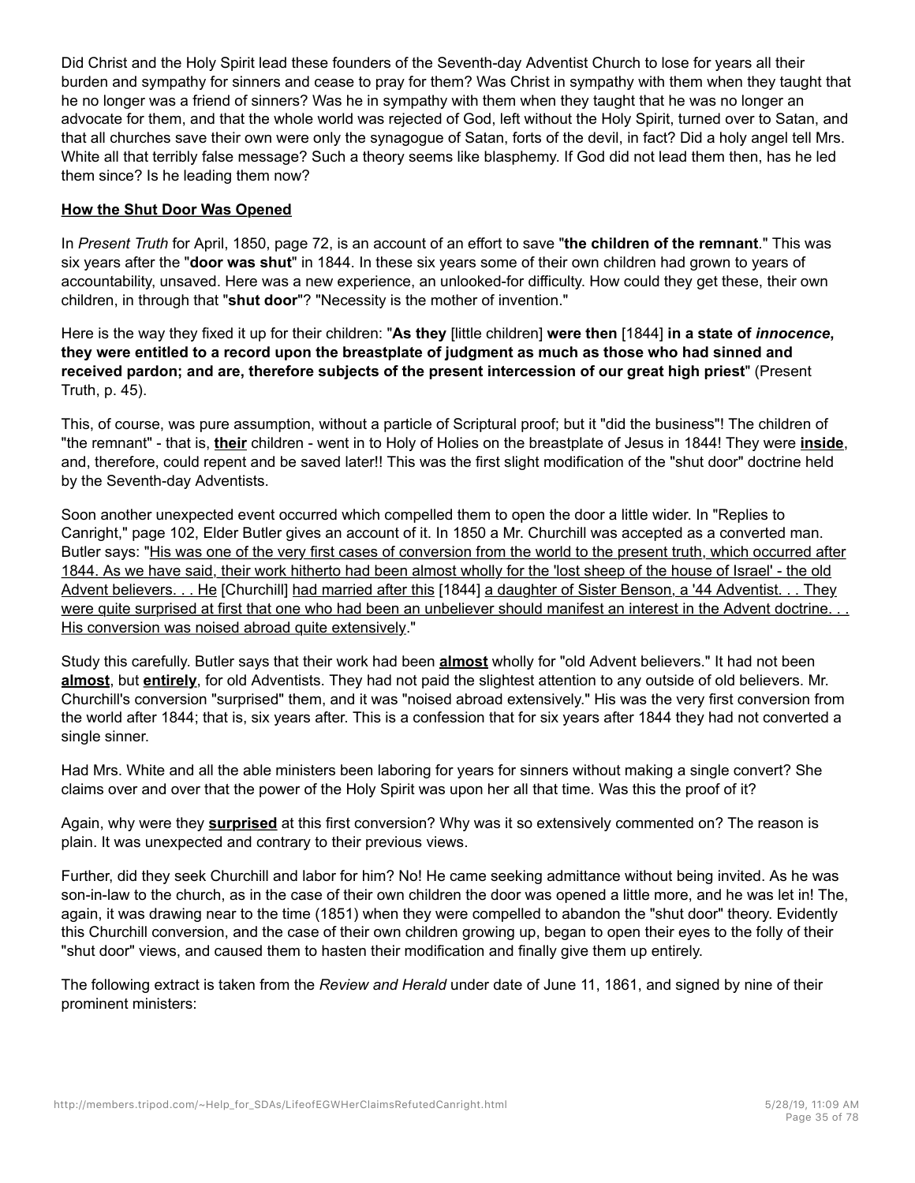Did Christ and the Holy Spirit lead these founders of the Seventh-day Adventist Church to lose for years all their burden and sympathy for sinners and cease to pray for them? Was Christ in sympathy with them when they taught that he no longer was a friend of sinners? Was he in sympathy with them when they taught that he was no longer an advocate for them, and that the whole world was rejected of God, left without the Holy Spirit, turned over to Satan, and that all churches save their own were only the synagogue of Satan, forts of the devil, in fact? Did a holy angel tell Mrs. White all that terribly false message? Such a theory seems like blasphemy. If God did not lead them then, has he led them since? Is he leading them now?

### How the Shut Door Was Opened

In *Present Truth* for April, 1850, page 72, is an account of an effort to save "**the children of the remnant**." This was six years after the "**door was shut**" in 1844. In these six years some of their own children had grown to years of accountability, unsaved. Here was a new experience, an unlooked-for difficulty. How could they get these, their own children, in through that "**shut door**"? "Necessity is the mother of invention."

Here is the way they fixed it up for their children: "**As they** [little children] **were then** [1844] **in a state of *innocence*, they were entitled to a record upon the breastplate of judgment as much as those who had sinned and received pardon; and are, therefore subjects of the present intercession of our great high priest**" (Present Truth, p. 45).

This, of course, was pure assumption, without a particle of Scriptural proof; but it "did the business"! The children of "the remnant" - that is, **their** children - went in to Holy of Holies on the breastplate of Jesus in 1844! They were **inside**, and, therefore, could repent and be saved later!! This was the first slight modification of the "shut door" doctrine held by the Seventh-day Adventists.

Soon another unexpected event occurred which compelled them to open the door a little wider. In "Replies to Canright," page 102, Elder Butler gives an account of it. In 1850 a Mr. Churchill was accepted as a converted man. Butler says: "His was one of the very first cases of conversion from the world to the present truth, which occurred after 1844. As we have said, their work hitherto had been almost wholly for the 'lost sheep of the house of Israel' - the old Advent believers. . . He [Churchill] had married after this [1844] a daughter of Sister Benson, a '44 Adventist. . . They were quite surprised at first that one who had been an unbeliever should manifest an interest in the Advent doctrine. . . His conversion was noised abroad quite extensively."

Study this carefully. Butler says that their work had been **almost** wholly for "old Advent believers." It had not been **almost**, but **entirely**, for old Adventists. They had not paid the slightest attention to any outside of old believers. Mr. Churchill's conversion "surprised" them, and it was "noised abroad extensively." His was the very first conversion from the world after 1844; that is, six years after. This is a confession that for six years after 1844 they had not converted a single sinner.

Had Mrs. White and all the able ministers been laboring for years for sinners without making a single convert? She claims over and over that the power of the Holy Spirit was upon her all that time. Was this the proof of it?

Again, why were they **surprised** at this first conversion? Why was it so extensively commented on? The reason is plain. It was unexpected and contrary to their previous views.

Further, did they seek Churchill and labor for him? No! He came seeking admittance without being invited. As he was son-in-law to the church, as in the case of their own children the door was opened a little more, and he was let in! The, again, it was drawing near to the time (1851) when they were compelled to abandon the "shut door" theory. Evidently this Churchill conversion, and the case of their own children growing up, began to open their eyes to the folly of their "shut door" views, and caused them to hasten their modification and finally give them up entirely.

The following extract is taken from the *Review and Herald* under date of June 11, 1861, and signed by nine of their prominent ministers: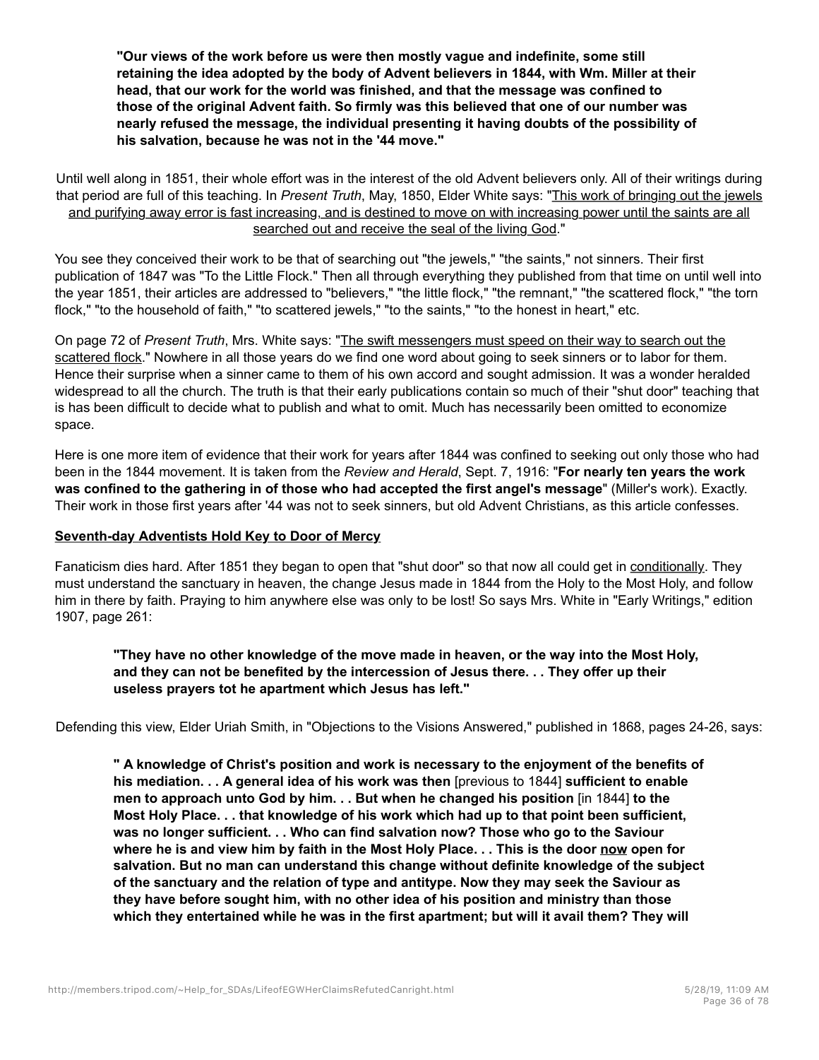**"Our views of the work before us were then mostly vague and indefinite, some still retaining the idea adopted by the body of Advent believers in 1844, with Wm. Miller at their head, that our work for the world was finished, and that the message was confined to those of the original Advent faith. So firmly was this believed that one of our number was nearly refused the message, the individual presenting it having doubts of the possibility of his salvation, because he was not in the '44 move."**

Until well along in 1851, their whole effort was in the interest of the old Advent believers only. All of their writings during that period are full of this teaching. In *Present Truth*, May, 1850, Elder White says: "This work of bringing out the jewels and purifying away error is fast increasing, and is destined to move on with increasing power until the saints are all searched out and receive the seal of the living God."

You see they conceived their work to be that of searching out "the jewels," "the saints," not sinners. Their first publication of 1847 was "To the Little Flock." Then all through everything they published from that time on until well into the year 1851, their articles are addressed to "believers," "the little flock," "the remnant," "the scattered flock," "the torn flock," "to the household of faith," "to scattered jewels," "to the saints," "to the honest in heart," etc.

On page 72 of *Present Truth*, Mrs. White says: "The swift messengers must speed on their way to search out the scattered flock." Nowhere in all those years do we find one word about going to seek sinners or to labor for them. Hence their surprise when a sinner came to them of his own accord and sought admission. It was a wonder heralded widespread to all the church. The truth is that their early publications contain so much of their "shut door" teaching that is has been difficult to decide what to publish and what to omit. Much has necessarily been omitted to economize space.

Here is one more item of evidence that their work for years after 1844 was confined to seeking out only those who had been in the 1844 movement. It is taken from the *Review and Herald*, Sept. 7, 1916: "**For nearly ten years the work was confined to the gathering in of those who had accepted the first angel's message**" (Miller's work). Exactly. Their work in those first years after '44 was not to seek sinners, but old Advent Christians, as this article confesses.

**Seventh-day Adventists Hold Key to Door of Mercy**

Fanaticism dies hard. After 1851 they began to open that "shut door" so that now all could get in conditionally. They must understand the sanctuary in heaven, the change Jesus made in 1844 from the Holy to the Most Holy, and follow him in there by faith. Praying to him anywhere else was only to be lost! So says Mrs. White in "Early Writings," edition 1907, page 261:

> **"They have no other knowledge of the move made in heaven, or the way into the Most Holy, and they can not be benefited by the intercession of Jesus there. . . They offer up their useless prayers tot he apartment which Jesus has left."**

Defending this view, Elder Uriah Smith, in "Objections to the Visions Answered," published in 1868, pages 24-26, says:

> **" A knowledge of Christ's position and work is necessary to the enjoyment of the benefits of his mediation. . . A general idea of his work was then** [previous to 1844] **sufficient to enable men to approach unto God by him. . . But when he changed his position** [in 1844] **to the Most Holy Place. . . that knowledge of his work which had up to that point been sufficient, was no longer sufficient. . . Who can find salvation now? Those who go to the Saviour where he is and view him by faith in the Most Holy Place. . . This is the door now open for salvation. But no man can understand this change without definite knowledge of the subject of the sanctuary and the relation of type and antitype. Now they may seek the Saviour as they have before sought him, with no other idea of his position and ministry than those which they entertained while he was in the first apartment; but will it avail them? They will**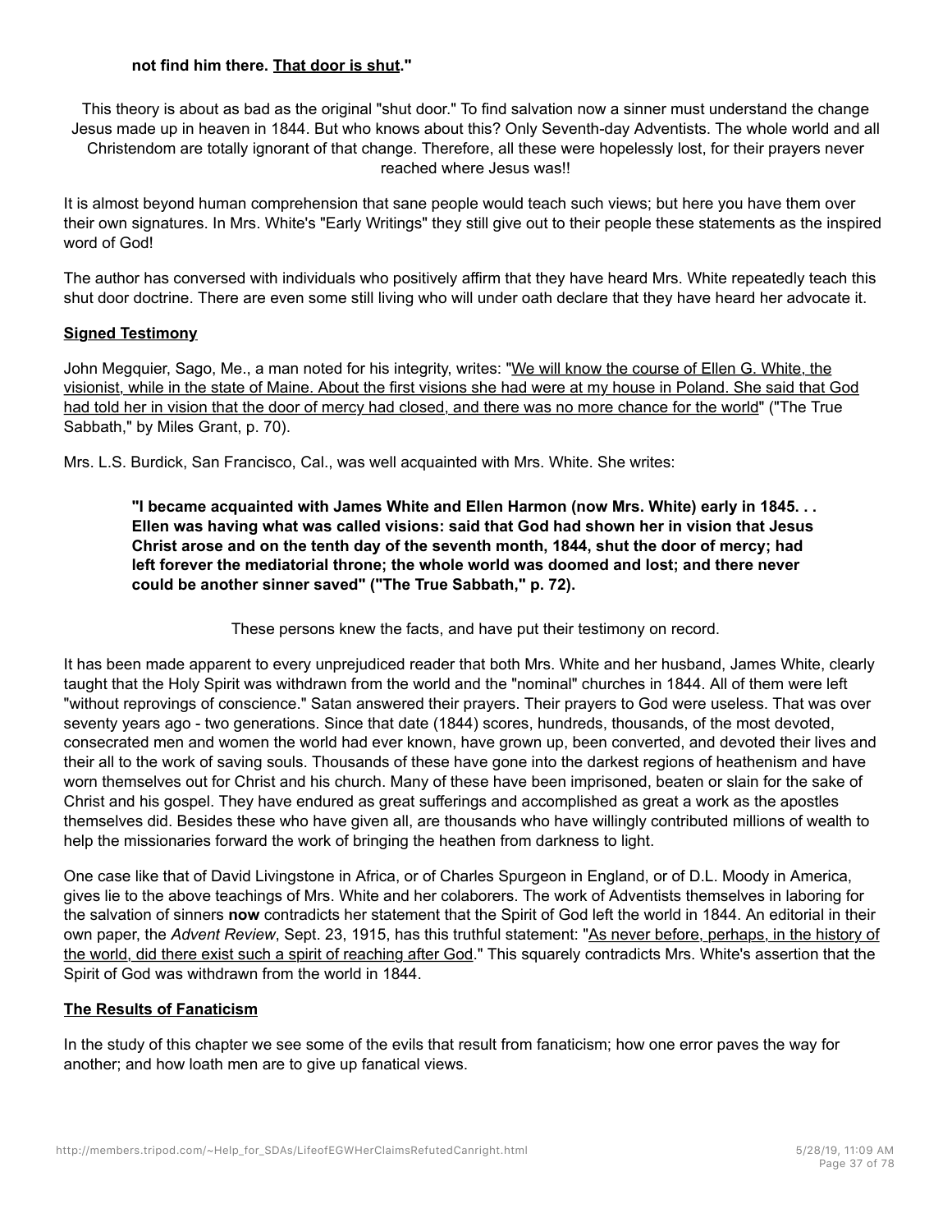> **not find him there. <u>That door is shut</u>."**

This theory is about as bad as the original "shut door." To find salvation now a sinner must understand the change Jesus made up in heaven in 1844. But who knows about this? Only Seventh-day Adventists. The whole world and all Christendom are totally ignorant of that change. Therefore, all these were hopelessly lost, for their prayers never reached where Jesus was!!

It is almost beyond human comprehension that sane people would teach such views; but here you have them over their own signatures. In Mrs. White's "Early Writings" they still give out to their people these statements as the inspired word of God!

The author has conversed with individuals who positively affirm that they have heard Mrs. White repeatedly teach this shut door doctrine. There are even some still living who will under oath declare that they have heard her advocate it.

**<u>Signed Testimony</u>**

John Megquier, Sago, Me., a man noted for his integrity, writes: "<u>We will know the course of Ellen G. White, the visionist, while in the state of Maine. About the first visions she had were at my house in Poland. She said that God had told her in vision that the door of mercy had closed, and there was no more chance for the world</u>" ("The True Sabbath," by Miles Grant, p. 70).

Mrs. L.S. Burdick, San Francisco, Cal., was well acquainted with Mrs. White. She writes:

> **"I became acquainted with James White and Ellen Harmon (now Mrs. White) early in 1845. . . Ellen was having what was called visions: said that God had shown her in vision that Jesus Christ arose and on the tenth day of the seventh month, 1844, shut the door of mercy; had left forever the mediatorial throne; the whole world was doomed and lost; and there never could be another sinner saved" ("The True Sabbath," p. 72).**

These persons knew the facts, and have put their testimony on record.

It has been made apparent to every unprejudiced reader that both Mrs. White and her husband, James White, clearly taught that the Holy Spirit was withdrawn from the world and the "nominal" churches in 1844. All of them were left "without reprovings of conscience." Satan answered their prayers. Their prayers to God were useless. That was over seventy years ago - two generations. Since that date (1844) scores, hundreds, thousands, of the most devoted, consecrated men and women the world had ever known, have grown up, been converted, and devoted their lives and their all to the work of saving souls. Thousands of these have gone into the darkest regions of heathenism and have worn themselves out for Christ and his church. Many of these have been imprisoned, beaten or slain for the sake of Christ and his gospel. They have endured as great sufferings and accomplished as great a work as the apostles themselves did. Besides these who have given all, are thousands who have willingly contributed millions of wealth to help the missionaries forward the work of bringing the heathen from darkness to light.

One case like that of David Livingstone in Africa, or of Charles Spurgeon in England, or of D.L. Moody in America, gives lie to the above teachings of Mrs. White and her colaborers. The work of Adventists themselves in laboring for the salvation of sinners **now** contradicts her statement that the Spirit of God left the world in 1844. An editorial in their own paper, the *Advent Review*, Sept. 23, 1915, has this truthful statement: "<u>As never before, perhaps, in the history of the world, did there exist such a spirit of reaching after God</u>." This squarely contradicts Mrs. White's assertion that the Spirit of God was withdrawn from the world in 1844.

**<u>The Results of Fanaticism</u>**

In the study of this chapter we see some of the evils that result from fanaticism; how one error paves the way for another; and how loath men are to give up fanatical views.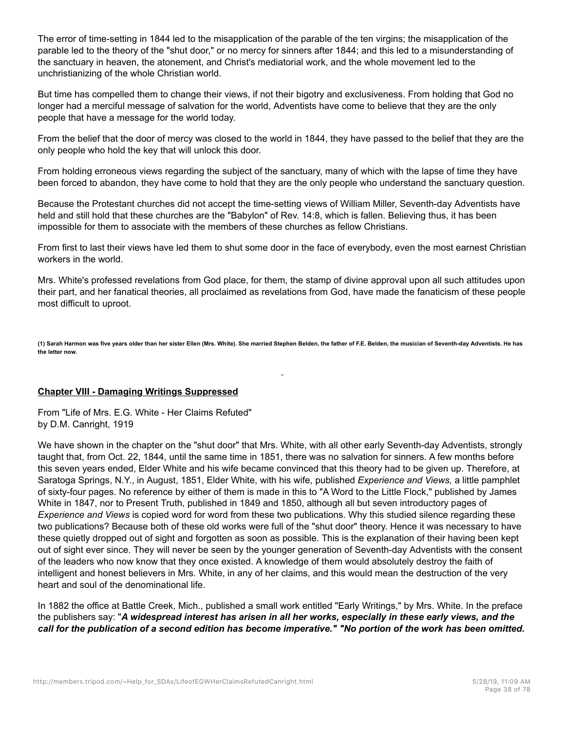The error of time-setting in 1844 led to the misapplication of the parable of the ten virgins; the misapplication of the parable led to the theory of the "shut door," or no mercy for sinners after 1844; and this led to a misunderstanding of the sanctuary in heaven, the atonement, and Christ's mediatorial work, and the whole movement led to the unchristianizing of the whole Christian world.

But time has compelled them to change their views, if not their bigotry and exclusiveness. From holding that God no longer had a merciful message of salvation for the world, Adventists have come to believe that they are the only people that have a message for the world today.

From the belief that the door of mercy was closed to the world in 1844, they have passed to the belief that they are the only people who hold the key that will unlock this door.

From holding erroneous views regarding the subject of the sanctuary, many of which with the lapse of time they have been forced to abandon, they have come to hold that they are the only people who understand the sanctuary question.

Because the Protestant churches did not accept the time-setting views of William Miller, Seventh-day Adventists have held and still hold that these churches are the "Babylon" of Rev. 14:8, which is fallen. Believing thus, it has been impossible for them to associate with the members of these churches as fellow Christians.

From first to last their views have led them to shut some door in the face of everybody, even the most earnest Christian workers in the world.

Mrs. White's professed revelations from God place, for them, the stamp of divine approval upon all such attitudes upon their part, and her fanatical theories, all proclaimed as revelations from God, have made the fanaticism of these people most difficult to uproot.

**(1) Sarah Harmon was five years older than her sister Ellen (Mrs. White). She married Stephen Belden, the father of F.E. Belden, the musician of Seventh-day Adventists. He has the letter now.**

## Chapter VIII - Damaging Writings Suppressed

From "Life of Mrs. E.G. White - Her Claims Refuted"
by D.M. Canright, 1919

We have shown in the chapter on the "shut door" that Mrs. White, with all other early Seventh-day Adventists, strongly taught that, from Oct. 22, 1844, until the same time in 1851, there was no salvation for sinners. A few months before this seven years ended, Elder White and his wife became convinced that this theory had to be given up. Therefore, at Saratoga Springs, N.Y., in August, 1851, Elder White, with his wife, published *Experience and Views,* a little pamphlet of sixty-four pages. No reference by either of them is made in this to "A Word to the Little Flock," published by James White in 1847, nor to Present Truth, published in 1849 and 1850, although all but seven introductory pages of *Experience and Views* is copied word for word from these two publications. Why this studied silence regarding these two publications? Because both of these old works were full of the "shut door" theory. Hence it was necessary to have these quietly dropped out of sight and forgotten as soon as possible. This is the explanation of their having been kept out of sight ever since. They will never be seen by the younger generation of Seventh-day Adventists with the consent of the leaders who now know that they once existed. A knowledge of them would absolutely destroy the faith of intelligent and honest believers in Mrs. White, in any of her claims, and this would mean the destruction of the very heart and soul of the denominational life.

In 1882 the office at Battle Creek, Mich., published a small work entitled "Early Writings," by Mrs. White. In the preface the publishers say: "***A widespread interest has arisen in all her works, especially in these early views, and the call for the publication of a second edition has become imperative." "No portion of the work has been omitted.***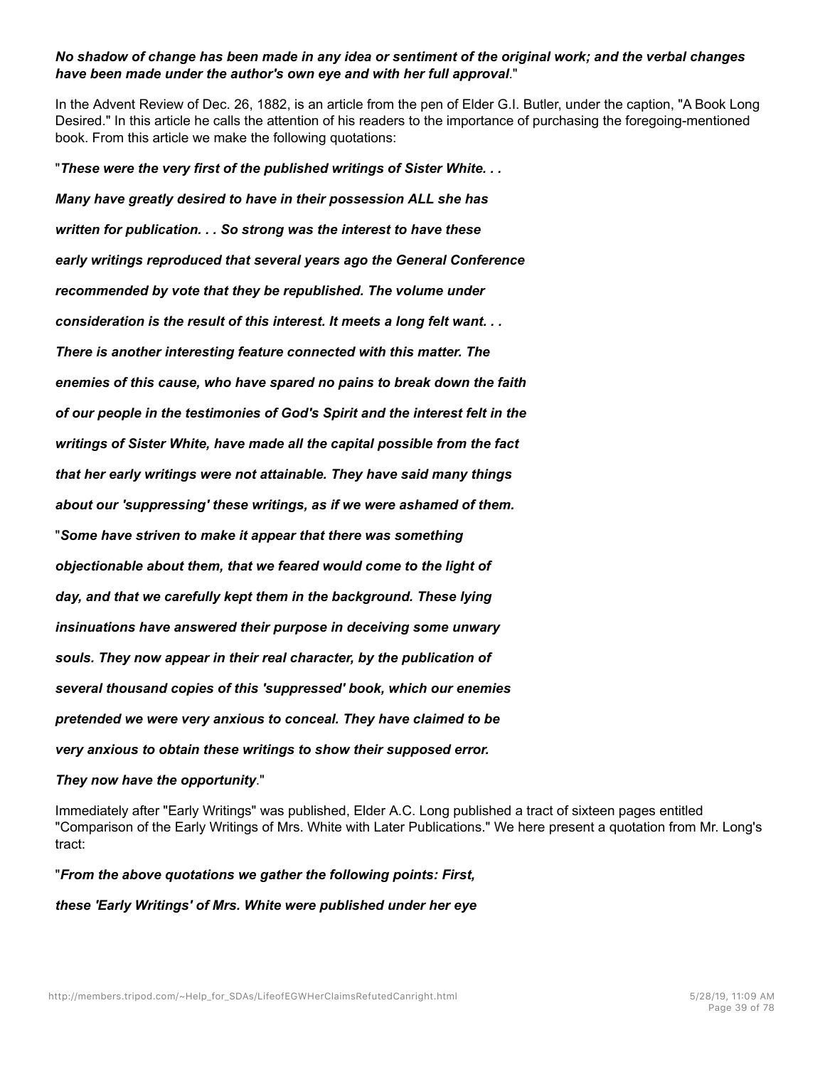***No shadow of change has been made in any idea or sentiment of the original work; and the verbal changes have been made under the author's own eye and with her full approval*.**"

In the Advent Review of Dec. 26, 1882, is an article from the pen of Elder G.I. Butler, under the caption, "A Book Long Desired." In this article he calls the attention of his readers to the importance of purchasing the foregoing-mentioned book. From this article we make the following quotations:

"***These were the very first of the published writings of Sister White. . .***

***Many have greatly desired to have in their possession ALL she has written for publication. . . So strong was the interest to have these early writings reproduced that several years ago the General Conference recommended by vote that they be republished. The volume under consideration is the result of this interest. It meets a long felt want. . . There is another interesting feature connected with this matter. The enemies of this cause, who have spared no pains to break down the faith of our people in the testimonies of God's Spirit and the interest felt in the writings of Sister White, have made all the capital possible from the fact that her early writings were not attainable. They have said many things about our 'suppressing' these writings, as if we were ashamed of them.***

"***Some have striven to make it appear that there was something objectionable about them, that we feared would come to the light of day, and that we carefully kept them in the background. These lying insinuations have answered their purpose in deceiving some unwary souls. They now appear in their real character, by the publication of several thousand copies of this 'suppressed' book, which our enemies pretended we were very anxious to conceal. They have claimed to be very anxious to obtain these writings to show their supposed error. They now have the opportunity*.**"

Immediately after "Early Writings" was published, Elder A.C. Long published a tract of sixteen pages entitled "Comparison of the Early Writings of Mrs. White with Later Publications." We here present a quotation from Mr. Long's tract:

"***From the above quotations we gather the following points: First, these 'Early Writings' of Mrs. White were published under her eye***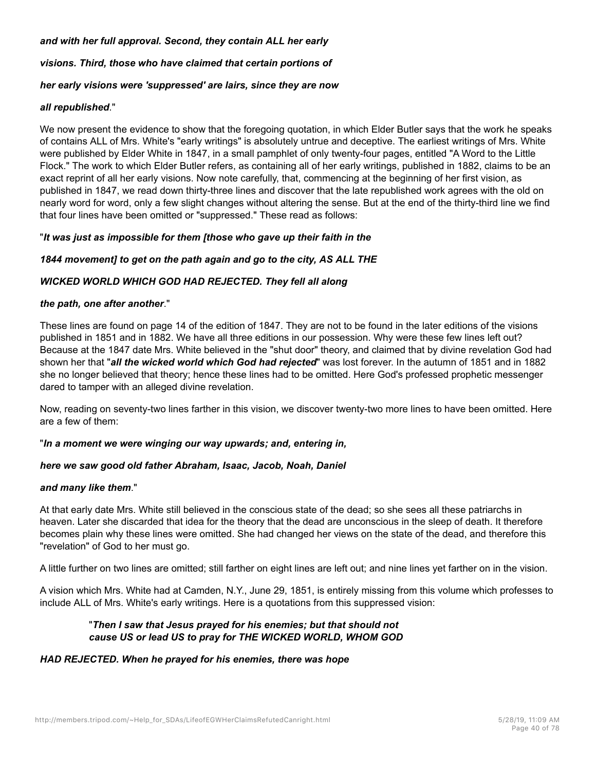***and with her full approval. Second, they contain ALL her early***

***visions. Third, those who have claimed that certain portions of***

***her early visions were 'suppressed' are lairs, since they are now***

***all republished***."

We now present the evidence to show that the foregoing quotation, in which Elder Butler says that the work he speaks of contains ALL of Mrs. White's "early writings" is absolutely untrue and deceptive. The earliest writings of Mrs. White were published by Elder White in 1847, in a small pamphlet of only twenty-four pages, entitled "A Word to the Little Flock." The work to which Elder Butler refers, as containing all of her early writings, published in 1882, claims to be an exact reprint of all her early visions. Now note carefully, that, commencing at the beginning of her first vision, as published in 1847, we read down thirty-three lines and discover that the late republished work agrees with the old on nearly word for word, only a few slight changes without altering the sense. But at the end of the thirty-third line we find that four lines have been omitted or "suppressed." These read as follows:

"***It was just as impossible for them [those who gave up their faith in the***

***1844 movement] to get on the path again and go to the city, AS ALL THE***

***WICKED WORLD WHICH GOD HAD REJECTED. They fell all along***

***the path, one after another***."

These lines are found on page 14 of the edition of 1847. They are not to be found in the later editions of the visions published in 1851 and in 1882. We have all three editions in our possession. Why were these few lines left out? Because at the 1847 date Mrs. White believed in the "shut door" theory, and claimed that by divine revelation God had shown her that "***all the wicked world which God had rejected***" was lost forever. In the autumn of 1851 and in 1882 she no longer believed that theory; hence these lines had to be omitted. Here God's professed prophetic messenger dared to tamper with an alleged divine revelation.

Now, reading on seventy-two lines farther in this vision, we discover twenty-two more lines to have been omitted. Here are a few of them:

"***In a moment we were winging our way upwards; and, entering in,***

***here we saw good old father Abraham, Isaac, Jacob, Noah, Daniel***

***and many like them***."

At that early date Mrs. White still believed in the conscious state of the dead; so she sees all these patriarchs in heaven. Later she discarded that idea for the theory that the dead are unconscious in the sleep of death. It therefore becomes plain why these lines were omitted. She had changed her views on the state of the dead, and therefore this "revelation" of God to her must go.

A little further on two lines are omitted; still farther on eight lines are left out; and nine lines yet farther on in the vision.

A vision which Mrs. White had at Camden, N.Y., June 29, 1851, is entirely missing from this volume which professes to include ALL of Mrs. White's early writings. Here is a quotations from this suppressed vision:

> "***Then I saw that Jesus prayed for his enemies; but that should not cause US or lead US to pray for THE WICKED WORLD, WHOM GOD***

***HAD REJECTED. When he prayed for his enemies, there was hope***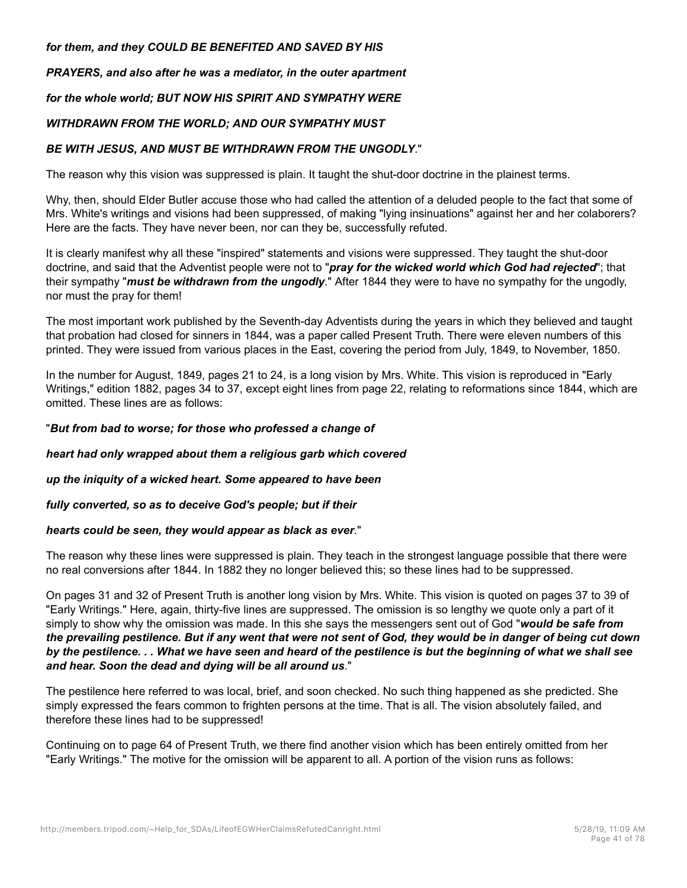***for them, and they COULD BE BENEFITED AND SAVED BY HIS***

***PRAYERS, and also after he was a mediator, in the outer apartment***

***for the whole world; BUT NOW HIS SPIRIT AND SYMPATHY WERE***

***WITHDRAWN FROM THE WORLD; AND OUR SYMPATHY MUST***

***BE WITH JESUS, AND MUST BE WITHDRAWN FROM THE UNGODLY*.**"

The reason why this vision was suppressed is plain. It taught the shut-door doctrine in the plainest terms.

Why, then, should Elder Butler accuse those who had called the attention of a deluded people to the fact that some of Mrs. White's writings and visions had been suppressed, of making "lying insinuations" against her and her colaborers? Here are the facts. They have never been, nor can they be, successfully refuted.

It is clearly manifest why all these "inspired" statements and visions were suppressed. They taught the shut-door doctrine, and said that the Adventist people were not to "***pray for the wicked world which God had rejected***"; that their sympathy "***must be withdrawn from the ungodly***." After 1844 they were to have no sympathy for the ungodly, nor must the pray for them!

The most important work published by the Seventh-day Adventists during the years in which they believed and taught that probation had closed for sinners in 1844, was a paper called Present Truth. There were eleven numbers of this printed. They were issued from various places in the East, covering the period from July, 1849, to November, 1850.

In the number for August, 1849, pages 21 to 24, is a long vision by Mrs. White. This vision is reproduced in "Early Writings," edition 1882, pages 34 to 37, except eight lines from page 22, relating to reformations since 1844, which are omitted. These lines are as follows:

"***But from bad to worse; for those who professed a change of***

***heart had only wrapped about them a religious garb which covered***

***up the iniquity of a wicked heart. Some appeared to have been***

***fully converted, so as to deceive God's people; but if their***

***hearts could be seen, they would appear as black as ever*.**"

The reason why these lines were suppressed is plain. They teach in the strongest language possible that there were no real conversions after 1844. In 1882 they no longer believed this; so these lines had to be suppressed.

On pages 31 and 32 of Present Truth is another long vision by Mrs. White. This vision is quoted on pages 37 to 39 of "Early Writings." Here, again, thirty-five lines are suppressed. The omission is so lengthy we quote only a part of it simply to show why the omission was made. In this she says the messengers sent out of God "***would be safe from the prevailing pestilence. But if any went that were not sent of God, they would be in danger of being cut down by the pestilence. . . What we have seen and heard of the pestilence is but the beginning of what we shall see and hear. Soon the dead and dying will be all around us*.**"

The pestilence here referred to was local, brief, and soon checked. No such thing happened as she predicted. She simply expressed the fears common to frighten persons at the time. That is all. The vision absolutely failed, and therefore these lines had to be suppressed!

Continuing on to page 64 of Present Truth, we there find another vision which has been entirely omitted from her "Early Writings." The motive for the omission will be apparent to all. A portion of the vision runs as follows: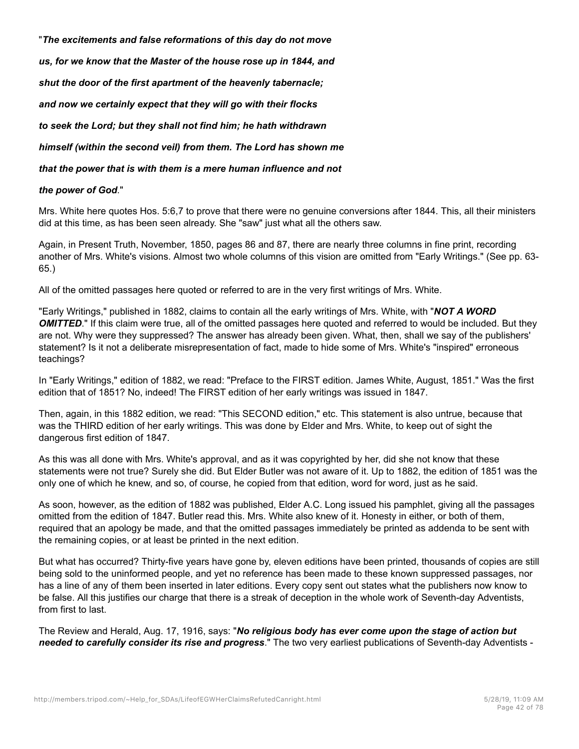"***The excitements and false reformations of this day do not move us, for we know that the Master of the house rose up in 1844, and shut the door of the first apartment of the heavenly tabernacle; and now we certainly expect that they will go with their flocks to seek the Lord; but they shall not find him; he hath withdrawn himself (within the second veil) from them. The Lord has shown me that the power that is with them is a mere human influence and not the power of God***."

Mrs. White here quotes Hos. 5:6,7 to prove that there were no genuine conversions after 1844. This, all their ministers did at this time, as has been seen already. She "saw" just what all the others saw.

Again, in Present Truth, November, 1850, pages 86 and 87, there are nearly three columns in fine print, recording another of Mrs. White's visions. Almost two whole columns of this vision are omitted from "Early Writings." (See pp. 63-65.)

All of the omitted passages here quoted or referred to are in the very first writings of Mrs. White.

"Early Writings," published in 1882, claims to contain all the early writings of Mrs. White, with "***NOT A WORD OMITTED***." If this claim were true, all of the omitted passages here quoted and referred to would be included. But they are not. Why were they suppressed? The answer has already been given. What, then, shall we say of the publishers' statement? Is it not a deliberate misrepresentation of fact, made to hide some of Mrs. White's "inspired" erroneous teachings?

In "Early Writings," edition of 1882, we read: "Preface to the FIRST edition. James White, August, 1851." Was the first edition that of 1851? No, indeed! The FIRST edition of her early writings was issued in 1847.

Then, again, in this 1882 edition, we read: "This SECOND edition," etc. This statement is also untrue, because that was the THIRD edition of her early writings. This was done by Elder and Mrs. White, to keep out of sight the dangerous first edition of 1847.

As this was all done with Mrs. White's approval, and as it was copyrighted by her, did she not know that these statements were not true? Surely she did. But Elder Butler was not aware of it. Up to 1882, the edition of 1851 was the only one of which he knew, and so, of course, he copied from that edition, word for word, just as he said.

As soon, however, as the edition of 1882 was published, Elder A.C. Long issued his pamphlet, giving all the passages omitted from the edition of 1847. Butler read this. Mrs. White also knew of it. Honesty in either, or both of them, required that an apology be made, and that the omitted passages immediately be printed as addenda to be sent with the remaining copies, or at least be printed in the next edition.

But what has occurred? Thirty-five years have gone by, eleven editions have been printed, thousands of copies are still being sold to the uninformed people, and yet no reference has been made to these known suppressed passages, nor has a line of any of them been inserted in later editions. Every copy sent out states what the publishers now know to be false. All this justifies our charge that there is a streak of deception in the whole work of Seventh-day Adventists, from first to last.

The Review and Herald, Aug. 17, 1916, says: "***No religious body has ever come upon the stage of action but needed to carefully consider its rise and progress***." The two very earliest publications of Seventh-day Adventists -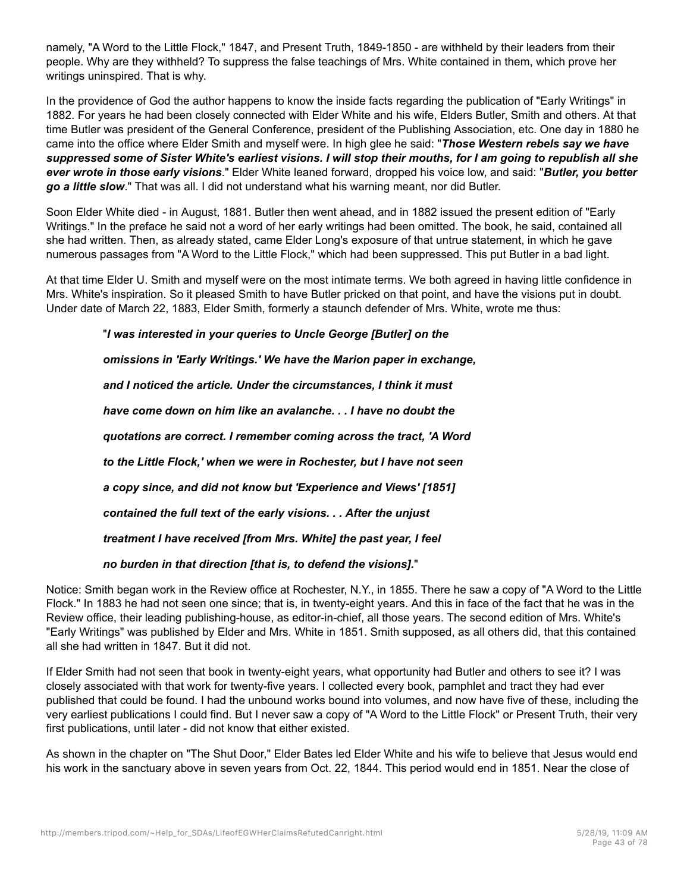namely, "A Word to the Little Flock," 1847, and Present Truth, 1849-1850 - are withheld by their leaders from their people. Why are they withheld? To suppress the false teachings of Mrs. White contained in them, which prove her writings uninspired. That is why.

In the providence of God the author happens to know the inside facts regarding the publication of "Early Writings" in 1882. For years he had been closely connected with Elder White and his wife, Elders Butler, Smith and others. At that time Butler was president of the General Conference, president of the Publishing Association, etc. One day in 1880 he came into the office where Elder Smith and myself were. In high glee he said: "***Those Western rebels say we have suppressed some of Sister White's earliest visions. I will stop their mouths, for I am going to republish all she ever wrote in those early visions***." Elder White leaned forward, dropped his voice low, and said: "***Butler, you better go a little slow***." That was all. I did not understand what his warning meant, nor did Butler.

Soon Elder White died - in August, 1881. Butler then went ahead, and in 1882 issued the present edition of "Early Writings." In the preface he said not a word of her early writings had been omitted. The book, he said, contained all she had written. Then, as already stated, came Elder Long's exposure of that untrue statement, in which he gave numerous passages from "A Word to the Little Flock," which had been suppressed. This put Butler in a bad light.

At that time Elder U. Smith and myself were on the most intimate terms. We both agreed in having little confidence in Mrs. White's inspiration. So it pleased Smith to have Butler pricked on that point, and have the visions put in doubt. Under date of March 22, 1883, Elder Smith, formerly a staunch defender of Mrs. White, wrote me thus:

> "***I was interested in your queries to Uncle George [Butler] on the omissions in 'Early Writings.' We have the Marion paper in exchange, and I noticed the article. Under the circumstances, I think it must have come down on him like an avalanche. . . I have no doubt the quotations are correct. I remember coming across the tract, 'A Word to the Little Flock,' when we were in Rochester, but I have not seen a copy since, and did not know but 'Experience and Views' [1851] contained the full text of the early visions. . . After the unjust treatment I have received [from Mrs. White] the past year, I feel no burden in that direction [that is, to defend the visions].***"

Notice: Smith began work in the Review office at Rochester, N.Y., in 1855. There he saw a copy of "A Word to the Little Flock." In 1883 he had not seen one since; that is, in twenty-eight years. And this in face of the fact that he was in the Review office, their leading publishing-house, as editor-in-chief, all those years. The second edition of Mrs. White's "Early Writings" was published by Elder and Mrs. White in 1851. Smith supposed, as all others did, that this contained all she had written in 1847. But it did not.

If Elder Smith had not seen that book in twenty-eight years, what opportunity had Butler and others to see it? I was closely associated with that work for twenty-five years. I collected every book, pamphlet and tract they had ever published that could be found. I had the unbound works bound into volumes, and now have five of these, including the very earliest publications I could find. But I never saw a copy of "A Word to the Little Flock" or Present Truth, their very first publications, until later - did not know that either existed.

As shown in the chapter on "The Shut Door," Elder Bates led Elder White and his wife to believe that Jesus would end his work in the sanctuary above in seven years from Oct. 22, 1844. This period would end in 1851. Near the close of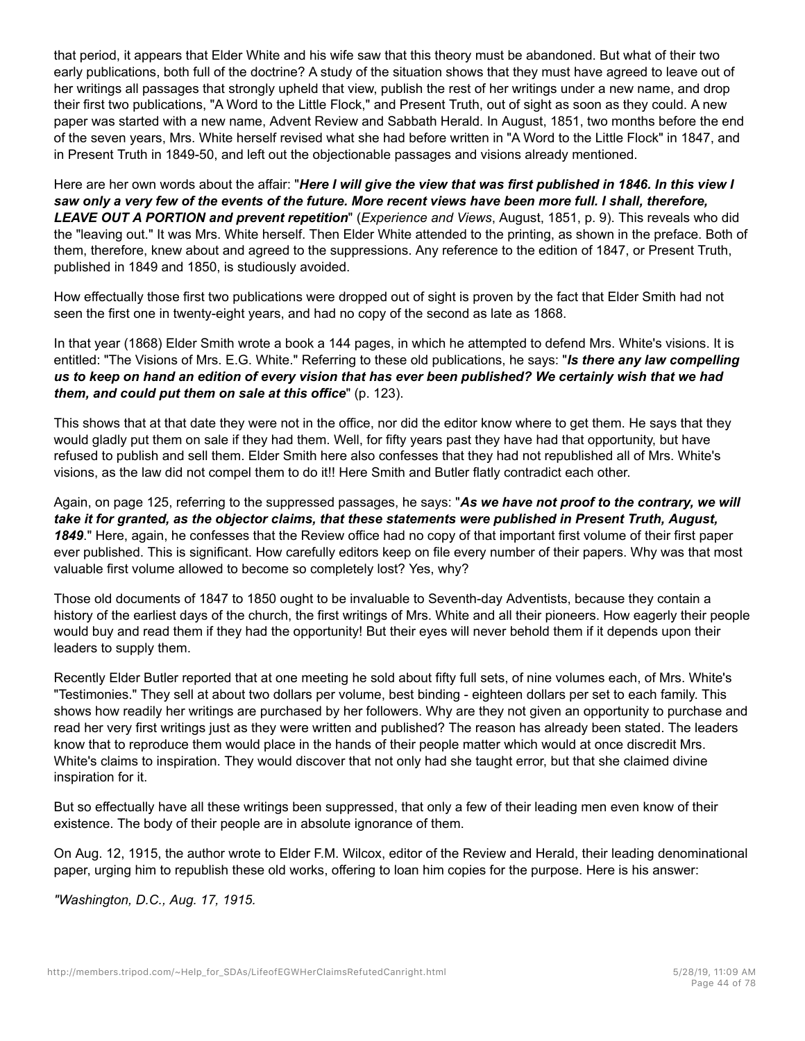that period, it appears that Elder White and his wife saw that this theory must be abandoned. But what of their two early publications, both full of the doctrine? A study of the situation shows that they must have agreed to leave out of her writings all passages that strongly upheld that view, publish the rest of her writings under a new name, and drop their first two publications, "A Word to the Little Flock," and Present Truth, out of sight as soon as they could. A new paper was started with a new name, Advent Review and Sabbath Herald. In August, 1851, two months before the end of the seven years, Mrs. White herself revised what she had before written in "A Word to the Little Flock" in 1847, and in Present Truth in 1849-50, and left out the objectionable passages and visions already mentioned.

Here are her own words about the affair: "***Here I will give the view that was first published in 1846. In this view I saw only a very few of the events of the future. More recent views have been more full. I shall, therefore, LEAVE OUT A PORTION and prevent repetition***" (*Experience and Views*, August, 1851, p. 9). This reveals who did the "leaving out." It was Mrs. White herself. Then Elder White attended to the printing, as shown in the preface. Both of them, therefore, knew about and agreed to the suppressions. Any reference to the edition of 1847, or Present Truth, published in 1849 and 1850, is studiously avoided.

How effectually those first two publications were dropped out of sight is proven by the fact that Elder Smith had not seen the first one in twenty-eight years, and had no copy of the second as late as 1868.

In that year (1868) Elder Smith wrote a book a 144 pages, in which he attempted to defend Mrs. White's visions. It is entitled: "The Visions of Mrs. E.G. White." Referring to these old publications, he says: "***Is there any law compelling us to keep on hand an edition of every vision that has ever been published? We certainly wish that we had them, and could put them on sale at this office***" (p. 123).

This shows that at that date they were not in the office, nor did the editor know where to get them. He says that they would gladly put them on sale if they had them. Well, for fifty years past they have had that opportunity, but have refused to publish and sell them. Elder Smith here also confesses that they had not republished all of Mrs. White's visions, as the law did not compel them to do it!! Here Smith and Butler flatly contradict each other.

Again, on page 125, referring to the suppressed passages, he says: "***As we have not proof to the contrary, we will take it for granted, as the objector claims, that these statements were published in Present Truth, August, 1849***." Here, again, he confesses that the Review office had no copy of that important first volume of their first paper ever published. This is significant. How carefully editors keep on file every number of their papers. Why was that most valuable first volume allowed to become so completely lost? Yes, why?

Those old documents of 1847 to 1850 ought to be invaluable to Seventh-day Adventists, because they contain a history of the earliest days of the church, the first writings of Mrs. White and all their pioneers. How eagerly their people would buy and read them if they had the opportunity! But their eyes will never behold them if it depends upon their leaders to supply them.

Recently Elder Butler reported that at one meeting he sold about fifty full sets, of nine volumes each, of Mrs. White's "Testimonies." They sell at about two dollars per volume, best binding - eighteen dollars per set to each family. This shows how readily her writings are purchased by her followers. Why are they not given an opportunity to purchase and read her very first writings just as they were written and published? The reason has already been stated. The leaders know that to reproduce them would place in the hands of their people matter which would at once discredit Mrs. White's claims to inspiration. They would discover that not only had she taught error, but that she claimed divine inspiration for it.

But so effectually have all these writings been suppressed, that only a few of their leading men even know of their existence. The body of their people are in absolute ignorance of them.

On Aug. 12, 1915, the author wrote to Elder F.M. Wilcox, editor of the Review and Herald, their leading denominational paper, urging him to republish these old works, offering to loan him copies for the purpose. Here is his answer:

*"Washington, D.C., Aug. 17, 1915.*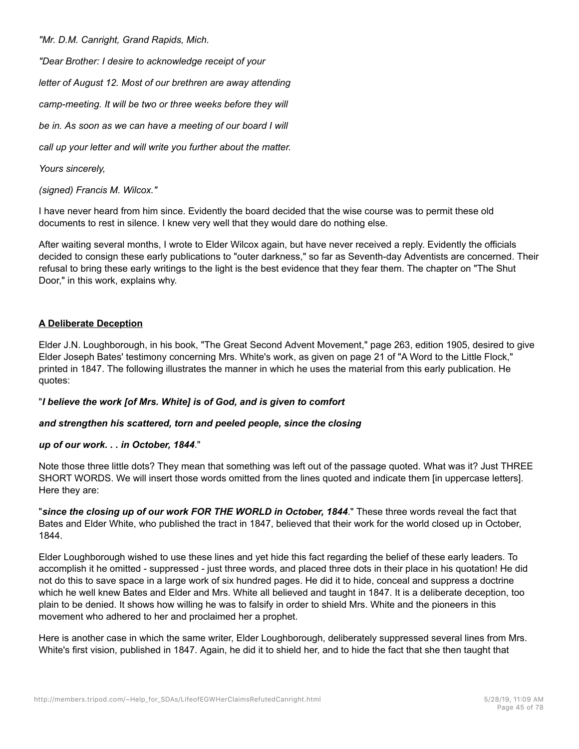*"Mr. D.M. Canright, Grand Rapids, Mich.*

*"Dear Brother: I desire to acknowledge receipt of your*

*letter of August 12. Most of our brethren are away attending*

*camp-meeting. It will be two or three weeks before they will*

*be in. As soon as we can have a meeting of our board I will*

*call up your letter and will write you further about the matter.*

*Yours sincerely,*

*(signed) Francis M. Wilcox."*

I have never heard from him since. Evidently the board decided that the wise course was to permit these old documents to rest in silence. I knew very well that they would dare do nothing else.

After waiting several months, I wrote to Elder Wilcox again, but have never received a reply. Evidently the officials decided to consign these early publications to "outer darkness," so far as Seventh-day Adventists are concerned. Their refusal to bring these early writings to the light is the best evidence that they fear them. The chapter on "The Shut Door," in this work, explains why.

**A Deliberate Deception**

Elder J.N. Loughborough, in his book, "The Great Second Advent Movement," page 263, edition 1905, desired to give Elder Joseph Bates' testimony concerning Mrs. White's work, as given on page 21 of "A Word to the Little Flock," printed in 1847. The following illustrates the manner in which he uses the material from this early publication. He quotes:

"***I believe the work [of Mrs. White] is of God, and is given to comfort***

***and strengthen his scattered, torn and peeled people, since the closing***

***up of our work. . . in October, 1844***."

Note those three little dots? They mean that something was left out of the passage quoted. What was it? Just THREE SHORT WORDS. We will insert those words omitted from the lines quoted and indicate them [in uppercase letters]. Here they are:

"***since the closing up of our work FOR THE WORLD in October, 1844***." These three words reveal the fact that Bates and Elder White, who published the tract in 1847, believed that their work for the world closed up in October, 1844.

Elder Loughborough wished to use these lines and yet hide this fact regarding the belief of these early leaders. To accomplish it he omitted - suppressed - just three words, and placed three dots in their place in his quotation! He did not do this to save space in a large work of six hundred pages. He did it to hide, conceal and suppress a doctrine which he well knew Bates and Elder and Mrs. White all believed and taught in 1847. It is a deliberate deception, too plain to be denied. It shows how willing he was to falsify in order to shield Mrs. White and the pioneers in this movement who adhered to her and proclaimed her a prophet.

Here is another case in which the same writer, Elder Loughborough, deliberately suppressed several lines from Mrs. White's first vision, published in 1847. Again, he did it to shield her, and to hide the fact that she then taught that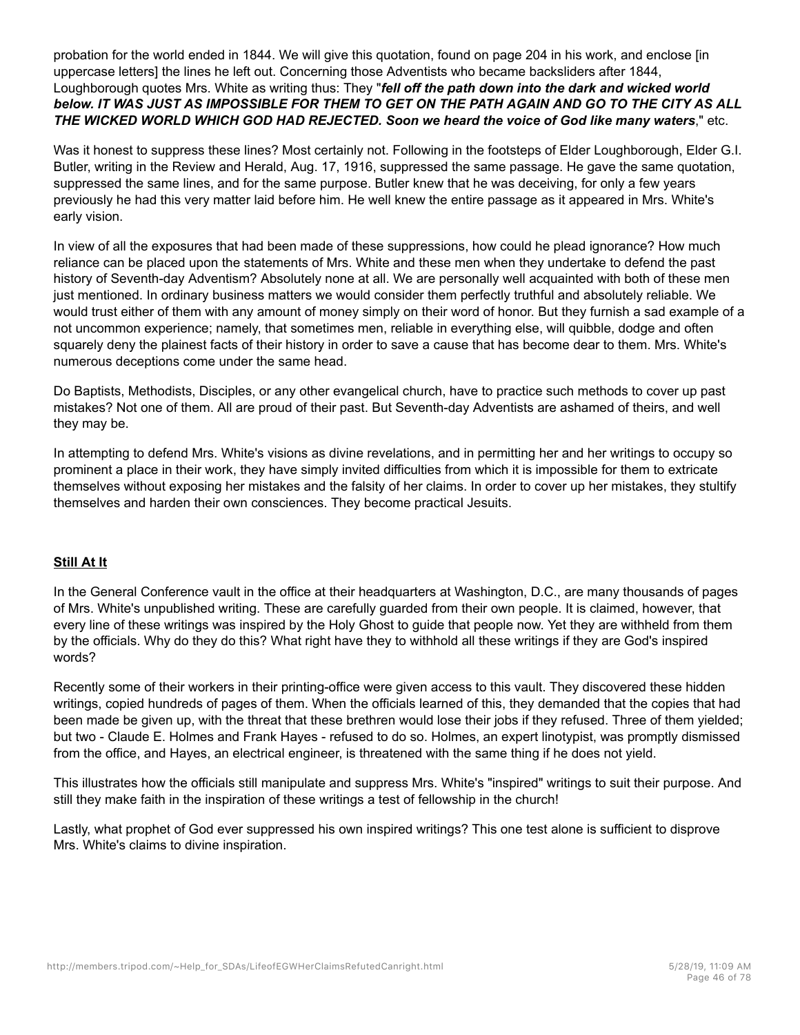probation for the world ended in 1844. We will give this quotation, found on page 204 in his work, and enclose [in uppercase letters] the lines he left out. Concerning those Adventists who became backsliders after 1844, Loughborough quotes Mrs. White as writing thus: They "***fell off the path down into the dark and wicked world below. IT WAS JUST AS IMPOSSIBLE FOR THEM TO GET ON THE PATH AGAIN AND GO TO THE CITY AS ALL THE WICKED WORLD WHICH GOD HAD REJECTED. Soon we heard the voice of God like many waters***," etc.

Was it honest to suppress these lines? Most certainly not. Following in the footsteps of Elder Loughborough, Elder G.I. Butler, writing in the Review and Herald, Aug. 17, 1916, suppressed the same passage. He gave the same quotation, suppressed the same lines, and for the same purpose. Butler knew that he was deceiving, for only a few years previously he had this very matter laid before him. He well knew the entire passage as it appeared in Mrs. White's early vision.

In view of all the exposures that had been made of these suppressions, how could he plead ignorance? How much reliance can be placed upon the statements of Mrs. White and these men when they undertake to defend the past history of Seventh-day Adventism? Absolutely none at all. We are personally well acquainted with both of these men just mentioned. In ordinary business matters we would consider them perfectly truthful and absolutely reliable. We would trust either of them with any amount of money simply on their word of honor. But they furnish a sad example of a not uncommon experience; namely, that sometimes men, reliable in everything else, will quibble, dodge and often squarely deny the plainest facts of their history in order to save a cause that has become dear to them. Mrs. White's numerous deceptions come under the same head.

Do Baptists, Methodists, Disciples, or any other evangelical church, have to practice such methods to cover up past mistakes? Not one of them. All are proud of their past. But Seventh-day Adventists are ashamed of theirs, and well they may be.

In attempting to defend Mrs. White's visions as divine revelations, and in permitting her and her writings to occupy so prominent a place in their work, they have simply invited difficulties from which it is impossible for them to extricate themselves without exposing her mistakes and the falsity of her claims. In order to cover up her mistakes, they stultify themselves and harden their own consciences. They become practical Jesuits.

## Still At It

In the General Conference vault in the office at their headquarters at Washington, D.C., are many thousands of pages of Mrs. White's unpublished writing. These are carefully guarded from their own people. It is claimed, however, that every line of these writings was inspired by the Holy Ghost to guide that people now. Yet they are withheld from them by the officials. Why do they do this? What right have they to withhold all these writings if they are God's inspired words?

Recently some of their workers in their printing-office were given access to this vault. They discovered these hidden writings, copied hundreds of pages of them. When the officials learned of this, they demanded that the copies that had been made be given up, with the threat that these brethren would lose their jobs if they refused. Three of them yielded; but two - Claude E. Holmes and Frank Hayes - refused to do so. Holmes, an expert linotypist, was promptly dismissed from the office, and Hayes, an electrical engineer, is threatened with the same thing if he does not yield.

This illustrates how the officials still manipulate and suppress Mrs. White's "inspired" writings to suit their purpose. And still they make faith in the inspiration of these writings a test of fellowship in the church!

Lastly, what prophet of God ever suppressed his own inspired writings? This one test alone is sufficient to disprove Mrs. White's claims to divine inspiration.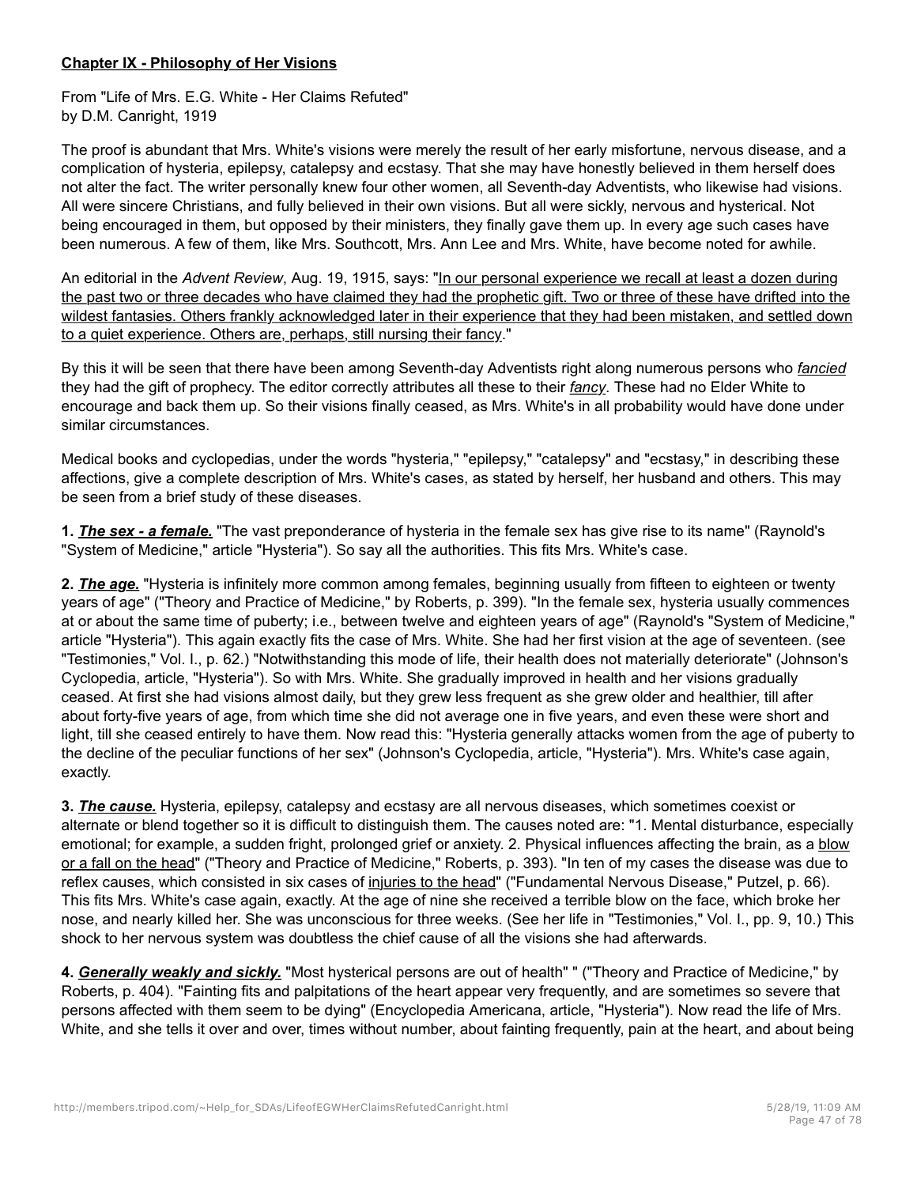## <u>Chapter IX - Philosophy of Her Visions</u>

From "Life of Mrs. E.G. White - Her Claims Refuted"
by D.M. Canright, 1919

The proof is abundant that Mrs. White's visions were merely the result of her early misfortune, nervous disease, and a complication of hysteria, epilepsy, catalepsy and ecstasy. That she may have honestly believed in them herself does not alter the fact. The writer personally knew four other women, all Seventh-day Adventists, who likewise had visions. All were sincere Christians, and fully believed in their own visions. But all were sickly, nervous and hysterical. Not being encouraged in them, but opposed by their ministers, they finally gave them up. In every age such cases have been numerous. A few of them, like Mrs. Southcott, Mrs. Ann Lee and Mrs. White, have become noted for awhile.

An editorial in the *Advent Review*, Aug. 19, 1915, says: "<u>In our personal experience we recall at least a dozen during the past two or three decades who have claimed they had the prophetic gift. Two or three of these have drifted into the wildest fantasies. Others frankly acknowledged later in their experience that they had been mistaken, and settled down to a quiet experience. Others are, perhaps, still nursing their fancy</u>."

By this it will be seen that there have been among Seventh-day Adventists right along numerous persons who <u>*fancied*</u> they had the gift of prophecy. The editor correctly attributes all these to their <u>*fancy*</u>. These had no Elder White to encourage and back them up. So their visions finally ceased, as Mrs. White's in all probability would have done under similar circumstances.

Medical books and cyclopedias, under the words "hysteria," "epilepsy," "catalepsy" and "ecstasy," in describing these affections, give a complete description of Mrs. White's cases, as stated by herself, her husband and others. This may be seen from a brief study of these diseases.

**1.** <u>***The sex - a female.***</u> "The vast preponderance of hysteria in the female sex has give rise to its name" (Raynold's "System of Medicine," article "Hysteria"). So say all the authorities. This fits Mrs. White's case.

**2.** <u>***The age.***</u> "Hysteria is infinitely more common among females, beginning usually from fifteen to eighteen or twenty years of age" ("Theory and Practice of Medicine," by Roberts, p. 399). "In the female sex, hysteria usually commences at or about the same time of puberty; i.e., between twelve and eighteen years of age" (Raynold's "System of Medicine," article "Hysteria"). This again exactly fits the case of Mrs. White. She had her first vision at the age of seventeen. (see "Testimonies," Vol. I., p. 62.) "Notwithstanding this mode of life, their health does not materially deteriorate" (Johnson's Cyclopedia, article, "Hysteria"). So with Mrs. White. She gradually improved in health and her visions gradually ceased. At first she had visions almost daily, but they grew less frequent as she grew older and healthier, till after about forty-five years of age, from which time she did not average one in five years, and even these were short and light, till she ceased entirely to have them. Now read this: "Hysteria generally attacks women from the age of puberty to the decline of the peculiar functions of her sex" (Johnson's Cyclopedia, article, "Hysteria"). Mrs. White's case again, exactly.

**3.** <u>***The cause.***</u> Hysteria, epilepsy, catalepsy and ecstasy are all nervous diseases, which sometimes coexist or alternate or blend together so it is difficult to distinguish them. The causes noted are: "1. Mental disturbance, especially emotional; for example, a sudden fright, prolonged grief or anxiety. 2. Physical influences affecting the brain, as a <u>blow or a fall on the head</u>" ("Theory and Practice of Medicine," Roberts, p. 393). "In ten of my cases the disease was due to reflex causes, which consisted in six cases of <u>injuries to the head</u>" ("Fundamental Nervous Disease," Putzel, p. 66). This fits Mrs. White's case again, exactly. At the age of nine she received a terrible blow on the face, which broke her nose, and nearly killed her. She was unconscious for three weeks. (See her life in "Testimonies," Vol. I., pp. 9, 10.) This shock to her nervous system was doubtless the chief cause of all the visions she had afterwards.

**4.** <u>***Generally weakly and sickly.***</u> "Most hysterical persons are out of health" " ("Theory and Practice of Medicine," by Roberts, p. 404). "Fainting fits and palpitations of the heart appear very frequently, and are sometimes so severe that persons affected with them seem to be dying" (Encyclopedia Americana, article, "Hysteria"). Now read the life of Mrs. White, and she tells it over and over, times without number, about fainting frequently, pain at the heart, and about being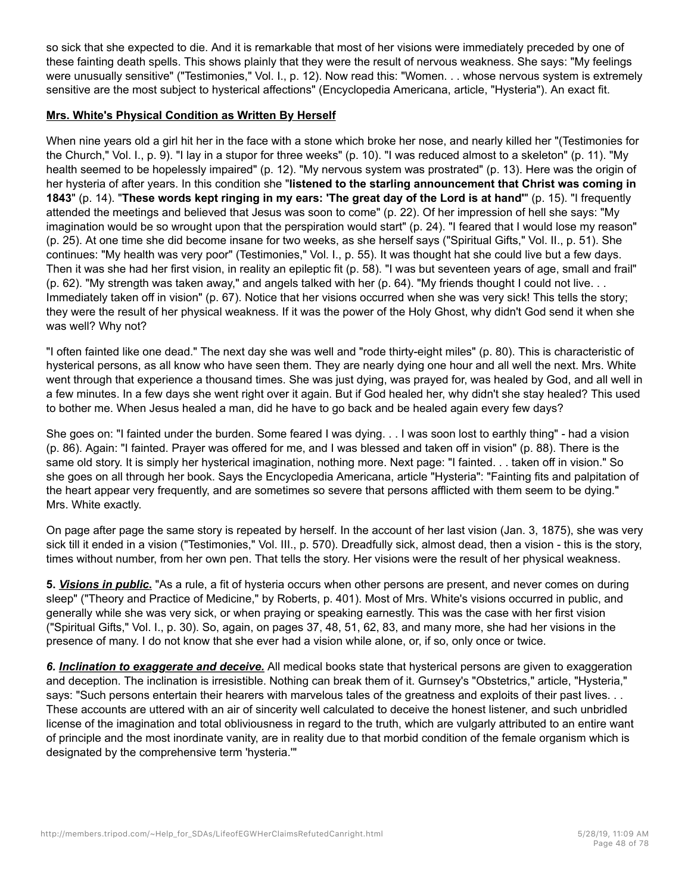so sick that she expected to die. And it is remarkable that most of her visions were immediately preceded by one of these fainting death spells. This shows plainly that they were the result of nervous weakness. She says: "My feelings were unusually sensitive" ("Testimonies," Vol. I., p. 12). Now read this: "Women. . . whose nervous system is extremely sensitive are the most subject to hysterical affections" (Encyclopedia Americana, article, "Hysteria"). An exact fit.

**Mrs. White's Physical Condition as Written By Herself**

When nine years old a girl hit her in the face with a stone which broke her nose, and nearly killed her "(Testimonies for the Church," Vol. I., p. 9). "I lay in a stupor for three weeks" (p. 10). "I was reduced almost to a skeleton" (p. 11). "My health seemed to be hopelessly impaired" (p. 12). "My nervous system was prostrated" (p. 13). Here was the origin of her hysteria of after years. In this condition she "**listened to the starling announcement that Christ was coming in 1843**" (p. 14). "**These words kept ringing in my ears: 'The great day of the Lord is at hand'**" (p. 15). "I frequently attended the meetings and believed that Jesus was soon to come" (p. 22). Of her impression of hell she says: "My imagination would be so wrought upon that the perspiration would start" (p. 24). "I feared that I would lose my reason" (p. 25). At one time she did become insane for two weeks, as she herself says ("Spiritual Gifts," Vol. II., p. 51). She continues: "My health was very poor" (Testimonies," Vol. I., p. 55). It was thought hat she could live but a few days. Then it was she had her first vision, in reality an epileptic fit (p. 58). "I was but seventeen years of age, small and frail" (p. 62). "My strength was taken away," and angels talked with her (p. 64). "My friends thought I could not live. . . Immediately taken off in vision" (p. 67). Notice that her visions occurred when she was very sick! This tells the story; they were the result of her physical weakness. If it was the power of the Holy Ghost, why didn't God send it when she was well? Why not?

"I often fainted like one dead." The next day she was well and "rode thirty-eight miles" (p. 80). This is characteristic of hysterical persons, as all know who have seen them. They are nearly dying one hour and all well the next. Mrs. White went through that experience a thousand times. She was just dying, was prayed for, was healed by God, and all well in a few minutes. In a few days she went right over it again. But if God healed her, why didn't she stay healed? This used to bother me. When Jesus healed a man, did he have to go back and be healed again every few days?

She goes on: "I fainted under the burden. Some feared I was dying. . . I was soon lost to earthly thing" - had a vision (p. 86). Again: "I fainted. Prayer was offered for me, and I was blessed and taken off in vision" (p. 88). There is the same old story. It is simply her hysterical imagination, nothing more. Next page: "I fainted. . . taken off in vision." So she goes on all through her book. Says the Encyclopedia Americana, article "Hysteria": "Fainting fits and palpitation of the heart appear very frequently, and are sometimes so severe that persons afflicted with them seem to be dying." Mrs. White exactly.

On page after page the same story is repeated by herself. In the account of her last vision (Jan. 3, 1875), she was very sick till it ended in a vision ("Testimonies," Vol. III., p. 570). Dreadfully sick, almost dead, then a vision - this is the story, times without number, from her own pen. That tells the story. Her visions were the result of her physical weakness.

**5. _Visions in public._** "As a rule, a fit of hysteria occurs when other persons are present, and never comes on during sleep" ("Theory and Practice of Medicine," by Roberts, p. 401). Most of Mrs. White's visions occurred in public, and generally while she was very sick, or when praying or speaking earnestly. This was the case with her first vision ("Spiritual Gifts," Vol. I., p. 30). So, again, on pages 37, 48, 51, 62, 83, and many more, she had her visions in the presence of many. I do not know that she ever had a vision while alone, or, if so, only once or twice.

***6. _Inclination to exaggerate and deceive._*** All medical books state that hysterical persons are given to exaggeration and deception. The inclination is irresistible. Nothing can break them of it. Gurnsey's "Obstetrics," article, "Hysteria," says: "Such persons entertain their hearers with marvelous tales of the greatness and exploits of their past lives. . . These accounts are uttered with an air of sincerity well calculated to deceive the honest listener, and such unbridled license of the imagination and total obliviousness in regard to the truth, which are vulgarly attributed to an entire want of principle and the most inordinate vanity, are in reality due to that morbid condition of the female organism which is designated by the comprehensive term 'hysteria.'"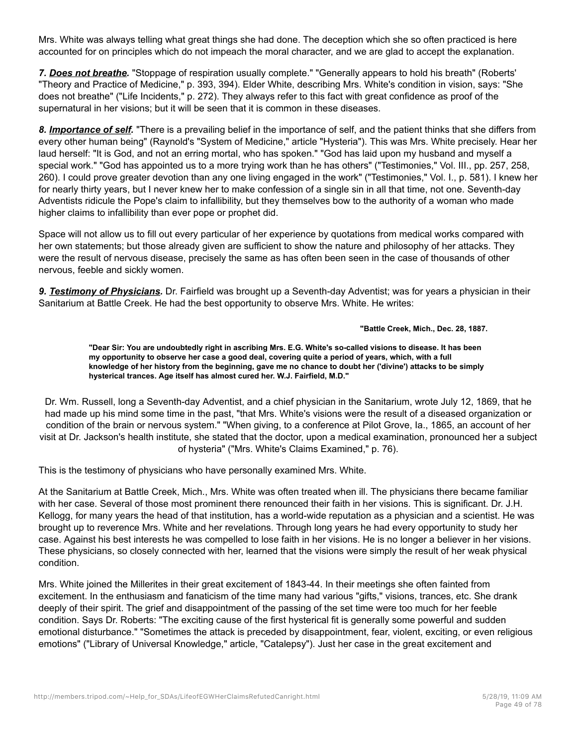Mrs. White was always telling what great things she had done. The deception which she so often practiced is here accounted for on principles which do not impeach the moral character, and we are glad to accept the explanation.

***7. <u>Does not breathe</u>.*** "Stoppage of respiration usually complete." "Generally appears to hold his breath" (Roberts' "Theory and Practice of Medicine," p. 393, 394). Elder White, describing Mrs. White's condition in vision, says: "She does not breathe" ("Life Incidents," p. 272). They always refer to this fact with great confidence as proof of the supernatural in her visions; but it will be seen that it is common in these diseases.

***8. <u>Importance of self</u>.*** "There is a prevailing belief in the importance of self, and the patient thinks that she differs from every other human being" (Raynold's "System of Medicine," article "Hysteria"). This was Mrs. White precisely. Hear her laud herself: "It is God, and not an erring mortal, who has spoken." "God has laid upon my husband and myself a special work." "God has appointed us to a more trying work than he has others" ("Testimonies," Vol. III., pp. 257, 258, 260). I could prove greater devotion than any one living engaged in the work" ("Testimonies," Vol. I., p. 581). I knew her for nearly thirty years, but I never knew her to make confession of a single sin in all that time, not one. Seventh-day Adventists ridicule the Pope's claim to infallibility, but they themselves bow to the authority of a woman who made higher claims to infallibility than ever pope or prophet did.

Space will not allow us to fill out every particular of her experience by quotations from medical works compared with her own statements; but those already given are sufficient to show the nature and philosophy of her attacks. They were the result of nervous disease, precisely the same as has often been seen in the case of thousands of other nervous, feeble and sickly women.

***9. <u>Testimony of Physicians</u>.*** Dr. Fairfield was brought up a Seventh-day Adventist; was for years a physician in their Sanitarium at Battle Creek. He had the best opportunity to observe Mrs. White. He writes:

> **"Battle Creek, Mich., Dec. 28, 1887.**
>
> **"Dear Sir: You are undoubtedly right in ascribing Mrs. E.G. White's so-called visions to disease. It has been my opportunity to observe her case a good deal, covering quite a period of years, which, with a full knowledge of her history from the beginning, gave me no chance to doubt her ('divine') attacks to be simply hysterical trances. Age itself has almost cured her. W.J. Fairfield, M.D."**

Dr. Wm. Russell, long a Seventh-day Adventist, and a chief physician in the Sanitarium, wrote July 12, 1869, that he had made up his mind some time in the past, "that Mrs. White's visions were the result of a diseased organization or condition of the brain or nervous system." "When giving, to a conference at Pilot Grove, Ia., 1865, an account of her visit at Dr. Jackson's health institute, she stated that the doctor, upon a medical examination, pronounced her a subject of hysteria" ("Mrs. White's Claims Examined," p. 76).

This is the testimony of physicians who have personally examined Mrs. White.

At the Sanitarium at Battle Creek, Mich., Mrs. White was often treated when ill. The physicians there became familiar with her case. Several of those most prominent there renounced their faith in her visions. This is significant. Dr. J.H. Kellogg, for many years the head of that institution, has a world-wide reputation as a physician and a scientist. He was brought up to reverence Mrs. White and her revelations. Through long years he had every opportunity to study her case. Against his best interests he was compelled to lose faith in her visions. He is no longer a believer in her visions. These physicians, so closely connected with her, learned that the visions were simply the result of her weak physical condition.

Mrs. White joined the Millerites in their great excitement of 1843-44. In their meetings she often fainted from excitement. In the enthusiasm and fanaticism of the time many had various "gifts," visions, trances, etc. She drank deeply of their spirit. The grief and disappointment of the passing of the set time were too much for her feeble condition. Says Dr. Roberts: "The exciting cause of the first hysterical fit is generally some powerful and sudden emotional disturbance." "Sometimes the attack is preceded by disappointment, fear, violent, exciting, or even religious emotions" ("Library of Universal Knowledge," article, "Catalepsy"). Just her case in the great excitement and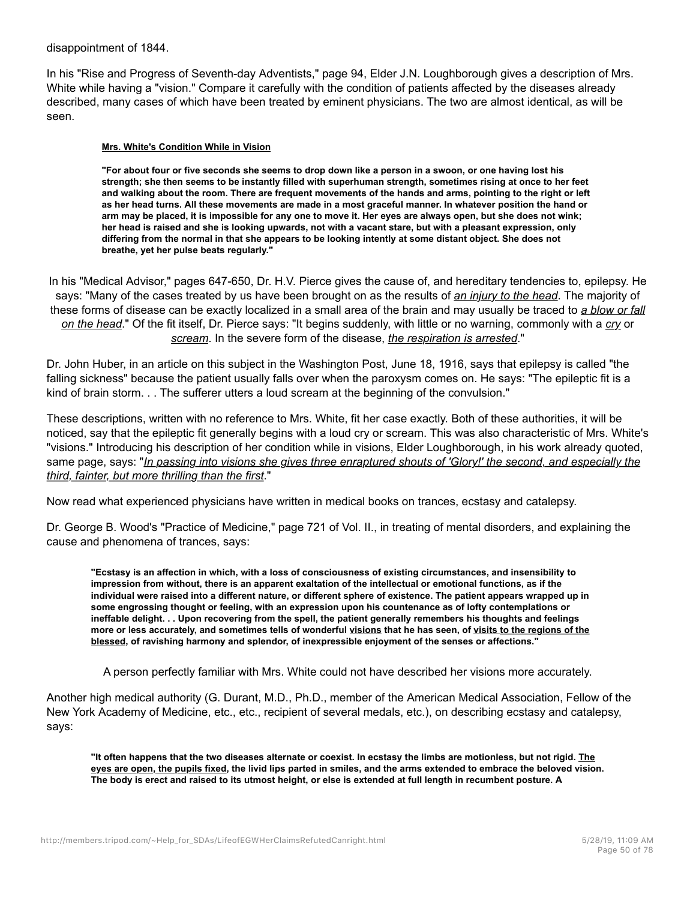disappointment of 1844.

In his "Rise and Progress of Seventh-day Adventists," page 94, Elder J.N. Loughborough gives a description of Mrs. White while having a "vision." Compare it carefully with the condition of patients affected by the diseases already described, many cases of which have been treated by eminent physicians. The two are almost identical, as will be seen.

> **<u>Mrs. White's Condition While in Vision</u>**
>
> **"For about four or five seconds she seems to drop down like a person in a swoon, or one having lost his strength; she then seems to be instantly filled with superhuman strength, sometimes rising at once to her feet and walking about the room. There are frequent movements of the hands and arms, pointing to the right or left as her head turns. All these movements are made in a most graceful manner. In whatever position the hand or arm may be placed, it is impossible for any one to move it. Her eyes are always open, but she does not wink; her head is raised and she is looking upwards, not with a vacant stare, but with a pleasant expression, only differing from the normal in that she appears to be looking intently at some distant object. She does not breathe, yet her pulse beats regularly."**

In his "Medical Advisor," pages 647-650, Dr. H.V. Pierce gives the cause of, and hereditary tendencies to, epilepsy. He says: "Many of the cases treated by us have been brought on as the results of *<u>an injury to the head</u>*. The majority of these forms of disease can be exactly localized in a small area of the brain and may usually be traced to *<u>a blow or fall on the head</u>*." Of the fit itself, Dr. Pierce says: "It begins suddenly, with little or no warning, commonly with a *<u>cry</u>* or *<u>scream</u>*. In the severe form of the disease, *<u>the respiration is arrested</u>*."

Dr. John Huber, in an article on this subject in the Washington Post, June 18, 1916, says that epilepsy is called "the falling sickness" because the patient usually falls over when the paroxysm comes on. He says: "The epileptic fit is a kind of brain storm. . . The sufferer utters a loud scream at the beginning of the convulsion."

These descriptions, written with no reference to Mrs. White, fit her case exactly. Both of these authorities, it will be noticed, say that the epileptic fit generally begins with a loud cry or scream. This was also characteristic of Mrs. White's "visions." Introducing his description of her condition while in visions, Elder Loughborough, in his work already quoted, same page, says: "*<u>In passing into visions she gives three enraptured shouts of 'Glory!' the second, and especially the third, fainter, but more thrilling than the first</u>*."

Now read what experienced physicians have written in medical books on trances, ecstasy and catalepsy.

Dr. George B. Wood's "Practice of Medicine," page 721 of Vol. II., in treating of mental disorders, and explaining the cause and phenomena of trances, says:

> **"Ecstasy is an affection in which, with a loss of consciousness of existing circumstances, and insensibility to impression from without, there is an apparent exaltation of the intellectual or emotional functions, as if the individual were raised into a different nature, or different sphere of existence. The patient appears wrapped up in some engrossing thought or feeling, with an expression upon his countenance as of lofty contemplations or ineffable delight. . . Upon recovering from the spell, the patient generally remembers his thoughts and feelings more or less accurately, and sometimes tells of wonderful <u>visions</u> that he has seen, of <u>visits to the regions of the blessed</u>, of ravishing harmony and splendor, of inexpressible enjoyment of the senses or affections."**
>
> A person perfectly familiar with Mrs. White could not have described her visions more accurately.

Another high medical authority (G. Durant, M.D., Ph.D., member of the American Medical Association, Fellow of the New York Academy of Medicine, etc., etc., recipient of several medals, etc.), on describing ecstasy and catalepsy, says:

> **"It often happens that the two diseases alternate or coexist. In ecstasy the limbs are motionless, but not rigid. <u>The eyes are open, the pupils fixed</u>, the livid lips parted in smiles, and the arms extended to embrace the beloved vision. The body is erect and raised to its utmost height, or else is extended at full length in recumbent posture. A**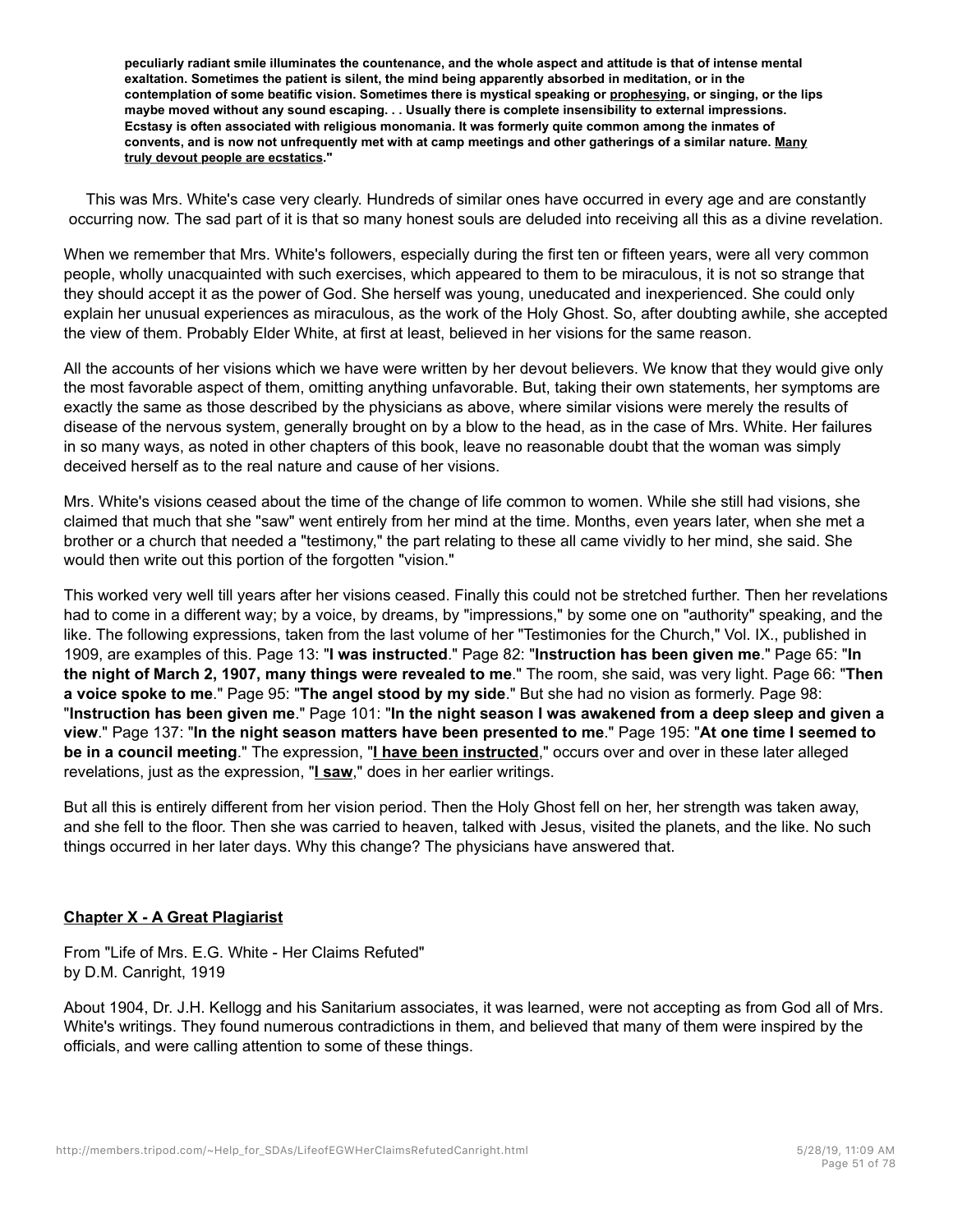**peculiarly radiant smile illuminates the countenance, and the whole aspect and attitude is that of intense mental exaltation. Sometimes the patient is silent, the mind being apparently absorbed in meditation, or in the contemplation of some beatific vision. Sometimes there is mystical speaking or <u>prophesying</u>, or singing, or the lips maybe moved without any sound escaping. . . Usually there is complete insensibility to external impressions. Ecstasy is often associated with religious monomania. It was formerly quite common among the inmates of convents, and is now not unfrequently met with at camp meetings and other gatherings of a similar nature. <u>Many truly devout people are ecstatics</u>."**

This was Mrs. White's case very clearly. Hundreds of similar ones have occurred in every age and are constantly occurring now. The sad part of it is that so many honest souls are deluded into receiving all this as a divine revelation.

When we remember that Mrs. White's followers, especially during the first ten or fifteen years, were all very common people, wholly unacquainted with such exercises, which appeared to them to be miraculous, it is not so strange that they should accept it as the power of God. She herself was young, uneducated and inexperienced. She could only explain her unusual experiences as miraculous, as the work of the Holy Ghost. So, after doubting awhile, she accepted the view of them. Probably Elder White, at first at least, believed in her visions for the same reason.

All the accounts of her visions which we have were written by her devout believers. We know that they would give only the most favorable aspect of them, omitting anything unfavorable. But, taking their own statements, her symptoms are exactly the same as those described by the physicians as above, where similar visions were merely the results of disease of the nervous system, generally brought on by a blow to the head, as in the case of Mrs. White. Her failures in so many ways, as noted in other chapters of this book, leave no reasonable doubt that the woman was simply deceived herself as to the real nature and cause of her visions.

Mrs. White's visions ceased about the time of the change of life common to women. While she still had visions, she claimed that much that she "saw" went entirely from her mind at the time. Months, even years later, when she met a brother or a church that needed a "testimony," the part relating to these all came vividly to her mind, she said. She would then write out this portion of the forgotten "vision."

This worked very well till years after her visions ceased. Finally this could not be stretched further. Then her revelations had to come in a different way; by a voice, by dreams, by "impressions," by some one on "authority" speaking, and the like. The following expressions, taken from the last volume of her "Testimonies for the Church," Vol. IX., published in 1909, are examples of this. Page 13: "**I was instructed**." Page 82: "**Instruction has been given me**." Page 65: "**In the night of March 2, 1907, many things were revealed to me**." The room, she said, was very light. Page 66: "**Then a voice spoke to me**." Page 95: "**The angel stood by my side**." But she had no vision as formerly. Page 98: "**Instruction has been given me**." Page 101: "**In the night season I was awakened from a deep sleep and given a view**." Page 137: "**In the night season matters have been presented to me**." Page 195: "**At one time I seemed to be in a council meeting**." The expression, "**<u>I have been instructed</u>**," occurs over and over in these later alleged revelations, just as the expression, "**<u>I saw</u>**," does in her earlier writings.

But all this is entirely different from her vision period. Then the Holy Ghost fell on her, her strength was taken away, and she fell to the floor. Then she was carried to heaven, talked with Jesus, visited the planets, and the like. No such things occurred in her later days. Why this change? The physicians have answered that.

## <u>Chapter X - A Great Plagiarist</u>

From "Life of Mrs. E.G. White - Her Claims Refuted"
by D.M. Canright, 1919

About 1904, Dr. J.H. Kellogg and his Sanitarium associates, it was learned, were not accepting as from God all of Mrs. White's writings. They found numerous contradictions in them, and believed that many of them were inspired by the officials, and were calling attention to some of these things.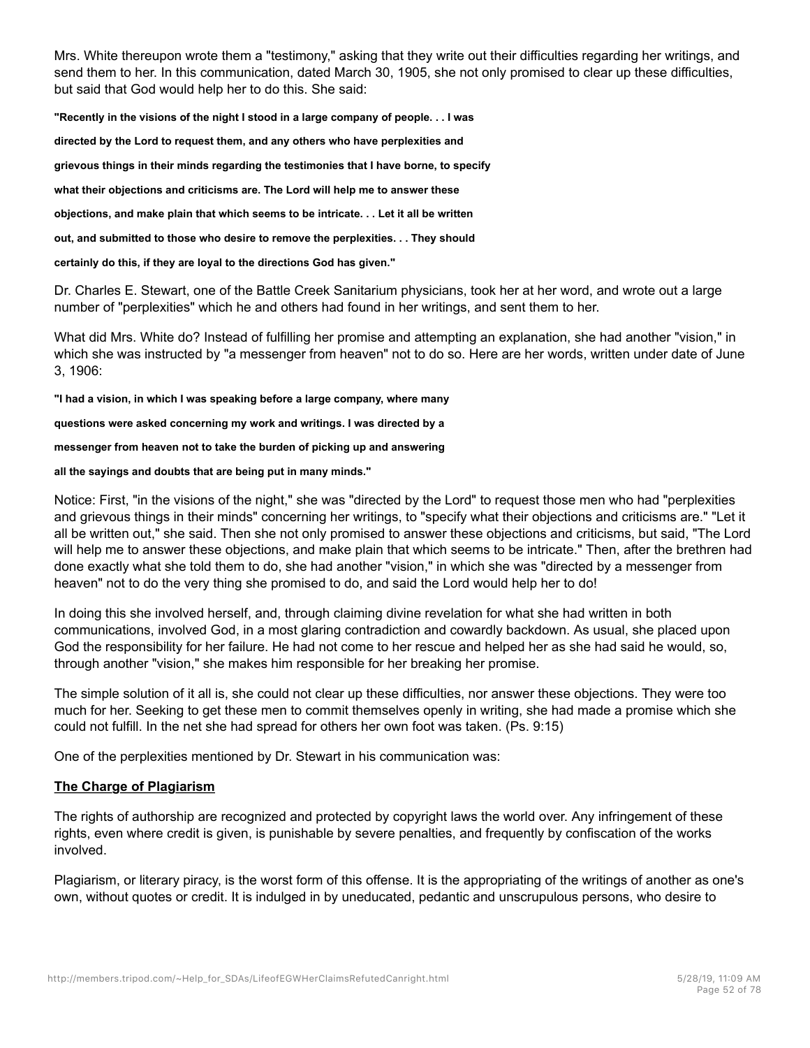Mrs. White thereupon wrote them a "testimony," asking that they write out their difficulties regarding her writings, and send them to her. In this communication, dated March 30, 1905, she not only promised to clear up these difficulties, but said that God would help her to do this. She said:

> **"Recently in the visions of the night I stood in a large company of people. . . I was directed by the Lord to request them, and any others who have perplexities and grievous things in their minds regarding the testimonies that I have borne, to specify what their objections and criticisms are. The Lord will help me to answer these objections, and make plain that which seems to be intricate. . . Let it all be written out, and submitted to those who desire to remove the perplexities. . . They should certainly do this, if they are loyal to the directions God has given."**

Dr. Charles E. Stewart, one of the Battle Creek Sanitarium physicians, took her at her word, and wrote out a large number of "perplexities" which he and others had found in her writings, and sent them to her.

What did Mrs. White do? Instead of fulfilling her promise and attempting an explanation, she had another "vision," in which she was instructed by "a messenger from heaven" not to do so. Here are her words, written under date of June 3, 1906:

> **"I had a vision, in which I was speaking before a large company, where many questions were asked concerning my work and writings. I was directed by a messenger from heaven not to take the burden of picking up and answering all the sayings and doubts that are being put in many minds."**

Notice: First, "in the visions of the night," she was "directed by the Lord" to request those men who had "perplexities and grievous things in their minds" concerning her writings, to "specify what their objections and criticisms are." "Let it all be written out," she said. Then she not only promised to answer these objections and criticisms, but said, "The Lord will help me to answer these objections, and make plain that which seems to be intricate." Then, after the brethren had done exactly what she told them to do, she had another "vision," in which she was "directed by a messenger from heaven" not to do the very thing she promised to do, and said the Lord would help her to do!

In doing this she involved herself, and, through claiming divine revelation for what she had written in both communications, involved God, in a most glaring contradiction and cowardly backdown. As usual, she placed upon God the responsibility for her failure. He had not come to her rescue and helped her as she had said he would, so, through another "vision," she makes him responsible for her breaking her promise.

The simple solution of it all is, she could not clear up these difficulties, nor answer these objections. They were too much for her. Seeking to get these men to commit themselves openly in writing, she had made a promise which she could not fulfill. In the net she had spread for others her own foot was taken. (Ps. 9:15)

One of the perplexities mentioned by Dr. Stewart in his communication was:

**<u>The Charge of Plagiarism</u>**

The rights of authorship are recognized and protected by copyright laws the world over. Any infringement of these rights, even where credit is given, is punishable by severe penalties, and frequently by confiscation of the works involved.

Plagiarism, or literary piracy, is the worst form of this offense. It is the appropriating of the writings of another as one's own, without quotes or credit. It is indulged in by uneducated, pedantic and unscrupulous persons, who desire to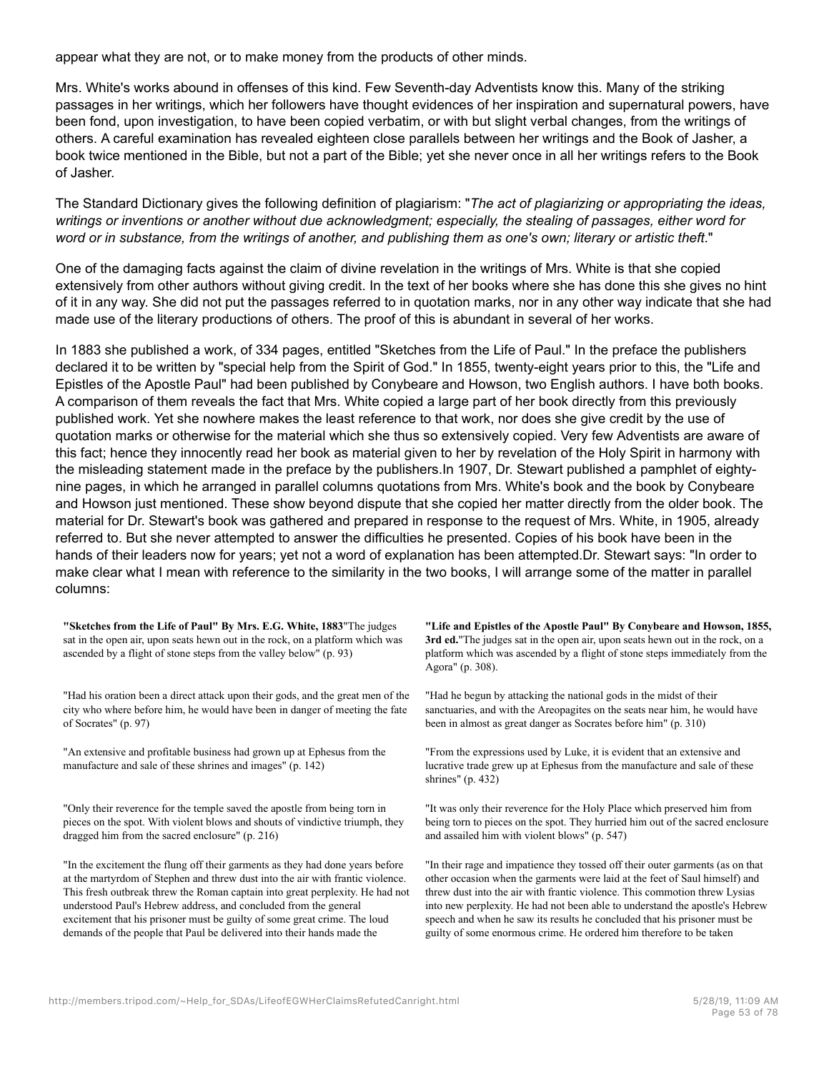appear what they are not, or to make money from the products of other minds.

Mrs. White's works abound in offenses of this kind. Few Seventh-day Adventists know this. Many of the striking passages in her writings, which her followers have thought evidences of her inspiration and supernatural powers, have been fond, upon investigation, to have been copied verbatim, or with but slight verbal changes, from the writings of others. A careful examination has revealed eighteen close parallels between her writings and the Book of Jasher, a book twice mentioned in the Bible, but not a part of the Bible; yet she never once in all her writings refers to the Book of Jasher.

The Standard Dictionary gives the following definition of plagiarism: "*The act of plagiarizing or appropriating the ideas, writings or inventions or another without due acknowledgment; especially, the stealing of passages, either word for word or in substance, from the writings of another, and publishing them as one's own; literary or artistic theft*."

One of the damaging facts against the claim of divine revelation in the writings of Mrs. White is that she copied extensively from other authors without giving credit. In the text of her books where she has done this she gives no hint of it in any way. She did not put the passages referred to in quotation marks, nor in any other way indicate that she had made use of the literary productions of others. The proof of this is abundant in several of her works.

In 1883 she published a work, of 334 pages, entitled "Sketches from the Life of Paul." In the preface the publishers declared it to be written by "special help from the Spirit of God." In 1855, twenty-eight years prior to this, the "Life and Epistles of the Apostle Paul" had been published by Conybeare and Howson, two English authors. I have both books. A comparison of them reveals the fact that Mrs. White copied a large part of her book directly from this previously published work. Yet she nowhere makes the least reference to that work, nor does she give credit by the use of quotation marks or otherwise for the material which she thus so extensively copied. Very few Adventists are aware of this fact; hence they innocently read her book as material given to her by revelation of the Holy Spirit in harmony with the misleading statement made in the preface by the publishers.In 1907, Dr. Stewart published a pamphlet of eighty-nine pages, in which he arranged in parallel columns quotations from Mrs. White's book and the book by Conybeare and Howson just mentioned. These show beyond dispute that she copied her matter directly from the older book. The material for Dr. Stewart's book was gathered and prepared in response to the request of Mrs. White, in 1905, already referred to. But she never attempted to answer the difficulties he presented. Copies of his book have been in the hands of their leaders now for years; yet not a word of explanation has been attempted.Dr. Stewart says: "In order to make clear what I mean with reference to the similarity in the two books, I will arrange some of the matter in parallel columns:

| **"Sketches from the Life of Paul" By Mrs. E.G. White, 1883** | **"Life and Epistles of the Apostle Paul" By Conybeare and Howson, 1855, 3rd ed.** |
|---|---|
| "The judges sat in the open air, upon seats hewn out in the rock, on a platform which was ascended by a flight of stone steps from the valley below" (p. 93) | "The judges sat in the open air, upon seats hewn out in the rock, on a platform which was ascended by a flight of stone steps immediately from the Agora" (p. 308). |
| "Had his oration been a direct attack upon their gods, and the great men of the city who where before him, he would have been in danger of meeting the fate of Socrates" (p. 97) | "Had he begun by attacking the national gods in the midst of their sanctuaries, and with the Areopagites on the seats near him, he would have been in almost as great danger as Socrates before him" (p. 310) |
| "An extensive and profitable business had grown up at Ephesus from the manufacture and sale of these shrines and images" (p. 142) | "From the expressions used by Luke, it is evident that an extensive and lucrative trade grew up at Ephesus from the manufacture and sale of these shrines" (p. 432) |
| "Only their reverence for the temple saved the apostle from being torn in pieces on the spot. With violent blows and shouts of vindictive triumph, they dragged him from the sacred enclosure" (p. 216) | "It was only their reverence for the Holy Place which preserved him from being torn to pieces on the spot. They hurried him out of the sacred enclosure and assailed him with violent blows" (p. 547) |
| "In the excitement the flung off their garments as they had done years before at the martyrdom of Stephen and threw dust into the air with frantic violence. This fresh outbreak threw the Roman captain into great perplexity. He had not understood Paul's Hebrew address, and concluded from the general excitement that his prisoner must be guilty of some great crime. The loud demands of the people that Paul be delivered into their hands made the | "In their rage and impatience they tossed off their outer garments (as on that other occasion when the garments were laid at the feet of Saul himself) and threw dust into the air with frantic violence. This commotion threw Lysias into new perplexity. He had not been able to understand the apostle's Hebrew speech and when he saw its results he concluded that his prisoner must be guilty of some enormous crime. He ordered him therefore to be taken |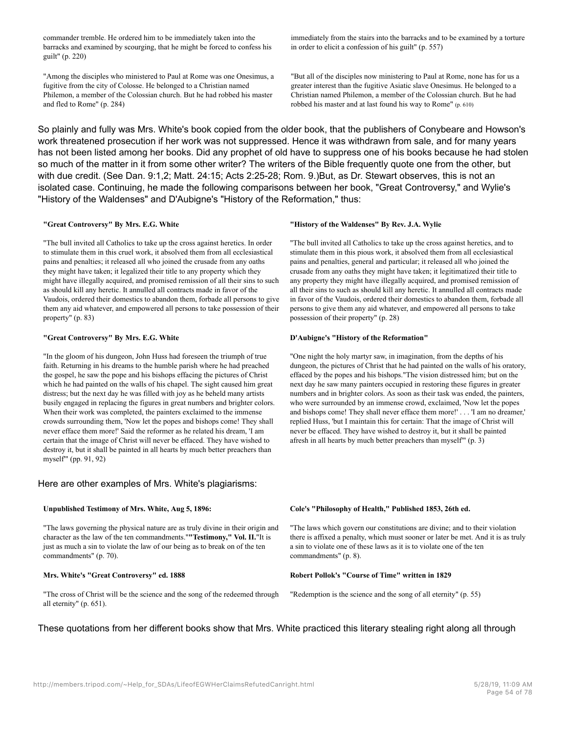| | |
|---|---|
| commander tremble. He ordered him to be immediately taken into the barracks and examined by scourging, that he might be forced to confess his guilt" (p. 220) | immediately from the stairs into the barracks and to be examined by a torture in order to elicit a confession of his guilt" (p. 557) |
| "Among the disciples who ministered to Paul at Rome was one Onesimus, a fugitive from the city of Colosse. He belonged to a Christian named Philemon, a member of the Colossian church. But he had robbed his master and fled to Rome" (p. 284) | "But all of the disciples now ministering to Paul at Rome, none has for us a greater interest than the fugitive Asiatic slave Onesimus. He belonged to a Christian named Philemon, a member of the Colossian church. But he had robbed his master and at last found his way to Rome" (p. 610) |

So plainly and fully was Mrs. White's book copied from the older book, that the publishers of Conybeare and Howson's work threatened prosecution if her work was not suppressed. Hence it was withdrawn from sale, and for many years has not been listed among her books. Did any prophet of old have to suppress one of his books because he had stolen so much of the matter in it from some other writer? The writers of the Bible frequently quote one from the other, but with due credit. (See Dan. 9:1,2; Matt. 24:15; Acts 2:25-28; Rom. 9.)But, as Dr. Stewart observes, this is not an isolated case. Continuing, he made the following comparisons between her book, "Great Controversy," and Wylie's "History of the Waldenses" and D'Aubigne's "History of the Reformation," thus:

| **"Great Controversy" By Mrs. E.G. White** | **"History of the Waldenses" By Rev. J.A. Wylie** |
|---|---|
| "The bull invited all Catholics to take up the cross against heretics. In order to stimulate them in this cruel work, it absolved them from all ecclesiastical pains and penalties; it released all who joined the crusade from any oaths they might have taken; it legalized their title to any property which they might have illegally acquired, and promised remission of all their sins to such as should kill any heretic. It annulled all contracts made in favor of the Vaudois, ordered their domestics to abandon them, forbade all persons to give them any aid whatever, and empowered all persons to take possession of their property" (p. 83) | "The bull invited all Catholics to take up the cross against heretics, and to stimulate them in this pious work, it absolved them from all ecclesiastical pains and penalties, general and particular; it released all who joined the crusade from any oaths they might have taken; it legitimatized their title to any property they might have illegally acquired, and promised remission of all their sins to such as should kill any heretic. It annulled all contracts made in favor of the Vaudois, ordered their domestics to abandon them, forbade all persons to give them any aid whatever, and empowered all persons to take possession of their property" (p. 28) |
| **"Great Controversy" By Mrs. E.G. White** | **D'Aubigne's "History of the Reformation"** |
| "In the gloom of his dungeon, John Huss had foreseen the triumph of true faith. Returning in his dreams to the humble parish where he had preached the gospel, he saw the pope and his bishops effacing the pictures of Christ which he had painted on the walls of his chapel. The sight caused him great distress; but the next day he was filled with joy as he beheld many artists busily engaged in replacing the figures in great numbers and brighter colors. When their work was completed, the painters exclaimed to the immense crowds surrounding them, 'Now let the popes and bishops come! They shall never efface them more!' Said the reformer as he related his dream, 'I am certain that the image of Christ will never be effaced. They have wished to destroy it, but it shall be painted in all hearts by much better preachers than myself'" (pp. 91, 92) | "One night the holy martyr saw, in imagination, from the depths of his dungeon, the pictures of Christ that he had painted on the walls of his oratory, effaced by the popes and his bishops."The vision distressed him; but on the next day he saw many painters occupied in restoring these figures in greater numbers and in brighter colors. As soon as their task was ended, the painters, who were surrounded by an immense crowd, exclaimed, 'Now let the popes and bishops come! They shall never efface them more!' . . . 'I am no dreamer,' replied Huss, 'but I maintain this for certain: That the image of Christ will never be effaced. They have wished to destroy it, but it shall be painted afresh in all hearts by much better preachers than myself'" (p. 3) |

Here are other examples of Mrs. White's plagiarisms:

| **Unpublished Testimony of Mrs. White, Aug 5, 1896:** | **Cole's "Philosophy of Health," Published 1853, 26th ed.** |
|---|---|
| "The laws governing the physical nature are as truly divine in their origin and character as the law of the ten commandments."**"Testimony," Vol. II.**"It is just as much a sin to violate the law of our being as to break on of the ten commandments" (p. 70). | "The laws which govern our constitutions are divine; and to their violation there is affixed a penalty, which must sooner or later be met. And it is as truly a sin to violate one of these laws as it is to violate one of the ten commandments" (p. 8). |
| **Mrs. White's "Great Controversy" ed. 1888** | **Robert Pollok's "Course of Time" written in 1829** |
| "The cross of Christ will be the science and the song of the redeemed through all eternity" (p. 651). | "Redemption is the science and the song of all eternity" (p. 55) |

These quotations from her different books show that Mrs. White practiced this literary stealing right along all through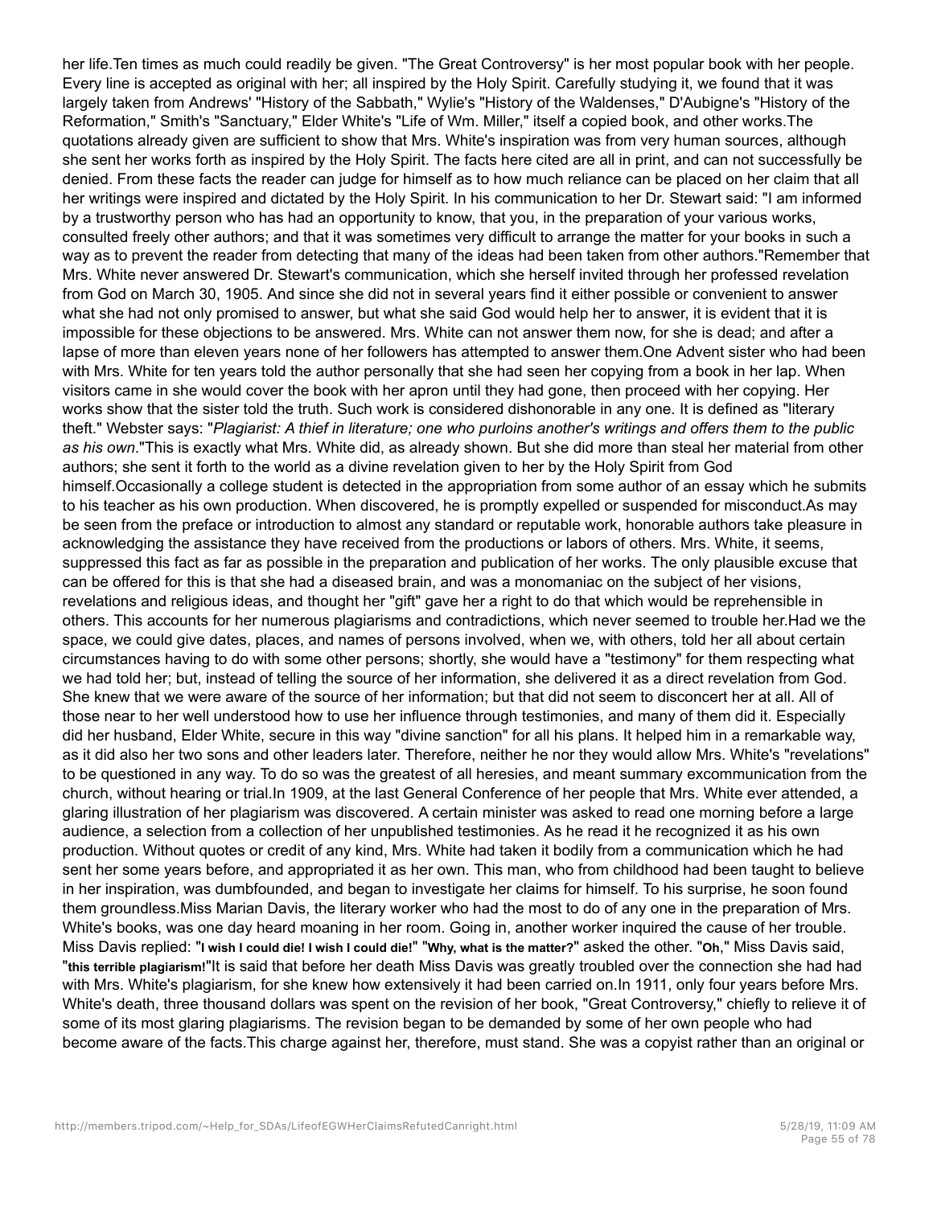her life.Ten times as much could readily be given. "The Great Controversy" is her most popular book with her people. Every line is accepted as original with her; all inspired by the Holy Spirit. Carefully studying it, we found that it was largely taken from Andrews' "History of the Sabbath," Wylie's "History of the Waldenses," D'Aubigne's "History of the Reformation," Smith's "Sanctuary," Elder White's "Life of Wm. Miller," itself a copied book, and other works.The quotations already given are sufficient to show that Mrs. White's inspiration was from very human sources, although she sent her works forth as inspired by the Holy Spirit. The facts here cited are all in print, and can not successfully be denied. From these facts the reader can judge for himself as to how much reliance can be placed on her claim that all her writings were inspired and dictated by the Holy Spirit. In his communication to her Dr. Stewart said: "I am informed by a trustworthy person who has had an opportunity to know, that you, in the preparation of your various works, consulted freely other authors; and that it was sometimes very difficult to arrange the matter for your books in such a way as to prevent the reader from detecting that many of the ideas had been taken from other authors."Remember that Mrs. White never answered Dr. Stewart's communication, which she herself invited through her professed revelation from God on March 30, 1905. And since she did not in several years find it either possible or convenient to answer what she had not only promised to answer, but what she said God would help her to answer, it is evident that it is impossible for these objections to be answered. Mrs. White can not answer them now, for she is dead; and after a lapse of more than eleven years none of her followers has attempted to answer them.One Advent sister who had been with Mrs. White for ten years told the author personally that she had seen her copying from a book in her lap. When visitors came in she would cover the book with her apron until they had gone, then proceed with her copying. Her works show that the sister told the truth. Such work is considered dishonorable in any one. It is defined as "literary theft." Webster says: "*Plagiarist: A thief in literature; one who purloins another's writings and offers them to the public as his own.*"This is exactly what Mrs. White did, as already shown. But she did more than steal her material from other authors; she sent it forth to the world as a divine revelation given to her by the Holy Spirit from God himself.Occasionally a college student is detected in the appropriation from some author of an essay which he submits to his teacher as his own production. When discovered, he is promptly expelled or suspended for misconduct.As may be seen from the preface or introduction to almost any standard or reputable work, honorable authors take pleasure in acknowledging the assistance they have received from the productions or labors of others. Mrs. White, it seems, suppressed this fact as far as possible in the preparation and publication of her works. The only plausible excuse that can be offered for this is that she had a diseased brain, and was a monomaniac on the subject of her visions, revelations and religious ideas, and thought her "gift" gave her a right to do that which would be reprehensible in others. This accounts for her numerous plagiarisms and contradictions, which never seemed to trouble her.Had we the space, we could give dates, places, and names of persons involved, when we, with others, told her all about certain circumstances having to do with some other persons; shortly, she would have a "testimony" for them respecting what we had told her; but, instead of telling the source of her information, she delivered it as a direct revelation from God. She knew that we were aware of the source of her information; but that did not seem to disconcert her at all. All of those near to her well understood how to use her influence through testimonies, and many of them did it. Especially did her husband, Elder White, secure in this way "divine sanction" for all his plans. It helped him in a remarkable way, as it did also her two sons and other leaders later. Therefore, neither he nor they would allow Mrs. White's "revelations" to be questioned in any way. To do so was the greatest of all heresies, and meant summary excommunication from the church, without hearing or trial.In 1909, at the last General Conference of her people that Mrs. White ever attended, a glaring illustration of her plagiarism was discovered. A certain minister was asked to read one morning before a large audience, a selection from a collection of her unpublished testimonies. As he read it he recognized it as his own production. Without quotes or credit of any kind, Mrs. White had taken it bodily from a communication which he had sent her some years before, and appropriated it as her own. This man, who from childhood had been taught to believe in her inspiration, was dumbfounded, and began to investigate her claims for himself. To his surprise, he soon found them groundless.Miss Marian Davis, the literary worker who had the most to do of any one in the preparation of Mrs. White's books, was one day heard moaning in her room. Going in, another worker inquired the cause of her trouble. Miss Davis replied: "**I wish I could die! I wish I could die!**" "**Why, what is the matter?**" asked the other. "**Oh**," Miss Davis said, "**this terrible plagiarism!**"It is said that before her death Miss Davis was greatly troubled over the connection she had had with Mrs. White's plagiarism, for she knew how extensively it had been carried on.In 1911, only four years before Mrs. White's death, three thousand dollars was spent on the revision of her book, "Great Controversy," chiefly to relieve it of some of its most glaring plagiarisms. The revision began to be demanded by some of her own people who had become aware of the facts.This charge against her, therefore, must stand. She was a copyist rather than an original or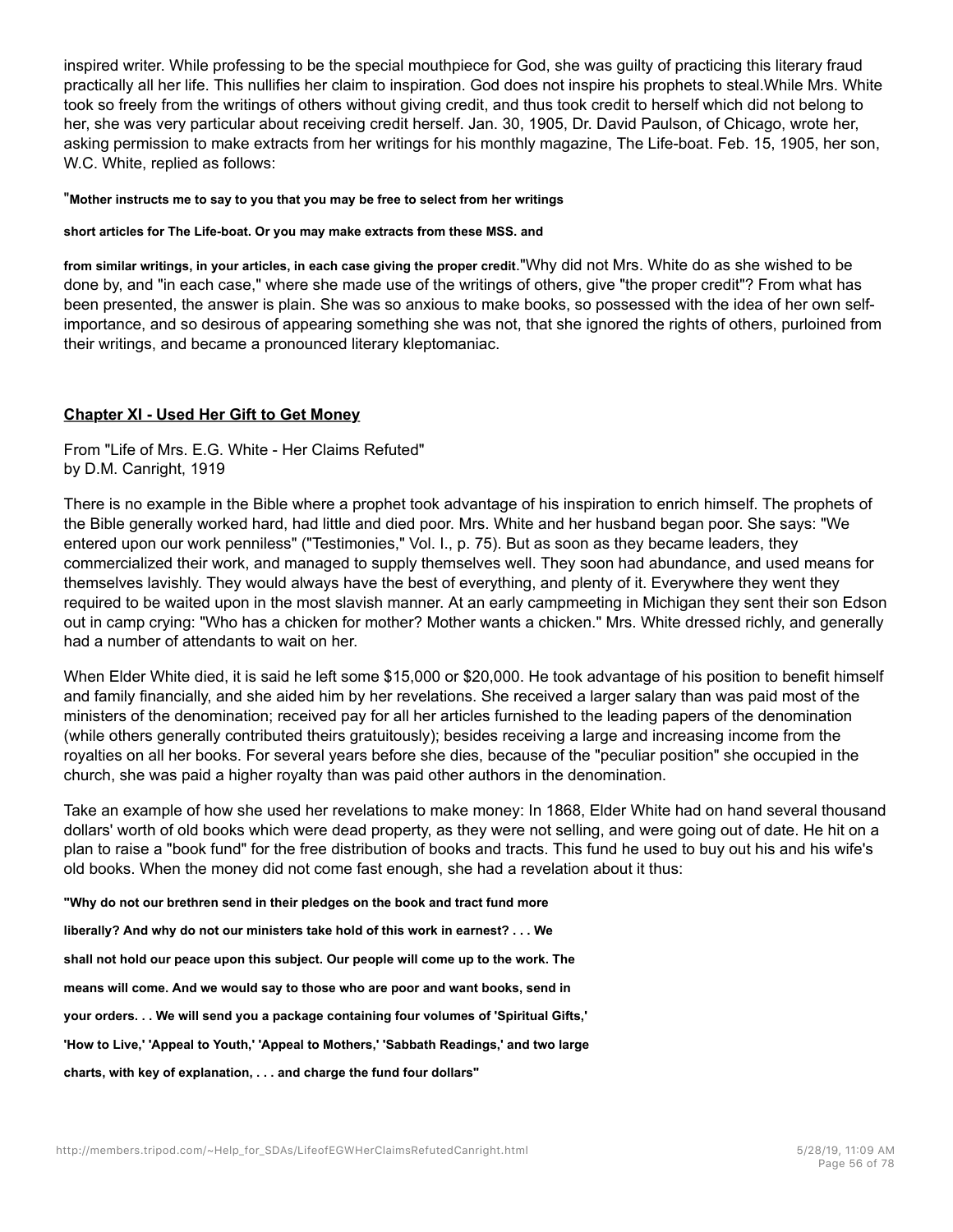inspired writer. While professing to be the special mouthpiece for God, she was guilty of practicing this literary fraud practically all her life. This nullifies her claim to inspiration. God does not inspire his prophets to steal.While Mrs. White took so freely from the writings of others without giving credit, and thus took credit to herself which did not belong to her, she was very particular about receiving credit herself. Jan. 30, 1905, Dr. David Paulson, of Chicago, wrote her, asking permission to make extracts from her writings for his monthly magazine, The Life-boat. Feb. 15, 1905, her son, W.C. White, replied as follows:

"**Mother instructs me to say to you that you may be free to select from her writings**

**short articles for The Life-boat. Or you may make extracts from these MSS. and**

**from similar writings, in your articles, in each case giving the proper credit.**"Why did not Mrs. White do as she wished to be done by, and "in each case," where she made use of the writings of others, give "the proper credit"? From what has been presented, the answer is plain. She was so anxious to make books, so possessed with the idea of her own self-importance, and so desirous of appearing something she was not, that she ignored the rights of others, purloined from their writings, and became a pronounced literary kleptomaniac.

## Chapter XI - Used Her Gift to Get Money

From "Life of Mrs. E.G. White - Her Claims Refuted"
by D.M. Canright, 1919

There is no example in the Bible where a prophet took advantage of his inspiration to enrich himself. The prophets of the Bible generally worked hard, had little and died poor. Mrs. White and her husband began poor. She says: "We entered upon our work penniless" ("Testimonies," Vol. I., p. 75). But as soon as they became leaders, they commercialized their work, and managed to supply themselves well. They soon had abundance, and used means for themselves lavishly. They would always have the best of everything, and plenty of it. Everywhere they went they required to be waited upon in the most slavish manner. At an early campmeeting in Michigan they sent their son Edson out in camp crying: "Who has a chicken for mother? Mother wants a chicken." Mrs. White dressed richly, and generally had a number of attendants to wait on her.

When Elder White died, it is said he left some $15,000 or $20,000. He took advantage of his position to benefit himself and family financially, and she aided him by her revelations. She received a larger salary than was paid most of the ministers of the denomination; received pay for all her articles furnished to the leading papers of the denomination (while others generally contributed theirs gratuitously); besides receiving a large and increasing income from the royalties on all her books. For several years before she dies, because of the "peculiar position" she occupied in the church, she was paid a higher royalty than was paid other authors in the denomination.

Take an example of how she used her revelations to make money: In 1868, Elder White had on hand several thousand dollars' worth of old books which were dead property, as they were not selling, and were going out of date. He hit on a plan to raise a "book fund" for the free distribution of books and tracts. This fund he used to buy out his and his wife's old books. When the money did not come fast enough, she had a revelation about it thus:

**"Why do not our brethren send in their pledges on the book and tract fund more**

**liberally? And why do not our ministers take hold of this work in earnest? . . . We**

**shall not hold our peace upon this subject. Our people will come up to the work. The**

**means will come. And we would say to those who are poor and want books, send in**

**your orders. . . We will send you a package containing four volumes of 'Spiritual Gifts,'**

**'How to Live,' 'Appeal to Youth,' 'Appeal to Mothers,' 'Sabbath Readings,' and two large**

**charts, with key of explanation, . . . and charge the fund four dollars"**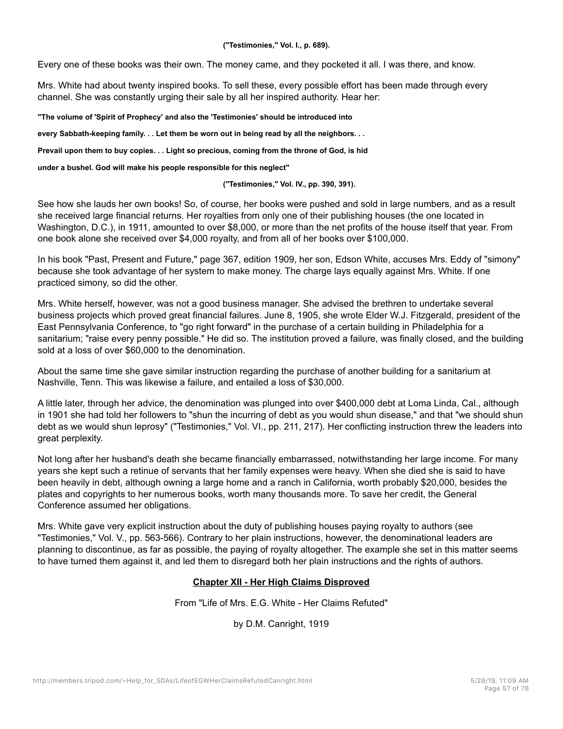**("Testimonies," Vol. I., p. 689).**

Every one of these books was their own. The money came, and they pocketed it all. I was there, and know.

Mrs. White had about twenty inspired books. To sell these, every possible effort has been made through every channel. She was constantly urging their sale by all her inspired authority. Hear her:

**"The volume of 'Spirit of Prophecy' and also the 'Testimonies' should be introduced into every Sabbath-keeping family. . . Let them be worn out in being read by all the neighbors. . . Prevail upon them to buy copies. . . Light so precious, coming from the throne of God, is hid under a bushel. God will make his people responsible for this neglect"**

**("Testimonies," Vol. IV., pp. 390, 391).**

See how she lauds her own books! So, of course, her books were pushed and sold in large numbers, and as a result she received large financial returns. Her royalties from only one of their publishing houses (the one located in Washington, D.C.), in 1911, amounted to over $8,000, or more than the net profits of the house itself that year. From one book alone she received over $4,000 royalty, and from all of her books over $100,000.

In his book "Past, Present and Future," page 367, edition 1909, her son, Edson White, accuses Mrs. Eddy of "simony" because she took advantage of her system to make money. The charge lays equally against Mrs. White. If one practiced simony, so did the other.

Mrs. White herself, however, was not a good business manager. She advised the brethren to undertake several business projects which proved great financial failures. June 8, 1905, she wrote Elder W.J. Fitzgerald, president of the East Pennsylvania Conference, to "go right forward" in the purchase of a certain building in Philadelphia for a sanitarium; "raise every penny possible." He did so. The institution proved a failure, was finally closed, and the building sold at a loss of over $60,000 to the denomination.

About the same time she gave similar instruction regarding the purchase of another building for a sanitarium at Nashville, Tenn. This was likewise a failure, and entailed a loss of $30,000.

A little later, through her advice, the denomination was plunged into over $400,000 debt at Loma Linda, Cal., although in 1901 she had told her followers to "shun the incurring of debt as you would shun disease," and that "we should shun debt as we would shun leprosy" ("Testimonies," Vol. VI., pp. 211, 217). Her conflicting instruction threw the leaders into great perplexity.

Not long after her husband's death she became financially embarrassed, notwithstanding her large income. For many years she kept such a retinue of servants that her family expenses were heavy. When she died she is said to have been heavily in debt, although owning a large home and a ranch in California, worth probably $20,000, besides the plates and copyrights to her numerous books, worth many thousands more. To save her credit, the General Conference assumed her obligations.

Mrs. White gave very explicit instruction about the duty of publishing houses paying royalty to authors (see "Testimonies," Vol. V., pp. 563-566). Contrary to her plain instructions, however, the denominational leaders are planning to discontinue, as far as possible, the paying of royalty altogether. The example she set in this matter seems to have turned them against it, and led them to disregard both her plain instructions and the rights of authors.

## Chapter XII - Her High Claims Disproved

From "Life of Mrs. E.G. White - Her Claims Refuted"

by D.M. Canright, 1919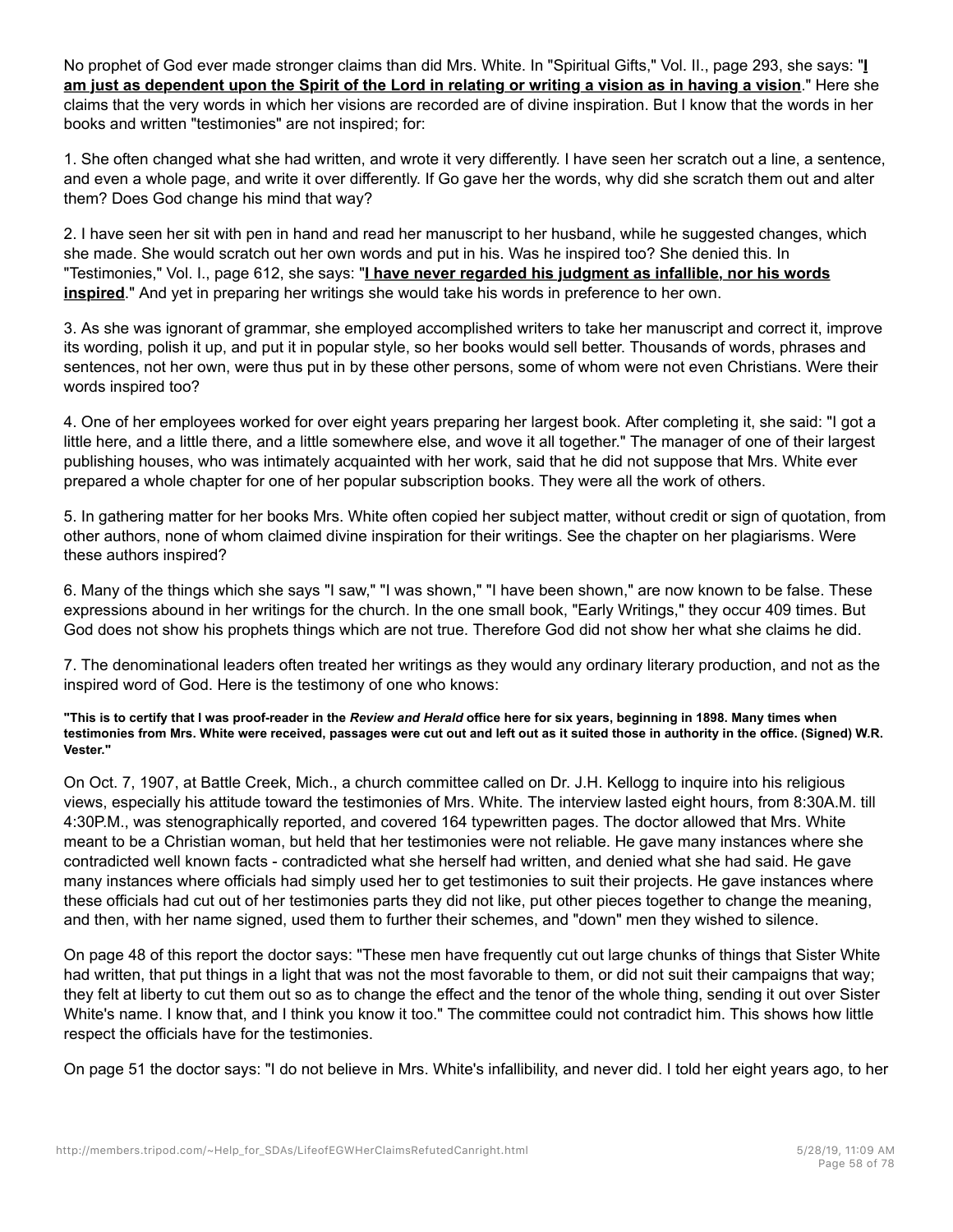No prophet of God ever made stronger claims than did Mrs. White. In "Spiritual Gifts," Vol. II., page 293, she says: "**I am just as dependent upon the Spirit of the Lord in relating or writing a vision as in having a vision**." Here she claims that the very words in which her visions are recorded are of divine inspiration. But I know that the words in her books and written "testimonies" are not inspired; for:

1. She often changed what she had written, and wrote it very differently. I have seen her scratch out a line, a sentence, and even a whole page, and write it over differently. If Go gave her the words, why did she scratch them out and alter them? Does God change his mind that way?

2. I have seen her sit with pen in hand and read her manuscript to her husband, while he suggested changes, which she made. She would scratch out her own words and put in his. Was he inspired too? She denied this. In "Testimonies," Vol. I., page 612, she says: "**I have never regarded his judgment as infallible, nor his words inspired**." And yet in preparing her writings she would take his words in preference to her own.

3. As she was ignorant of grammar, she employed accomplished writers to take her manuscript and correct it, improve its wording, polish it up, and put it in popular style, so her books would sell better. Thousands of words, phrases and sentences, not her own, were thus put in by these other persons, some of whom were not even Christians. Were their words inspired too?

4. One of her employees worked for over eight years preparing her largest book. After completing it, she said: "I got a little here, and a little there, and a little somewhere else, and wove it all together." The manager of one of their largest publishing houses, who was intimately acquainted with her work, said that he did not suppose that Mrs. White ever prepared a whole chapter for one of her popular subscription books. They were all the work of others.

5. In gathering matter for her books Mrs. White often copied her subject matter, without credit or sign of quotation, from other authors, none of whom claimed divine inspiration for their writings. See the chapter on her plagiarisms. Were these authors inspired?

6. Many of the things which she says "I saw," "I was shown," "I have been shown," are now known to be false. These expressions abound in her writings for the church. In the one small book, "Early Writings," they occur 409 times. But God does not show his prophets things which are not true. Therefore God did not show her what she claims he did.

7. The denominational leaders often treated her writings as they would any ordinary literary production, and not as the inspired word of God. Here is the testimony of one who knows:

**"This is to certify that I was proof-reader in the *Review and Herald* office here for six years, beginning in 1898. Many times when testimonies from Mrs. White were received, passages were cut out and left out as it suited those in authority in the office. (Signed) W.R. Vester."**

On Oct. 7, 1907, at Battle Creek, Mich., a church committee called on Dr. J.H. Kellogg to inquire into his religious views, especially his attitude toward the testimonies of Mrs. White. The interview lasted eight hours, from 8:30A.M. till 4:30P.M., was stenographically reported, and covered 164 typewritten pages. The doctor allowed that Mrs. White meant to be a Christian woman, but held that her testimonies were not reliable. He gave many instances where she contradicted well known facts - contradicted what she herself had written, and denied what she had said. He gave many instances where officials had simply used her to get testimonies to suit their projects. He gave instances where these officials had cut out of her testimonies parts they did not like, put other pieces together to change the meaning, and then, with her name signed, used them to further their schemes, and "down" men they wished to silence.

On page 48 of this report the doctor says: "These men have frequently cut out large chunks of things that Sister White had written, that put things in a light that was not the most favorable to them, or did not suit their campaigns that way; they felt at liberty to cut them out so as to change the effect and the tenor of the whole thing, sending it out over Sister White's name. I know that, and I think you know it too." The committee could not contradict him. This shows how little respect the officials have for the testimonies.

On page 51 the doctor says: "I do not believe in Mrs. White's infallibility, and never did. I told her eight years ago, to her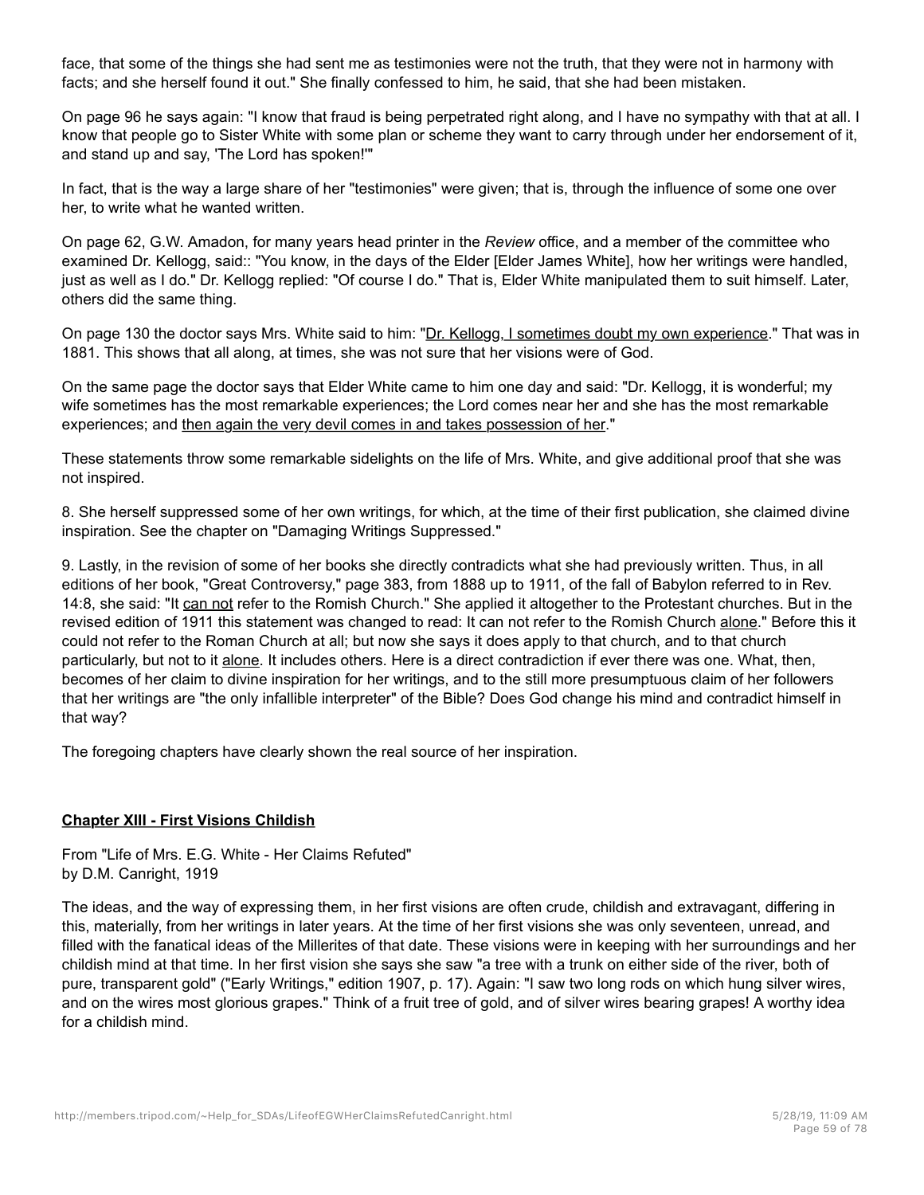face, that some of the things she had sent me as testimonies were not the truth, that they were not in harmony with facts; and she herself found it out." She finally confessed to him, he said, that she had been mistaken.

On page 96 he says again: "I know that fraud is being perpetrated right along, and I have no sympathy with that at all. I know that people go to Sister White with some plan or scheme they want to carry through under her endorsement of it, and stand up and say, 'The Lord has spoken!'"

In fact, that is the way a large share of her "testimonies" were given; that is, through the influence of some one over her, to write what he wanted written.

On page 62, G.W. Amadon, for many years head printer in the *Review* office, and a member of the committee who examined Dr. Kellogg, said:: "You know, in the days of the Elder [Elder James White], how her writings were handled, just as well as I do." Dr. Kellogg replied: "Of course I do." That is, Elder White manipulated them to suit himself. Later, others did the same thing.

On page 130 the doctor says Mrs. White said to him: "<u>Dr. Kellogg, I sometimes doubt my own experience</u>." That was in 1881. This shows that all along, at times, she was not sure that her visions were of God.

On the same page the doctor says that Elder White came to him one day and said: "Dr. Kellogg, it is wonderful; my wife sometimes has the most remarkable experiences; the Lord comes near her and she has the most remarkable experiences; and <u>then again the very devil comes in and takes possession of her</u>."

These statements throw some remarkable sidelights on the life of Mrs. White, and give additional proof that she was not inspired.

8. She herself suppressed some of her own writings, for which, at the time of their first publication, she claimed divine inspiration. See the chapter on "Damaging Writings Suppressed."

9. Lastly, in the revision of some of her books she directly contradicts what she had previously written. Thus, in all editions of her book, "Great Controversy," page 383, from 1888 up to 1911, of the fall of Babylon referred to in Rev. 14:8, she said: "It <u>can not</u> refer to the Romish Church." She applied it altogether to the Protestant churches. But in the revised edition of 1911 this statement was changed to read: It can not refer to the Romish Church <u>alone</u>." Before this it could not refer to the Roman Church at all; but now she says it does apply to that church, and to that church particularly, but not to it <u>alone</u>. It includes others. Here is a direct contradiction if ever there was one. What, then, becomes of her claim to divine inspiration for her writings, and to the still more presumptuous claim of her followers that her writings are "the only infallible interpreter" of the Bible? Does God change his mind and contradict himself in that way?

The foregoing chapters have clearly shown the real source of her inspiration.

## <u>Chapter XIII - First Visions Childish</u>

From "Life of Mrs. E.G. White - Her Claims Refuted"
by D.M. Canright, 1919

The ideas, and the way of expressing them, in her first visions are often crude, childish and extravagant, differing in this, materially, from her writings in later years. At the time of her first visions she was only seventeen, unread, and filled with the fanatical ideas of the Millerites of that date. These visions were in keeping with her surroundings and her childish mind at that time. In her first vision she says she saw "a tree with a trunk on either side of the river, both of pure, transparent gold" ("Early Writings," edition 1907, p. 17). Again: "I saw two long rods on which hung silver wires, and on the wires most glorious grapes." Think of a fruit tree of gold, and of silver wires bearing grapes! A worthy idea for a childish mind.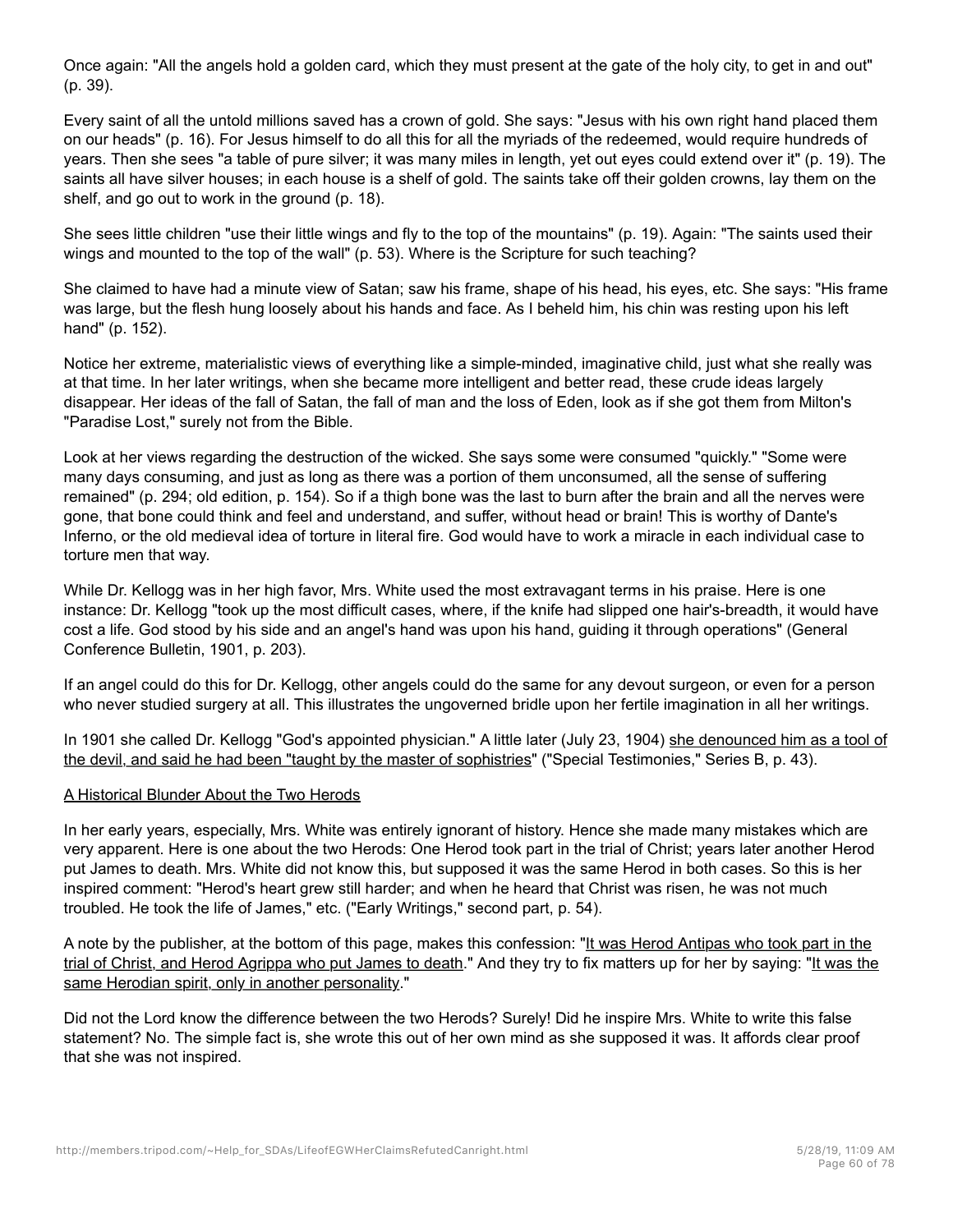Once again: "All the angels hold a golden card, which they must present at the gate of the holy city, to get in and out" (p. 39).

Every saint of all the untold millions saved has a crown of gold. She says: "Jesus with his own right hand placed them on our heads" (p. 16). For Jesus himself to do all this for all the myriads of the redeemed, would require hundreds of years. Then she sees "a table of pure silver; it was many miles in length, yet out eyes could extend over it" (p. 19). The saints all have silver houses; in each house is a shelf of gold. The saints take off their golden crowns, lay them on the shelf, and go out to work in the ground (p. 18).

She sees little children "use their little wings and fly to the top of the mountains" (p. 19). Again: "The saints used their wings and mounted to the top of the wall" (p. 53). Where is the Scripture for such teaching?

She claimed to have had a minute view of Satan; saw his frame, shape of his head, his eyes, etc. She says: "His frame was large, but the flesh hung loosely about his hands and face. As I beheld him, his chin was resting upon his left hand" (p. 152).

Notice her extreme, materialistic views of everything like a simple-minded, imaginative child, just what she really was at that time. In her later writings, when she became more intelligent and better read, these crude ideas largely disappear. Her ideas of the fall of Satan, the fall of man and the loss of Eden, look as if she got them from Milton's "Paradise Lost," surely not from the Bible.

Look at her views regarding the destruction of the wicked. She says some were consumed "quickly." "Some were many days consuming, and just as long as there was a portion of them unconsumed, all the sense of suffering remained" (p. 294; old edition, p. 154). So if a thigh bone was the last to burn after the brain and all the nerves were gone, that bone could think and feel and understand, and suffer, without head or brain! This is worthy of Dante's Inferno, or the old medieval idea of torture in literal fire. God would have to work a miracle in each individual case to torture men that way.

While Dr. Kellogg was in her high favor, Mrs. White used the most extravagant terms in his praise. Here is one instance: Dr. Kellogg "took up the most difficult cases, where, if the knife had slipped one hair's-breadth, it would have cost a life. God stood by his side and an angel's hand was upon his hand, guiding it through operations" (General Conference Bulletin, 1901, p. 203).

If an angel could do this for Dr. Kellogg, other angels could do the same for any devout surgeon, or even for a person who never studied surgery at all. This illustrates the ungoverned bridle upon her fertile imagination in all her writings.

In 1901 she called Dr. Kellogg "God's appointed physician." A little later (July 23, 1904) she denounced him as a tool of the devil, and said he had been "taught by the master of sophistries" ("Special Testimonies," Series B, p. 43).

A Historical Blunder About the Two Herods

In her early years, especially, Mrs. White was entirely ignorant of history. Hence she made many mistakes which are very apparent. Here is one about the two Herods: One Herod took part in the trial of Christ; years later another Herod put James to death. Mrs. White did not know this, but supposed it was the same Herod in both cases. So this is her inspired comment: "Herod's heart grew still harder; and when he heard that Christ was risen, he was not much troubled. He took the life of James," etc. ("Early Writings," second part, p. 54).

A note by the publisher, at the bottom of this page, makes this confession: "It was Herod Antipas who took part in the trial of Christ, and Herod Agrippa who put James to death." And they try to fix matters up for her by saying: "It was the same Herodian spirit, only in another personality."

Did not the Lord know the difference between the two Herods? Surely! Did he inspire Mrs. White to write this false statement? No. The simple fact is, she wrote this out of her own mind as she supposed it was. It affords clear proof that she was not inspired.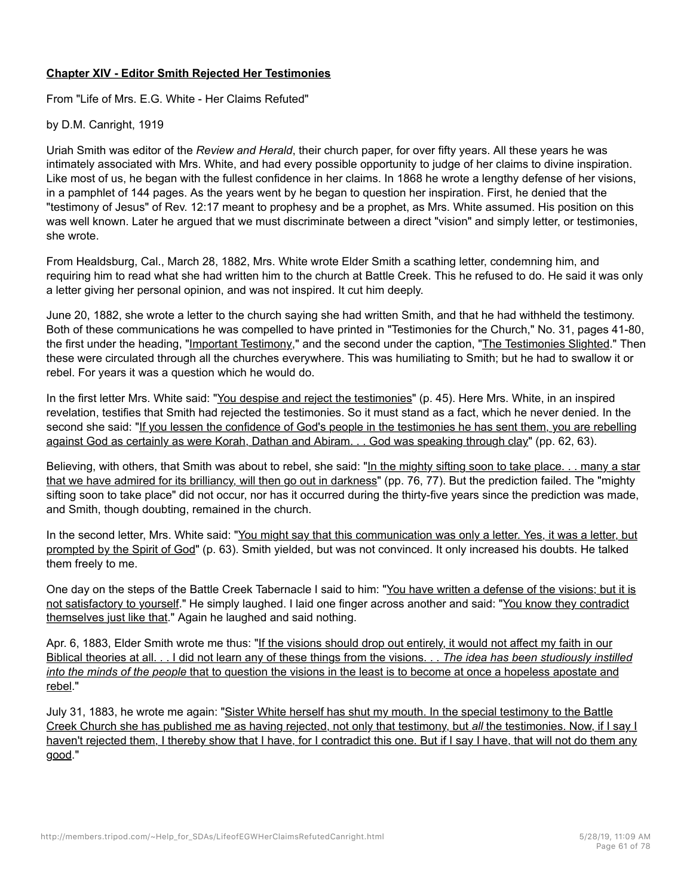**Chapter XIV - Editor Smith Rejected Her Testimonies**

From "Life of Mrs. E.G. White - Her Claims Refuted"

by D.M. Canright, 1919

Uriah Smith was editor of the *Review and Herald*, their church paper, for over fifty years. All these years he was intimately associated with Mrs. White, and had every possible opportunity to judge of her claims to divine inspiration. Like most of us, he began with the fullest confidence in her claims. In 1868 he wrote a lengthy defense of her visions, in a pamphlet of 144 pages. As the years went by he began to question her inspiration. First, he denied that the "testimony of Jesus" of Rev. 12:17 meant to prophesy and be a prophet, as Mrs. White assumed. His position on this was well known. Later he argued that we must discriminate between a direct "vision" and simply letter, or testimonies, she wrote.

From Healdsburg, Cal., March 28, 1882, Mrs. White wrote Elder Smith a scathing letter, condemning him, and requiring him to read what she had written him to the church at Battle Creek. This he refused to do. He said it was only a letter giving her personal opinion, and was not inspired. It cut him deeply.

June 20, 1882, she wrote a letter to the church saying she had written Smith, and that he had withheld the testimony. Both of these communications he was compelled to have printed in "Testimonies for the Church," No. 31, pages 41-80, the first under the heading, "Important Testimony," and the second under the caption, "The Testimonies Slighted." Then these were circulated through all the churches everywhere. This was humiliating to Smith; but he had to swallow it or rebel. For years it was a question which he would do.

In the first letter Mrs. White said: "You despise and reject the testimonies" (p. 45). Here Mrs. White, in an inspired revelation, testifies that Smith had rejected the testimonies. So it must stand as a fact, which he never denied. In the second she said: "If you lessen the confidence of God's people in the testimonies he has sent them, you are rebelling against God as certainly as were Korah, Dathan and Abiram. . . God was speaking through clay" (pp. 62, 63).

Believing, with others, that Smith was about to rebel, she said: "In the mighty sifting soon to take place. . . many a star that we have admired for its brilliancy, will then go out in darkness" (pp. 76, 77). But the prediction failed. The "mighty sifting soon to take place" did not occur, nor has it occurred during the thirty-five years since the prediction was made, and Smith, though doubting, remained in the church.

In the second letter, Mrs. White said: "You might say that this communication was only a letter. Yes, it was a letter, but prompted by the Spirit of God" (p. 63). Smith yielded, but was not convinced. It only increased his doubts. He talked them freely to me.

One day on the steps of the Battle Creek Tabernacle I said to him: "You have written a defense of the visions; but it is not satisfactory to yourself." He simply laughed. I laid one finger across another and said: "You know they contradict themselves just like that." Again he laughed and said nothing.

Apr. 6, 1883, Elder Smith wrote me thus: "If the visions should drop out entirely, it would not affect my faith in our Biblical theories at all. . . I did not learn any of these things from the visions. . . *The idea has been studiously instilled into the minds of the people* that to question the visions in the least is to become at once a hopeless apostate and rebel."

July 31, 1883, he wrote me again: "Sister White herself has shut my mouth. In the special testimony to the Battle Creek Church she has published me as having rejected, not only that testimony, but *all* the testimonies. Now, if I say I haven't rejected them, I thereby show that I have, for I contradict this one. But if I say I have, that will not do them any good."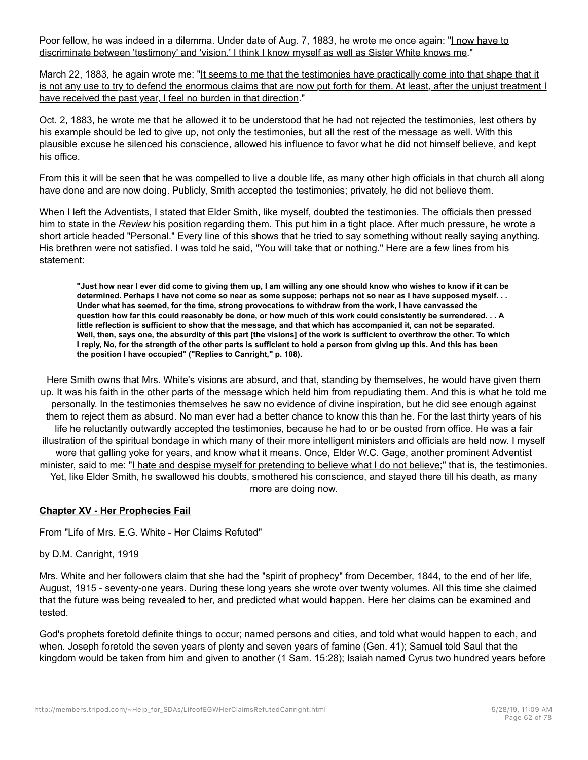Poor fellow, he was indeed in a dilemma. Under date of Aug. 7, 1883, he wrote me once again: "I now have to discriminate between 'testimony' and 'vision.' I think I know myself as well as Sister White knows me."

March 22, 1883, he again wrote me: "It seems to me that the testimonies have practically come into that shape that it is not any use to try to defend the enormous claims that are now put forth for them. At least, after the unjust treatment I have received the past year, I feel no burden in that direction."

Oct. 2, 1883, he wrote me that he allowed it to be understood that he had not rejected the testimonies, lest others by his example should be led to give up, not only the testimonies, but all the rest of the message as well. With this plausible excuse he silenced his conscience, allowed his influence to favor what he did not himself believe, and kept his office.

From this it will be seen that he was compelled to live a double life, as many other high officials in that church all along have done and are now doing. Publicly, Smith accepted the testimonies; privately, he did not believe them.

When I left the Adventists, I stated that Elder Smith, like myself, doubted the testimonies. The officials then pressed him to state in the *Review* his position regarding them. This put him in a tight place. After much pressure, he wrote a short article headed "Personal." Every line of this shows that he tried to say something without really saying anything. His brethren were not satisfied. I was told he said, "You will take that or nothing." Here are a few lines from his statement:

> **"Just how near I ever did come to giving them up, I am willing any one should know who wishes to know if it can be determined. Perhaps I have not come so near as some suppose; perhaps not so near as I have supposed myself. . . Under what has seemed, for the time, strong provocations to withdraw from the work, I have canvassed the question how far this could reasonably be done, or how much of this work could consistently be surrendered. . . A little reflection is sufficient to show that the message, and that which has accompanied it, can not be separated. Well, then, says one, the absurdity of this part [the visions] of the work is sufficient to overthrow the other. To which I reply, No, for the strength of the other parts is sufficient to hold a person from giving up this. And this has been the position I have occupied" ("Replies to Canright," p. 108).**

Here Smith owns that Mrs. White's visions are absurd, and that, standing by themselves, he would have given them up. It was his faith in the other parts of the message which held him from repudiating them. And this is what he told me personally. In the testimonies themselves he saw no evidence of divine inspiration, but he did see enough against them to reject them as absurd. No man ever had a better chance to know this than he. For the last thirty years of his life he reluctantly outwardly accepted the testimonies, because he had to or be ousted from office. He was a fair illustration of the spiritual bondage in which many of their more intelligent ministers and officials are held now. I myself wore that galling yoke for years, and know what it means. Once, Elder W.C. Gage, another prominent Adventist minister, said to me: "I hate and despise myself for pretending to believe what I do not believe;" that is, the testimonies. Yet, like Elder Smith, he swallowed his doubts, smothered his conscience, and stayed there till his death, as many more are doing now.

## Chapter XV - Her Prophecies Fail

From "Life of Mrs. E.G. White - Her Claims Refuted"

by D.M. Canright, 1919

Mrs. White and her followers claim that she had the "spirit of prophecy" from December, 1844, to the end of her life, August, 1915 - seventy-one years. During these long years she wrote over twenty volumes. All this time she claimed that the future was being revealed to her, and predicted what would happen. Here her claims can be examined and tested.

God's prophets foretold definite things to occur; named persons and cities, and told what would happen to each, and when. Joseph foretold the seven years of plenty and seven years of famine (Gen. 41); Samuel told Saul that the kingdom would be taken from him and given to another (1 Sam. 15:28); Isaiah named Cyrus two hundred years before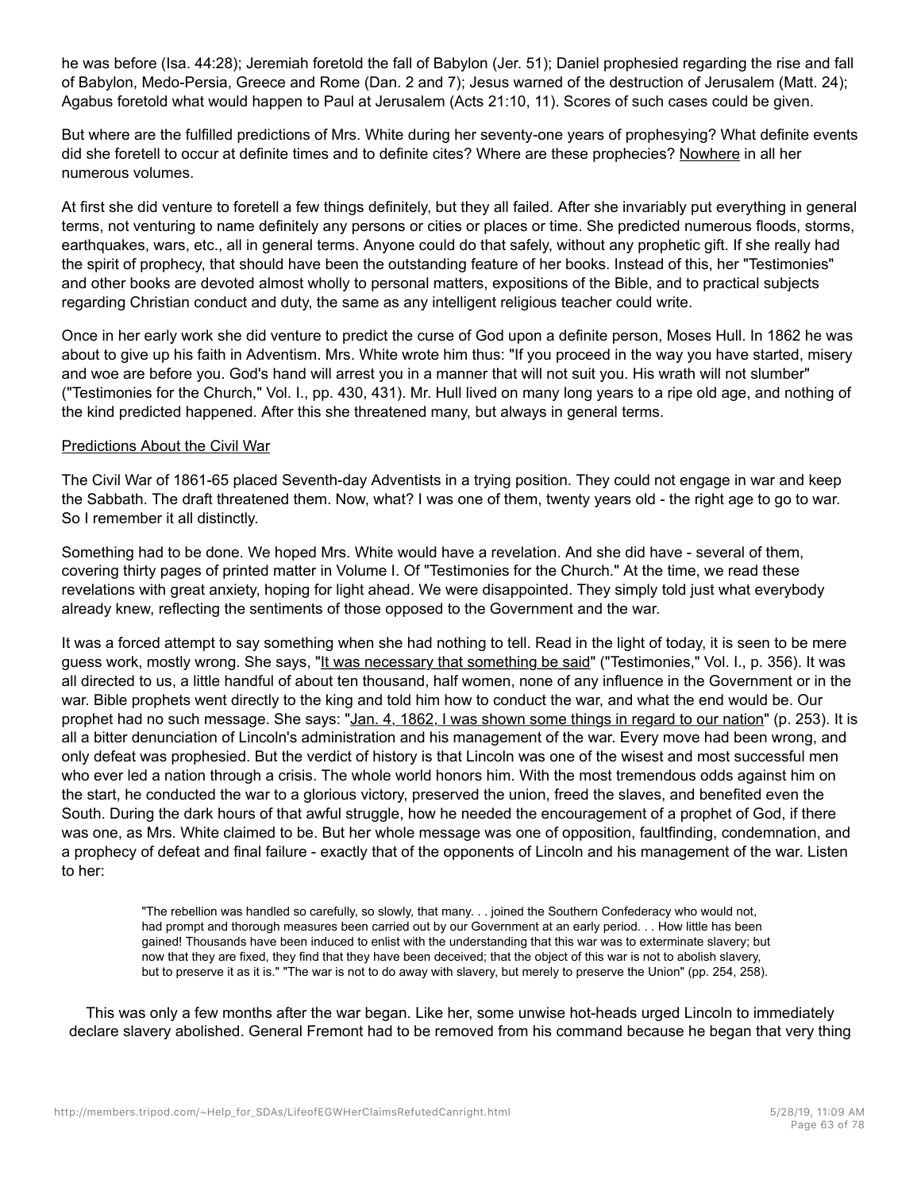he was before (Isa. 44:28); Jeremiah foretold the fall of Babylon (Jer. 51); Daniel prophesied regarding the rise and fall of Babylon, Medo-Persia, Greece and Rome (Dan. 2 and 7); Jesus warned of the destruction of Jerusalem (Matt. 24); Agabus foretold what would happen to Paul at Jerusalem (Acts 21:10, 11). Scores of such cases could be given.

But where are the fulfilled predictions of Mrs. White during her seventy-one years of prophesying? What definite events did she foretell to occur at definite times and to definite cites? Where are these prophecies? Nowhere in all her numerous volumes.

At first she did venture to foretell a few things definitely, but they all failed. After she invariably put everything in general terms, not venturing to name definitely any persons or cities or places or time. She predicted numerous floods, storms, earthquakes, wars, etc., all in general terms. Anyone could do that safely, without any prophetic gift. If she really had the spirit of prophecy, that should have been the outstanding feature of her books. Instead of this, her "Testimonies" and other books are devoted almost wholly to personal matters, expositions of the Bible, and to practical subjects regarding Christian conduct and duty, the same as any intelligent religious teacher could write.

Once in her early work she did venture to predict the curse of God upon a definite person, Moses Hull. In 1862 he was about to give up his faith in Adventism. Mrs. White wrote him thus: "If you proceed in the way you have started, misery and woe are before you. God's hand will arrest you in a manner that will not suit you. His wrath will not slumber" ("Testimonies for the Church," Vol. I., pp. 430, 431). Mr. Hull lived on many long years to a ripe old age, and nothing of the kind predicted happened. After this she threatened many, but always in general terms.

## Predictions About the Civil War

The Civil War of 1861-65 placed Seventh-day Adventists in a trying position. They could not engage in war and keep the Sabbath. The draft threatened them. Now, what? I was one of them, twenty years old - the right age to go to war. So I remember it all distinctly.

Something had to be done. We hoped Mrs. White would have a revelation. And she did have - several of them, covering thirty pages of printed matter in Volume I. Of "Testimonies for the Church." At the time, we read these revelations with great anxiety, hoping for light ahead. We were disappointed. They simply told just what everybody already knew, reflecting the sentiments of those opposed to the Government and the war.

It was a forced attempt to say something when she had nothing to tell. Read in the light of today, it is seen to be mere guess work, mostly wrong. She says, "It was necessary that something be said" ("Testimonies," Vol. I., p. 356). It was all directed to us, a little handful of about ten thousand, half women, none of any influence in the Government or in the war. Bible prophets went directly to the king and told him how to conduct the war, and what the end would be. Our prophet had no such message. She says: "Jan. 4, 1862, I was shown some things in regard to our nation" (p. 253). It is all a bitter denunciation of Lincoln's administration and his management of the war. Every move had been wrong, and only defeat was prophesied. But the verdict of history is that Lincoln was one of the wisest and most successful men who ever led a nation through a crisis. The whole world honors him. With the most tremendous odds against him on the start, he conducted the war to a glorious victory, preserved the union, freed the slaves, and benefited even the South. During the dark hours of that awful struggle, how he needed the encouragement of a prophet of God, if there was one, as Mrs. White claimed to be. But her whole message was one of opposition, faultfinding, condemnation, and a prophecy of defeat and final failure - exactly that of the opponents of Lincoln and his management of the war. Listen to her:

> "The rebellion was handled so carefully, so slowly, that many. . . joined the Southern Confederacy who would not, had prompt and thorough measures been carried out by our Government at an early period. . . How little has been gained! Thousands have been induced to enlist with the understanding that this war was to exterminate slavery; but now that they are fixed, they find that they have been deceived; that the object of this war is not to abolish slavery, but to preserve it as it is." "The war is not to do away with slavery, but merely to preserve the Union" (pp. 254, 258).

This was only a few months after the war began. Like her, some unwise hot-heads urged Lincoln to immediately declare slavery abolished. General Fremont had to be removed from his command because he began that very thing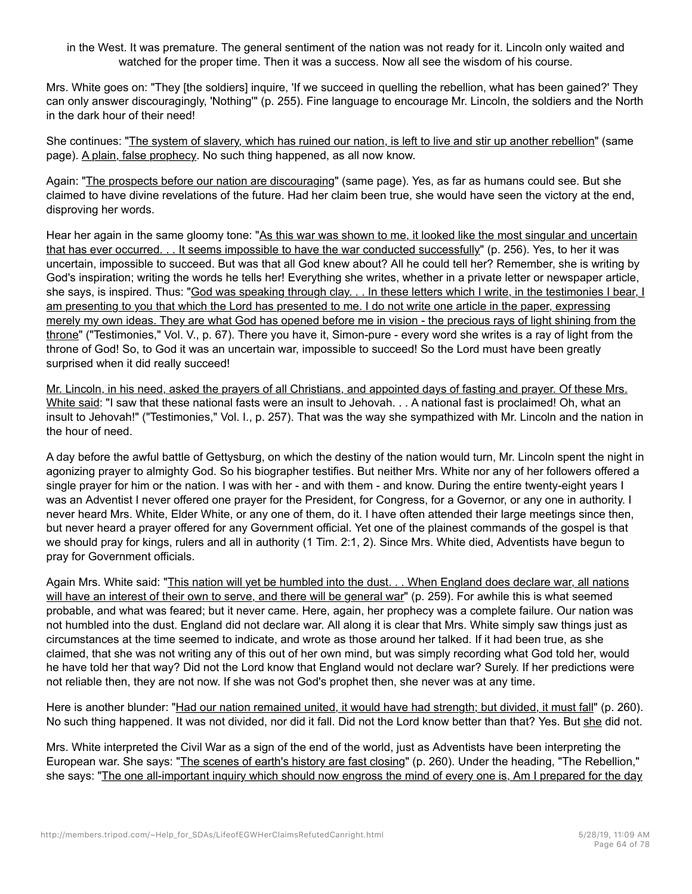in the West. It was premature. The general sentiment of the nation was not ready for it. Lincoln only waited and watched for the proper time. Then it was a success. Now all see the wisdom of his course.

Mrs. White goes on: "They [the soldiers] inquire, 'If we succeed in quelling the rebellion, what has been gained?' They can only answer discouragingly, 'Nothing'" (p. 255). Fine language to encourage Mr. Lincoln, the soldiers and the North in the dark hour of their need!

She continues: "The system of slavery, which has ruined our nation, is left to live and stir up another rebellion" (same page). A plain, false prophecy. No such thing happened, as all now know.

Again: "The prospects before our nation are discouraging" (same page). Yes, as far as humans could see. But she claimed to have divine revelations of the future. Had her claim been true, she would have seen the victory at the end, disproving her words.

Hear her again in the same gloomy tone: "As this war was shown to me, it looked like the most singular and uncertain that has ever occurred. . . It seems impossible to have the war conducted successfully" (p. 256). Yes, to her it was uncertain, impossible to succeed. But was that all God knew about? All he could tell her? Remember, she is writing by God's inspiration; writing the words he tells her! Everything she writes, whether in a private letter or newspaper article, she says, is inspired. Thus: "God was speaking through clay. . . In these letters which I write, in the testimonies I bear, I am presenting to you that which the Lord has presented to me. I do not write one article in the paper, expressing merely my own ideas. They are what God has opened before me in vision - the precious rays of light shining from the throne" ("Testimonies," Vol. V., p. 67). There you have it, Simon-pure - every word she writes is a ray of light from the throne of God! So, to God it was an uncertain war, impossible to succeed! So the Lord must have been greatly surprised when it did really succeed!

Mr. Lincoln, in his need, asked the prayers of all Christians, and appointed days of fasting and prayer. Of these Mrs. White said: "I saw that these national fasts were an insult to Jehovah. . . A national fast is proclaimed! Oh, what an insult to Jehovah!" ("Testimonies," Vol. I., p. 257). That was the way she sympathized with Mr. Lincoln and the nation in the hour of need.

A day before the awful battle of Gettysburg, on which the destiny of the nation would turn, Mr. Lincoln spent the night in agonizing prayer to almighty God. So his biographer testifies. But neither Mrs. White nor any of her followers offered a single prayer for him or the nation. I was with her - and with them - and know. During the entire twenty-eight years I was an Adventist I never offered one prayer for the President, for Congress, for a Governor, or any one in authority. I never heard Mrs. White, Elder White, or any one of them, do it. I have often attended their large meetings since then, but never heard a prayer offered for any Government official. Yet one of the plainest commands of the gospel is that we should pray for kings, rulers and all in authority (1 Tim. 2:1, 2). Since Mrs. White died, Adventists have begun to pray for Government officials.

Again Mrs. White said: "This nation will yet be humbled into the dust. . . When England does declare war, all nations will have an interest of their own to serve, and there will be general war" (p. 259). For awhile this is what seemed probable, and what was feared; but it never came. Here, again, her prophecy was a complete failure. Our nation was not humbled into the dust. England did not declare war. All along it is clear that Mrs. White simply saw things just as circumstances at the time seemed to indicate, and wrote as those around her talked. If it had been true, as she claimed, that she was not writing any of this out of her own mind, but was simply recording what God told her, would he have told her that way? Did not the Lord know that England would not declare war? Surely. If her predictions were not reliable then, they are not now. If she was not God's prophet then, she never was at any time.

Here is another blunder: "Had our nation remained united, it would have had strength; but divided, it must fall" (p. 260). No such thing happened. It was not divided, nor did it fall. Did not the Lord know better than that? Yes. But she did not.

Mrs. White interpreted the Civil War as a sign of the end of the world, just as Adventists have been interpreting the European war. She says: "The scenes of earth's history are fast closing" (p. 260). Under the heading, "The Rebellion," she says: "The one all-important inquiry which should now engross the mind of every one is, Am I prepared for the day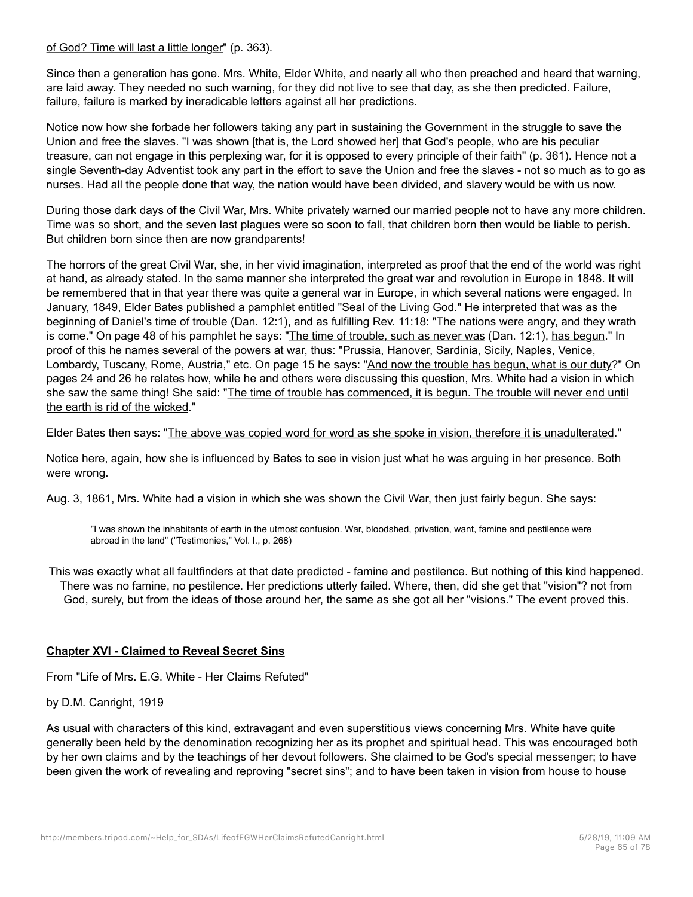of God? Time will last a little longer" (p. 363).

Since then a generation has gone. Mrs. White, Elder White, and nearly all who then preached and heard that warning, are laid away. They needed no such warning, for they did not live to see that day, as she then predicted. Failure, failure, failure is marked by ineradicable letters against all her predictions.

Notice now how she forbade her followers taking any part in sustaining the Government in the struggle to save the Union and free the slaves. "I was shown [that is, the Lord showed her] that God's people, who are his peculiar treasure, can not engage in this perplexing war, for it is opposed to every principle of their faith" (p. 361). Hence not a single Seventh-day Adventist took any part in the effort to save the Union and free the slaves - not so much as to go as nurses. Had all the people done that way, the nation would have been divided, and slavery would be with us now.

During those dark days of the Civil War, Mrs. White privately warned our married people not to have any more children. Time was so short, and the seven last plagues were so soon to fall, that children born then would be liable to perish. But children born since then are now grandparents!

The horrors of the great Civil War, she, in her vivid imagination, interpreted as proof that the end of the world was right at hand, as already stated. In the same manner she interpreted the great war and revolution in Europe in 1848. It will be remembered that in that year there was quite a general war in Europe, in which several nations were engaged. In January, 1849, Elder Bates published a pamphlet entitled "Seal of the Living God." He interpreted that was as the beginning of Daniel's time of trouble (Dan. 12:1), and as fulfilling Rev. 11:18: "The nations were angry, and they wrath is come." On page 48 of his pamphlet he says: "The time of trouble, such as never was (Dan. 12:1), has begun." In proof of this he names several of the powers at war, thus: "Prussia, Hanover, Sardinia, Sicily, Naples, Venice, Lombardy, Tuscany, Rome, Austria," etc. On page 15 he says: "And now the trouble has begun, what is our duty?" On pages 24 and 26 he relates how, while he and others were discussing this question, Mrs. White had a vision in which she saw the same thing! She said: "The time of trouble has commenced, it is begun. The trouble will never end until the earth is rid of the wicked."

Elder Bates then says: "The above was copied word for word as she spoke in vision, therefore it is unadulterated."

Notice here, again, how she is influenced by Bates to see in vision just what he was arguing in her presence. Both were wrong.

Aug. 3, 1861, Mrs. White had a vision in which she was shown the Civil War, then just fairly begun. She says:

> "I was shown the inhabitants of earth in the utmost confusion. War, bloodshed, privation, want, famine and pestilence were abroad in the land" ("Testimonies," Vol. I., p. 268)

This was exactly what all faultfinders at that date predicted - famine and pestilence. But nothing of this kind happened. There was no famine, no pestilence. Her predictions utterly failed. Where, then, did she get that "vision"? not from God, surely, but from the ideas of those around her, the same as she got all her "visions." The event proved this.

## Chapter XVI - Claimed to Reveal Secret Sins

From "Life of Mrs. E.G. White - Her Claims Refuted"

by D.M. Canright, 1919

As usual with characters of this kind, extravagant and even superstitious views concerning Mrs. White have quite generally been held by the denomination recognizing her as its prophet and spiritual head. This was encouraged both by her own claims and by the teachings of her devout followers. She claimed to be God's special messenger; to have been given the work of revealing and reproving "secret sins"; and to have been taken in vision from house to house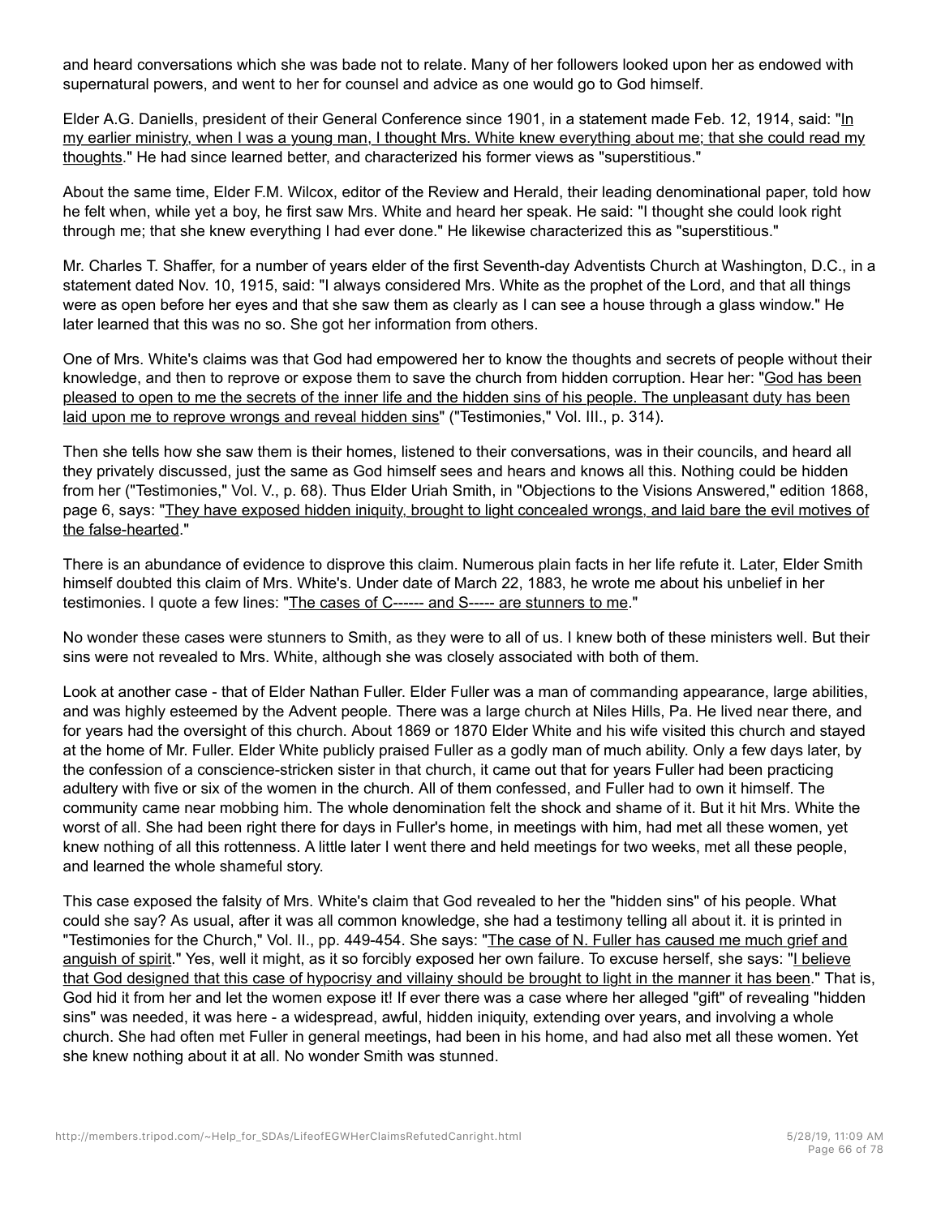and heard conversations which she was bade not to relate. Many of her followers looked upon her as endowed with supernatural powers, and went to her for counsel and advice as one would go to God himself.

Elder A.G. Daniells, president of their General Conference since 1901, in a statement made Feb. 12, 1914, said: "In my earlier ministry, when I was a young man, I thought Mrs. White knew everything about me; that she could read my thoughts." He had since learned better, and characterized his former views as "superstitious."

About the same time, Elder F.M. Wilcox, editor of the Review and Herald, their leading denominational paper, told how he felt when, while yet a boy, he first saw Mrs. White and heard her speak. He said: "I thought she could look right through me; that she knew everything I had ever done." He likewise characterized this as "superstitious."

Mr. Charles T. Shaffer, for a number of years elder of the first Seventh-day Adventists Church at Washington, D.C., in a statement dated Nov. 10, 1915, said: "I always considered Mrs. White as the prophet of the Lord, and that all things were as open before her eyes and that she saw them as clearly as I can see a house through a glass window." He later learned that this was no so. She got her information from others.

One of Mrs. White's claims was that God had empowered her to know the thoughts and secrets of people without their knowledge, and then to reprove or expose them to save the church from hidden corruption. Hear her: "God has been pleased to open to me the secrets of the inner life and the hidden sins of his people. The unpleasant duty has been laid upon me to reprove wrongs and reveal hidden sins" ("Testimonies," Vol. III., p. 314).

Then she tells how she saw them is their homes, listened to their conversations, was in their councils, and heard all they privately discussed, just the same as God himself sees and hears and knows all this. Nothing could be hidden from her ("Testimonies," Vol. V., p. 68). Thus Elder Uriah Smith, in "Objections to the Visions Answered," edition 1868, page 6, says: "They have exposed hidden iniquity, brought to light concealed wrongs, and laid bare the evil motives of the false-hearted."

There is an abundance of evidence to disprove this claim. Numerous plain facts in her life refute it. Later, Elder Smith himself doubted this claim of Mrs. White's. Under date of March 22, 1883, he wrote me about his unbelief in her testimonies. I quote a few lines: "The cases of C------ and S----- are stunners to me."

No wonder these cases were stunners to Smith, as they were to all of us. I knew both of these ministers well. But their sins were not revealed to Mrs. White, although she was closely associated with both of them.

Look at another case - that of Elder Nathan Fuller. Elder Fuller was a man of commanding appearance, large abilities, and was highly esteemed by the Advent people. There was a large church at Niles Hills, Pa. He lived near there, and for years had the oversight of this church. About 1869 or 1870 Elder White and his wife visited this church and stayed at the home of Mr. Fuller. Elder White publicly praised Fuller as a godly man of much ability. Only a few days later, by the confession of a conscience-stricken sister in that church, it came out that for years Fuller had been practicing adultery with five or six of the women in the church. All of them confessed, and Fuller had to own it himself. The community came near mobbing him. The whole denomination felt the shock and shame of it. But it hit Mrs. White the worst of all. She had been right there for days in Fuller's home, in meetings with him, had met all these women, yet knew nothing of all this rottenness. A little later I went there and held meetings for two weeks, met all these people, and learned the whole shameful story.

This case exposed the falsity of Mrs. White's claim that God revealed to her the "hidden sins" of his people. What could she say? As usual, after it was all common knowledge, she had a testimony telling all about it. it is printed in "Testimonies for the Church," Vol. II., pp. 449-454. She says: "The case of N. Fuller has caused me much grief and anguish of spirit." Yes, well it might, as it so forcibly exposed her own failure. To excuse herself, she says: "I believe that God designed that this case of hypocrisy and villainy should be brought to light in the manner it has been." That is, God hid it from her and let the women expose it! If ever there was a case where her alleged "gift" of revealing "hidden sins" was needed, it was here - a widespread, awful, hidden iniquity, extending over years, and involving a whole church. She had often met Fuller in general meetings, had been in his home, and had also met all these women. Yet she knew nothing about it at all. No wonder Smith was stunned.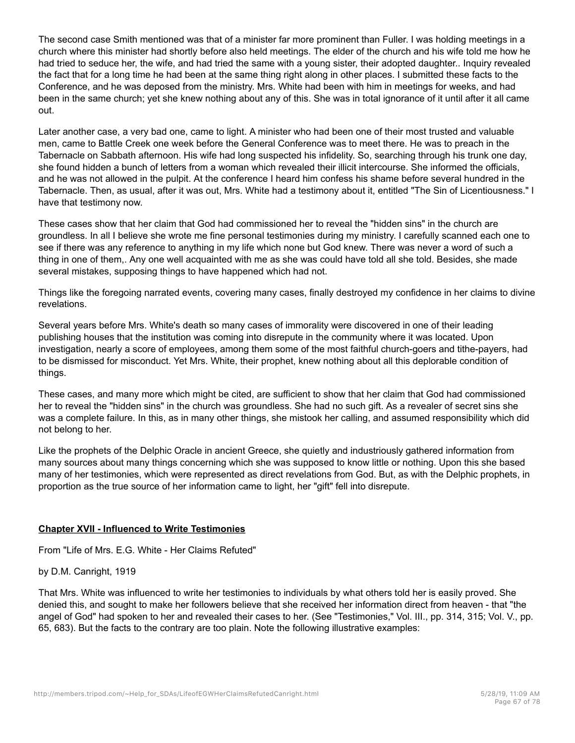The second case Smith mentioned was that of a minister far more prominent than Fuller. I was holding meetings in a church where this minister had shortly before also held meetings. The elder of the church and his wife told me how he had tried to seduce her, the wife, and had tried the same with a young sister, their adopted daughter.. Inquiry revealed the fact that for a long time he had been at the same thing right along in other places. I submitted these facts to the Conference, and he was deposed from the ministry. Mrs. White had been with him in meetings for weeks, and had been in the same church; yet she knew nothing about any of this. She was in total ignorance of it until after it all came out.

Later another case, a very bad one, came to light. A minister who had been one of their most trusted and valuable men, came to Battle Creek one week before the General Conference was to meet there. He was to preach in the Tabernacle on Sabbath afternoon. His wife had long suspected his infidelity. So, searching through his trunk one day, she found hidden a bunch of letters from a woman which revealed their illicit intercourse. She informed the officials, and he was not allowed in the pulpit. At the conference I heard him confess his shame before several hundred in the Tabernacle. Then, as usual, after it was out, Mrs. White had a testimony about it, entitled "The Sin of Licentiousness." I have that testimony now.

These cases show that her claim that God had commissioned her to reveal the "hidden sins" in the church are groundless. In all I believe she wrote me fine personal testimonies during my ministry. I carefully scanned each one to see if there was any reference to anything in my life which none but God knew. There was never a word of such a thing in one of them,. Any one well acquainted with me as she was could have told all she told. Besides, she made several mistakes, supposing things to have happened which had not.

Things like the foregoing narrated events, covering many cases, finally destroyed my confidence in her claims to divine revelations.

Several years before Mrs. White's death so many cases of immorality were discovered in one of their leading publishing houses that the institution was coming into disrepute in the community where it was located. Upon investigation, nearly a score of employees, among them some of the most faithful church-goers and tithe-payers, had to be dismissed for misconduct. Yet Mrs. White, their prophet, knew nothing about all this deplorable condition of things.

These cases, and many more which might be cited, are sufficient to show that her claim that God had commissioned her to reveal the "hidden sins" in the church was groundless. She had no such gift. As a revealer of secret sins she was a complete failure. In this, as in many other things, she mistook her calling, and assumed responsibility which did not belong to her.

Like the prophets of the Delphic Oracle in ancient Greece, she quietly and industriously gathered information from many sources about many things concerning which she was supposed to know little or nothing. Upon this she based many of her testimonies, which were represented as direct revelations from God. But, as with the Delphic prophets, in proportion as the true source of her information came to light, her "gift" fell into disrepute.

## Chapter XVII - Influenced to Write Testimonies

From "Life of Mrs. E.G. White - Her Claims Refuted"

by D.M. Canright, 1919

That Mrs. White was influenced to write her testimonies to individuals by what others told her is easily proved. She denied this, and sought to make her followers believe that she received her information direct from heaven - that "the angel of God" had spoken to her and revealed their cases to her. (See "Testimonies," Vol. III., pp. 314, 315; Vol. V., pp. 65, 683). But the facts to the contrary are too plain. Note the following illustrative examples: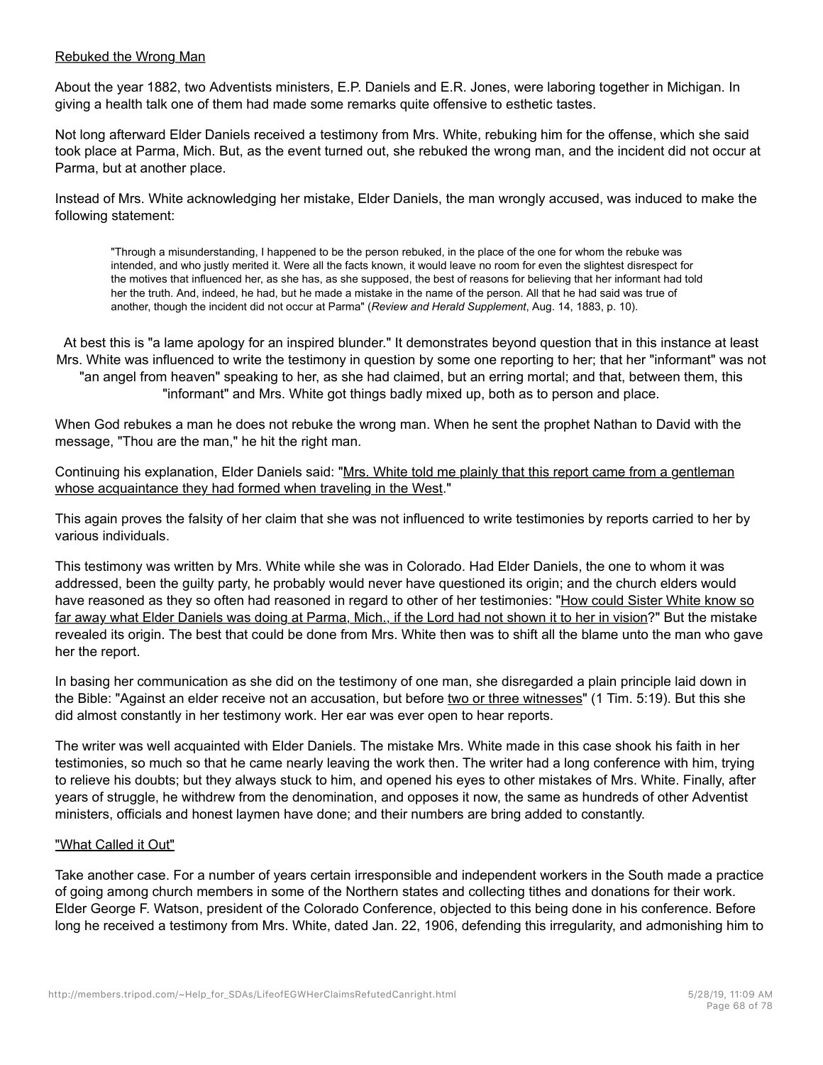<u>Rebuked the Wrong Man</u>

About the year 1882, two Adventists ministers, E.P. Daniels and E.R. Jones, were laboring together in Michigan. In giving a health talk one of them had made some remarks quite offensive to esthetic tastes.

Not long afterward Elder Daniels received a testimony from Mrs. White, rebuking him for the offense, which she said took place at Parma, Mich. But, as the event turned out, she rebuked the wrong man, and the incident did not occur at Parma, but at another place.

Instead of Mrs. White acknowledging her mistake, Elder Daniels, the man wrongly accused, was induced to make the following statement:

> "Through a misunderstanding, I happened to be the person rebuked, in the place of the one for whom the rebuke was intended, and who justly merited it. Were all the facts known, it would leave no room for even the slightest disrespect for the motives that influenced her, as she has, as she supposed, the best of reasons for believing that her informant had told her the truth. And, indeed, he had, but he made a mistake in the name of the person. All that he had said was true of another, though the incident did not occur at Parma" (*Review and Herald Supplement*, Aug. 14, 1883, p. 10).

At best this is "a lame apology for an inspired blunder." It demonstrates beyond question that in this instance at least Mrs. White was influenced to write the testimony in question by some one reporting to her; that her "informant" was not "an angel from heaven" speaking to her, as she had claimed, but an erring mortal; and that, between them, this "informant" and Mrs. White got things badly mixed up, both as to person and place.

When God rebukes a man he does not rebuke the wrong man. When he sent the prophet Nathan to David with the message, "Thou are the man," he hit the right man.

Continuing his explanation, Elder Daniels said: "<u>Mrs. White told me plainly that this report came from a gentleman whose acquaintance they had formed when traveling in the West</u>."

This again proves the falsity of her claim that she was not influenced to write testimonies by reports carried to her by various individuals.

This testimony was written by Mrs. White while she was in Colorado. Had Elder Daniels, the one to whom it was addressed, been the guilty party, he probably would never have questioned its origin; and the church elders would have reasoned as they so often had reasoned in regard to other of her testimonies: "<u>How could Sister White know so far away what Elder Daniels was doing at Parma, Mich., if the Lord had not shown it to her in vision</u>?" But the mistake revealed its origin. The best that could be done from Mrs. White then was to shift all the blame unto the man who gave her the report.

In basing her communication as she did on the testimony of one man, she disregarded a plain principle laid down in the Bible: "Against an elder receive not an accusation, but before <u>two or three witnesses</u>" (1 Tim. 5:19). But this she did almost constantly in her testimony work. Her ear was ever open to hear reports.

The writer was well acquainted with Elder Daniels. The mistake Mrs. White made in this case shook his faith in her testimonies, so much so that he came nearly leaving the work then. The writer had a long conference with him, trying to relieve his doubts; but they always stuck to him, and opened his eyes to other mistakes of Mrs. White. Finally, after years of struggle, he withdrew from the denomination, and opposes it now, the same as hundreds of other Adventist ministers, officials and honest laymen have done; and their numbers are bring added to constantly.

<u>"What Called it Out"</u>

Take another case. For a number of years certain irresponsible and independent workers in the South made a practice of going among church members in some of the Northern states and collecting tithes and donations for their work. Elder George F. Watson, president of the Colorado Conference, objected to this being done in his conference. Before long he received a testimony from Mrs. White, dated Jan. 22, 1906, defending this irregularity, and admonishing him to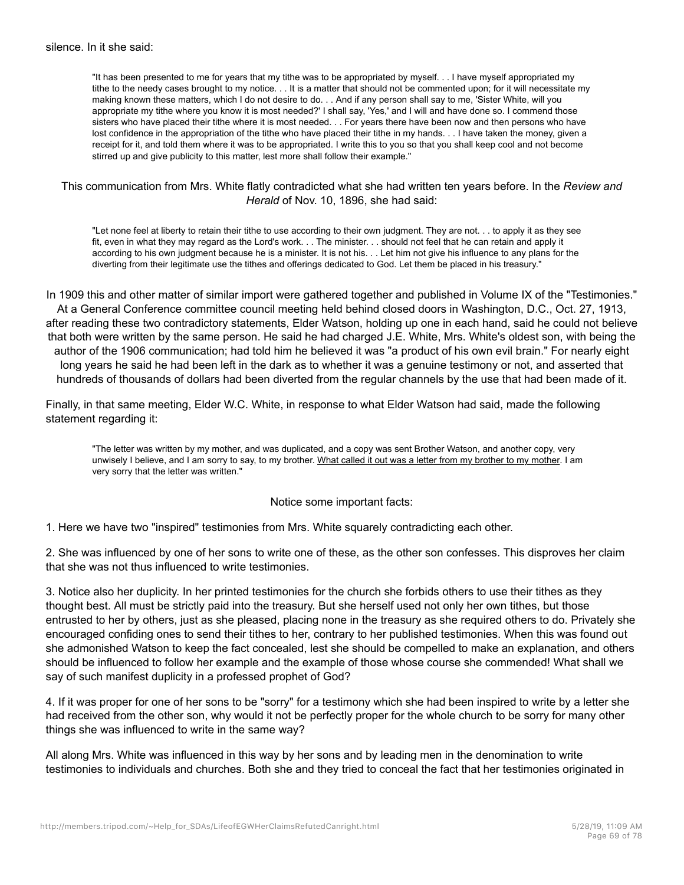silence. In it she said:

> "It has been presented to me for years that my tithe was to be appropriated by myself. . . I have myself appropriated my tithe to the needy cases brought to my notice. . . It is a matter that should not be commented upon; for it will necessitate my making known these matters, which I do not desire to do. . . And if any person shall say to me, 'Sister White, will you appropriate my tithe where you know it is most needed?' I shall say, 'Yes,' and I will and have done so. I commend those sisters who have placed their tithe where it is most needed. . . For years there have been now and then persons who have lost confidence in the appropriation of the tithe who have placed their tithe in my hands. . . I have taken the money, given a receipt for it, and told them where it was to be appropriated. I write this to you so that you shall keep cool and not become stirred up and give publicity to this matter, lest more shall follow their example."

This communication from Mrs. White flatly contradicted what she had written ten years before. In the *Review and Herald* of Nov. 10, 1896, she had said:

> "Let none feel at liberty to retain their tithe to use according to their own judgment. They are not. . . to apply it as they see fit, even in what they may regard as the Lord's work. . . The minister. . . should not feel that he can retain and apply it according to his own judgment because he is a minister. It is not his. . . Let him not give his influence to any plans for the diverting from their legitimate use the tithes and offerings dedicated to God. Let them be placed in his treasury."

In 1909 this and other matter of similar import were gathered together and published in Volume IX of the "Testimonies." At a General Conference committee council meeting held behind closed doors in Washington, D.C., Oct. 27, 1913, after reading these two contradictory statements, Elder Watson, holding up one in each hand, said he could not believe that both were written by the same person. He said he had charged J.E. White, Mrs. White's oldest son, with being the author of the 1906 communication; had told him he believed it was "a product of his own evil brain." For nearly eight long years he said he had been left in the dark as to whether it was a genuine testimony or not, and asserted that hundreds of thousands of dollars had been diverted from the regular channels by the use that had been made of it.

Finally, in that same meeting, Elder W.C. White, in response to what Elder Watson had said, made the following statement regarding it:

> "The letter was written by my mother, and was duplicated, and a copy was sent Brother Watson, and another copy, very unwisely I believe, and I am sorry to say, to my brother. <u>What called it out was a letter from my brother to my mother</u>. I am very sorry that the letter was written."

Notice some important facts:

1. Here we have two "inspired" testimonies from Mrs. White squarely contradicting each other.

2. She was influenced by one of her sons to write one of these, as the other son confesses. This disproves her claim that she was not thus influenced to write testimonies.

3. Notice also her duplicity. In her printed testimonies for the church she forbids others to use their tithes as they thought best. All must be strictly paid into the treasury. But she herself used not only her own tithes, but those entrusted to her by others, just as she pleased, placing none in the treasury as she required others to do. Privately she encouraged confiding ones to send their tithes to her, contrary to her published testimonies. When this was found out she admonished Watson to keep the fact concealed, lest she should be compelled to make an explanation, and others should be influenced to follow her example and the example of those whose course she commended! What shall we say of such manifest duplicity in a professed prophet of God?

4. If it was proper for one of her sons to be "sorry" for a testimony which she had been inspired to write by a letter she had received from the other son, why would it not be perfectly proper for the whole church to be sorry for many other things she was influenced to write in the same way?

All along Mrs. White was influenced in this way by her sons and by leading men in the denomination to write testimonies to individuals and churches. Both she and they tried to conceal the fact that her testimonies originated in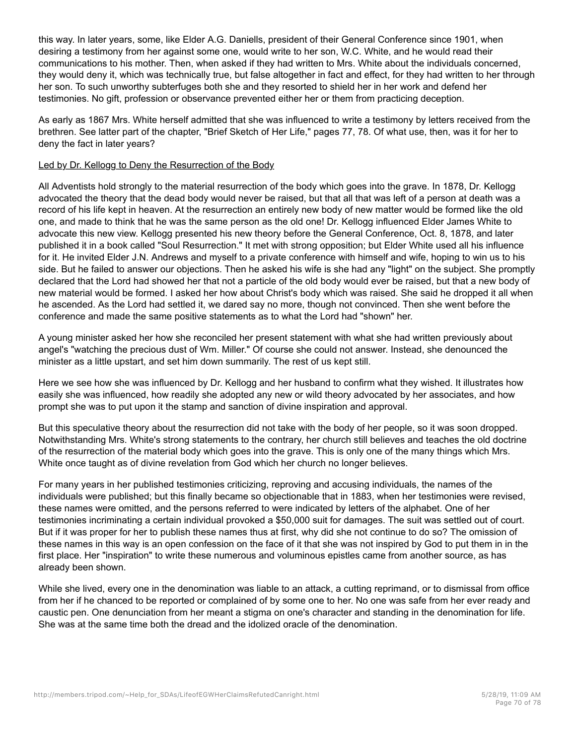this way. In later years, some, like Elder A.G. Daniells, president of their General Conference since 1901, when desiring a testimony from her against some one, would write to her son, W.C. White, and he would read their communications to his mother. Then, when asked if they had written to Mrs. White about the individuals concerned, they would deny it, which was technically true, but false altogether in fact and effect, for they had written to her through her son. To such unworthy subterfuges both she and they resorted to shield her in her work and defend her testimonies. No gift, profession or observance prevented either her or them from practicing deception.

As early as 1867 Mrs. White herself admitted that she was influenced to write a testimony by letters received from the brethren. See latter part of the chapter, "Brief Sketch of Her Life," pages 77, 78. Of what use, then, was it for her to deny the fact in later years?

Led by Dr. Kellogg to Deny the Resurrection of the Body

All Adventists hold strongly to the material resurrection of the body which goes into the grave. In 1878, Dr. Kellogg advocated the theory that the dead body would never be raised, but that all that was left of a person at death was a record of his life kept in heaven. At the resurrection an entirely new body of new matter would be formed like the old one, and made to think that he was the same person as the old one! Dr. Kellogg influenced Elder James White to advocate this new view. Kellogg presented his new theory before the General Conference, Oct. 8, 1878, and later published it in a book called "Soul Resurrection." It met with strong opposition; but Elder White used all his influence for it. He invited Elder J.N. Andrews and myself to a private conference with himself and wife, hoping to win us to his side. But he failed to answer our objections. Then he asked his wife is she had any "light" on the subject. She promptly declared that the Lord had showed her that not a particle of the old body would ever be raised, but that a new body of new material would be formed. I asked her how about Christ's body which was raised. She said he dropped it all when he ascended. As the Lord had settled it, we dared say no more, though not convinced. Then she went before the conference and made the same positive statements as to what the Lord had "shown" her.

A young minister asked her how she reconciled her present statement with what she had written previously about angel's "watching the precious dust of Wm. Miller." Of course she could not answer. Instead, she denounced the minister as a little upstart, and set him down summarily. The rest of us kept still.

Here we see how she was influenced by Dr. Kellogg and her husband to confirm what they wished. It illustrates how easily she was influenced, how readily she adopted any new or wild theory advocated by her associates, and how prompt she was to put upon it the stamp and sanction of divine inspiration and approval.

But this speculative theory about the resurrection did not take with the body of her people, so it was soon dropped. Notwithstanding Mrs. White's strong statements to the contrary, her church still believes and teaches the old doctrine of the resurrection of the material body which goes into the grave. This is only one of the many things which Mrs. White once taught as of divine revelation from God which her church no longer believes.

For many years in her published testimonies criticizing, reproving and accusing individuals, the names of the individuals were published; but this finally became so objectionable that in 1883, when her testimonies were revised, these names were omitted, and the persons referred to were indicated by letters of the alphabet. One of her testimonies incriminating a certain individual provoked a $50,000 suit for damages. The suit was settled out of court. But if it was proper for her to publish these names thus at first, why did she not continue to do so? The omission of these names in this way is an open confession on the face of it that she was not inspired by God to put them in in the first place. Her "inspiration" to write these numerous and voluminous epistles came from another source, as has already been shown.

While she lived, every one in the denomination was liable to an attack, a cutting reprimand, or to dismissal from office from her if he chanced to be reported or complained of by some one to her. No one was safe from her ever ready and caustic pen. One denunciation from her meant a stigma on one's character and standing in the denomination for life. She was at the same time both the dread and the idolized oracle of the denomination.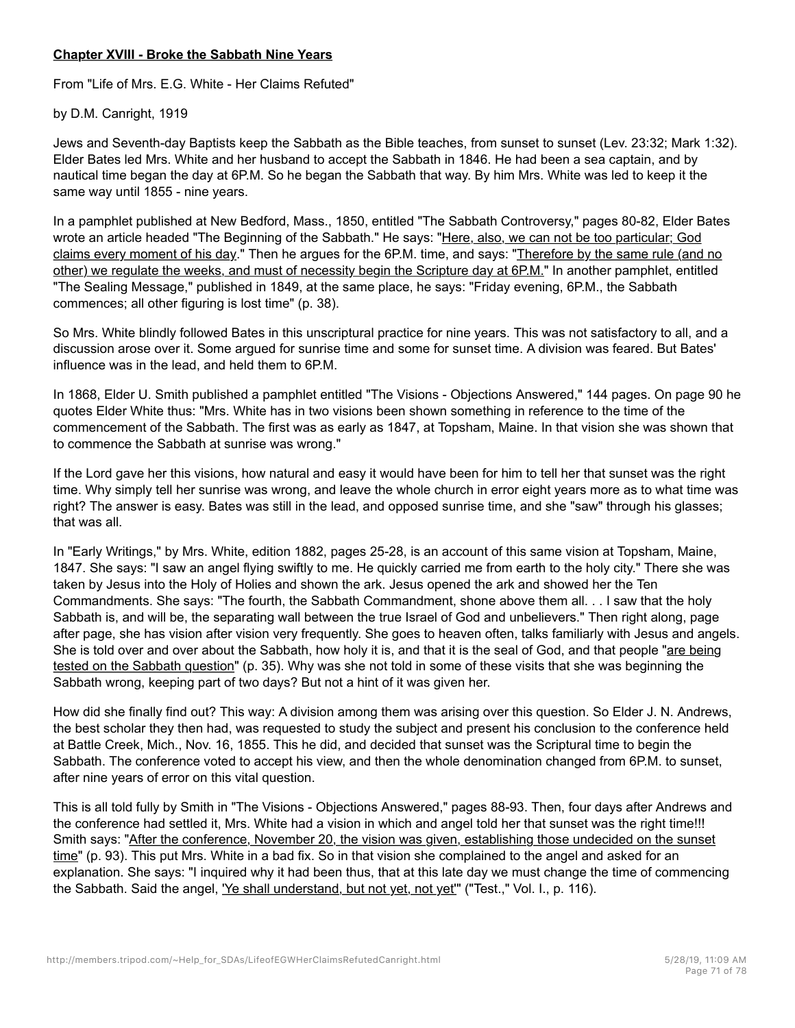**Chapter XVIII - Broke the Sabbath Nine Years**

From "Life of Mrs. E.G. White - Her Claims Refuted"

by D.M. Canright, 1919

Jews and Seventh-day Baptists keep the Sabbath as the Bible teaches, from sunset to sunset (Lev. 23:32; Mark 1:32). Elder Bates led Mrs. White and her husband to accept the Sabbath in 1846. He had been a sea captain, and by nautical time began the day at 6P.M. So he began the Sabbath that way. By him Mrs. White was led to keep it the same way until 1855 - nine years.

In a pamphlet published at New Bedford, Mass., 1850, entitled "The Sabbath Controversy," pages 80-82, Elder Bates wrote an article headed "The Beginning of the Sabbath." He says: "Here, also, we can not be too particular; God claims every moment of his day." Then he argues for the 6P.M. time, and says: "Therefore by the same rule (and no other) we regulate the weeks, and must of necessity begin the Scripture day at 6P.M." In another pamphlet, entitled "The Sealing Message," published in 1849, at the same place, he says: "Friday evening, 6P.M., the Sabbath commences; all other figuring is lost time" (p. 38).

So Mrs. White blindly followed Bates in this unscriptural practice for nine years. This was not satisfactory to all, and a discussion arose over it. Some argued for sunrise time and some for sunset time. A division was feared. But Bates' influence was in the lead, and held them to 6P.M.

In 1868, Elder U. Smith published a pamphlet entitled "The Visions - Objections Answered," 144 pages. On page 90 he quotes Elder White thus: "Mrs. White has in two visions been shown something in reference to the time of the commencement of the Sabbath. The first was as early as 1847, at Topsham, Maine. In that vision she was shown that to commence the Sabbath at sunrise was wrong."

If the Lord gave her this visions, how natural and easy it would have been for him to tell her that sunset was the right time. Why simply tell her sunrise was wrong, and leave the whole church in error eight years more as to what time was right? The answer is easy. Bates was still in the lead, and opposed sunrise time, and she "saw" through his glasses; that was all.

In "Early Writings," by Mrs. White, edition 1882, pages 25-28, is an account of this same vision at Topsham, Maine, 1847. She says: "I saw an angel flying swiftly to me. He quickly carried me from earth to the holy city." There she was taken by Jesus into the Holy of Holies and shown the ark. Jesus opened the ark and showed her the Ten Commandments. She says: "The fourth, the Sabbath Commandment, shone above them all. . . I saw that the holy Sabbath is, and will be, the separating wall between the true Israel of God and unbelievers." Then right along, page after page, she has vision after vision very frequently. She goes to heaven often, talks familiarly with Jesus and angels. She is told over and over about the Sabbath, how holy it is, and that it is the seal of God, and that people "are being tested on the Sabbath question" (p. 35). Why was she not told in some of these visits that she was beginning the Sabbath wrong, keeping part of two days? But not a hint of it was given her.

How did she finally find out? This way: A division among them was arising over this question. So Elder J. N. Andrews, the best scholar they then had, was requested to study the subject and present his conclusion to the conference held at Battle Creek, Mich., Nov. 16, 1855. This he did, and decided that sunset was the Scriptural time to begin the Sabbath. The conference voted to accept his view, and then the whole denomination changed from 6P.M. to sunset, after nine years of error on this vital question.

This is all told fully by Smith in "The Visions - Objections Answered," pages 88-93. Then, four days after Andrews and the conference had settled it, Mrs. White had a vision in which and angel told her that sunset was the right time!!! Smith says: "After the conference, November 20, the vision was given, establishing those undecided on the sunset time" (p. 93). This put Mrs. White in a bad fix. So in that vision she complained to the angel and asked for an explanation. She says: "I inquired why it had been thus, that at this late day we must change the time of commencing the Sabbath. Said the angel, 'Ye shall understand, but not yet, not yet'" ("Test.," Vol. I., p. 116).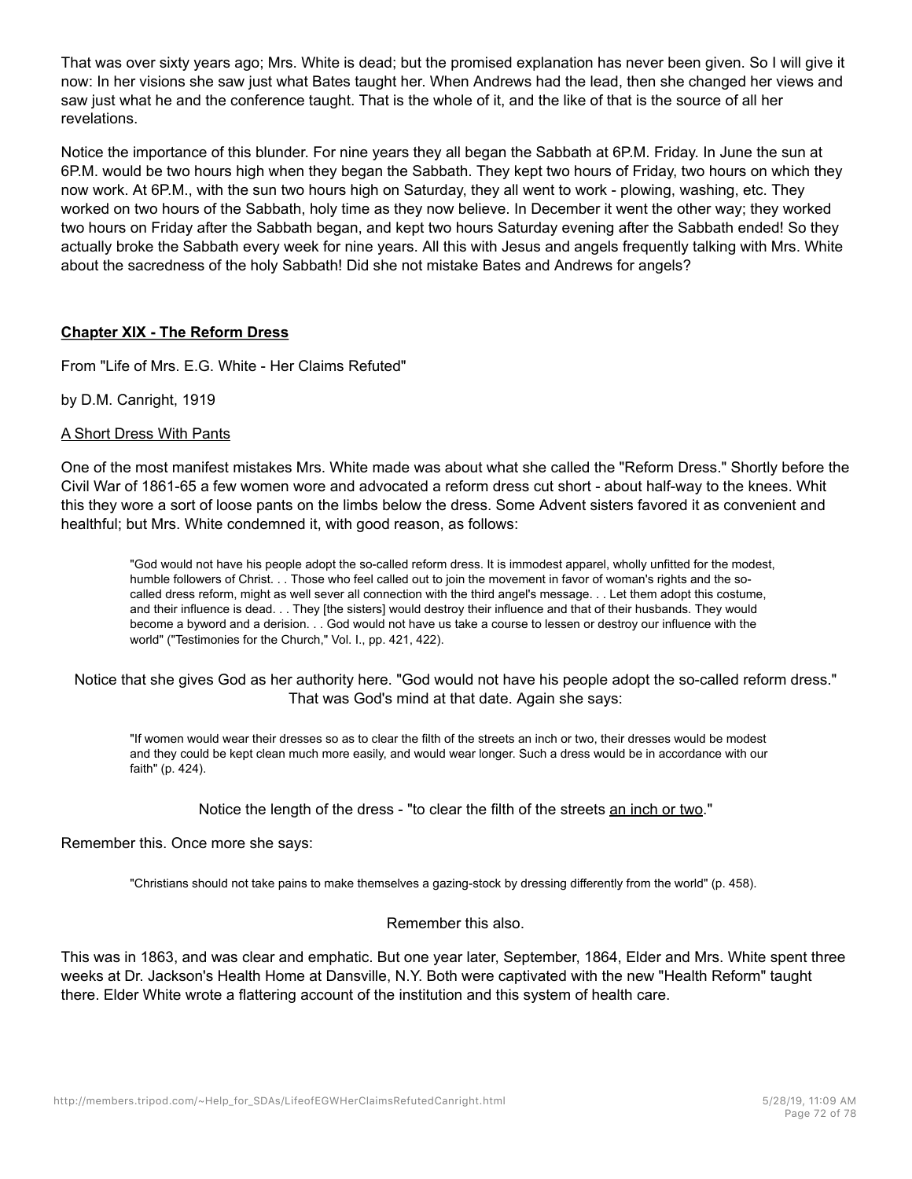That was over sixty years ago; Mrs. White is dead; but the promised explanation has never been given. So I will give it now: In her visions she saw just what Bates taught her. When Andrews had the lead, then she changed her views and saw just what he and the conference taught. That is the whole of it, and the like of that is the source of all her revelations.

Notice the importance of this blunder. For nine years they all began the Sabbath at 6P.M. Friday. In June the sun at 6P.M. would be two hours high when they began the Sabbath. They kept two hours of Friday, two hours on which they now work. At 6P.M., with the sun two hours high on Saturday, they all went to work - plowing, washing, etc. They worked on two hours of the Sabbath, holy time as they now believe. In December it went the other way; they worked two hours on Friday after the Sabbath began, and kept two hours Saturday evening after the Sabbath ended! So they actually broke the Sabbath every week for nine years. All this with Jesus and angels frequently talking with Mrs. White about the sacredness of the holy Sabbath! Did she not mistake Bates and Andrews for angels?

## **Chapter XIX - The Reform Dress**

From "Life of Mrs. E.G. White - Her Claims Refuted"

by D.M. Canright, 1919

### A Short Dress With Pants

One of the most manifest mistakes Mrs. White made was about what she called the "Reform Dress." Shortly before the Civil War of 1861-65 a few women wore and advocated a reform dress cut short - about half-way to the knees. Whit this they wore a sort of loose pants on the limbs below the dress. Some Advent sisters favored it as convenient and healthful; but Mrs. White condemned it, with good reason, as follows:

> "God would not have his people adopt the so-called reform dress. It is immodest apparel, wholly unfitted for the modest, humble followers of Christ. . . Those who feel called out to join the movement in favor of woman's rights and the so-called dress reform, might as well sever all connection with the third angel's message. . . Let them adopt this costume, and their influence is dead. . . They [the sisters] would destroy their influence and that of their husbands. They would become a byword and a derision. . . God would not have us take a course to lessen or destroy our influence with the world" ("Testimonies for the Church," Vol. I., pp. 421, 422).

Notice that she gives God as her authority here. "God would not have his people adopt the so-called reform dress." That was God's mind at that date. Again she says:

> "If women would wear their dresses so as to clear the filth of the streets an inch or two, their dresses would be modest and they could be kept clean much more easily, and would wear longer. Such a dress would be in accordance with our faith" (p. 424).

Notice the length of the dress - "to clear the filth of the streets an inch or two."

Remember this. Once more she says:

> "Christians should not take pains to make themselves a gazing-stock by dressing differently from the world" (p. 458).

Remember this also.

This was in 1863, and was clear and emphatic. But one year later, September, 1864, Elder and Mrs. White spent three weeks at Dr. Jackson's Health Home at Dansville, N.Y. Both were captivated with the new "Health Reform" taught there. Elder White wrote a flattering account of the institution and this system of health care.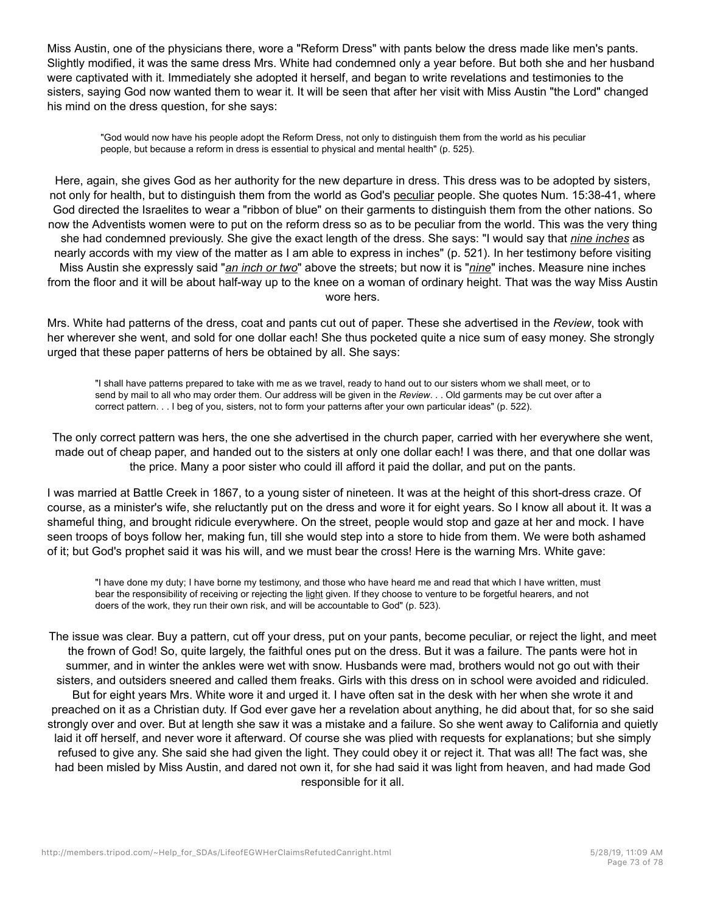Miss Austin, one of the physicians there, wore a "Reform Dress" with pants below the dress made like men's pants. Slightly modified, it was the same dress Mrs. White had condemned only a year before. But both she and her husband were captivated with it. Immediately she adopted it herself, and began to write revelations and testimonies to the sisters, saying God now wanted them to wear it. It will be seen that after her visit with Miss Austin "the Lord" changed his mind on the dress question, for she says:

> "God would now have his people adopt the Reform Dress, not only to distinguish them from the world as his peculiar people, but because a reform in dress is essential to physical and mental health" (p. 525).

Here, again, she gives God as her authority for the new departure in dress. This dress was to be adopted by sisters, not only for health, but to distinguish them from the world as God's peculiar people. She quotes Num. 15:38-41, where God directed the Israelites to wear a "ribbon of blue" on their garments to distinguish them from the other nations. So now the Adventists women were to put on the reform dress so as to be peculiar from the world. This was the very thing she had condemned previously. She give the exact length of the dress. She says: "I would say that ***nine inches*** as nearly accords with my view of the matter as I am able to express in inches" (p. 521). In her testimony before visiting Miss Austin she expressly said "***an inch or two***" above the streets; but now it is "***nine***" inches. Measure nine inches from the floor and it will be about half-way up to the knee on a woman of ordinary height. That was the way Miss Austin wore hers.

Mrs. White had patterns of the dress, coat and pants cut out of paper. These she advertised in the *Review*, took with her wherever she went, and sold for one dollar each! She thus pocketed quite a nice sum of easy money. She strongly urged that these paper patterns of hers be obtained by all. She says:

> "I shall have patterns prepared to take with me as we travel, ready to hand out to our sisters whom we shall meet, or to send by mail to all who may order them. Our address will be given in the *Review*. . . Old garments may be cut over after a correct pattern. . . I beg of you, sisters, not to form your patterns after your own particular ideas" (p. 522).

The only correct pattern was hers, the one she advertised in the church paper, carried with her everywhere she went, made out of cheap paper, and handed out to the sisters at only one dollar each! I was there, and that one dollar was the price. Many a poor sister who could ill afford it paid the dollar, and put on the pants.

I was married at Battle Creek in 1867, to a young sister of nineteen. It was at the height of this short-dress craze. Of course, as a minister's wife, she reluctantly put on the dress and wore it for eight years. So I know all about it. It was a shameful thing, and brought ridicule everywhere. On the street, people would stop and gaze at her and mock. I have seen troops of boys follow her, making fun, till she would step into a store to hide from them. We were both ashamed of it; but God's prophet said it was his will, and we must bear the cross! Here is the warning Mrs. White gave:

> "I have done my duty; I have borne my testimony, and those who have heard me and read that which I have written, must bear the responsibility of receiving or rejecting the light given. If they choose to venture to be forgetful hearers, and not doers of the work, they run their own risk, and will be accountable to God" (p. 523).

The issue was clear. Buy a pattern, cut off your dress, put on your pants, become peculiar, or reject the light, and meet the frown of God! So, quite largely, the faithful ones put on the dress. But it was a failure. The pants were hot in summer, and in winter the ankles were wet with snow. Husbands were mad, brothers would not go out with their sisters, and outsiders sneered and called them freaks. Girls with this dress on in school were avoided and ridiculed. But for eight years Mrs. White wore it and urged it. I have often sat in the desk with her when she wrote it and preached on it as a Christian duty. If God ever gave her a revelation about anything, he did about that, for so she said strongly over and over. But at length she saw it was a mistake and a failure. So she went away to California and quietly laid it off herself, and never wore it afterward. Of course she was plied with requests for explanations; but she simply refused to give any. She said she had given the light. They could obey it or reject it. That was all! The fact was, she had been misled by Miss Austin, and dared not own it, for she had said it was light from heaven, and had made God responsible for it all.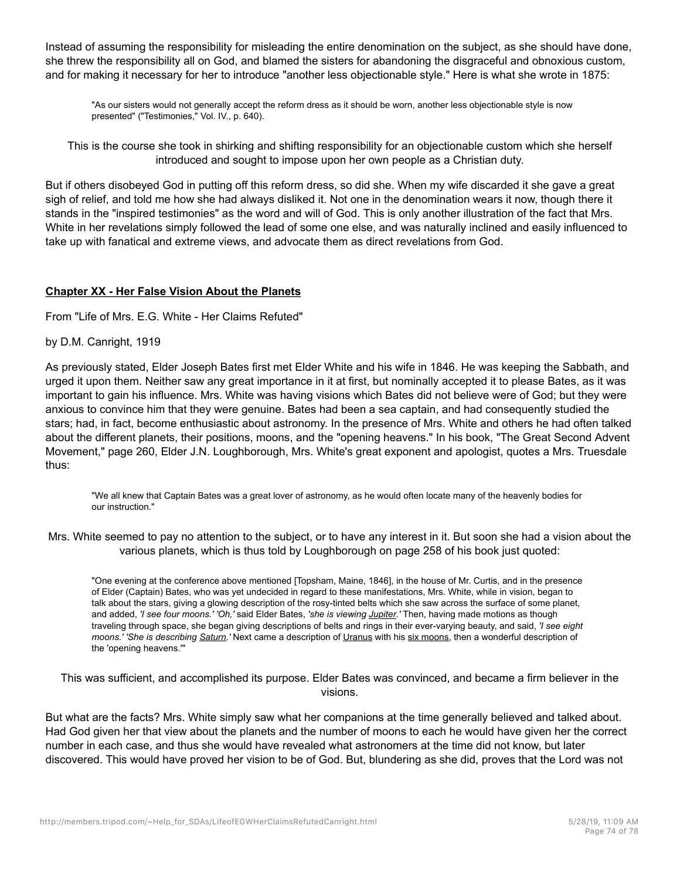Instead of assuming the responsibility for misleading the entire denomination on the subject, as she should have done, she threw the responsibility all on God, and blamed the sisters for abandoning the disgraceful and obnoxious custom, and for making it necessary for her to introduce "another less objectionable style." Here is what she wrote in 1875:

> "As our sisters would not generally accept the reform dress as it should be worn, another less objectionable style is now presented" ("Testimonies," Vol. IV., p. 640).

This is the course she took in shirking and shifting responsibility for an objectionable custom which she herself introduced and sought to impose upon her own people as a Christian duty.

But if others disobeyed God in putting off this reform dress, so did she. When my wife discarded it she gave a great sigh of relief, and told me how she had always disliked it. Not one in the denomination wears it now, though there it stands in the "inspired testimonies" as the word and will of God. This is only another illustration of the fact that Mrs. White in her revelations simply followed the lead of some one else, and was naturally inclined and easily influenced to take up with fanatical and extreme views, and advocate them as direct revelations from God.

## Chapter XX - Her False Vision About the Planets

From "Life of Mrs. E.G. White - Her Claims Refuted"

by D.M. Canright, 1919

As previously stated, Elder Joseph Bates first met Elder White and his wife in 1846. He was keeping the Sabbath, and urged it upon them. Neither saw any great importance in it at first, but nominally accepted it to please Bates, as it was important to gain his influence. Mrs. White was having visions which Bates did not believe were of God; but they were anxious to convince him that they were genuine. Bates had been a sea captain, and had consequently studied the stars; had, in fact, become enthusiastic about astronomy. In the presence of Mrs. White and others he had often talked about the different planets, their positions, moons, and the "opening heavens." In his book, "The Great Second Advent Movement," page 260, Elder J.N. Loughborough, Mrs. White's great exponent and apologist, quotes a Mrs. Truesdale thus:

> "We all knew that Captain Bates was a great lover of astronomy, as he would often locate many of the heavenly bodies for our instruction."

Mrs. White seemed to pay no attention to the subject, or to have any interest in it. But soon she had a vision about the various planets, which is thus told by Loughborough on page 258 of his book just quoted:

> "One evening at the conference above mentioned [Topsham, Maine, 1846], in the house of Mr. Curtis, and in the presence of Elder (Captain) Bates, who was yet undecided in regard to these manifestations, Mrs. White, while in vision, began to talk about the stars, giving a glowing description of the rosy-tinted belts which she saw across the surface of some planet, and added, *'I see four moons.' 'Oh,'* said Elder Bates, *'she is viewing Jupiter.'* Then, having made motions as though traveling through space, she began giving descriptions of belts and rings in their ever-varying beauty, and said, *'I see eight moons.' 'She is describing Saturn.'* Next came a description of Uranus with his six moons, then a wonderful description of the 'opening heavens.'"

This was sufficient, and accomplished its purpose. Elder Bates was convinced, and became a firm believer in the visions.

But what are the facts? Mrs. White simply saw what her companions at the time generally believed and talked about. Had God given her that view about the planets and the number of moons to each he would have given her the correct number in each case, and thus she would have revealed what astronomers at the time did not know, but later discovered. This would have proved her vision to be of God. But, blundering as she did, proves that the Lord was not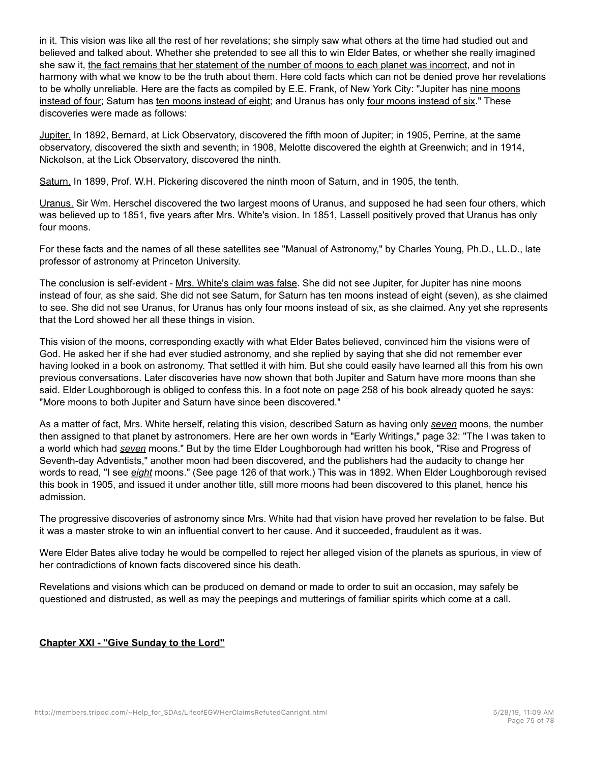in it. This vision was like all the rest of her revelations; she simply saw what others at the time had studied out and believed and talked about. Whether she pretended to see all this to win Elder Bates, or whether she really imagined she saw it, the fact remains that her statement of the number of moons to each planet was incorrect, and not in harmony with what we know to be the truth about them. Here cold facts which can not be denied prove her revelations to be wholly unreliable. Here are the facts as compiled by E.E. Frank, of New York City: "Jupiter has nine moons instead of four; Saturn has ten moons instead of eight; and Uranus has only four moons instead of six." These discoveries were made as follows:

Jupiter. In 1892, Bernard, at Lick Observatory, discovered the fifth moon of Jupiter; in 1905, Perrine, at the same observatory, discovered the sixth and seventh; in 1908, Melotte discovered the eighth at Greenwich; and in 1914, Nickolson, at the Lick Observatory, discovered the ninth.

Saturn. In 1899, Prof. W.H. Pickering discovered the ninth moon of Saturn, and in 1905, the tenth.

Uranus. Sir Wm. Herschel discovered the two largest moons of Uranus, and supposed he had seen four others, which was believed up to 1851, five years after Mrs. White's vision. In 1851, Lassell positively proved that Uranus has only four moons.

For these facts and the names of all these satellites see "Manual of Astronomy," by Charles Young, Ph.D., LL.D., late professor of astronomy at Princeton University.

The conclusion is self-evident - Mrs. White's claim was false. She did not see Jupiter, for Jupiter has nine moons instead of four, as she said. She did not see Saturn, for Saturn has ten moons instead of eight (seven), as she claimed to see. She did not see Uranus, for Uranus has only four moons instead of six, as she claimed. Any yet she represents that the Lord showed her all these things in vision.

This vision of the moons, corresponding exactly with what Elder Bates believed, convinced him the visions were of God. He asked her if she had ever studied astronomy, and she replied by saying that she did not remember ever having looked in a book on astronomy. That settled it with him. But she could easily have learned all this from his own previous conversations. Later discoveries have now shown that both Jupiter and Saturn have more moons than she said. Elder Loughborough is obliged to confess this. In a foot note on page 258 of his book already quoted he says: "More moons to both Jupiter and Saturn have since been discovered."

As a matter of fact, Mrs. White herself, relating this vision, described Saturn as having only *seven* moons, the number then assigned to that planet by astronomers. Here are her own words in "Early Writings," page 32: "The I was taken to a world which had *seven* moons." But by the time Elder Loughborough had written his book, "Rise and Progress of Seventh-day Adventists," another moon had been discovered, and the publishers had the audacity to change her words to read, "I see *eight* moons." (See page 126 of that work.) This was in 1892. When Elder Loughborough revised this book in 1905, and issued it under another title, still more moons had been discovered to this planet, hence his admission.

The progressive discoveries of astronomy since Mrs. White had that vision have proved her revelation to be false. But it was a master stroke to win an influential convert to her cause. And it succeeded, fraudulent as it was.

Were Elder Bates alive today he would be compelled to reject her alleged vision of the planets as spurious, in view of her contradictions of known facts discovered since his death.

Revelations and visions which can be produced on demand or made to order to suit an occasion, may safely be questioned and distrusted, as well as may the peepings and mutterings of familiar spirits which come at a call.

## Chapter XXI - "Give Sunday to the Lord"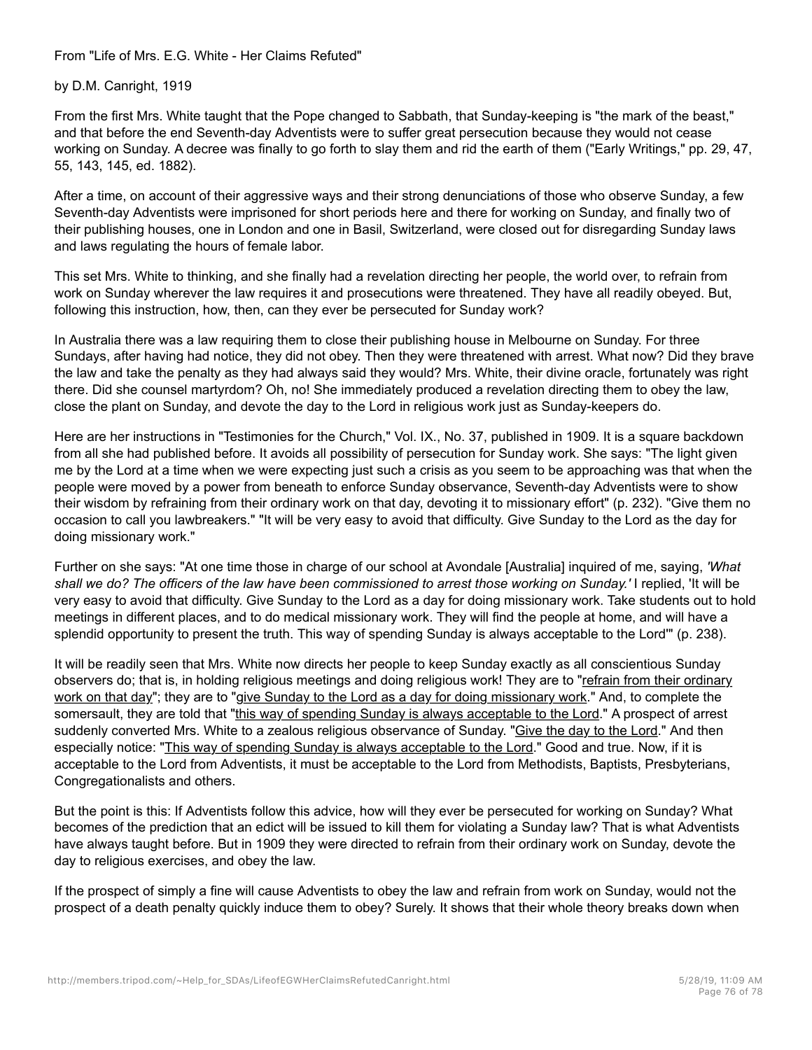From "Life of Mrs. E.G. White - Her Claims Refuted"

by D.M. Canright, 1919

From the first Mrs. White taught that the Pope changed to Sabbath, that Sunday-keeping is "the mark of the beast," and that before the end Seventh-day Adventists were to suffer great persecution because they would not cease working on Sunday. A decree was finally to go forth to slay them and rid the earth of them ("Early Writings," pp. 29, 47, 55, 143, 145, ed. 1882).

After a time, on account of their aggressive ways and their strong denunciations of those who observe Sunday, a few Seventh-day Adventists were imprisoned for short periods here and there for working on Sunday, and finally two of their publishing houses, one in London and one in Basil, Switzerland, were closed out for disregarding Sunday laws and laws regulating the hours of female labor.

This set Mrs. White to thinking, and she finally had a revelation directing her people, the world over, to refrain from work on Sunday wherever the law requires it and prosecutions were threatened. They have all readily obeyed. But, following this instruction, how, then, can they ever be persecuted for Sunday work?

In Australia there was a law requiring them to close their publishing house in Melbourne on Sunday. For three Sundays, after having had notice, they did not obey. Then they were threatened with arrest. What now? Did they brave the law and take the penalty as they had always said they would? Mrs. White, their divine oracle, fortunately was right there. Did she counsel martyrdom? Oh, no! She immediately produced a revelation directing them to obey the law, close the plant on Sunday, and devote the day to the Lord in religious work just as Sunday-keepers do.

Here are her instructions in "Testimonies for the Church," Vol. IX., No. 37, published in 1909. It is a square backdown from all she had published before. It avoids all possibility of persecution for Sunday work. She says: "The light given me by the Lord at a time when we were expecting just such a crisis as you seem to be approaching was that when the people were moved by a power from beneath to enforce Sunday observance, Seventh-day Adventists were to show their wisdom by refraining from their ordinary work on that day, devoting it to missionary effort" (p. 232). "Give them no occasion to call you lawbreakers." "It will be very easy to avoid that difficulty. Give Sunday to the Lord as the day for doing missionary work."

Further on she says: "At one time those in charge of our school at Avondale [Australia] inquired of me, saying, *'What shall we do? The officers of the law have been commissioned to arrest those working on Sunday.'* I replied, 'It will be very easy to avoid that difficulty. Give Sunday to the Lord as a day for doing missionary work. Take students out to hold meetings in different places, and to do medical missionary work. They will find the people at home, and will have a splendid opportunity to present the truth. This way of spending Sunday is always acceptable to the Lord'" (p. 238).

It will be readily seen that Mrs. White now directs her people to keep Sunday exactly as all conscientious Sunday observers do; that is, in holding religious meetings and doing religious work! They are to "<u>refrain from their ordinary work on that day</u>"; they are to "<u>give Sunday to the Lord as a day for doing missionary work</u>." And, to complete the somersault, they are told that "<u>this way of spending Sunday is always acceptable to the Lord</u>." A prospect of arrest suddenly converted Mrs. White to a zealous religious observance of Sunday. "<u>Give the day to the Lord</u>." And then especially notice: "<u>This way of spending Sunday is always acceptable to the Lord</u>." Good and true. Now, if it is acceptable to the Lord from Adventists, it must be acceptable to the Lord from Methodists, Baptists, Presbyterians, Congregationalists and others.

But the point is this: If Adventists follow this advice, how will they ever be persecuted for working on Sunday? What becomes of the prediction that an edict will be issued to kill them for violating a Sunday law? That is what Adventists have always taught before. But in 1909 they were directed to refrain from their ordinary work on Sunday, devote the day to religious exercises, and obey the law.

If the prospect of simply a fine will cause Adventists to obey the law and refrain from work on Sunday, would not the prospect of a death penalty quickly induce them to obey? Surely. It shows that their whole theory breaks down when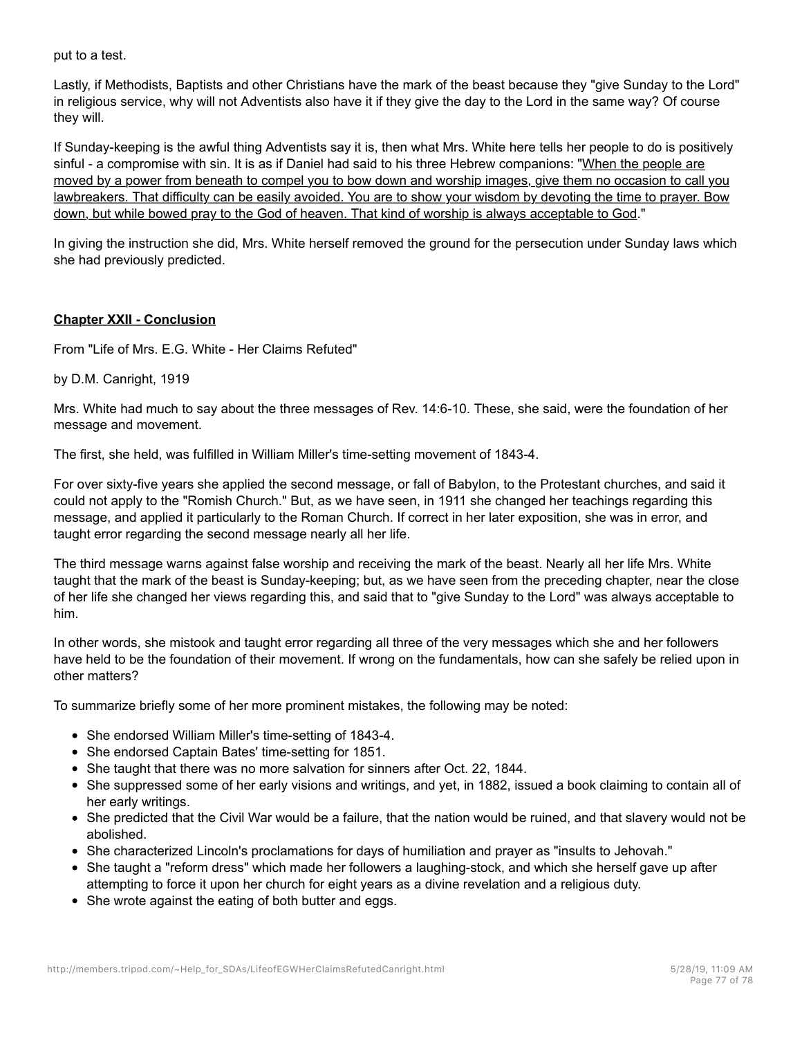put to a test.

Lastly, if Methodists, Baptists and other Christians have the mark of the beast because they "give Sunday to the Lord" in religious service, why will not Adventists also have it if they give the day to the Lord in the same way? Of course they will.

If Sunday-keeping is the awful thing Adventists say it is, then what Mrs. White here tells her people to do is positively sinful - a compromise with sin. It is as if Daniel had said to his three Hebrew companions: "When the people are moved by a power from beneath to compel you to bow down and worship images, give them no occasion to call you lawbreakers. That difficulty can be easily avoided. You are to show your wisdom by devoting the time to prayer. Bow down, but while bowed pray to the God of heaven. That kind of worship is always acceptable to God."

In giving the instruction she did, Mrs. White herself removed the ground for the persecution under Sunday laws which she had previously predicted.

## Chapter XXII - Conclusion

From "Life of Mrs. E.G. White - Her Claims Refuted"

by D.M. Canright, 1919

Mrs. White had much to say about the three messages of Rev. 14:6-10. These, she said, were the foundation of her message and movement.

The first, she held, was fulfilled in William Miller's time-setting movement of 1843-4.

For over sixty-five years she applied the second message, or fall of Babylon, to the Protestant churches, and said it could not apply to the "Romish Church." But, as we have seen, in 1911 she changed her teachings regarding this message, and applied it particularly to the Roman Church. If correct in her later exposition, she was in error, and taught error regarding the second message nearly all her life.

The third message warns against false worship and receiving the mark of the beast. Nearly all her life Mrs. White taught that the mark of the beast is Sunday-keeping; but, as we have seen from the preceding chapter, near the close of her life she changed her views regarding this, and said that to "give Sunday to the Lord" was always acceptable to him.

In other words, she mistook and taught error regarding all three of the very messages which she and her followers have held to be the foundation of their movement. If wrong on the fundamentals, how can she safely be relied upon in other matters?

To summarize briefly some of her more prominent mistakes, the following may be noted:

- She endorsed William Miller's time-setting of 1843-4.
- She endorsed Captain Bates' time-setting for 1851.
- She taught that there was no more salvation for sinners after Oct. 22, 1844.
- She suppressed some of her early visions and writings, and yet, in 1882, issued a book claiming to contain all of her early writings.
- She predicted that the Civil War would be a failure, that the nation would be ruined, and that slavery would not be abolished.
- She characterized Lincoln's proclamations for days of humiliation and prayer as "insults to Jehovah."
- She taught a "reform dress" which made her followers a laughing-stock, and which she herself gave up after attempting to force it upon her church for eight years as a divine revelation and a religious duty.
- She wrote against the eating of both butter and eggs.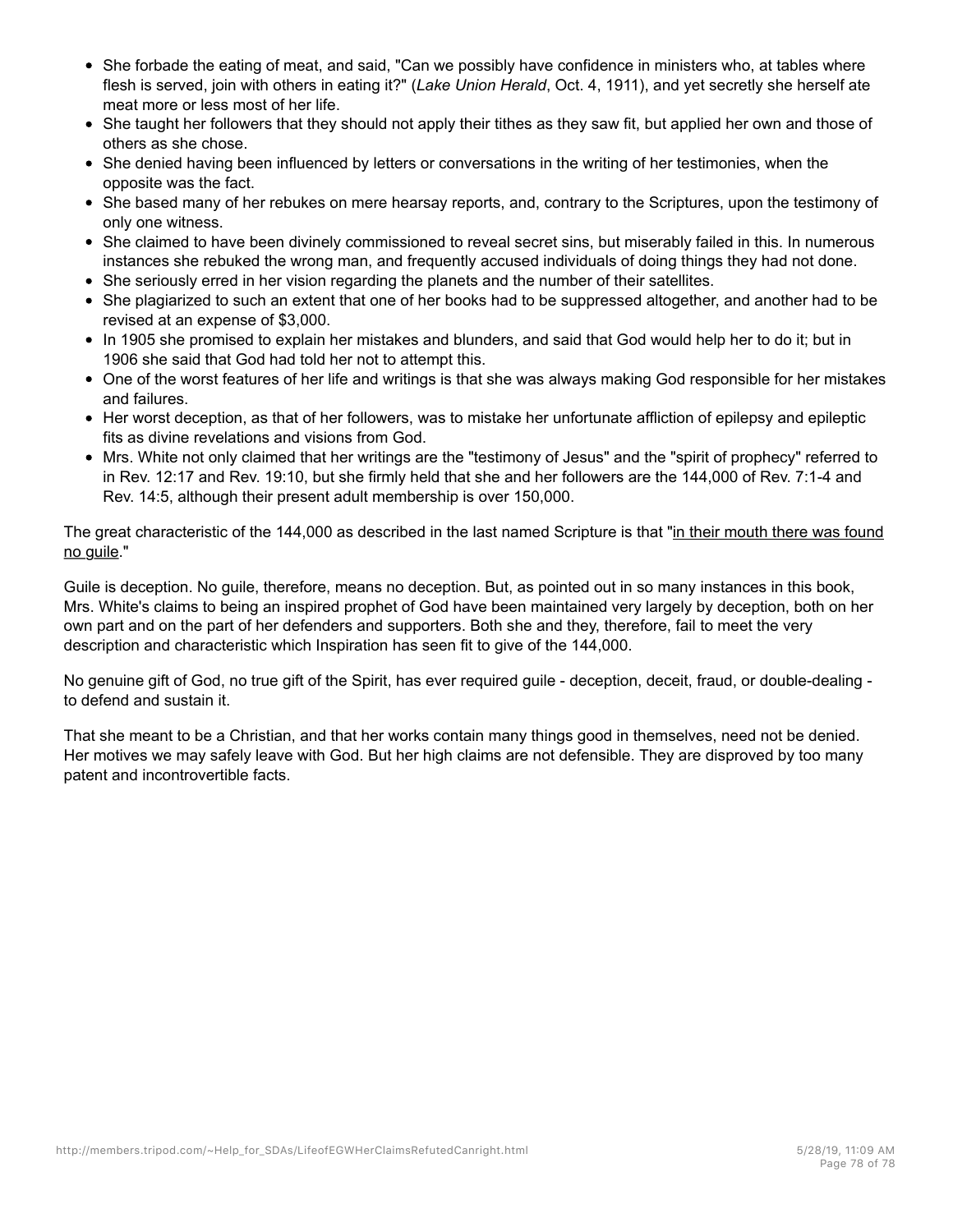- She forbade the eating of meat, and said, "Can we possibly have confidence in ministers who, at tables where flesh is served, join with others in eating it?" (*Lake Union Herald*, Oct. 4, 1911), and yet secretly she herself ate meat more or less most of her life.
- She taught her followers that they should not apply their tithes as they saw fit, but applied her own and those of others as she chose.
- She denied having been influenced by letters or conversations in the writing of her testimonies, when the opposite was the fact.
- She based many of her rebukes on mere hearsay reports, and, contrary to the Scriptures, upon the testimony of only one witness.
- She claimed to have been divinely commissioned to reveal secret sins, but miserably failed in this. In numerous instances she rebuked the wrong man, and frequently accused individuals of doing things they had not done.
- She seriously erred in her vision regarding the planets and the number of their satellites.
- She plagiarized to such an extent that one of her books had to be suppressed altogether, and another had to be revised at an expense of $3,000.
- In 1905 she promised to explain her mistakes and blunders, and said that God would help her to do it; but in 1906 she said that God had told her not to attempt this.
- One of the worst features of her life and writings is that she was always making God responsible for her mistakes and failures.
- Her worst deception, as that of her followers, was to mistake her unfortunate affliction of epilepsy and epileptic fits as divine revelations and visions from God.
- Mrs. White not only claimed that her writings are the "testimony of Jesus" and the "spirit of prophecy" referred to in Rev. 12:17 and Rev. 19:10, but she firmly held that she and her followers are the 144,000 of Rev. 7:1-4 and Rev. 14:5, although their present adult membership is over 150,000.

The great characteristic of the 144,000 as described in the last named Scripture is that "in their mouth there was found no guile."

Guile is deception. No guile, therefore, means no deception. But, as pointed out in so many instances in this book, Mrs. White's claims to being an inspired prophet of God have been maintained very largely by deception, both on her own part and on the part of her defenders and supporters. Both she and they, therefore, fail to meet the very description and characteristic which Inspiration has seen fit to give of the 144,000.

No genuine gift of God, no true gift of the Spirit, has ever required guile - deception, deceit, fraud, or double-dealing - to defend and sustain it.

That she meant to be a Christian, and that her works contain many things good in themselves, need not be denied. Her motives we may safely leave with God. But her high claims are not defensible. They are disproved by too many patent and incontrovertible facts.